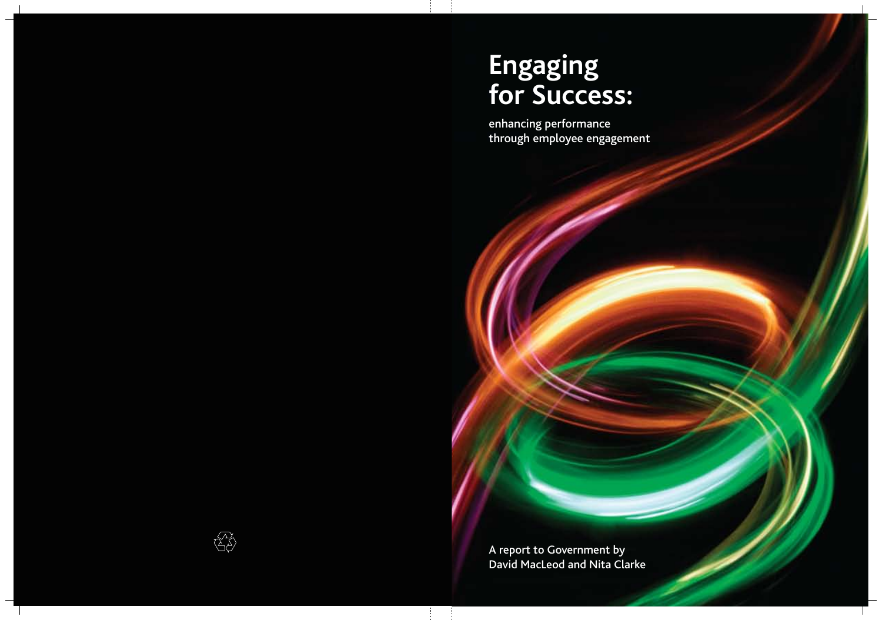# Engaging for Success:

enhancing performance through employee engagement

A report to Government by David MacLeod and Nita Clarke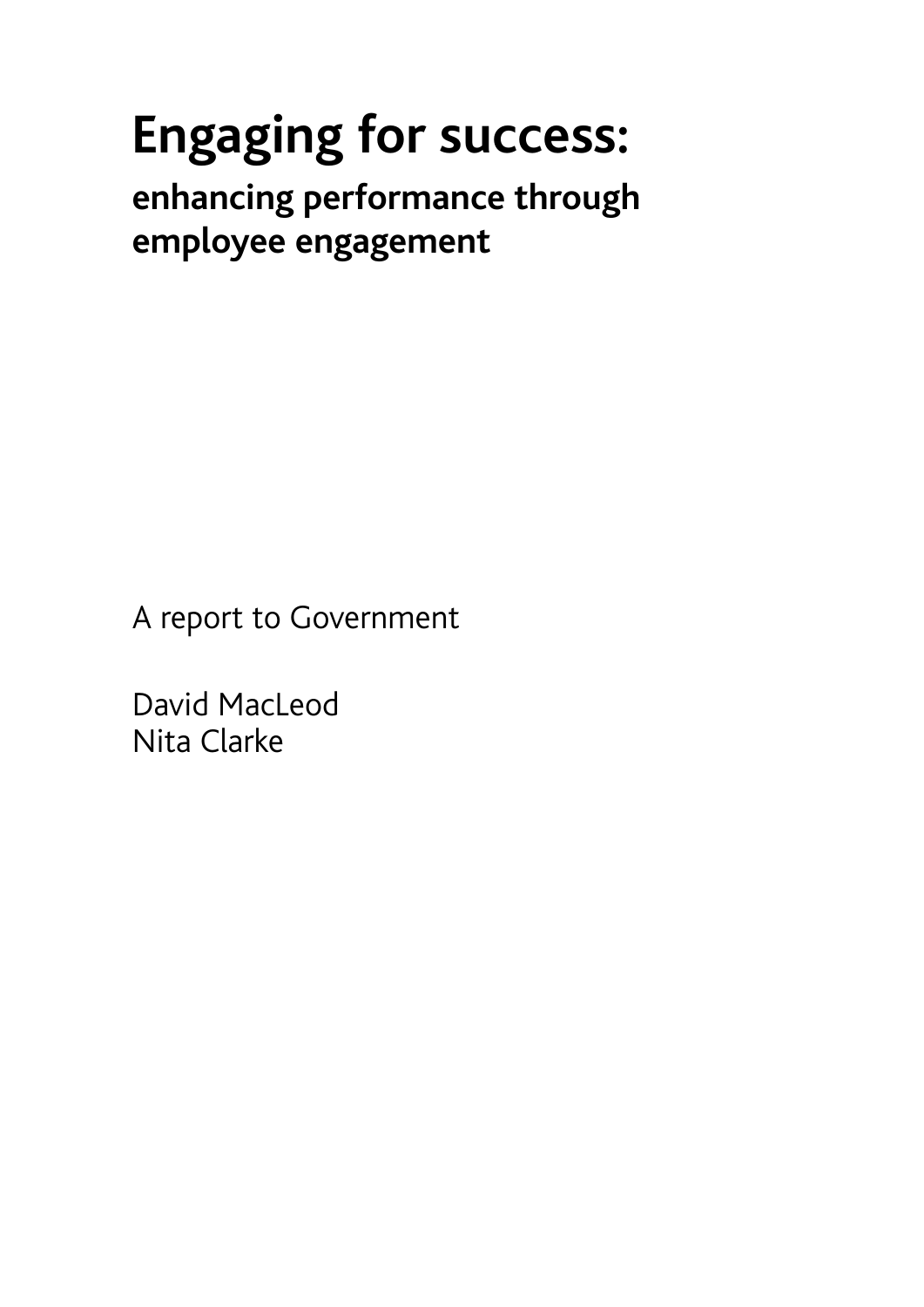# Engaging for success:

## enhancing performance through employee engagement

A report to Government

David MacLeod
Nita Clarke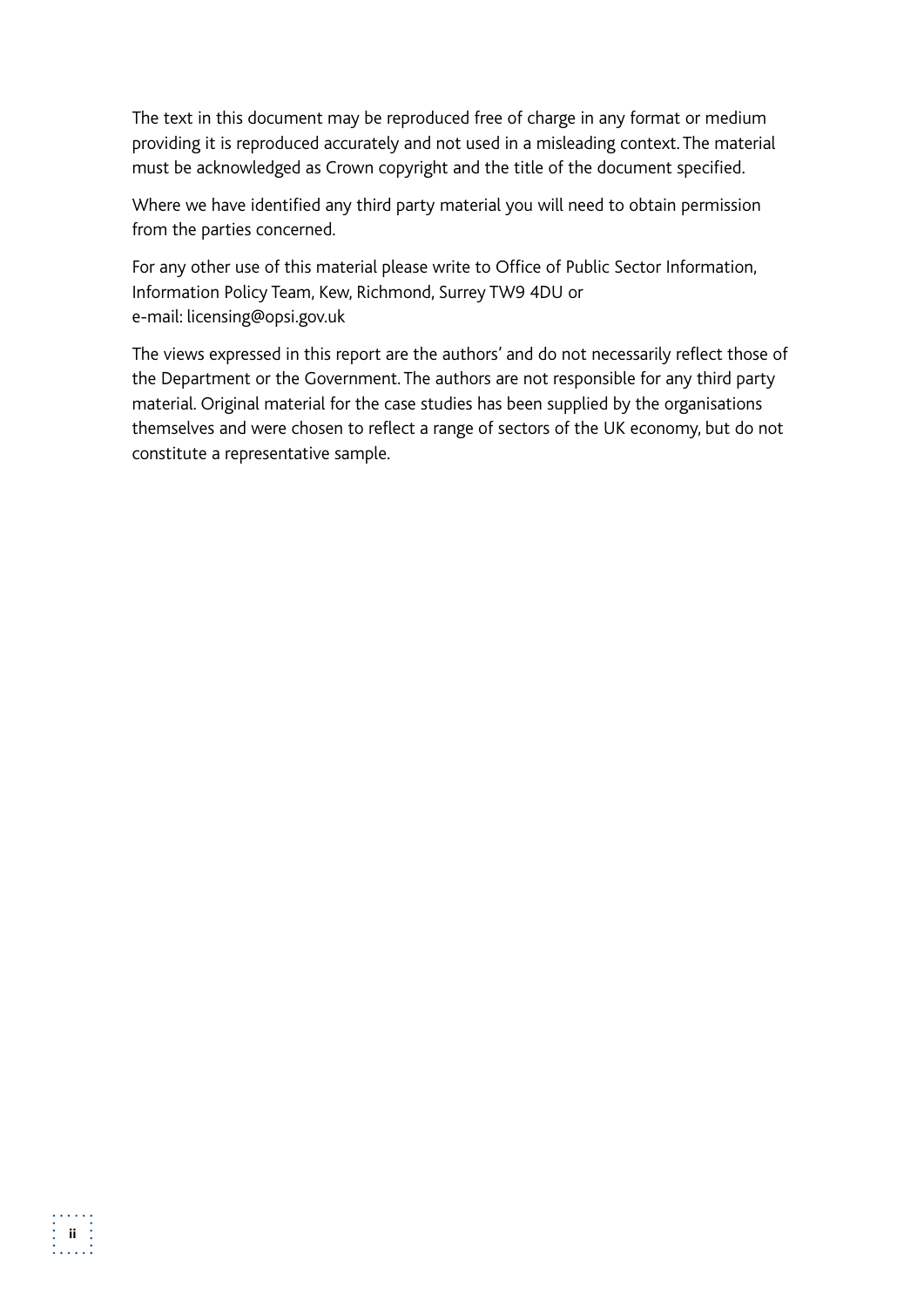The text in this document may be reproduced free of charge in any format or medium providing it is reproduced accurately and not used in a misleading context. The material must be acknowledged as Crown copyright and the title of the document specified.

Where we have identified any third party material you will need to obtain permission from the parties concerned.

For any other use of this material please write to Office of Public Sector Information, Information Policy Team, Kew, Richmond, Surrey TW9 4DU or e-mail: licensing@opsi.gov.uk

The views expressed in this report are the authors' and do not necessarily reflect those of the Department or the Government. The authors are not responsible for any third party material. Original material for the case studies has been supplied by the organisations themselves and were chosen to reflect a range of sectors of the UK economy, but do not constitute a representative sample.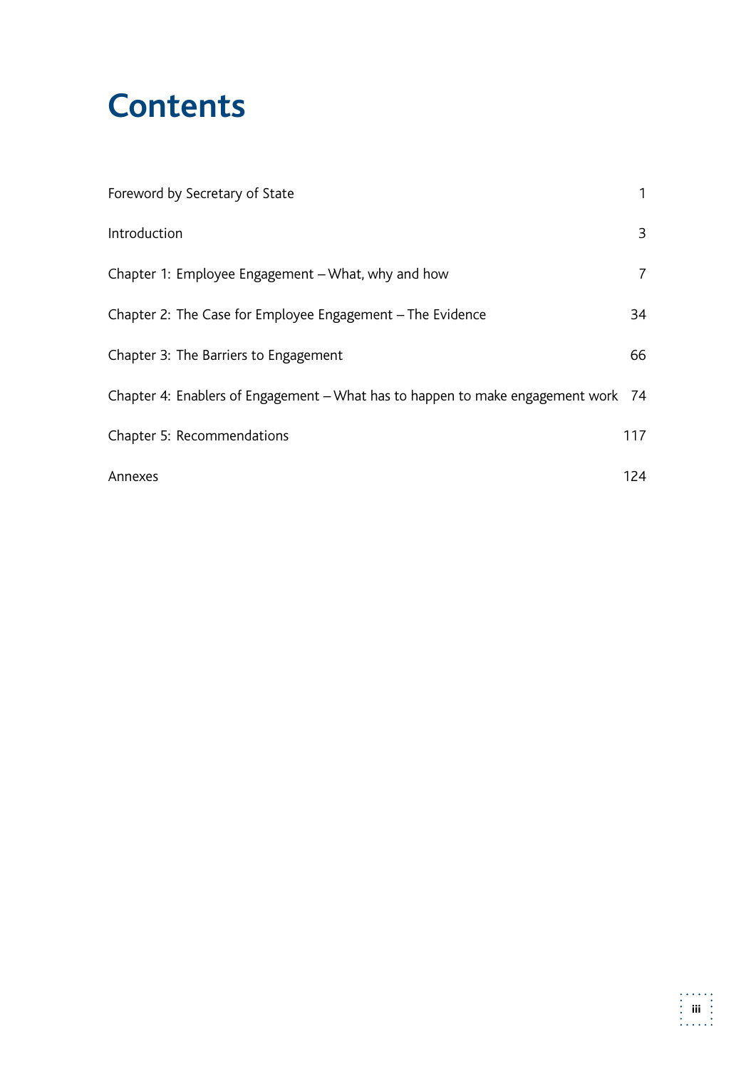# Contents

| | |
|---|---|
| Foreword by Secretary of State | 1 |
| Introduction | 3 |
| Chapter 1: Employee Engagement – What, why and how | 7 |
| Chapter 2: The Case for Employee Engagement – The Evidence | 34 |
| Chapter 3: The Barriers to Engagement | 66 |
| Chapter 4: Enablers of Engagement – What has to happen to make engagement work | 74 |
| Chapter 5: Recommendations | 117 |
| Annexes | 124 |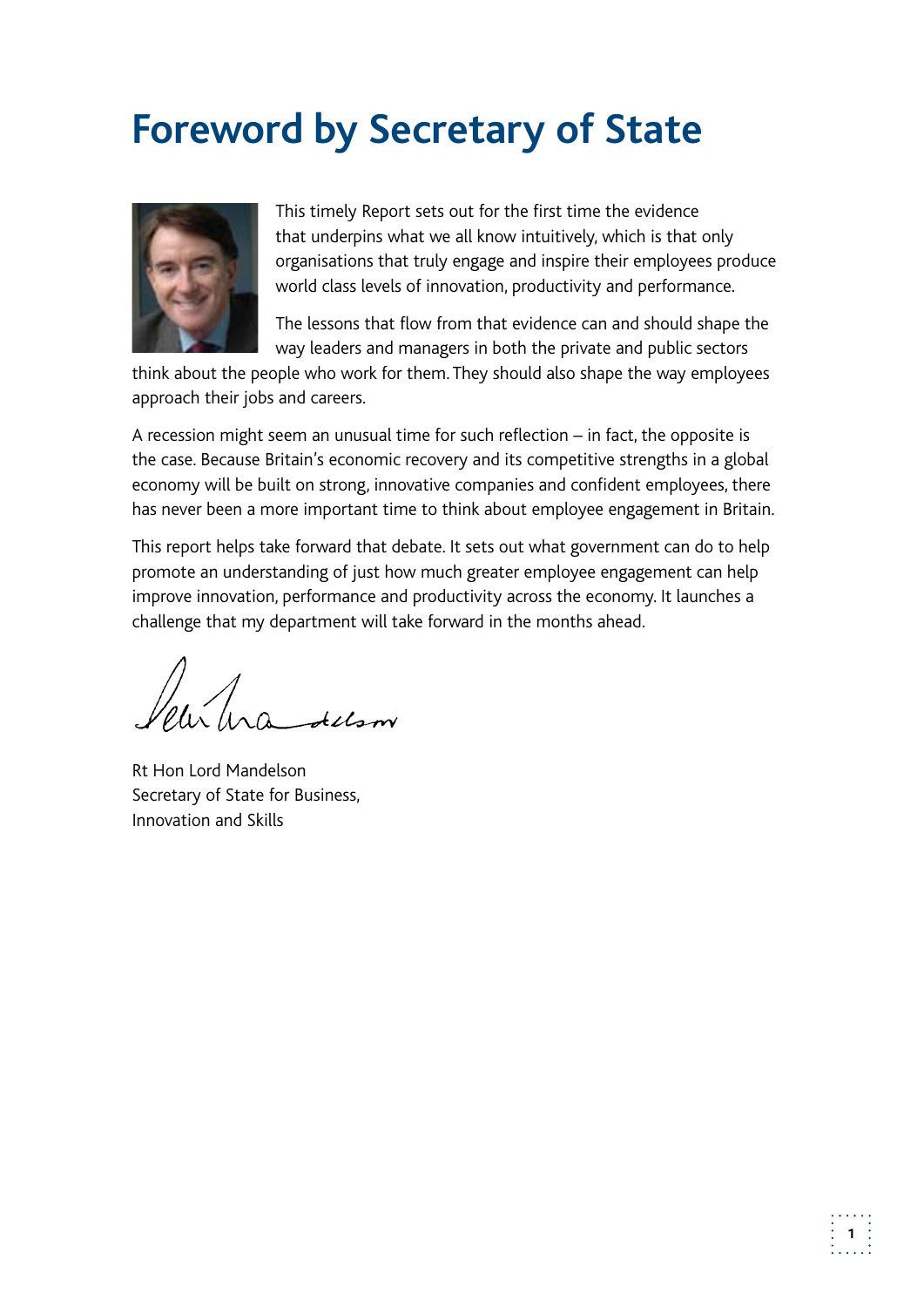# Foreword by Secretary of State

This timely Report sets out for the first time the evidence that underpins what we all know intuitively, which is that only organisations that truly engage and inspire their employees produce world class levels of innovation, productivity and performance.

The lessons that flow from that evidence can and should shape the way leaders and managers in both the private and public sectors think about the people who work for them. They should also shape the way employees approach their jobs and careers.

A recession might seem an unusual time for such reflection – in fact, the opposite is the case. Because Britain's economic recovery and its competitive strengths in a global economy will be built on strong, innovative companies and confident employees, there has never been a more important time to think about employee engagement in Britain.

This report helps take forward that debate. It sets out what government can do to help promote an understanding of just how much greater employee engagement can help improve innovation, performance and productivity across the economy. It launches a challenge that my department will take forward in the months ahead.

Rt Hon Lord Mandelson
Secretary of State for Business,
Innovation and Skills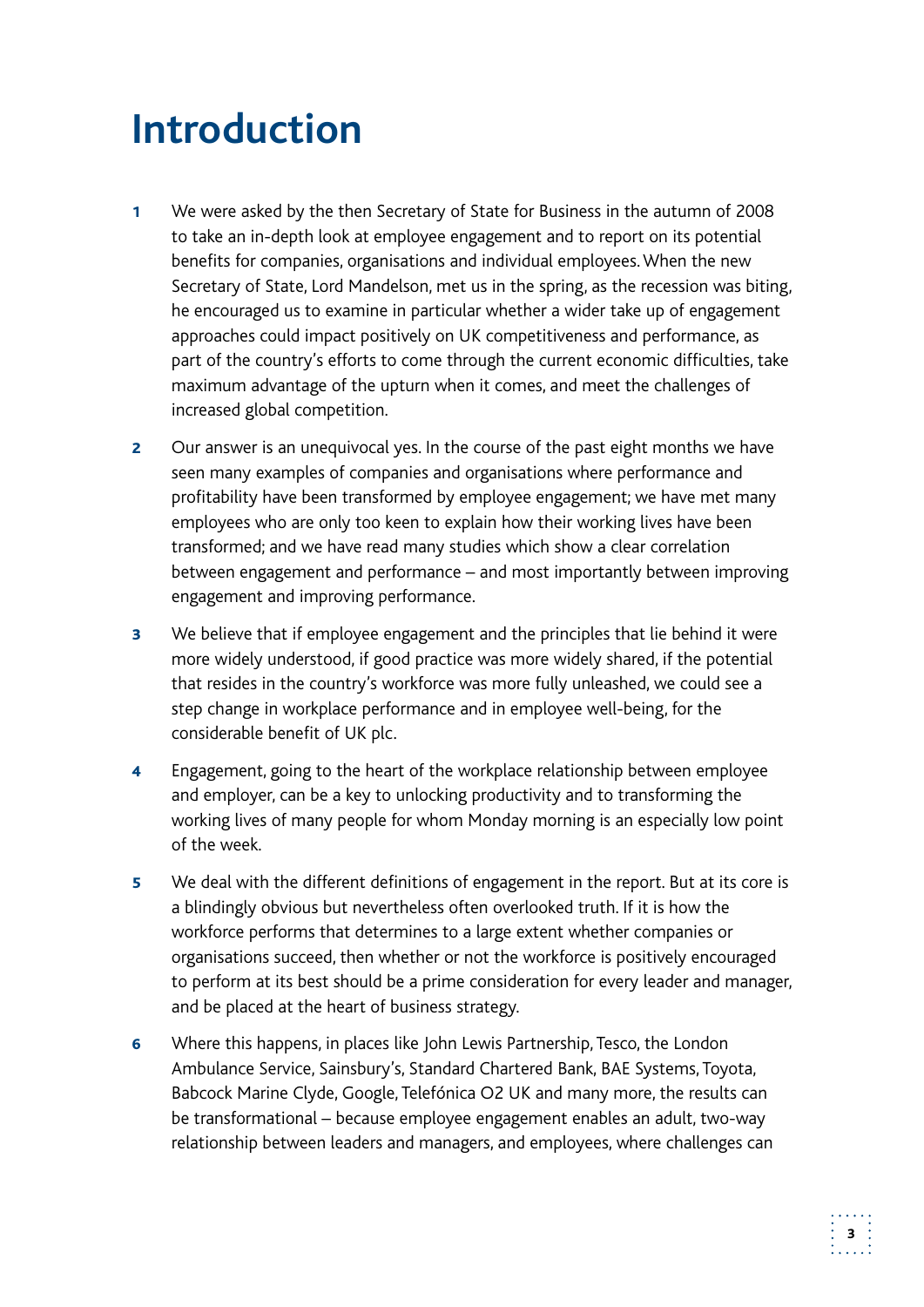# Introduction

1 We were asked by the then Secretary of State for Business in the autumn of 2008 to take an in-depth look at employee engagement and to report on its potential benefits for companies, organisations and individual employees. When the new Secretary of State, Lord Mandelson, met us in the spring, as the recession was biting, he encouraged us to examine in particular whether a wider take up of engagement approaches could impact positively on UK competitiveness and performance, as part of the country's efforts to come through the current economic difficulties, take maximum advantage of the upturn when it comes, and meet the challenges of increased global competition.

2 Our answer is an unequivocal yes. In the course of the past eight months we have seen many examples of companies and organisations where performance and profitability have been transformed by employee engagement; we have met many employees who are only too keen to explain how their working lives have been transformed; and we have read many studies which show a clear correlation between engagement and performance – and most importantly between improving engagement and improving performance.

3 We believe that if employee engagement and the principles that lie behind it were more widely understood, if good practice was more widely shared, if the potential that resides in the country's workforce was more fully unleashed, we could see a step change in workplace performance and in employee well-being, for the considerable benefit of UK plc.

4 Engagement, going to the heart of the workplace relationship between employee and employer, can be a key to unlocking productivity and to transforming the working lives of many people for whom Monday morning is an especially low point of the week.

5 We deal with the different definitions of engagement in the report. But at its core is a blindingly obvious but nevertheless often overlooked truth. If it is how the workforce performs that determines to a large extent whether companies or organisations succeed, then whether or not the workforce is positively encouraged to perform at its best should be a prime consideration for every leader and manager, and be placed at the heart of business strategy.

6 Where this happens, in places like John Lewis Partnership, Tesco, the London Ambulance Service, Sainsbury's, Standard Chartered Bank, BAE Systems, Toyota, Babcock Marine Clyde, Google, Telefónica O2 UK and many more, the results can be transformational – because employee engagement enables an adult, two-way relationship between leaders and managers, and employees, where challenges can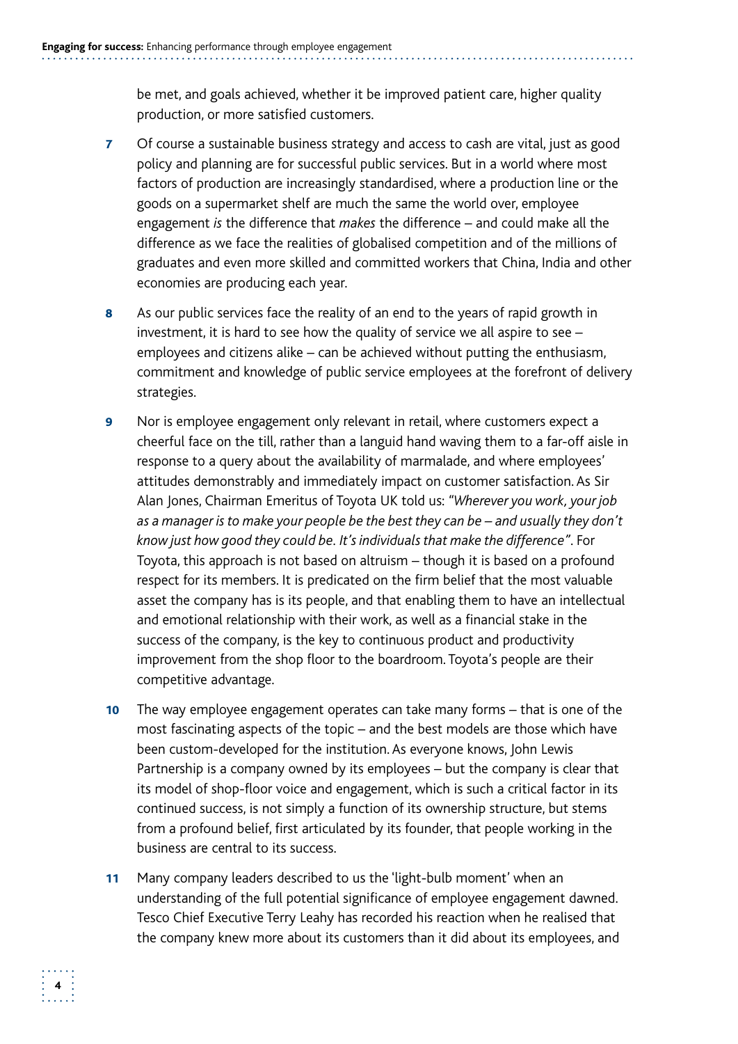be met, and goals achieved, whether it be improved patient care, higher quality production, or more satisfied customers.

7 Of course a sustainable business strategy and access to cash are vital, just as good policy and planning are for successful public services. But in a world where most factors of production are increasingly standardised, where a production line or the goods on a supermarket shelf are much the same the world over, employee engagement *is* the difference that *makes* the difference – and could make all the difference as we face the realities of globalised competition and of the millions of graduates and even more skilled and committed workers that China, India and other economies are producing each year.

8 As our public services face the reality of an end to the years of rapid growth in investment, it is hard to see how the quality of service we all aspire to see – employees and citizens alike – can be achieved without putting the enthusiasm, commitment and knowledge of public service employees at the forefront of delivery strategies.

9 Nor is employee engagement only relevant in retail, where customers expect a cheerful face on the till, rather than a languid hand waving them to a far-off aisle in response to a query about the availability of marmalade, and where employees' attitudes demonstrably and immediately impact on customer satisfaction. As Sir Alan Jones, Chairman Emeritus of Toyota UK told us: *"Wherever you work, your job as a manager is to make your people be the best they can be – and usually they don't know just how good they could be. It's individuals that make the difference"*. For Toyota, this approach is not based on altruism – though it is based on a profound respect for its members. It is predicated on the firm belief that the most valuable asset the company has is its people, and that enabling them to have an intellectual and emotional relationship with their work, as well as a financial stake in the success of the company, is the key to continuous product and productivity improvement from the shop floor to the boardroom. Toyota's people are their competitive advantage.

10 The way employee engagement operates can take many forms – that is one of the most fascinating aspects of the topic – and the best models are those which have been custom-developed for the institution. As everyone knows, John Lewis Partnership is a company owned by its employees – but the company is clear that its model of shop-floor voice and engagement, which is such a critical factor in its continued success, is not simply a function of its ownership structure, but stems from a profound belief, first articulated by its founder, that people working in the business are central to its success.

11 Many company leaders described to us the 'light-bulb moment' when an understanding of the full potential significance of employee engagement dawned. Tesco Chief Executive Terry Leahy has recorded his reaction when he realised that the company knew more about its customers than it did about its employees, and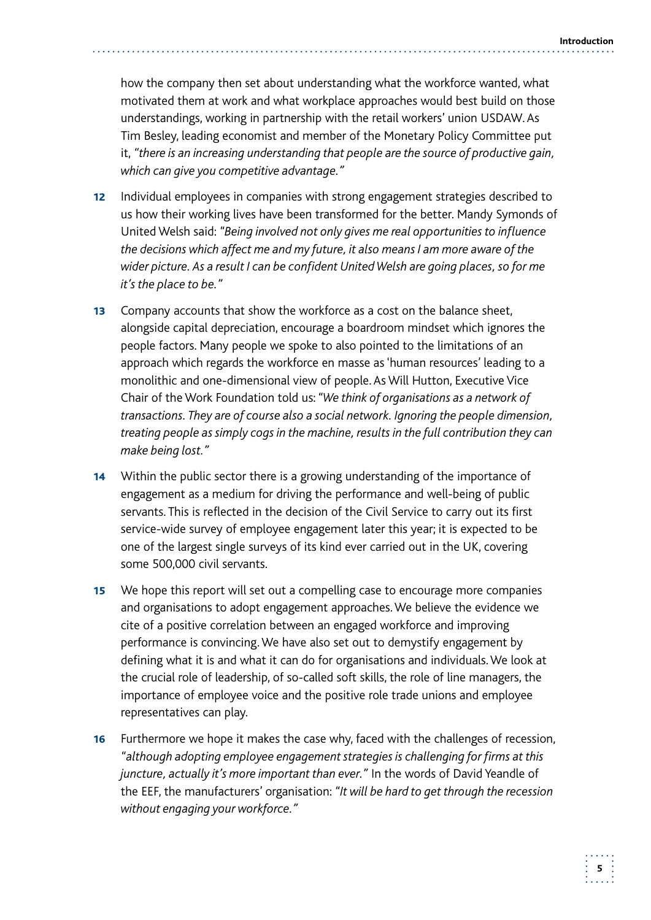how the company then set about understanding what the workforce wanted, what motivated them at work and what workplace approaches would best build on those understandings, working in partnership with the retail workers' union USDAW. As Tim Besley, leading economist and member of the Monetary Policy Committee put it, *"there is an increasing understanding that people are the source of productive gain, which can give you competitive advantage."*

**12** Individual employees in companies with strong engagement strategies described to us how their working lives have been transformed for the better. Mandy Symonds of United Welsh said: *"Being involved not only gives me real opportunities to influence the decisions which affect me and my future, it also means I am more aware of the wider picture. As a result I can be confident United Welsh are going places, so for me it's the place to be."*

**13** Company accounts that show the workforce as a cost on the balance sheet, alongside capital depreciation, encourage a boardroom mindset which ignores the people factors. Many people we spoke to also pointed to the limitations of an approach which regards the workforce en masse as 'human resources' leading to a monolithic and one-dimensional view of people. As Will Hutton, Executive Vice Chair of the Work Foundation told us: *"We think of organisations as a network of transactions. They are of course also a social network. Ignoring the people dimension, treating people as simply cogs in the machine, results in the full contribution they can make being lost."*

**14** Within the public sector there is a growing understanding of the importance of engagement as a medium for driving the performance and well-being of public servants. This is reflected in the decision of the Civil Service to carry out its first service-wide survey of employee engagement later this year; it is expected to be one of the largest single surveys of its kind ever carried out in the UK, covering some 500,000 civil servants.

**15** We hope this report will set out a compelling case to encourage more companies and organisations to adopt engagement approaches. We believe the evidence we cite of a positive correlation between an engaged workforce and improving performance is convincing. We have also set out to demystify engagement by defining what it is and what it can do for organisations and individuals. We look at the crucial role of leadership, of so-called soft skills, the role of line managers, the importance of employee voice and the positive role trade unions and employee representatives can play.

**16** Furthermore we hope it makes the case why, faced with the challenges of recession, *"although adopting employee engagement strategies is challenging for firms at this juncture, actually it's more important than ever."* In the words of David Yeandle of the EEF, the manufacturers' organisation: *"It will be hard to get through the recession without engaging your workforce."*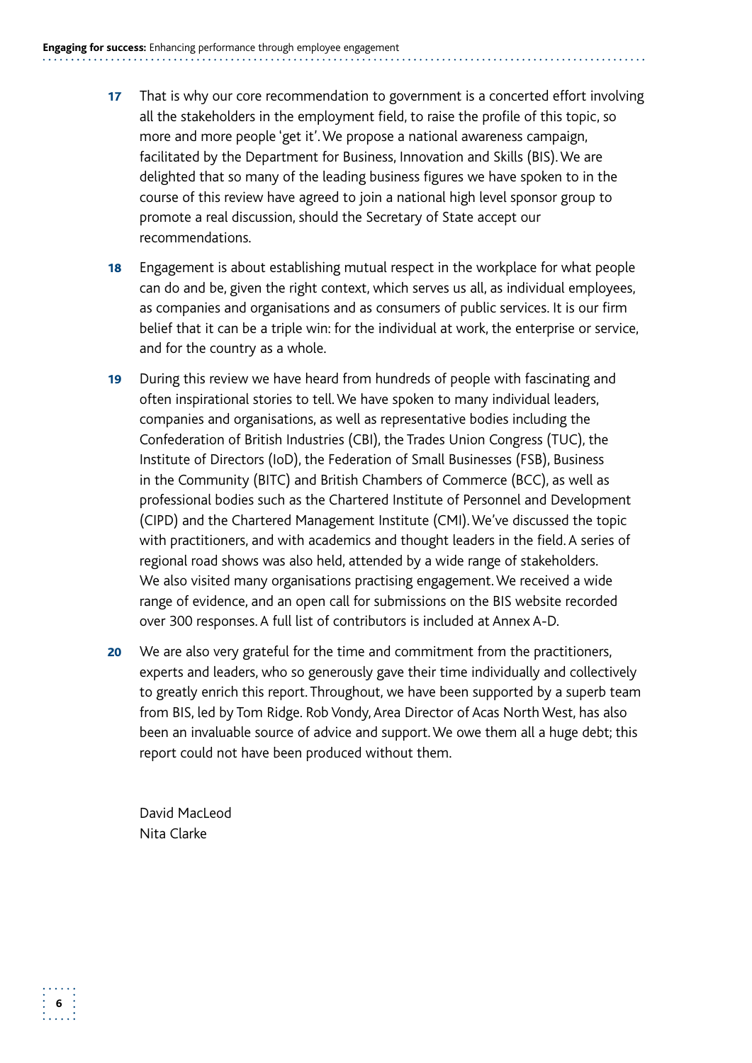**17** That is why our core recommendation to government is a concerted effort involving all the stakeholders in the employment field, to raise the profile of this topic, so more and more people 'get it'. We propose a national awareness campaign, facilitated by the Department for Business, Innovation and Skills (BIS). We are delighted that so many of the leading business figures we have spoken to in the course of this review have agreed to join a national high level sponsor group to promote a real discussion, should the Secretary of State accept our recommendations.

**18** Engagement is about establishing mutual respect in the workplace for what people can do and be, given the right context, which serves us all, as individual employees, as companies and organisations and as consumers of public services. It is our firm belief that it can be a triple win: for the individual at work, the enterprise or service, and for the country as a whole.

**19** During this review we have heard from hundreds of people with fascinating and often inspirational stories to tell. We have spoken to many individual leaders, companies and organisations, as well as representative bodies including the Confederation of British Industries (CBI), the Trades Union Congress (TUC), the Institute of Directors (IoD), the Federation of Small Businesses (FSB), Business in the Community (BITC) and British Chambers of Commerce (BCC), as well as professional bodies such as the Chartered Institute of Personnel and Development (CIPD) and the Chartered Management Institute (CMI). We've discussed the topic with practitioners, and with academics and thought leaders in the field. A series of regional road shows was also held, attended by a wide range of stakeholders. We also visited many organisations practising engagement. We received a wide range of evidence, and an open call for submissions on the BIS website recorded over 300 responses. A full list of contributors is included at Annex A-D.

**20** We are also very grateful for the time and commitment from the practitioners, experts and leaders, who so generously gave their time individually and collectively to greatly enrich this report. Throughout, we have been supported by a superb team from BIS, led by Tom Ridge. Rob Vondy, Area Director of Acas North West, has also been an invaluable source of advice and support. We owe them all a huge debt; this report could not have been produced without them.

David MacLeod
Nita Clarke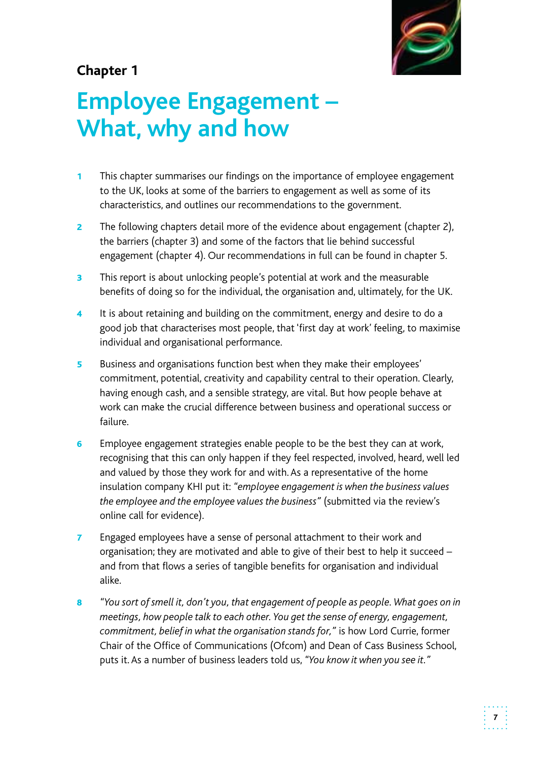**Chapter 1**

# Employee Engagement – What, why and how

1 This chapter summarises our findings on the importance of employee engagement to the UK, looks at some of the barriers to engagement as well as some of its characteristics, and outlines our recommendations to the government.

2 The following chapters detail more of the evidence about engagement (chapter 2), the barriers (chapter 3) and some of the factors that lie behind successful engagement (chapter 4). Our recommendations in full can be found in chapter 5.

3 This report is about unlocking people's potential at work and the measurable benefits of doing so for the individual, the organisation and, ultimately, for the UK.

4 It is about retaining and building on the commitment, energy and desire to do a good job that characterises most people, that 'first day at work' feeling, to maximise individual and organisational performance.

5 Business and organisations function best when they make their employees' commitment, potential, creativity and capability central to their operation. Clearly, having enough cash, and a sensible strategy, are vital. But how people behave at work can make the crucial difference between business and operational success or failure.

6 Employee engagement strategies enable people to be the best they can at work, recognising that this can only happen if they feel respected, involved, heard, well led and valued by those they work for and with. As a representative of the home insulation company KHI put it: *"employee engagement is when the business values the employee and the employee values the business"* (submitted via the review's online call for evidence).

7 Engaged employees have a sense of personal attachment to their work and organisation; they are motivated and able to give of their best to help it succeed – and from that flows a series of tangible benefits for organisation and individual alike.

8 *"You sort of smell it, don't you, that engagement of people as people. What goes on in meetings, how people talk to each other. You get the sense of energy, engagement, commitment, belief in what the organisation stands for,"* is how Lord Currie, former Chair of the Office of Communications (Ofcom) and Dean of Cass Business School, puts it. As a number of business leaders told us, *"You know it when you see it."*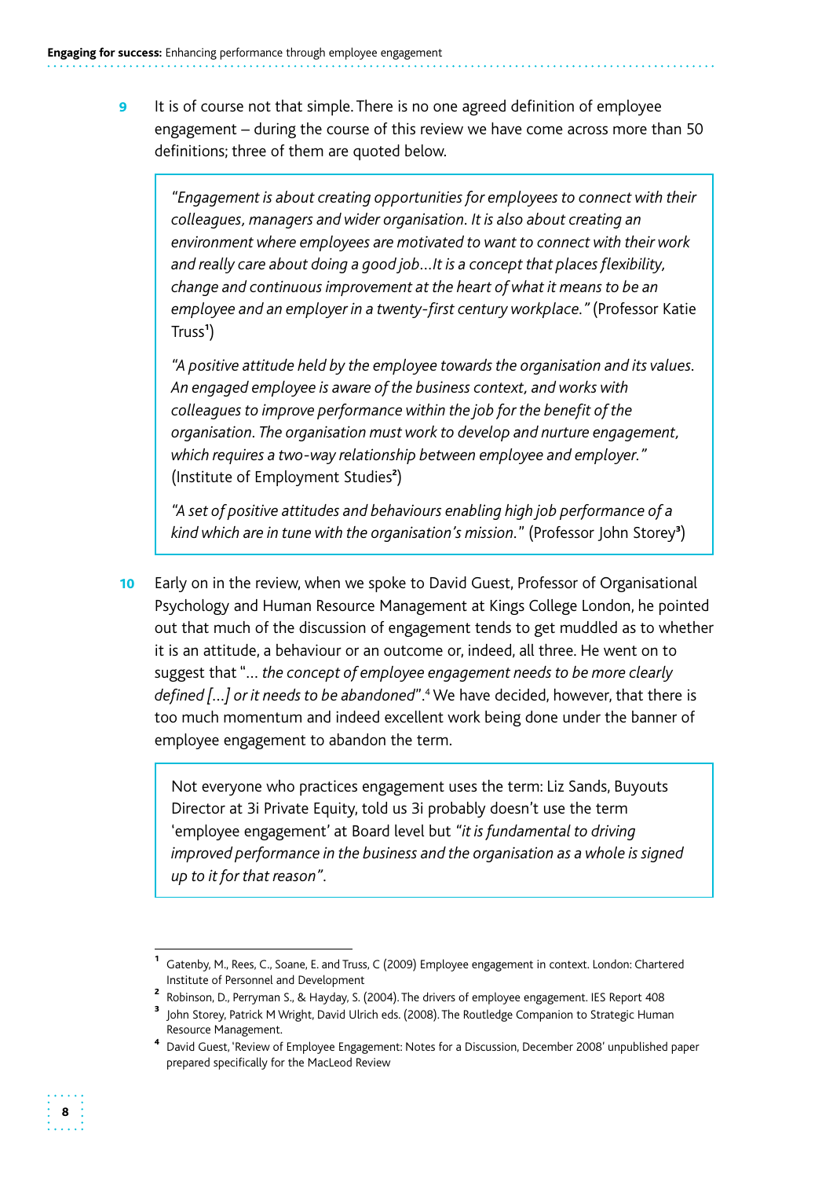**9** It is of course not that simple. There is no one agreed definition of employee engagement – during the course of this review we have come across more than 50 definitions; three of them are quoted below.

> *"Engagement is about creating opportunities for employees to connect with their colleagues, managers and wider organisation. It is also about creating an environment where employees are motivated to want to connect with their work and really care about doing a good job…It is a concept that places flexibility, change and continuous improvement at the heart of what it means to be an employee and an employer in a twenty-first century workplace."* (Professor Katie Truss[1])
>
> *"A positive attitude held by the employee towards the organisation and its values. An engaged employee is aware of the business context, and works with colleagues to improve performance within the job for the benefit of the organisation. The organisation must work to develop and nurture engagement, which requires a two-way relationship between employee and employer."* (Institute of Employment Studies[2])
>
> *"A set of positive attitudes and behaviours enabling high job performance of a kind which are in tune with the organisation's mission."* (Professor John Storey[3])

**10** Early on in the review, when we spoke to David Guest, Professor of Organisational Psychology and Human Resource Management at Kings College London, he pointed out that much of the discussion of engagement tends to get muddled as to whether it is an attitude, a behaviour or an outcome or, indeed, all three. He went on to suggest that "… *the concept of employee engagement needs to be more clearly defined […] or it needs to be abandoned*".[4] We have decided, however, that there is too much momentum and indeed excellent work being done under the banner of employee engagement to abandon the term.

> Not everyone who practices engagement uses the term: Liz Sands, Buyouts Director at 3i Private Equity, told us 3i probably doesn't use the term 'employee engagement' at Board level but *"it is fundamental to driving improved performance in the business and the organisation as a whole is signed up to it for that reason"*.

---

[1] Gatenby, M., Rees, C., Soane, E. and Truss, C (2009) Employee engagement in context. London: Chartered Institute of Personnel and Development

[2] Robinson, D., Perryman S., & Hayday, S. (2004). The drivers of employee engagement. IES Report 408

[3] John Storey, Patrick M Wright, David Ulrich eds. (2008). The Routledge Companion to Strategic Human Resource Management.

[4] David Guest, 'Review of Employee Engagement: Notes for a Discussion, December 2008' unpublished paper prepared specifically for the MacLeod Review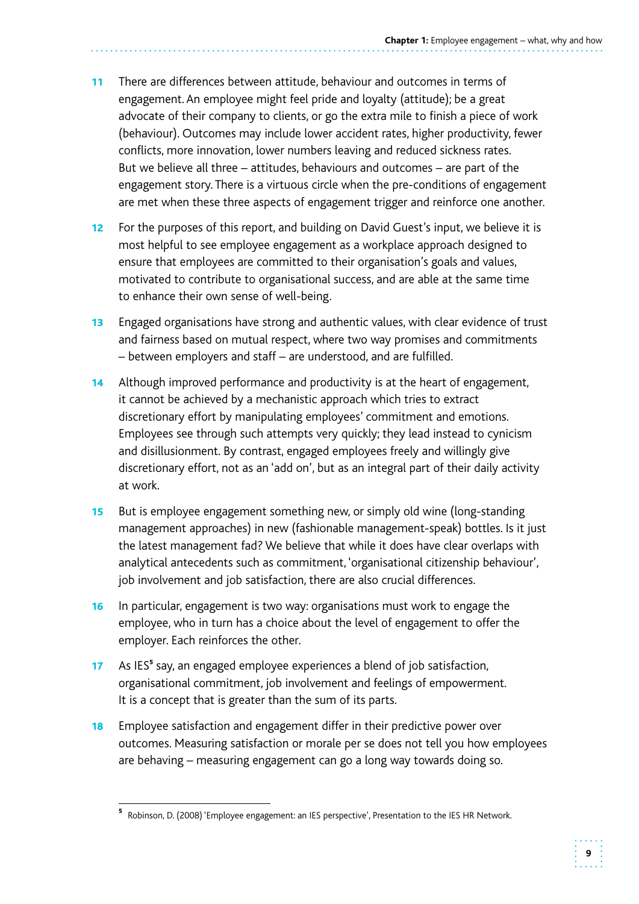**11** There are differences between attitude, behaviour and outcomes in terms of engagement. An employee might feel pride and loyalty (attitude); be a great advocate of their company to clients, or go the extra mile to finish a piece of work (behaviour). Outcomes may include lower accident rates, higher productivity, fewer conflicts, more innovation, lower numbers leaving and reduced sickness rates. But we believe all three – attitudes, behaviours and outcomes – are part of the engagement story. There is a virtuous circle when the pre-conditions of engagement are met when these three aspects of engagement trigger and reinforce one another.

**12** For the purposes of this report, and building on David Guest's input, we believe it is most helpful to see employee engagement as a workplace approach designed to ensure that employees are committed to their organisation's goals and values, motivated to contribute to organisational success, and are able at the same time to enhance their own sense of well-being.

**13** Engaged organisations have strong and authentic values, with clear evidence of trust and fairness based on mutual respect, where two way promises and commitments – between employers and staff – are understood, and are fulfilled.

**14** Although improved performance and productivity is at the heart of engagement, it cannot be achieved by a mechanistic approach which tries to extract discretionary effort by manipulating employees' commitment and emotions. Employees see through such attempts very quickly; they lead instead to cynicism and disillusionment. By contrast, engaged employees freely and willingly give discretionary effort, not as an 'add on', but as an integral part of their daily activity at work.

**15** But is employee engagement something new, or simply old wine (long-standing management approaches) in new (fashionable management-speak) bottles. Is it just the latest management fad? We believe that while it does have clear overlaps with analytical antecedents such as commitment, 'organisational citizenship behaviour', job involvement and job satisfaction, there are also crucial differences.

**16** In particular, engagement is two way: organisations must work to engage the employee, who in turn has a choice about the level of engagement to offer the employer. Each reinforces the other.

**17** As IES[5] say, an engaged employee experiences a blend of job satisfaction, organisational commitment, job involvement and feelings of empowerment. It is a concept that is greater than the sum of its parts.

**18** Employee satisfaction and engagement differ in their predictive power over outcomes. Measuring satisfaction or morale per se does not tell you how employees are behaving – measuring engagement can go a long way towards doing so.

---

[5] Robinson, D. (2008) 'Employee engagement: an IES perspective', Presentation to the IES HR Network.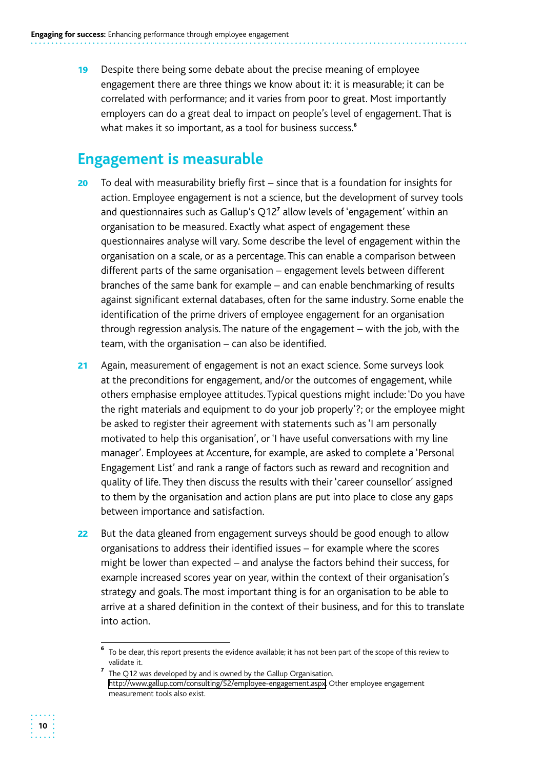19 Despite there being some debate about the precise meaning of employee engagement there are three things we know about it: it is measurable; it can be correlated with performance; and it varies from poor to great. Most importantly employers can do a great deal to impact on people's level of engagement. That is what makes it so important, as a tool for business success.[6]

## Engagement is measurable

20 To deal with measurability briefly first – since that is a foundation for insights for action. Employee engagement is not a science, but the development of survey tools and questionnaires such as Gallup's Q12[7] allow levels of 'engagement' within an organisation to be measured. Exactly what aspect of engagement these questionnaires analyse will vary. Some describe the level of engagement within the organisation on a scale, or as a percentage. This can enable a comparison between different parts of the same organisation – engagement levels between different branches of the same bank for example – and can enable benchmarking of results against significant external databases, often for the same industry. Some enable the identification of the prime drivers of employee engagement for an organisation through regression analysis. The nature of the engagement – with the job, with the team, with the organisation – can also be identified.

21 Again, measurement of engagement is not an exact science. Some surveys look at the preconditions for engagement, and/or the outcomes of engagement, while others emphasise employee attitudes. Typical questions might include: 'Do you have the right materials and equipment to do your job properly'?; or the employee might be asked to register their agreement with statements such as 'I am personally motivated to help this organisation', or 'I have useful conversations with my line manager'. Employees at Accenture, for example, are asked to complete a 'Personal Engagement List' and rank a range of factors such as reward and recognition and quality of life. They then discuss the results with their 'career counsellor' assigned to them by the organisation and action plans are put into place to close any gaps between importance and satisfaction.

22 But the data gleaned from engagement surveys should be good enough to allow organisations to address their identified issues – for example where the scores might be lower than expected – and analyse the factors behind their success, for example increased scores year on year, within the context of their organisation's strategy and goals. The most important thing is for an organisation to be able to arrive at a shared definition in the context of their business, and for this to translate into action.

---

[6] To be clear, this report presents the evidence available; it has not been part of the scope of this review to validate it.

[7] The Q12 was developed by and is owned by the Gallup Organisation. http://www.gallup.com/consulting/52/employee-engagement.aspx. Other employee engagement measurement tools also exist.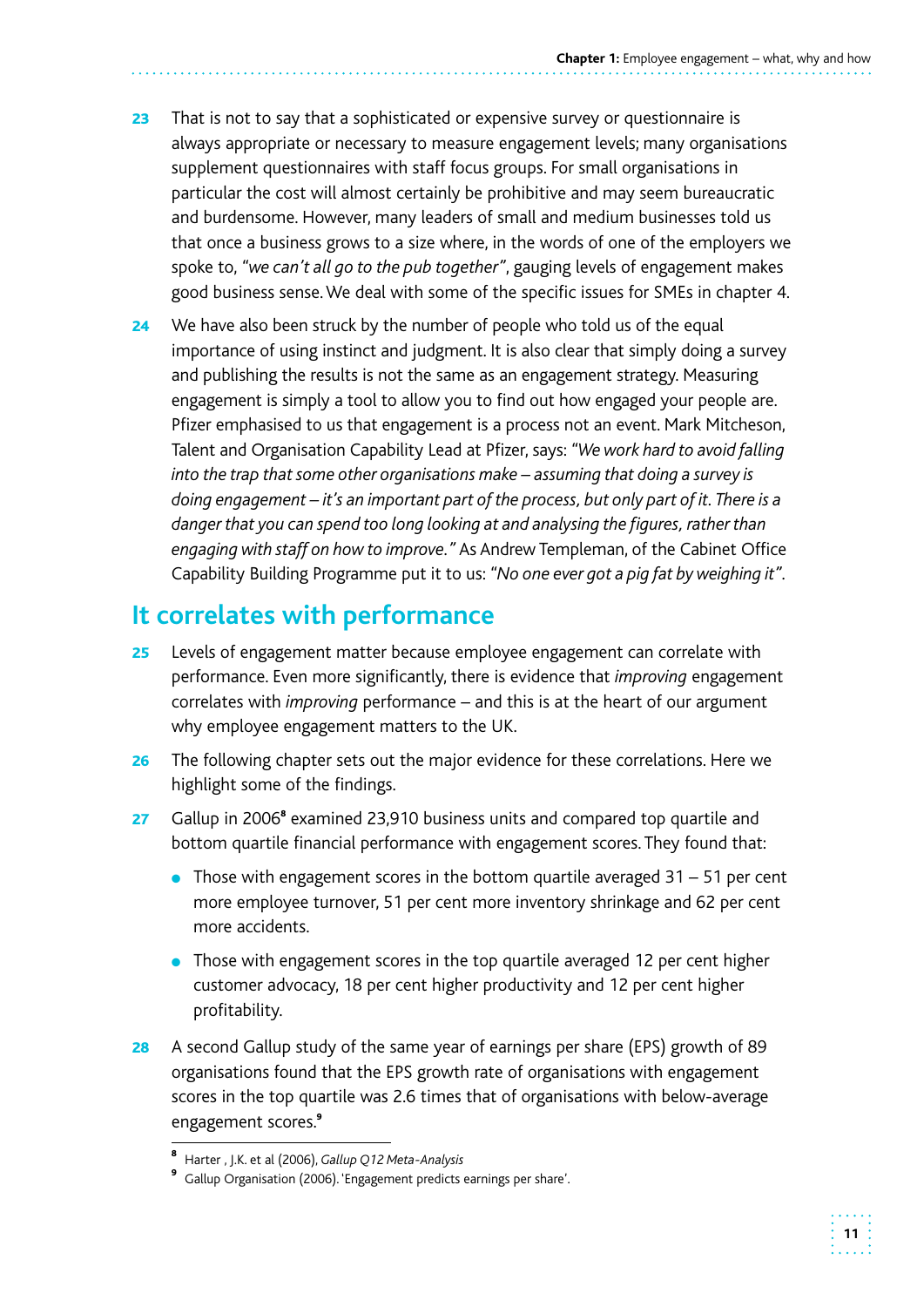23 That is not to say that a sophisticated or expensive survey or questionnaire is always appropriate or necessary to measure engagement levels; many organisations supplement questionnaires with staff focus groups. For small organisations in particular the cost will almost certainly be prohibitive and may seem bureaucratic and burdensome. However, many leaders of small and medium businesses told us that once a business grows to a size where, in the words of one of the employers we spoke to, *"we can't all go to the pub together"*, gauging levels of engagement makes good business sense. We deal with some of the specific issues for SMEs in chapter 4.

24 We have also been struck by the number of people who told us of the equal importance of using instinct and judgment. It is also clear that simply doing a survey and publishing the results is not the same as an engagement strategy. Measuring engagement is simply a tool to allow you to find out how engaged your people are. Pfizer emphasised to us that engagement is a process not an event. Mark Mitcheson, Talent and Organisation Capability Lead at Pfizer, says: *"We work hard to avoid falling into the trap that some other organisations make – assuming that doing a survey is doing engagement – it's an important part of the process, but only part of it. There is a danger that you can spend too long looking at and analysing the figures, rather than engaging with staff on how to improve."* As Andrew Templeman, of the Cabinet Office Capability Building Programme put it to us: *"No one ever got a pig fat by weighing it"*.

## It correlates with performance

25 Levels of engagement matter because employee engagement can correlate with performance. Even more significantly, there is evidence that *improving* engagement correlates with *improving* performance – and this is at the heart of our argument why employee engagement matters to the UK.

26 The following chapter sets out the major evidence for these correlations. Here we highlight some of the findings.

27 Gallup in 2006[8] examined 23,910 business units and compared top quartile and bottom quartile financial performance with engagement scores. They found that:

- Those with engagement scores in the bottom quartile averaged 31 – 51 per cent more employee turnover, 51 per cent more inventory shrinkage and 62 per cent more accidents.
- Those with engagement scores in the top quartile averaged 12 per cent higher customer advocacy, 18 per cent higher productivity and 12 per cent higher profitability.

28 A second Gallup study of the same year of earnings per share (EPS) growth of 89 organisations found that the EPS growth rate of organisations with engagement scores in the top quartile was 2.6 times that of organisations with below-average engagement scores.[9]

---

[8] Harter , J.K. et al (2006), *Gallup Q12 Meta-Analysis*

[9] Gallup Organisation (2006). 'Engagement predicts earnings per share'.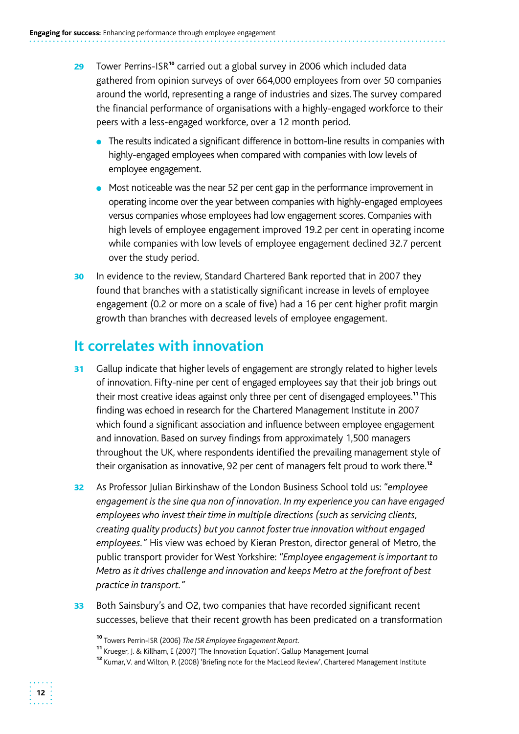**29** Tower Perrins-ISR[10] carried out a global survey in 2006 which included data gathered from opinion surveys of over 664,000 employees from over 50 companies around the world, representing a range of industries and sizes. The survey compared the financial performance of organisations with a highly-engaged workforce to their peers with a less-engaged workforce, over a 12 month period.

- The results indicated a significant difference in bottom-line results in companies with highly-engaged employees when compared with companies with low levels of employee engagement.
- Most noticeable was the near 52 per cent gap in the performance improvement in operating income over the year between companies with highly-engaged employees versus companies whose employees had low engagement scores. Companies with high levels of employee engagement improved 19.2 per cent in operating income while companies with low levels of employee engagement declined 32.7 percent over the study period.

**30** In evidence to the review, Standard Chartered Bank reported that in 2007 they found that branches with a statistically significant increase in levels of employee engagement (0.2 or more on a scale of five) had a 16 per cent higher profit margin growth than branches with decreased levels of employee engagement.

## It correlates with innovation

**31** Gallup indicate that higher levels of engagement are strongly related to higher levels of innovation. Fifty-nine per cent of engaged employees say that their job brings out their most creative ideas against only three per cent of disengaged employees.[11] This finding was echoed in research for the Chartered Management Institute in 2007 which found a significant association and influence between employee engagement and innovation. Based on survey findings from approximately 1,500 managers throughout the UK, where respondents identified the prevailing management style of their organisation as innovative, 92 per cent of managers felt proud to work there.[12]

**32** As Professor Julian Birkinshaw of the London Business School told us: "*employee engagement is the sine qua non of innovation. In my experience you can have engaged employees who invest their time in multiple directions (such as servicing clients, creating quality products) but you cannot foster true innovation without engaged employees.*" His view was echoed by Kieran Preston, director general of Metro, the public transport provider for West Yorkshire: "*Employee engagement is important to Metro as it drives challenge and innovation and keeps Metro at the forefront of best practice in transport.*"

**33** Both Sainsbury's and O2, two companies that have recorded significant recent successes, believe that their recent growth has been predicated on a transformation

---

[10] Towers Perrin-ISR (2006) *The ISR Employee Engagement Report*.

[11] Krueger, J. & Killham, E (2007) 'The Innovation Equation'. Gallup Management Journal

[12] Kumar, V. and Wilton, P. (2008) 'Briefing note for the MacLeod Review', Chartered Management Institute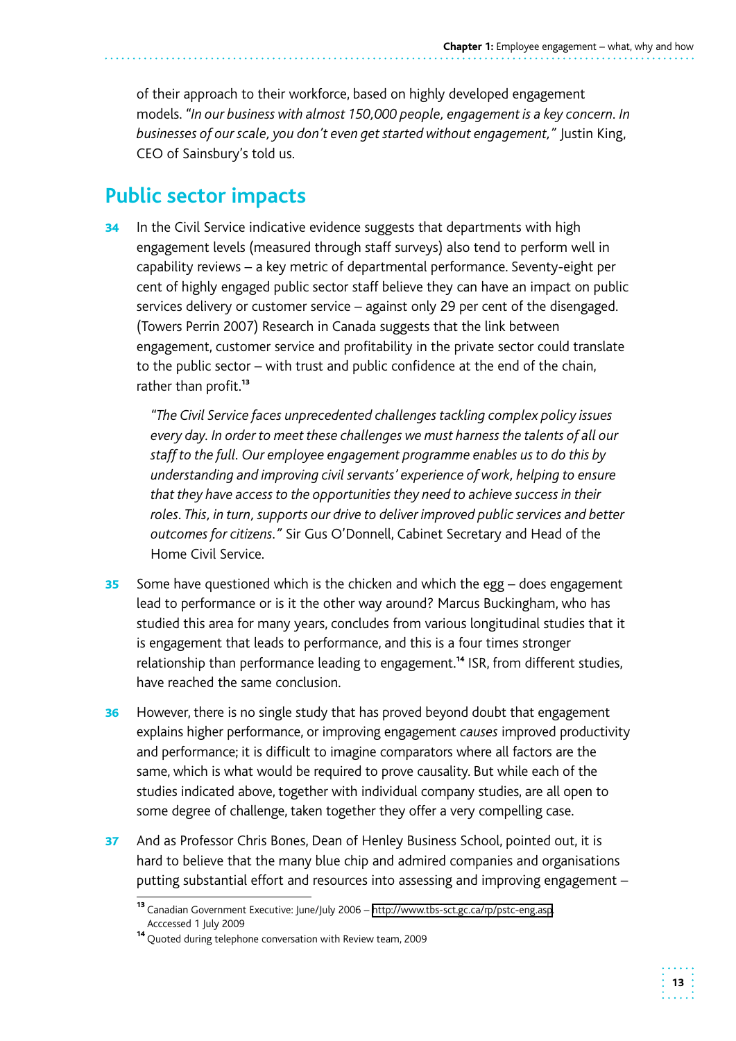of their approach to their workforce, based on highly developed engagement models. "*In our business with almost 150,000 people, engagement is a key concern. In businesses of our scale, you don't even get started without engagement,*" Justin King, CEO of Sainsbury's told us.

## Public sector impacts

**34** In the Civil Service indicative evidence suggests that departments with high engagement levels (measured through staff surveys) also tend to perform well in capability reviews – a key metric of departmental performance. Seventy-eight per cent of highly engaged public sector staff believe they can have an impact on public services delivery or customer service – against only 29 per cent of the disengaged. (Towers Perrin 2007) Research in Canada suggests that the link between engagement, customer service and profitability in the private sector could translate to the public sector – with trust and public confidence at the end of the chain, rather than profit.[13]

> *"The Civil Service faces unprecedented challenges tackling complex policy issues every day. In order to meet these challenges we must harness the talents of all our staff to the full. Our employee engagement programme enables us to do this by understanding and improving civil servants' experience of work, helping to ensure that they have access to the opportunities they need to achieve success in their roles. This, in turn, supports our drive to deliver improved public services and better outcomes for citizens."* Sir Gus O'Donnell, Cabinet Secretary and Head of the Home Civil Service.

**35** Some have questioned which is the chicken and which the egg – does engagement lead to performance or is it the other way around? Marcus Buckingham, who has studied this area for many years, concludes from various longitudinal studies that it is engagement that leads to performance, and this is a four times stronger relationship than performance leading to engagement.[14] ISR, from different studies, have reached the same conclusion.

**36** However, there is no single study that has proved beyond doubt that engagement explains higher performance, or improving engagement *causes* improved productivity and performance; it is difficult to imagine comparators where all factors are the same, which is what would be required to prove causality. But while each of the studies indicated above, together with individual company studies, are all open to some degree of challenge, taken together they offer a very compelling case.

**37** And as Professor Chris Bones, Dean of Henley Business School, pointed out, it is hard to believe that the many blue chip and admired companies and organisations putting substantial effort and resources into assessing and improving engagement –

---

[13] Canadian Government Executive: June/July 2006 – http://www.tbs-sct.gc.ca/rp/pstc-eng.asp. Acccessed 1 July 2009

[14] Quoted during telephone conversation with Review team, 2009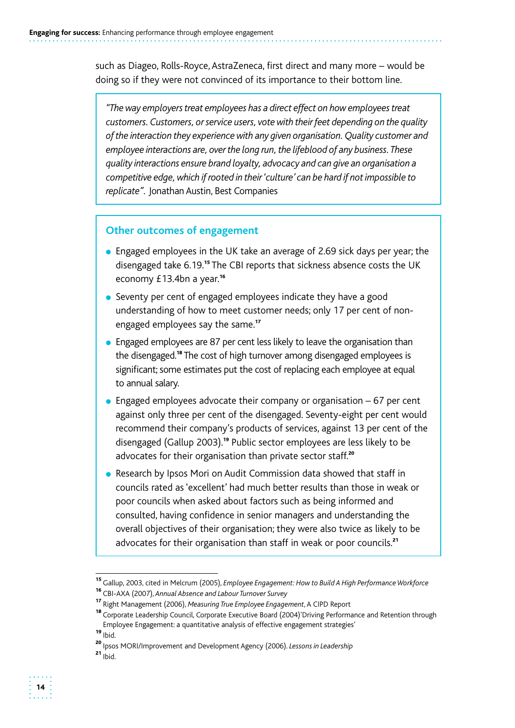such as Diageo, Rolls-Royce, AstraZeneca, first direct and many more – would be doing so if they were not convinced of its importance to their bottom line.

> *"The way employers treat employees has a direct effect on how employees treat customers. Customers, or service users, vote with their feet depending on the quality of the interaction they experience with any given organisation. Quality customer and employee interactions are, over the long run, the lifeblood of any business. These quality interactions ensure brand loyalty, advocacy and can give an organisation a competitive edge, which if rooted in their 'culture' can be hard if not impossible to replicate".* Jonathan Austin, Best Companies

### Other outcomes of engagement

- Engaged employees in the UK take an average of 2.69 sick days per year; the disengaged take 6.19.[15] The CBI reports that sickness absence costs the UK economy £13.4bn a year.[16]
- Seventy per cent of engaged employees indicate they have a good understanding of how to meet customer needs; only 17 per cent of non-engaged employees say the same.[17]
- Engaged employees are 87 per cent less likely to leave the organisation than the disengaged.[18] The cost of high turnover among disengaged employees is significant; some estimates put the cost of replacing each employee at equal to annual salary.
- Engaged employees advocate their company or organisation – 67 per cent against only three per cent of the disengaged. Seventy-eight per cent would recommend their company's products of services, against 13 per cent of the disengaged (Gallup 2003).[19] Public sector employees are less likely to be advocates for their organisation than private sector staff.[20]
- Research by Ipsos Mori on Audit Commission data showed that staff in councils rated as 'excellent' had much better results than those in weak or poor councils when asked about factors such as being informed and consulted, having confidence in senior managers and understanding the overall objectives of their organisation; they were also twice as likely to be advocates for their organisation than staff in weak or poor councils.[21]

---

[15] Gallup, 2003, cited in Melcrum (2005), *Employee Engagement: How to Build A High Performance Workforce*

[16] CBI-AXA (2007), *Annual Absence and Labour Turnover Survey*

[17] Right Management (2006), *Measuring True Employee Engagement*, A CIPD Report

[18] Corporate Leadership Council, Corporate Executive Board (2004)'Driving Performance and Retention through Employee Engagement: a quantitative analysis of effective engagement strategies'

[19] Ibid.

[20] Ipsos MORI/Improvement and Development Agency (2006). *Lessons in Leadership*

[21] Ibid.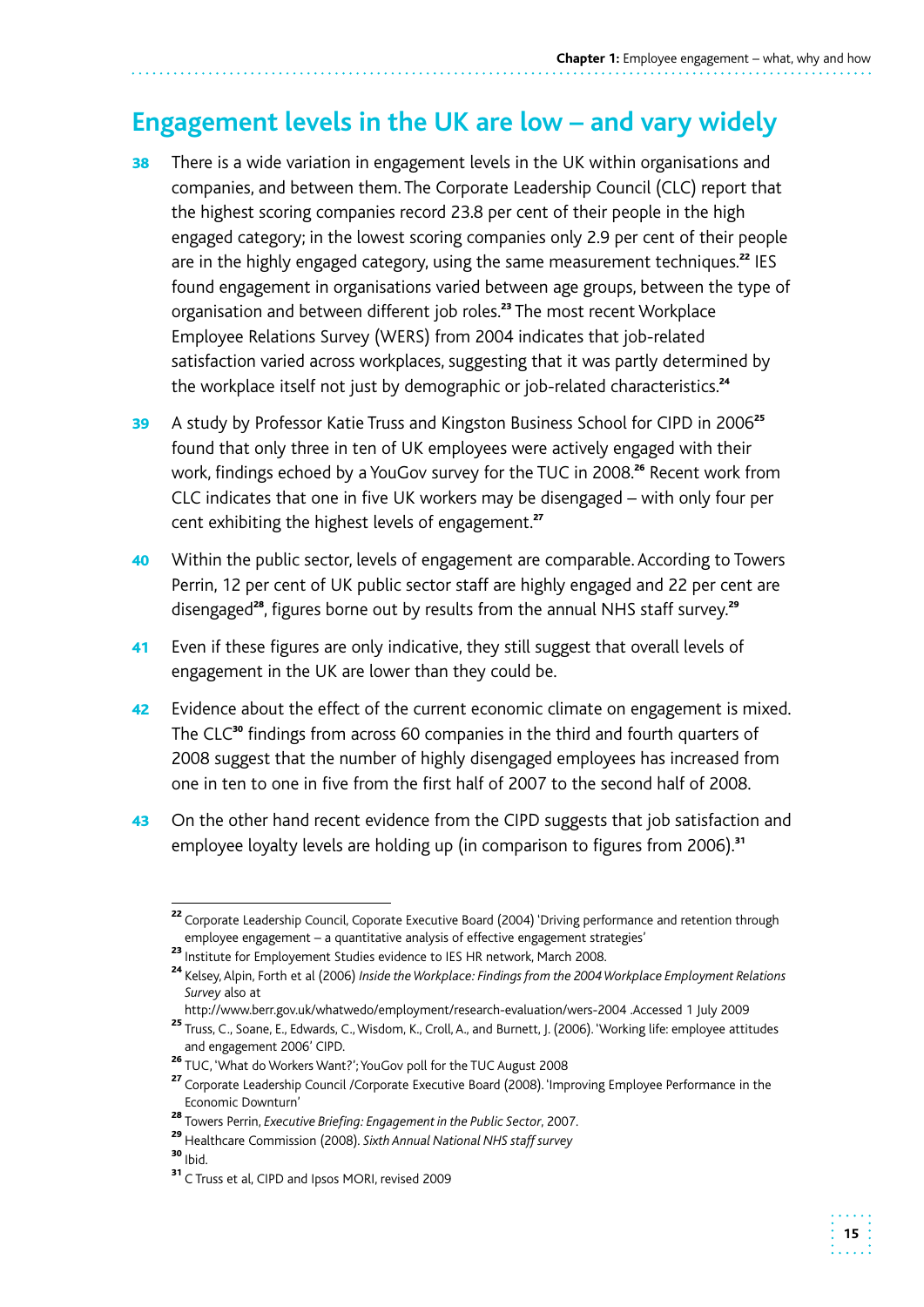## Engagement levels in the UK are low – and vary widely

**38** There is a wide variation in engagement levels in the UK within organisations and companies, and between them. The Corporate Leadership Council (CLC) report that the highest scoring companies record 23.8 per cent of their people in the high engaged category; in the lowest scoring companies only 2.9 per cent of their people are in the highly engaged category, using the same measurement techniques.[22] IES found engagement in organisations varied between age groups, between the type of organisation and between different job roles.[23] The most recent Workplace Employee Relations Survey (WERS) from 2004 indicates that job-related satisfaction varied across workplaces, suggesting that it was partly determined by the workplace itself not just by demographic or job-related characteristics.[24]

**39** A study by Professor Katie Truss and Kingston Business School for CIPD in 2006[25] found that only three in ten of UK employees were actively engaged with their work, findings echoed by a YouGov survey for the TUC in 2008.[26] Recent work from CLC indicates that one in five UK workers may be disengaged – with only four per cent exhibiting the highest levels of engagement.[27]

**40** Within the public sector, levels of engagement are comparable. According to Towers Perrin, 12 per cent of UK public sector staff are highly engaged and 22 per cent are disengaged[28], figures borne out by results from the annual NHS staff survey.[29]

**41** Even if these figures are only indicative, they still suggest that overall levels of engagement in the UK are lower than they could be.

**42** Evidence about the effect of the current economic climate on engagement is mixed. The CLC[30] findings from across 60 companies in the third and fourth quarters of 2008 suggest that the number of highly disengaged employees has increased from one in ten to one in five from the first half of 2007 to the second half of 2008.

**43** On the other hand recent evidence from the CIPD suggests that job satisfaction and employee loyalty levels are holding up (in comparison to figures from 2006).[31]

---

[22] Corporate Leadership Council, Coporate Executive Board (2004) 'Driving performance and retention through employee engagement – a quantitative analysis of effective engagement strategies'

[23] Institute for Employement Studies evidence to IES HR network, March 2008.

[24] Kelsey, Alpin, Forth et al (2006) *Inside the Workplace: Findings from the 2004 Workplace Employment Relations Survey* also at http://www.berr.gov.uk/whatwedo/employment/research-evaluation/wers-2004 .Accessed 1 July 2009

[25] Truss, C., Soane, E., Edwards, C., Wisdom, K., Croll, A., and Burnett, J. (2006). 'Working life: employee attitudes and engagement 2006' CIPD.

[26] TUC, 'What do Workers Want?'; YouGov poll for the TUC August 2008

[27] Corporate Leadership Council /Corporate Executive Board (2008). 'Improving Employee Performance in the Economic Downturn'

[28] Towers Perrin, *Executive Briefing: Engagement in the Public Sector*, 2007.

[29] Healthcare Commission (2008). *Sixth Annual National NHS staff survey*

[30] Ibid.

[31] C Truss et al, CIPD and Ipsos MORI, revised 2009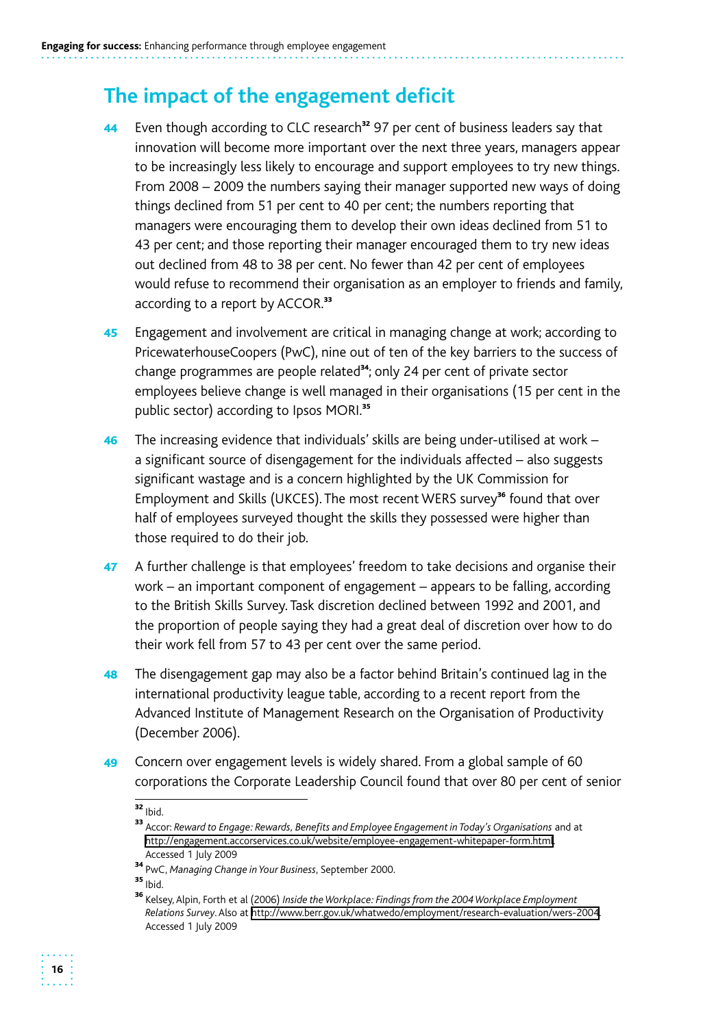## The impact of the engagement deficit

**44** Even though according to CLC research[32] 97 per cent of business leaders say that innovation will become more important over the next three years, managers appear to be increasingly less likely to encourage and support employees to try new things. From 2008 – 2009 the numbers saying their manager supported new ways of doing things declined from 51 per cent to 40 per cent; the numbers reporting that managers were encouraging them to develop their own ideas declined from 51 to 43 per cent; and those reporting their manager encouraged them to try new ideas out declined from 48 to 38 per cent. No fewer than 42 per cent of employees would refuse to recommend their organisation as an employer to friends and family, according to a report by ACCOR.[33]

**45** Engagement and involvement are critical in managing change at work; according to PricewaterhouseCoopers (PwC), nine out of ten of the key barriers to the success of change programmes are people related[34]; only 24 per cent of private sector employees believe change is well managed in their organisations (15 per cent in the public sector) according to Ipsos MORI.[35]

**46** The increasing evidence that individuals' skills are being under-utilised at work – a significant source of disengagement for the individuals affected – also suggests significant wastage and is a concern highlighted by the UK Commission for Employment and Skills (UKCES). The most recent WERS survey[36] found that over half of employees surveyed thought the skills they possessed were higher than those required to do their job.

**47** A further challenge is that employees' freedom to take decisions and organise their work – an important component of engagement – appears to be falling, according to the British Skills Survey. Task discretion declined between 1992 and 2001, and the proportion of people saying they had a great deal of discretion over how to do their work fell from 57 to 43 per cent over the same period.

**48** The disengagement gap may also be a factor behind Britain's continued lag in the international productivity league table, according to a recent report from the Advanced Institute of Management Research on the Organisation of Productivity (December 2006).

**49** Concern over engagement levels is widely shared. From a global sample of 60 corporations the Corporate Leadership Council found that over 80 per cent of senior

---

[32] Ibid.

[33] Accor: *Reward to Engage: Rewards, Benefits and Employee Engagement in Today's Organisations* and at http://engagement.accorservices.co.uk/website/employee-engagement-whitepaper-form.html. Accessed 1 July 2009

[34] PwC, *Managing Change in Your Business*, September 2000.

[35] Ibid.

[36] Kelsey, Alpin, Forth et al (2006) *Inside the Workplace: Findings from the 2004 Workplace Employment Relations Survey*. Also at http://www.berr.gov.uk/whatwedo/employment/research-evaluation/wers-2004. Accessed 1 July 2009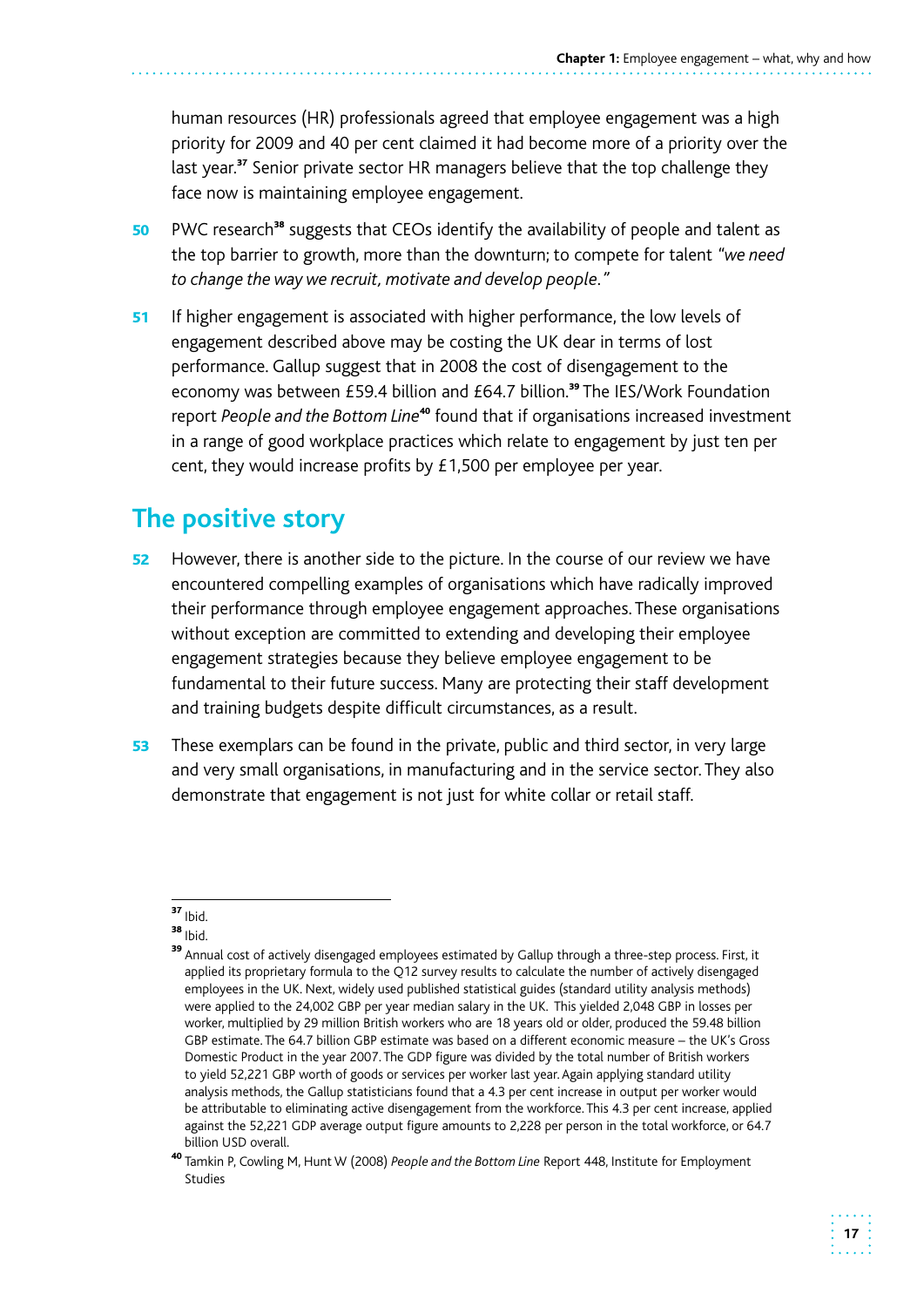human resources (HR) professionals agreed that employee engagement was a high priority for 2009 and 40 per cent claimed it had become more of a priority over the last year.[37] Senior private sector HR managers believe that the top challenge they face now is maintaining employee engagement.

**50** PWC research[38] suggests that CEOs identify the availability of people and talent as the top barrier to growth, more than the downturn; to compete for talent *"we need to change the way we recruit, motivate and develop people."*

**51** If higher engagement is associated with higher performance, the low levels of engagement described above may be costing the UK dear in terms of lost performance. Gallup suggest that in 2008 the cost of disengagement to the economy was between £59.4 billion and £64.7 billion.[39] The IES/Work Foundation report *People and the Bottom Line*[40] found that if organisations increased investment in a range of good workplace practices which relate to engagement by just ten per cent, they would increase profits by £1,500 per employee per year.

## The positive story

**52** However, there is another side to the picture. In the course of our review we have encountered compelling examples of organisations which have radically improved their performance through employee engagement approaches. These organisations without exception are committed to extending and developing their employee engagement strategies because they believe employee engagement to be fundamental to their future success. Many are protecting their staff development and training budgets despite difficult circumstances, as a result.

**53** These exemplars can be found in the private, public and third sector, in very large and very small organisations, in manufacturing and in the service sector. They also demonstrate that engagement is not just for white collar or retail staff.

---

[37] Ibid.

[38] Ibid.

[39] Annual cost of actively disengaged employees estimated by Gallup through a three-step process. First, it applied its proprietary formula to the Q12 survey results to calculate the number of actively disengaged employees in the UK. Next, widely used published statistical guides (standard utility analysis methods) were applied to the 24,002 GBP per year median salary in the UK. This yielded 2,048 GBP in losses per worker, multiplied by 29 million British workers who are 18 years old or older, produced the 59.48 billion GBP estimate. The 64.7 billion GBP estimate was based on a different economic measure – the UK's Gross Domestic Product in the year 2007. The GDP figure was divided by the total number of British workers to yield 52,221 GBP worth of goods or services per worker last year. Again applying standard utility analysis methods, the Gallup statisticians found that a 4.3 per cent increase in output per worker would be attributable to eliminating active disengagement from the workforce. This 4.3 per cent increase, applied against the 52,221 GBP average output figure amounts to 2,228 per person in the total workforce, or 64.7 billion USD overall.

[40] Tamkin P, Cowling M, Hunt W (2008) *People and the Bottom Line* Report 448, Institute for Employment Studies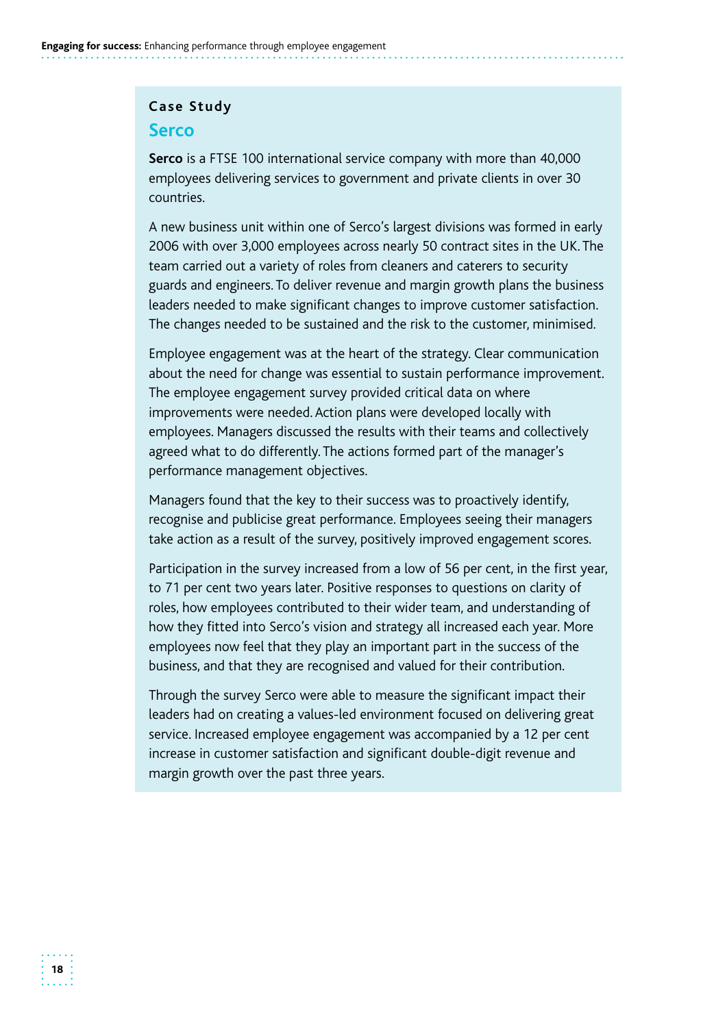**Case Study**

## Serco

**Serco** is a FTSE 100 international service company with more than 40,000 employees delivering services to government and private clients in over 30 countries.

A new business unit within one of Serco's largest divisions was formed in early 2006 with over 3,000 employees across nearly 50 contract sites in the UK. The team carried out a variety of roles from cleaners and caterers to security guards and engineers. To deliver revenue and margin growth plans the business leaders needed to make significant changes to improve customer satisfaction. The changes needed to be sustained and the risk to the customer, minimised.

Employee engagement was at the heart of the strategy. Clear communication about the need for change was essential to sustain performance improvement. The employee engagement survey provided critical data on where improvements were needed. Action plans were developed locally with employees. Managers discussed the results with their teams and collectively agreed what to do differently. The actions formed part of the manager's performance management objectives.

Managers found that the key to their success was to proactively identify, recognise and publicise great performance. Employees seeing their managers take action as a result of the survey, positively improved engagement scores.

Participation in the survey increased from a low of 56 per cent, in the first year, to 71 per cent two years later. Positive responses to questions on clarity of roles, how employees contributed to their wider team, and understanding of how they fitted into Serco's vision and strategy all increased each year. More employees now feel that they play an important part in the success of the business, and that they are recognised and valued for their contribution.

Through the survey Serco were able to measure the significant impact their leaders had on creating a values-led environment focused on delivering great service. Increased employee engagement was accompanied by a 12 per cent increase in customer satisfaction and significant double-digit revenue and margin growth over the past three years.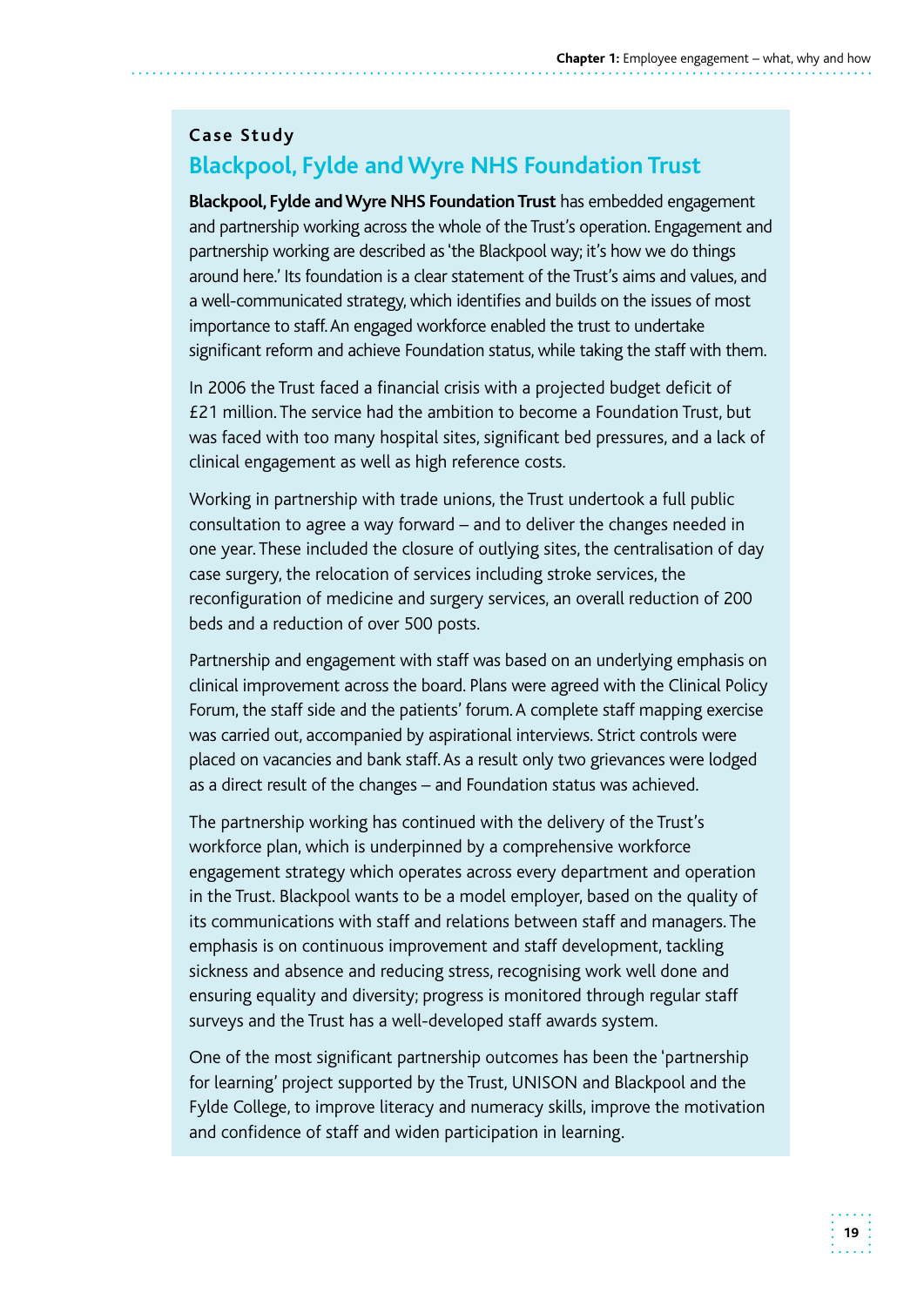**Case Study**

## Blackpool, Fylde and Wyre NHS Foundation Trust

**Blackpool, Fylde and Wyre NHS Foundation Trust** has embedded engagement and partnership working across the whole of the Trust's operation. Engagement and partnership working are described as 'the Blackpool way; it's how we do things around here.' Its foundation is a clear statement of the Trust's aims and values, and a well-communicated strategy, which identifies and builds on the issues of most importance to staff. An engaged workforce enabled the trust to undertake significant reform and achieve Foundation status, while taking the staff with them.

In 2006 the Trust faced a financial crisis with a projected budget deficit of £21 million. The service had the ambition to become a Foundation Trust, but was faced with too many hospital sites, significant bed pressures, and a lack of clinical engagement as well as high reference costs.

Working in partnership with trade unions, the Trust undertook a full public consultation to agree a way forward – and to deliver the changes needed in one year. These included the closure of outlying sites, the centralisation of day case surgery, the relocation of services including stroke services, the reconfiguration of medicine and surgery services, an overall reduction of 200 beds and a reduction of over 500 posts.

Partnership and engagement with staff was based on an underlying emphasis on clinical improvement across the board. Plans were agreed with the Clinical Policy Forum, the staff side and the patients' forum. A complete staff mapping exercise was carried out, accompanied by aspirational interviews. Strict controls were placed on vacancies and bank staff. As a result only two grievances were lodged as a direct result of the changes – and Foundation status was achieved.

The partnership working has continued with the delivery of the Trust's workforce plan, which is underpinned by a comprehensive workforce engagement strategy which operates across every department and operation in the Trust. Blackpool wants to be a model employer, based on the quality of its communications with staff and relations between staff and managers. The emphasis is on continuous improvement and staff development, tackling sickness and absence and reducing stress, recognising work well done and ensuring equality and diversity; progress is monitored through regular staff surveys and the Trust has a well-developed staff awards system.

One of the most significant partnership outcomes has been the 'partnership for learning' project supported by the Trust, UNISON and Blackpool and the Fylde College, to improve literacy and numeracy skills, improve the motivation and confidence of staff and widen participation in learning.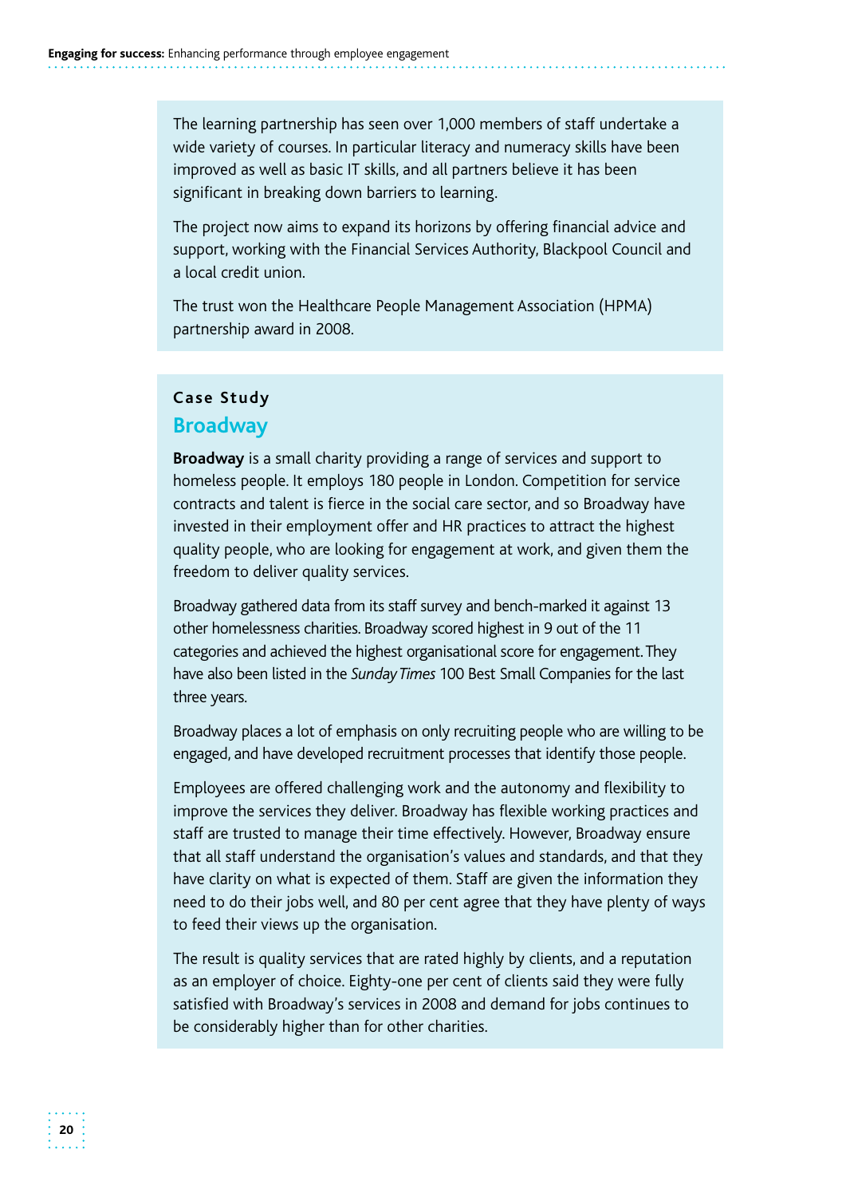The learning partnership has seen over 1,000 members of staff undertake a wide variety of courses. In particular literacy and numeracy skills have been improved as well as basic IT skills, and all partners believe it has been significant in breaking down barriers to learning.

The project now aims to expand its horizons by offering financial advice and support, working with the Financial Services Authority, Blackpool Council and a local credit union.

The trust won the Healthcare People Management Association (HPMA) partnership award in 2008.

**Case Study**

## Broadway

**Broadway** is a small charity providing a range of services and support to homeless people. It employs 180 people in London. Competition for service contracts and talent is fierce in the social care sector, and so Broadway have invested in their employment offer and HR practices to attract the highest quality people, who are looking for engagement at work, and given them the freedom to deliver quality services.

Broadway gathered data from its staff survey and bench-marked it against 13 other homelessness charities. Broadway scored highest in 9 out of the 11 categories and achieved the highest organisational score for engagement. They have also been listed in the *Sunday Times* 100 Best Small Companies for the last three years.

Broadway places a lot of emphasis on only recruiting people who are willing to be engaged, and have developed recruitment processes that identify those people.

Employees are offered challenging work and the autonomy and flexibility to improve the services they deliver. Broadway has flexible working practices and staff are trusted to manage their time effectively. However, Broadway ensure that all staff understand the organisation's values and standards, and that they have clarity on what is expected of them. Staff are given the information they need to do their jobs well, and 80 per cent agree that they have plenty of ways to feed their views up the organisation.

The result is quality services that are rated highly by clients, and a reputation as an employer of choice. Eighty-one per cent of clients said they were fully satisfied with Broadway's services in 2008 and demand for jobs continues to be considerably higher than for other charities.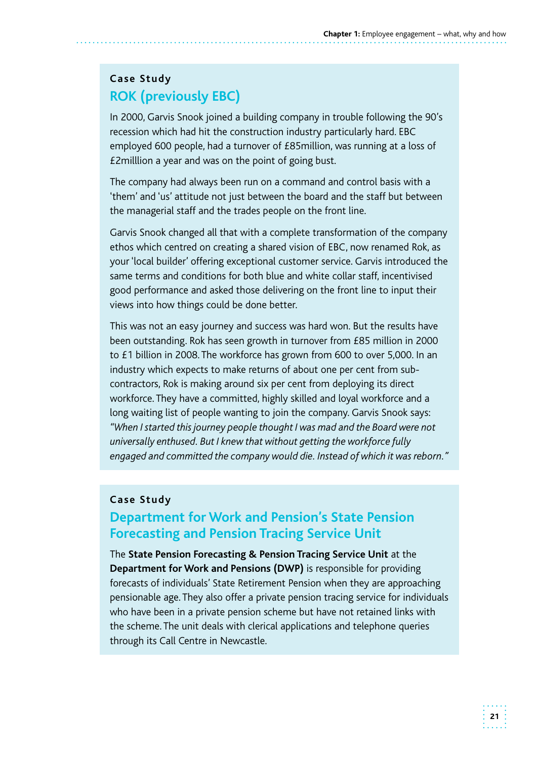**Case Study**

## ROK (previously EBC)

In 2000, Garvis Snook joined a building company in trouble following the 90's recession which had hit the construction industry particularly hard. EBC employed 600 people, had a turnover of £85million, was running at a loss of £2milllion a year and was on the point of going bust.

The company had always been run on a command and control basis with a 'them' and 'us' attitude not just between the board and the staff but between the managerial staff and the trades people on the front line.

Garvis Snook changed all that with a complete transformation of the company ethos which centred on creating a shared vision of EBC, now renamed Rok, as your 'local builder' offering exceptional customer service. Garvis introduced the same terms and conditions for both blue and white collar staff, incentivised good performance and asked those delivering on the front line to input their views into how things could be done better.

This was not an easy journey and success was hard won. But the results have been outstanding. Rok has seen growth in turnover from £85 million in 2000 to £1 billion in 2008. The workforce has grown from 600 to over 5,000. In an industry which expects to make returns of about one per cent from sub-contractors, Rok is making around six per cent from deploying its direct workforce. They have a committed, highly skilled and loyal workforce and a long waiting list of people wanting to join the company. Garvis Snook says: *"When I started this journey people thought I was mad and the Board were not universally enthused. But I knew that without getting the workforce fully engaged and committed the company would die. Instead of which it was reborn."*

**Case Study**

## Department for Work and Pension's State Pension Forecasting and Pension Tracing Service Unit

The **State Pension Forecasting & Pension Tracing Service Unit** at the **Department for Work and Pensions (DWP)** is responsible for providing forecasts of individuals' State Retirement Pension when they are approaching pensionable age. They also offer a private pension tracing service for individuals who have been in a private pension scheme but have not retained links with the scheme. The unit deals with clerical applications and telephone queries through its Call Centre in Newcastle.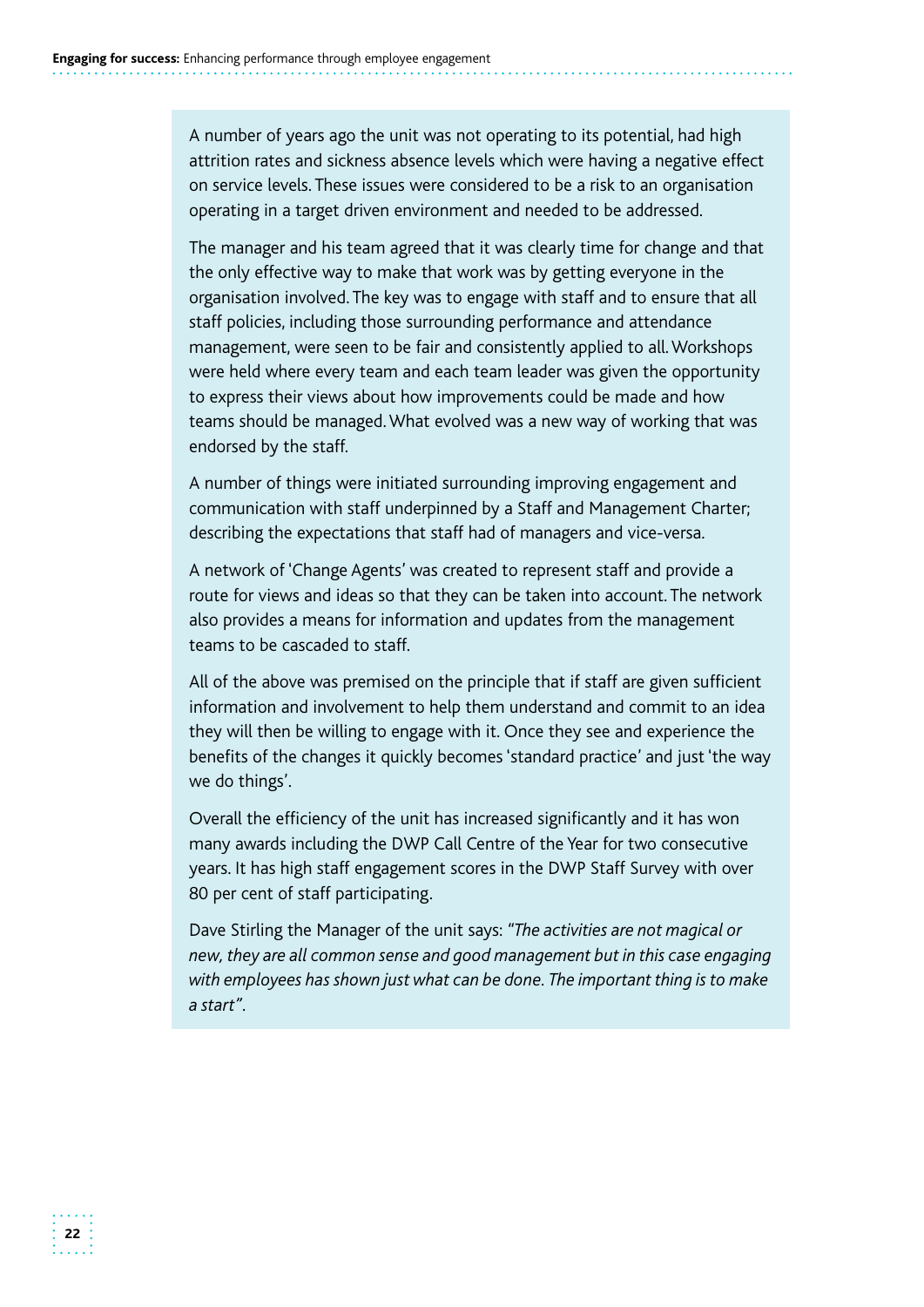A number of years ago the unit was not operating to its potential, had high attrition rates and sickness absence levels which were having a negative effect on service levels. These issues were considered to be a risk to an organisation operating in a target driven environment and needed to be addressed.

The manager and his team agreed that it was clearly time for change and that the only effective way to make that work was by getting everyone in the organisation involved. The key was to engage with staff and to ensure that all staff policies, including those surrounding performance and attendance management, were seen to be fair and consistently applied to all. Workshops were held where every team and each team leader was given the opportunity to express their views about how improvements could be made and how teams should be managed. What evolved was a new way of working that was endorsed by the staff.

A number of things were initiated surrounding improving engagement and communication with staff underpinned by a Staff and Management Charter; describing the expectations that staff had of managers and vice-versa.

A network of 'Change Agents' was created to represent staff and provide a route for views and ideas so that they can be taken into account. The network also provides a means for information and updates from the management teams to be cascaded to staff.

All of the above was premised on the principle that if staff are given sufficient information and involvement to help them understand and commit to an idea they will then be willing to engage with it. Once they see and experience the benefits of the changes it quickly becomes 'standard practice' and just 'the way we do things'.

Overall the efficiency of the unit has increased significantly and it has won many awards including the DWP Call Centre of the Year for two consecutive years. It has high staff engagement scores in the DWP Staff Survey with over 80 per cent of staff participating.

Dave Stirling the Manager of the unit says: "*The activities are not magical or new, they are all common sense and good management but in this case engaging with employees has shown just what can be done. The important thing is to make a start*".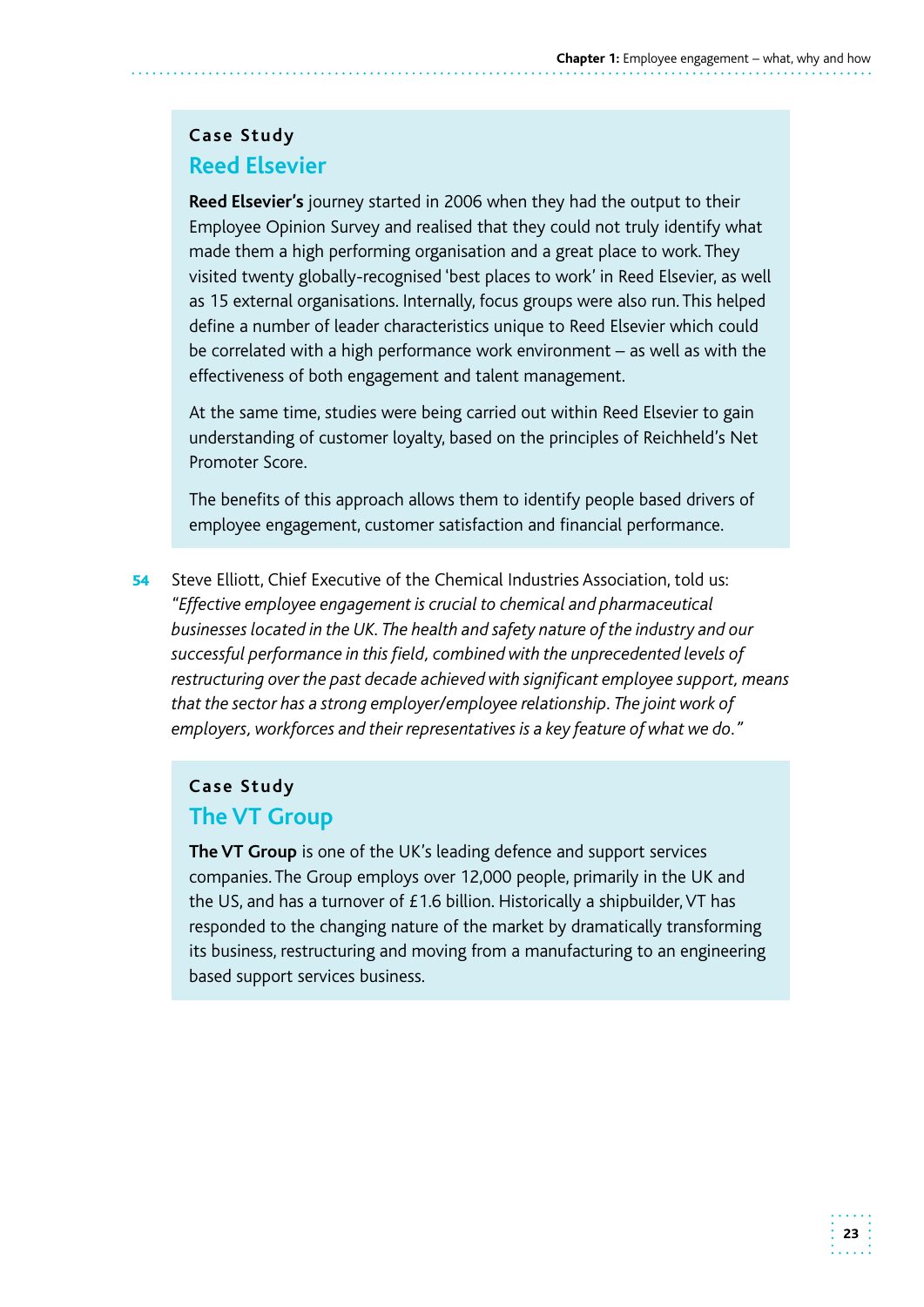**Case Study**

### Reed Elsevier

**Reed Elsevier's** journey started in 2006 when they had the output to their Employee Opinion Survey and realised that they could not truly identify what made them a high performing organisation and a great place to work. They visited twenty globally-recognised 'best places to work' in Reed Elsevier, as well as 15 external organisations. Internally, focus groups were also run. This helped define a number of leader characteristics unique to Reed Elsevier which could be correlated with a high performance work environment – as well as with the effectiveness of both engagement and talent management.

At the same time, studies were being carried out within Reed Elsevier to gain understanding of customer loyalty, based on the principles of Reichheld's Net Promoter Score.

The benefits of this approach allows them to identify people based drivers of employee engagement, customer satisfaction and financial performance.

**54** Steve Elliott, Chief Executive of the Chemical Industries Association, told us: *"Effective employee engagement is crucial to chemical and pharmaceutical businesses located in the UK. The health and safety nature of the industry and our successful performance in this field, combined with the unprecedented levels of restructuring over the past decade achieved with significant employee support, means that the sector has a strong employer/employee relationship. The joint work of employers, workforces and their representatives is a key feature of what we do."*

**Case Study**

### The VT Group

**The VT Group** is one of the UK's leading defence and support services companies. The Group employs over 12,000 people, primarily in the UK and the US, and has a turnover of £1.6 billion. Historically a shipbuilder, VT has responded to the changing nature of the market by dramatically transforming its business, restructuring and moving from a manufacturing to an engineering based support services business.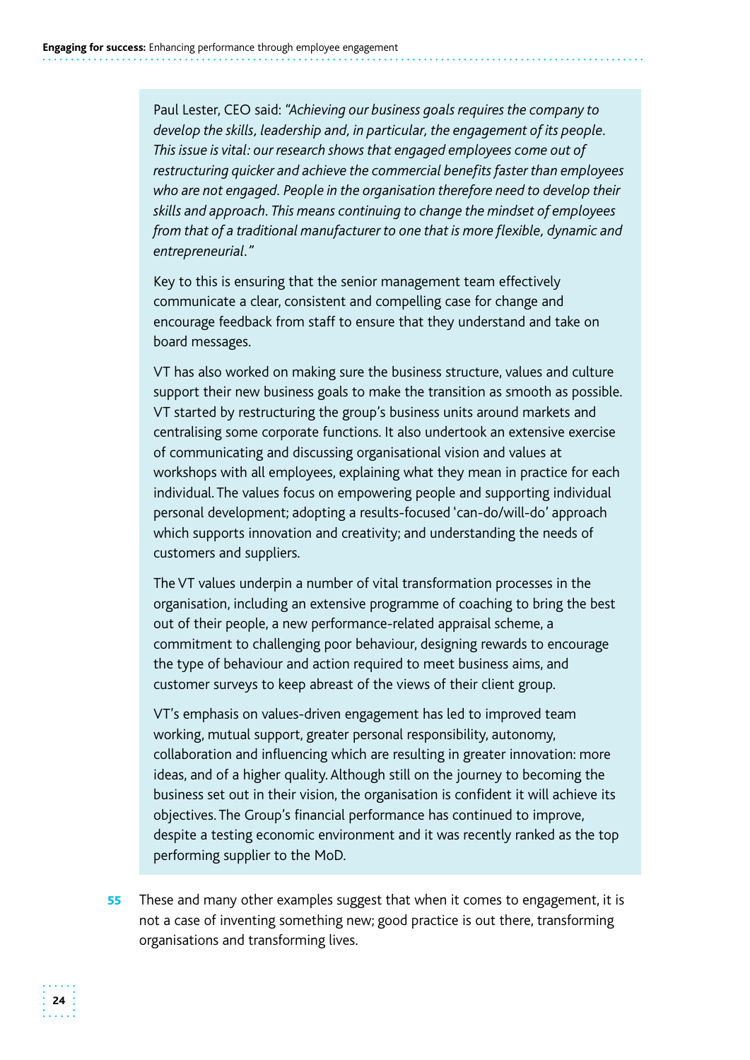Paul Lester, CEO said: *"Achieving our business goals requires the company to develop the skills, leadership and, in particular, the engagement of its people. This issue is vital: our research shows that engaged employees come out of restructuring quicker and achieve the commercial benefits faster than employees who are not engaged. People in the organisation therefore need to develop their skills and approach. This means continuing to change the mindset of employees from that of a traditional manufacturer to one that is more flexible, dynamic and entrepreneurial."*

Key to this is ensuring that the senior management team effectively communicate a clear, consistent and compelling case for change and encourage feedback from staff to ensure that they understand and take on board messages.

VT has also worked on making sure the business structure, values and culture support their new business goals to make the transition as smooth as possible. VT started by restructuring the group's business units around markets and centralising some corporate functions. It also undertook an extensive exercise of communicating and discussing organisational vision and values at workshops with all employees, explaining what they mean in practice for each individual. The values focus on empowering people and supporting individual personal development; adopting a results-focused 'can-do/will-do' approach which supports innovation and creativity; and understanding the needs of customers and suppliers.

The VT values underpin a number of vital transformation processes in the organisation, including an extensive programme of coaching to bring the best out of their people, a new performance-related appraisal scheme, a commitment to challenging poor behaviour, designing rewards to encourage the type of behaviour and action required to meet business aims, and customer surveys to keep abreast of the views of their client group.

VT's emphasis on values-driven engagement has led to improved team working, mutual support, greater personal responsibility, autonomy, collaboration and influencing which are resulting in greater innovation: more ideas, and of a higher quality. Although still on the journey to becoming the business set out in their vision, the organisation is confident it will achieve its objectives. The Group's financial performance has continued to improve, despite a testing economic environment and it was recently ranked as the top performing supplier to the MoD.

**55** These and many other examples suggest that when it comes to engagement, it is not a case of inventing something new; good practice is out there, transforming organisations and transforming lives.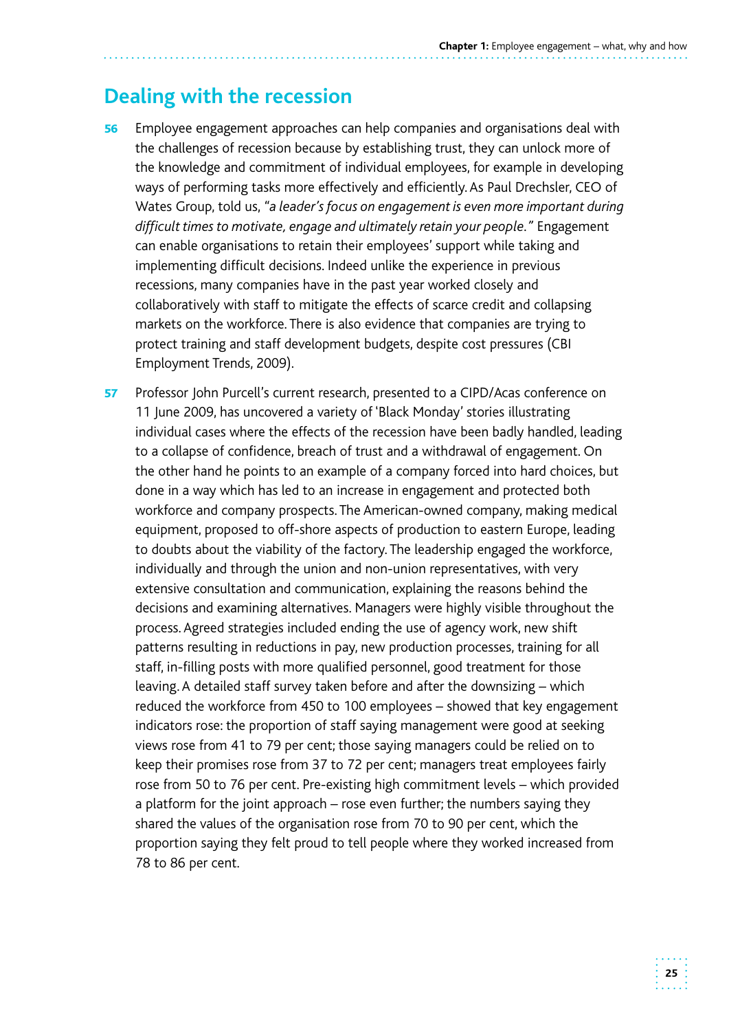## Dealing with the recession

**56** Employee engagement approaches can help companies and organisations deal with the challenges of recession because by establishing trust, they can unlock more of the knowledge and commitment of individual employees, for example in developing ways of performing tasks more effectively and efficiently. As Paul Drechsler, CEO of Wates Group, told us, *"a leader's focus on engagement is even more important during difficult times to motivate, engage and ultimately retain your people."* Engagement can enable organisations to retain their employees' support while taking and implementing difficult decisions. Indeed unlike the experience in previous recessions, many companies have in the past year worked closely and collaboratively with staff to mitigate the effects of scarce credit and collapsing markets on the workforce. There is also evidence that companies are trying to protect training and staff development budgets, despite cost pressures (CBI Employment Trends, 2009).

**57** Professor John Purcell's current research, presented to a CIPD/Acas conference on 11 June 2009, has uncovered a variety of 'Black Monday' stories illustrating individual cases where the effects of the recession have been badly handled, leading to a collapse of confidence, breach of trust and a withdrawal of engagement. On the other hand he points to an example of a company forced into hard choices, but done in a way which has led to an increase in engagement and protected both workforce and company prospects. The American-owned company, making medical equipment, proposed to off-shore aspects of production to eastern Europe, leading to doubts about the viability of the factory. The leadership engaged the workforce, individually and through the union and non-union representatives, with very extensive consultation and communication, explaining the reasons behind the decisions and examining alternatives. Managers were highly visible throughout the process. Agreed strategies included ending the use of agency work, new shift patterns resulting in reductions in pay, new production processes, training for all staff, in-filling posts with more qualified personnel, good treatment for those leaving. A detailed staff survey taken before and after the downsizing – which reduced the workforce from 450 to 100 employees – showed that key engagement indicators rose: the proportion of staff saying management were good at seeking views rose from 41 to 79 per cent; those saying managers could be relied on to keep their promises rose from 37 to 72 per cent; managers treat employees fairly rose from 50 to 76 per cent. Pre-existing high commitment levels – which provided a platform for the joint approach – rose even further; the numbers saying they shared the values of the organisation rose from 70 to 90 per cent, which the proportion saying they felt proud to tell people where they worked increased from 78 to 86 per cent.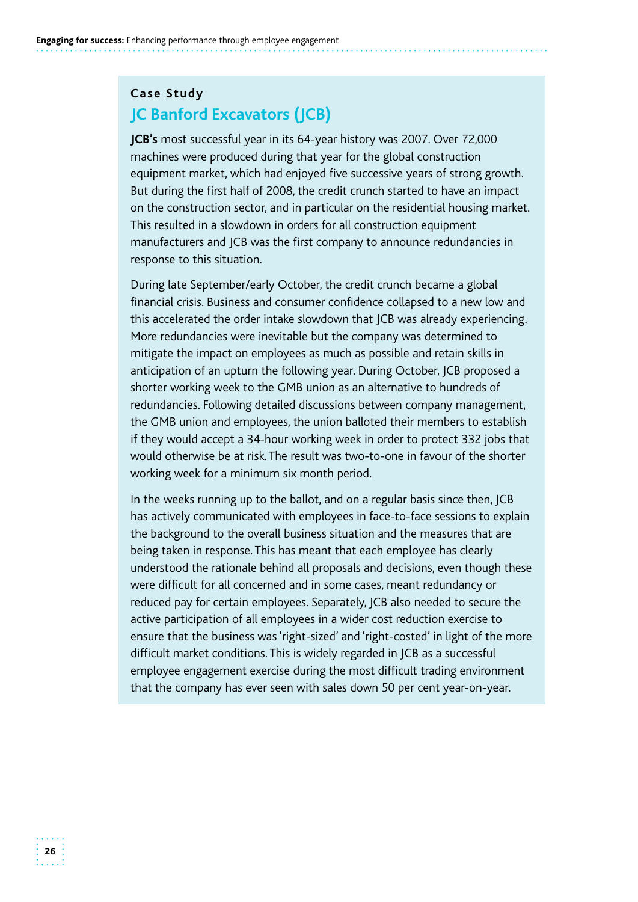**Case Study**

## JC Banford Excavators (JCB)

**JCB's** most successful year in its 64-year history was 2007. Over 72,000 machines were produced during that year for the global construction equipment market, which had enjoyed five successive years of strong growth. But during the first half of 2008, the credit crunch started to have an impact on the construction sector, and in particular on the residential housing market. This resulted in a slowdown in orders for all construction equipment manufacturers and JCB was the first company to announce redundancies in response to this situation.

During late September/early October, the credit crunch became a global financial crisis. Business and consumer confidence collapsed to a new low and this accelerated the order intake slowdown that JCB was already experiencing. More redundancies were inevitable but the company was determined to mitigate the impact on employees as much as possible and retain skills in anticipation of an upturn the following year. During October, JCB proposed a shorter working week to the GMB union as an alternative to hundreds of redundancies. Following detailed discussions between company management, the GMB union and employees, the union balloted their members to establish if they would accept a 34-hour working week in order to protect 332 jobs that would otherwise be at risk. The result was two-to-one in favour of the shorter working week for a minimum six month period.

In the weeks running up to the ballot, and on a regular basis since then, JCB has actively communicated with employees in face-to-face sessions to explain the background to the overall business situation and the measures that are being taken in response. This has meant that each employee has clearly understood the rationale behind all proposals and decisions, even though these were difficult for all concerned and in some cases, meant redundancy or reduced pay for certain employees. Separately, JCB also needed to secure the active participation of all employees in a wider cost reduction exercise to ensure that the business was 'right-sized' and 'right-costed' in light of the more difficult market conditions. This is widely regarded in JCB as a successful employee engagement exercise during the most difficult trading environment that the company has ever seen with sales down 50 per cent year-on-year.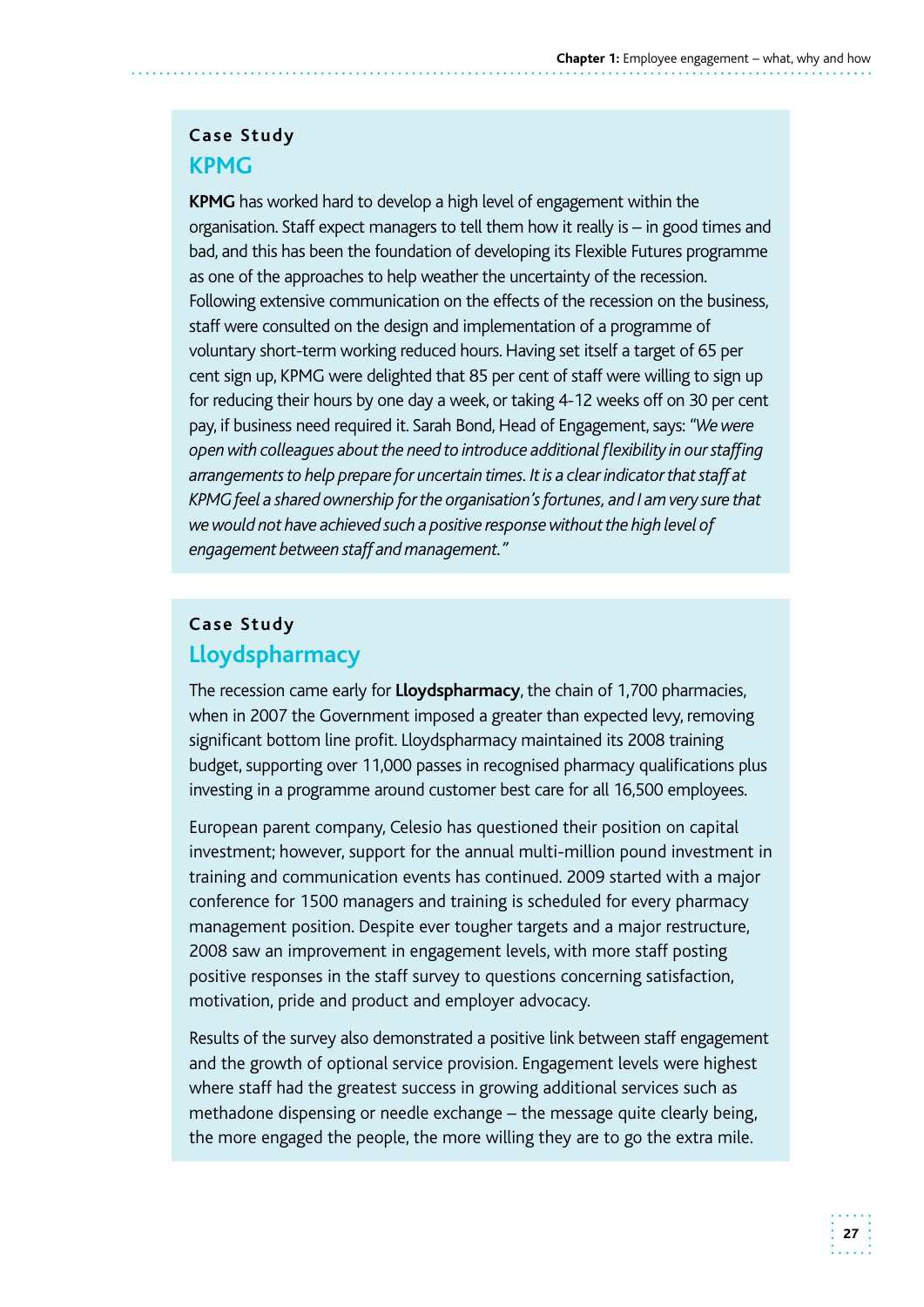### Case Study

## KPMG

**KPMG** has worked hard to develop a high level of engagement within the organisation. Staff expect managers to tell them how it really is – in good times and bad, and this has been the foundation of developing its Flexible Futures programme as one of the approaches to help weather the uncertainty of the recession. Following extensive communication on the effects of the recession on the business, staff were consulted on the design and implementation of a programme of voluntary short-term working reduced hours. Having set itself a target of 65 per cent sign up, KPMG were delighted that 85 per cent of staff were willing to sign up for reducing their hours by one day a week, or taking 4-12 weeks off on 30 per cent pay, if business need required it. Sarah Bond, Head of Engagement, says: *"We were open with colleagues about the need to introduce additional flexibility in our staffing arrangements to help prepare for uncertain times. It is a clear indicator that staff at KPMG feel a shared ownership for the organisation's fortunes, and I am very sure that we would not have achieved such a positive response without the high level of engagement between staff and management."*

### Case Study

## Lloydspharmacy

The recession came early for **Lloydspharmacy**, the chain of 1,700 pharmacies, when in 2007 the Government imposed a greater than expected levy, removing significant bottom line profit. Lloydspharmacy maintained its 2008 training budget, supporting over 11,000 passes in recognised pharmacy qualifications plus investing in a programme around customer best care for all 16,500 employees.

European parent company, Celesio has questioned their position on capital investment; however, support for the annual multi-million pound investment in training and communication events has continued. 2009 started with a major conference for 1500 managers and training is scheduled for every pharmacy management position. Despite ever tougher targets and a major restructure, 2008 saw an improvement in engagement levels, with more staff posting positive responses in the staff survey to questions concerning satisfaction, motivation, pride and product and employer advocacy.

Results of the survey also demonstrated a positive link between staff engagement and the growth of optional service provision. Engagement levels were highest where staff had the greatest success in growing additional services such as methadone dispensing or needle exchange – the message quite clearly being, the more engaged the people, the more willing they are to go the extra mile.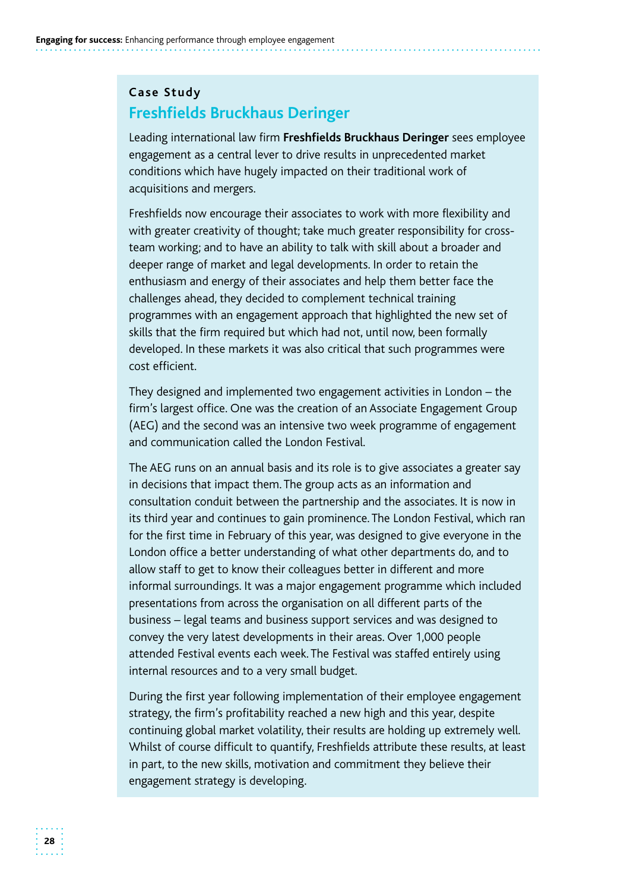**Case Study**

## Freshfields Bruckhaus Deringer

Leading international law firm **Freshfields Bruckhaus Deringer** sees employee engagement as a central lever to drive results in unprecedented market conditions which have hugely impacted on their traditional work of acquisitions and mergers.

Freshfields now encourage their associates to work with more flexibility and with greater creativity of thought; take much greater responsibility for cross-team working; and to have an ability to talk with skill about a broader and deeper range of market and legal developments. In order to retain the enthusiasm and energy of their associates and help them better face the challenges ahead, they decided to complement technical training programmes with an engagement approach that highlighted the new set of skills that the firm required but which had not, until now, been formally developed. In these markets it was also critical that such programmes were cost efficient.

They designed and implemented two engagement activities in London – the firm's largest office. One was the creation of an Associate Engagement Group (AEG) and the second was an intensive two week programme of engagement and communication called the London Festival.

The AEG runs on an annual basis and its role is to give associates a greater say in decisions that impact them. The group acts as an information and consultation conduit between the partnership and the associates. It is now in its third year and continues to gain prominence. The London Festival, which ran for the first time in February of this year, was designed to give everyone in the London office a better understanding of what other departments do, and to allow staff to get to know their colleagues better in different and more informal surroundings. It was a major engagement programme which included presentations from across the organisation on all different parts of the business – legal teams and business support services and was designed to convey the very latest developments in their areas. Over 1,000 people attended Festival events each week. The Festival was staffed entirely using internal resources and to a very small budget.

During the first year following implementation of their employee engagement strategy, the firm's profitability reached a new high and this year, despite continuing global market volatility, their results are holding up extremely well. Whilst of course difficult to quantify, Freshfields attribute these results, at least in part, to the new skills, motivation and commitment they believe their engagement strategy is developing.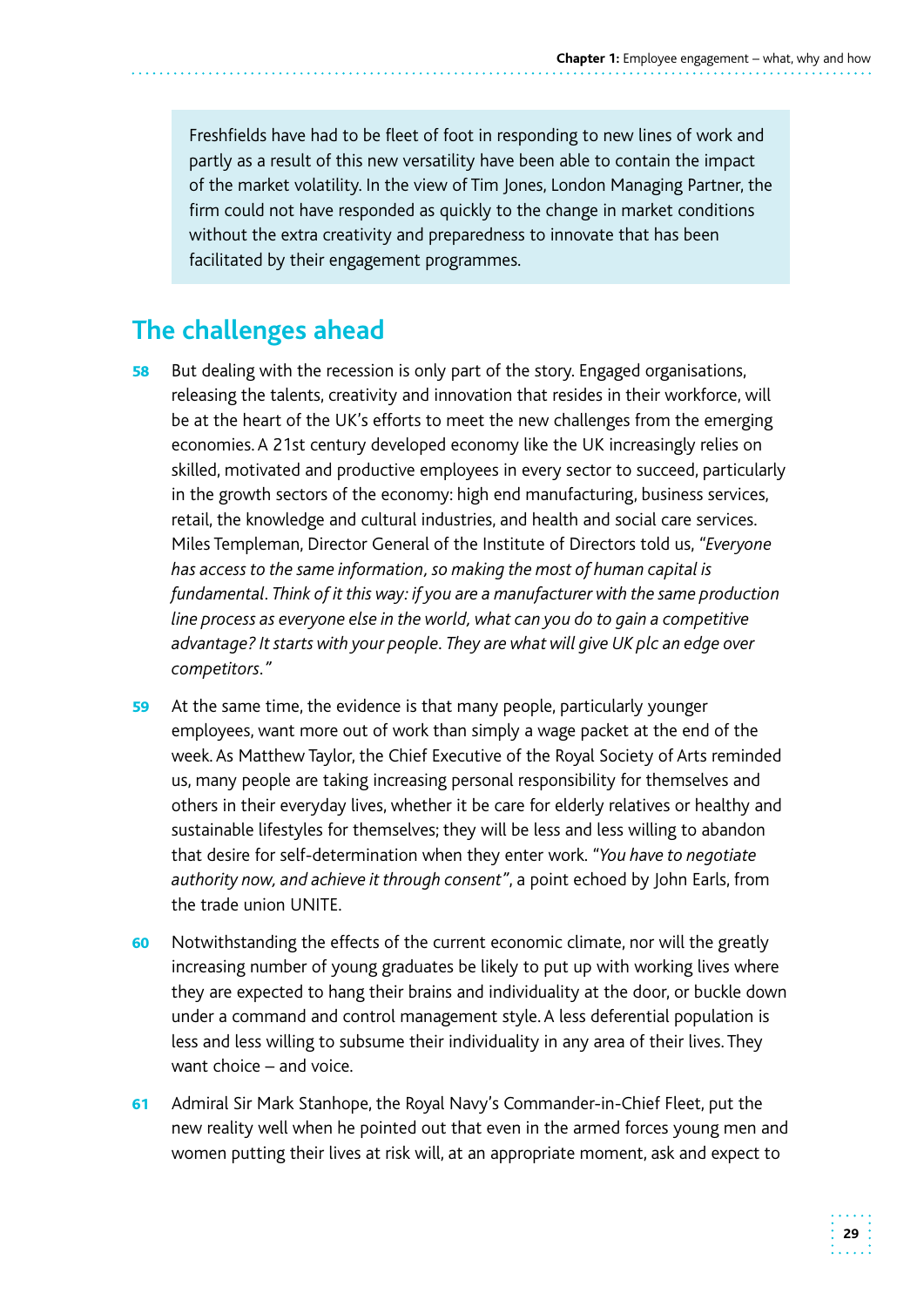Freshfields have had to be fleet of foot in responding to new lines of work and partly as a result of this new versatility have been able to contain the impact of the market volatility. In the view of Tim Jones, London Managing Partner, the firm could not have responded as quickly to the change in market conditions without the extra creativity and preparedness to innovate that has been facilitated by their engagement programmes.

## The challenges ahead

**58** But dealing with the recession is only part of the story. Engaged organisations, releasing the talents, creativity and innovation that resides in their workforce, will be at the heart of the UK's efforts to meet the new challenges from the emerging economies. A 21st century developed economy like the UK increasingly relies on skilled, motivated and productive employees in every sector to succeed, particularly in the growth sectors of the economy: high end manufacturing, business services, retail, the knowledge and cultural industries, and health and social care services. Miles Templeman, Director General of the Institute of Directors told us, "*Everyone has access to the same information, so making the most of human capital is fundamental. Think of it this way: if you are a manufacturer with the same production line process as everyone else in the world, what can you do to gain a competitive advantage? It starts with your people. They are what will give UK plc an edge over competitors.*"

**59** At the same time, the evidence is that many people, particularly younger employees, want more out of work than simply a wage packet at the end of the week. As Matthew Taylor, the Chief Executive of the Royal Society of Arts reminded us, many people are taking increasing personal responsibility for themselves and others in their everyday lives, whether it be care for elderly relatives or healthy and sustainable lifestyles for themselves; they will be less and less willing to abandon that desire for self-determination when they enter work. "*You have to negotiate authority now, and achieve it through consent*", a point echoed by John Earls, from the trade union UNITE.

**60** Notwithstanding the effects of the current economic climate, nor will the greatly increasing number of young graduates be likely to put up with working lives where they are expected to hang their brains and individuality at the door, or buckle down under a command and control management style. A less deferential population is less and less willing to subsume their individuality in any area of their lives. They want choice – and voice.

**61** Admiral Sir Mark Stanhope, the Royal Navy's Commander-in-Chief Fleet, put the new reality well when he pointed out that even in the armed forces young men and women putting their lives at risk will, at an appropriate moment, ask and expect to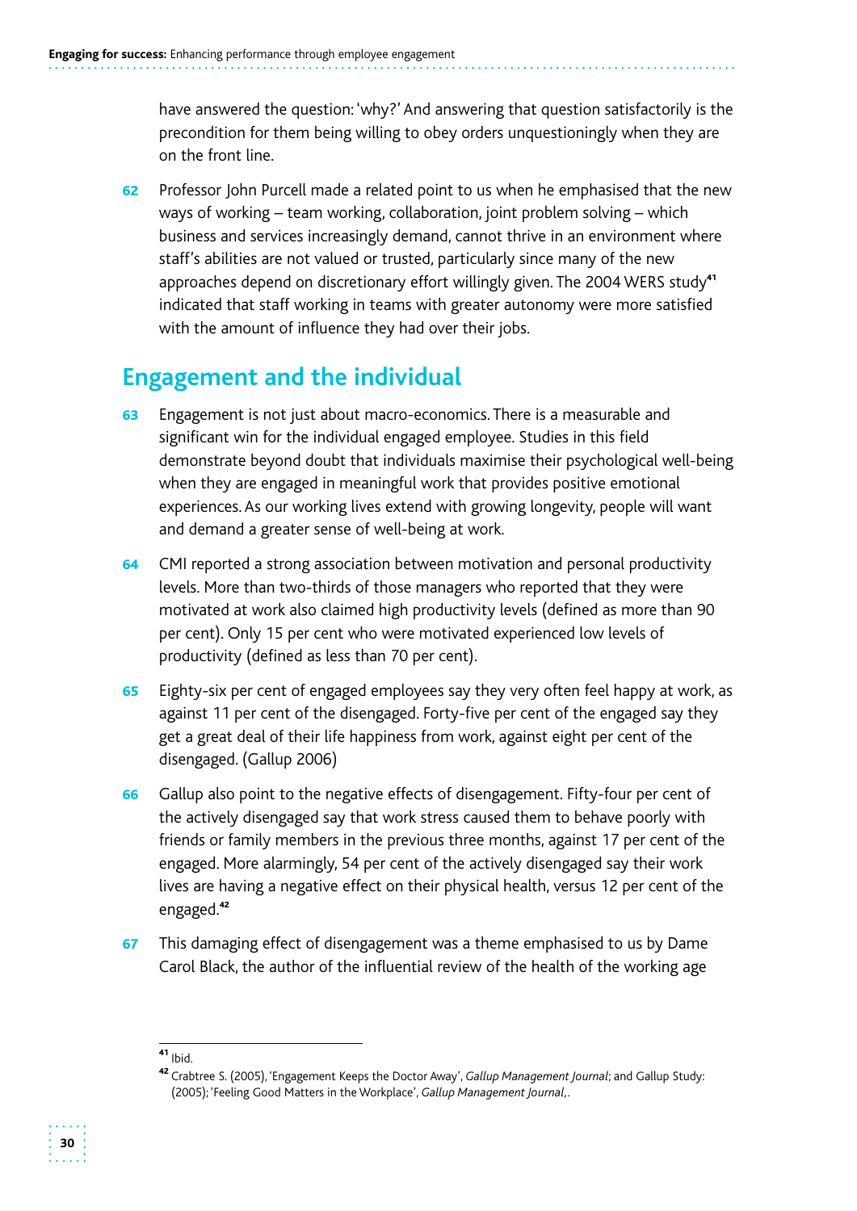have answered the question: 'why?' And answering that question satisfactorily is the precondition for them being willing to obey orders unquestioningly when they are on the front line.

**62** Professor John Purcell made a related point to us when he emphasised that the new ways of working – team working, collaboration, joint problem solving – which business and services increasingly demand, cannot thrive in an environment where staff's abilities are not valued or trusted, particularly since many of the new approaches depend on discretionary effort willingly given. The 2004 WERS study[41] indicated that staff working in teams with greater autonomy were more satisfied with the amount of influence they had over their jobs.

## Engagement and the individual

**63** Engagement is not just about macro-economics. There is a measurable and significant win for the individual engaged employee. Studies in this field demonstrate beyond doubt that individuals maximise their psychological well-being when they are engaged in meaningful work that provides positive emotional experiences. As our working lives extend with growing longevity, people will want and demand a greater sense of well-being at work.

**64** CMI reported a strong association between motivation and personal productivity levels. More than two-thirds of those managers who reported that they were motivated at work also claimed high productivity levels (defined as more than 90 per cent). Only 15 per cent who were motivated experienced low levels of productivity (defined as less than 70 per cent).

**65** Eighty-six per cent of engaged employees say they very often feel happy at work, as against 11 per cent of the disengaged. Forty-five per cent of the engaged say they get a great deal of their life happiness from work, against eight per cent of the disengaged. (Gallup 2006)

**66** Gallup also point to the negative effects of disengagement. Fifty-four per cent of the actively disengaged say that work stress caused them to behave poorly with friends or family members in the previous three months, against 17 per cent of the engaged. More alarmingly, 54 per cent of the actively disengaged say their work lives are having a negative effect on their physical health, versus 12 per cent of the engaged.[42]

**67** This damaging effect of disengagement was a theme emphasised to us by Dame Carol Black, the author of the influential review of the health of the working age

---

[41] Ibid.

[42] Crabtree S. (2005), 'Engagement Keeps the Doctor Away', *Gallup Management Journal*; and Gallup Study: (2005); 'Feeling Good Matters in the Workplace', *Gallup Management Journal*,.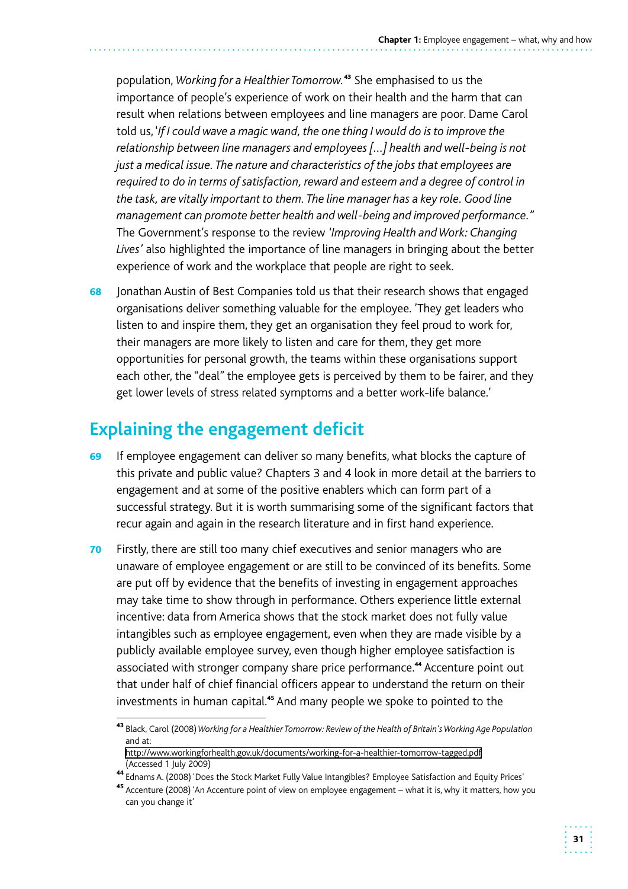population, *Working for a Healthier Tomorrow*.[43] She emphasised to us the importance of people's experience of work on their health and the harm that can result when relations between employees and line managers are poor. Dame Carol told us, '*If I could wave a magic wand, the one thing I would do is to improve the relationship between line managers and employees [...] health and well-being is not just a medical issue. The nature and characteristics of the jobs that employees are required to do in terms of satisfaction, reward and esteem and a degree of control in the task, are vitally important to them. The line manager has a key role. Good line management can promote better health and well-being and improved performance."* The Government's response to the review *'Improving Health and Work: Changing Lives'* also highlighted the importance of line managers in bringing about the better experience of work and the workplace that people are right to seek.

**68** Jonathan Austin of Best Companies told us that their research shows that engaged organisations deliver something valuable for the employee. 'They get leaders who listen to and inspire them, they get an organisation they feel proud to work for, their managers are more likely to listen and care for them, they get more opportunities for personal growth, the teams within these organisations support each other, the "deal" the employee gets is perceived by them to be fairer, and they get lower levels of stress related symptoms and a better work-life balance.'

## Explaining the engagement deficit

**69** If employee engagement can deliver so many benefits, what blocks the capture of this private and public value? Chapters 3 and 4 look in more detail at the barriers to engagement and at some of the positive enablers which can form part of a successful strategy. But it is worth summarising some of the significant factors that recur again and again in the research literature and in first hand experience.

**70** Firstly, there are still too many chief executives and senior managers who are unaware of employee engagement or are still to be convinced of its benefits. Some are put off by evidence that the benefits of investing in engagement approaches may take time to show through in performance. Others experience little external incentive: data from America shows that the stock market does not fully value intangibles such as employee engagement, even when they are made visible by a publicly available employee survey, even though higher employee satisfaction is associated with stronger company share price performance.[44] Accenture point out that under half of chief financial officers appear to understand the return on their investments in human capital.[45] And many people we spoke to pointed to the

---

[43] Black, Carol (2008) *Working for a Healthier Tomorrow: Review of the Health of Britain's Working Age Population* and at: http://www.workingforhealth.gov.uk/documents/working-for-a-healthier-tomorrow-tagged.pdf (Accessed 1 July 2009)

[44] Ednams A. (2008) 'Does the Stock Market Fully Value Intangibles? Employee Satisfaction and Equity Prices'

[45] Accenture (2008) 'An Accenture point of view on employee engagement – what it is, why it matters, how you can you change it'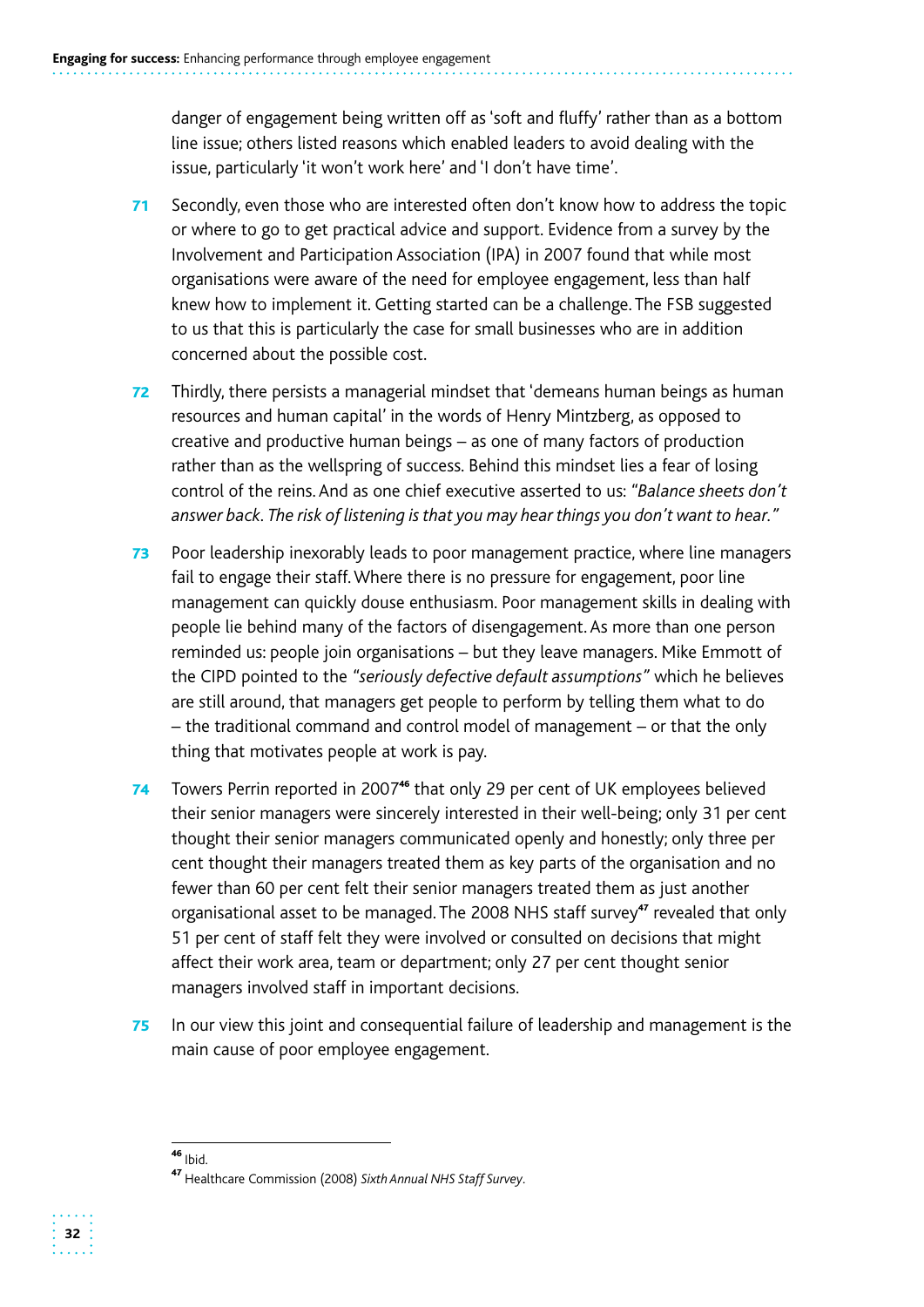danger of engagement being written off as 'soft and fluffy' rather than as a bottom line issue; others listed reasons which enabled leaders to avoid dealing with the issue, particularly 'it won't work here' and 'I don't have time'.

**71** Secondly, even those who are interested often don't know how to address the topic or where to go to get practical advice and support. Evidence from a survey by the Involvement and Participation Association (IPA) in 2007 found that while most organisations were aware of the need for employee engagement, less than half knew how to implement it. Getting started can be a challenge. The FSB suggested to us that this is particularly the case for small businesses who are in addition concerned about the possible cost.

**72** Thirdly, there persists a managerial mindset that 'demeans human beings as human resources and human capital' in the words of Henry Mintzberg, as opposed to creative and productive human beings – as one of many factors of production rather than as the wellspring of success. Behind this mindset lies a fear of losing control of the reins. And as one chief executive asserted to us: *"Balance sheets don't answer back. The risk of listening is that you may hear things you don't want to hear."*

**73** Poor leadership inexorably leads to poor management practice, where line managers fail to engage their staff. Where there is no pressure for engagement, poor line management can quickly douse enthusiasm. Poor management skills in dealing with people lie behind many of the factors of disengagement. As more than one person reminded us: people join organisations – but they leave managers. Mike Emmott of the CIPD pointed to the *"seriously defective default assumptions"* which he believes are still around, that managers get people to perform by telling them what to do – the traditional command and control model of management – or that the only thing that motivates people at work is pay.

**74** Towers Perrin reported in 2007[46] that only 29 per cent of UK employees believed their senior managers were sincerely interested in their well-being; only 31 per cent thought their senior managers communicated openly and honestly; only three per cent thought their managers treated them as key parts of the organisation and no fewer than 60 per cent felt their senior managers treated them as just another organisational asset to be managed. The 2008 NHS staff survey[47] revealed that only 51 per cent of staff felt they were involved or consulted on decisions that might affect their work area, team or department; only 27 per cent thought senior managers involved staff in important decisions.

**75** In our view this joint and consequential failure of leadership and management is the main cause of poor employee engagement.

---

[46] Ibid.

[47] Healthcare Commission (2008) *Sixth Annual NHS Staff Survey*.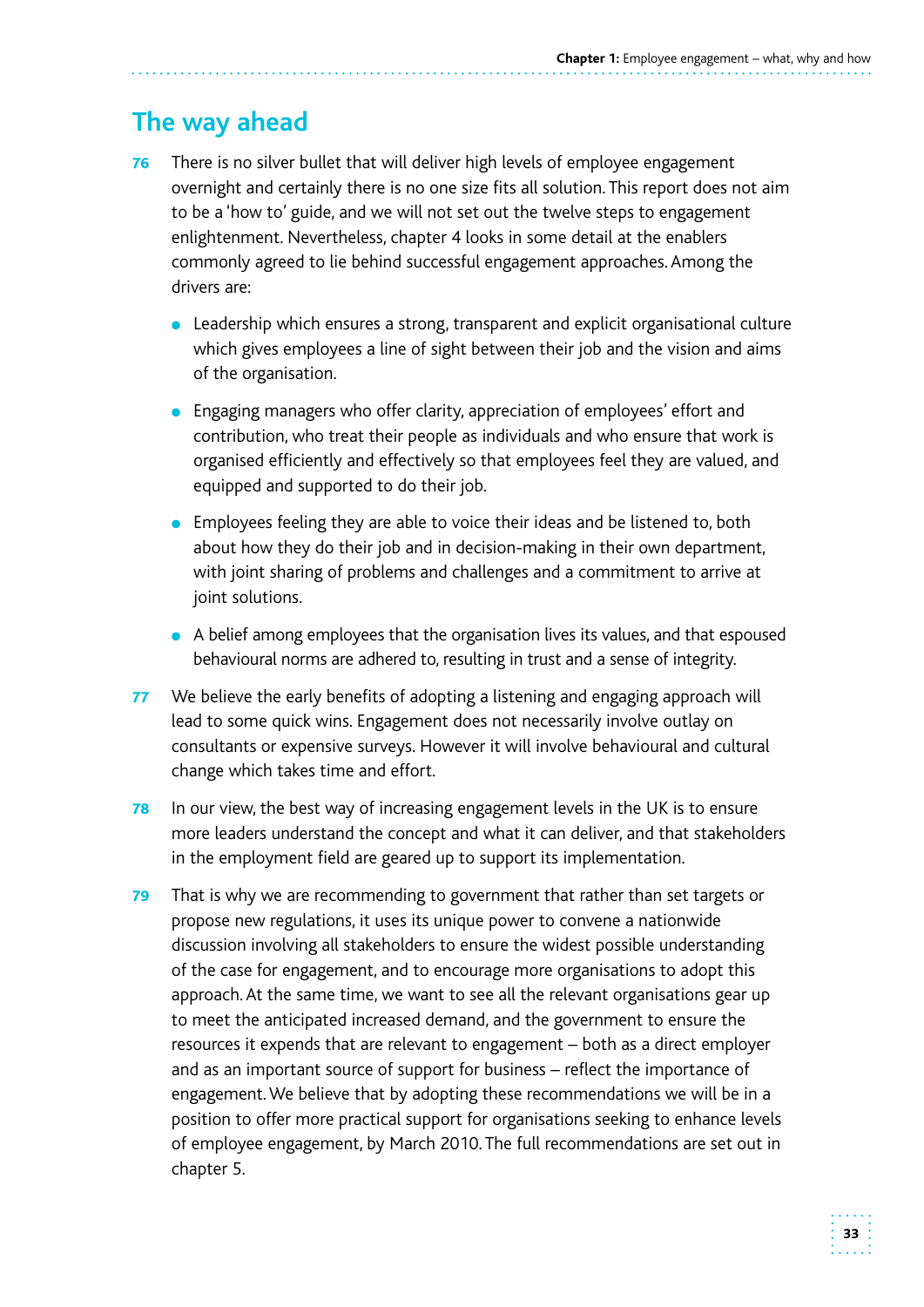## The way ahead

**76** There is no silver bullet that will deliver high levels of employee engagement overnight and certainly there is no one size fits all solution. This report does not aim to be a 'how to' guide, and we will not set out the twelve steps to engagement enlightenment. Nevertheless, chapter 4 looks in some detail at the enablers commonly agreed to lie behind successful engagement approaches. Among the drivers are:

- Leadership which ensures a strong, transparent and explicit organisational culture which gives employees a line of sight between their job and the vision and aims of the organisation.
- Engaging managers who offer clarity, appreciation of employees' effort and contribution, who treat their people as individuals and who ensure that work is organised efficiently and effectively so that employees feel they are valued, and equipped and supported to do their job.
- Employees feeling they are able to voice their ideas and be listened to, both about how they do their job and in decision-making in their own department, with joint sharing of problems and challenges and a commitment to arrive at joint solutions.
- A belief among employees that the organisation lives its values, and that espoused behavioural norms are adhered to, resulting in trust and a sense of integrity.

**77** We believe the early benefits of adopting a listening and engaging approach will lead to some quick wins. Engagement does not necessarily involve outlay on consultants or expensive surveys. However it will involve behavioural and cultural change which takes time and effort.

**78** In our view, the best way of increasing engagement levels in the UK is to ensure more leaders understand the concept and what it can deliver, and that stakeholders in the employment field are geared up to support its implementation.

**79** That is why we are recommending to government that rather than set targets or propose new regulations, it uses its unique power to convene a nationwide discussion involving all stakeholders to ensure the widest possible understanding of the case for engagement, and to encourage more organisations to adopt this approach. At the same time, we want to see all the relevant organisations gear up to meet the anticipated increased demand, and the government to ensure the resources it expends that are relevant to engagement – both as a direct employer and as an important source of support for business – reflect the importance of engagement. We believe that by adopting these recommendations we will be in a position to offer more practical support for organisations seeking to enhance levels of employee engagement, by March 2010. The full recommendations are set out in chapter 5.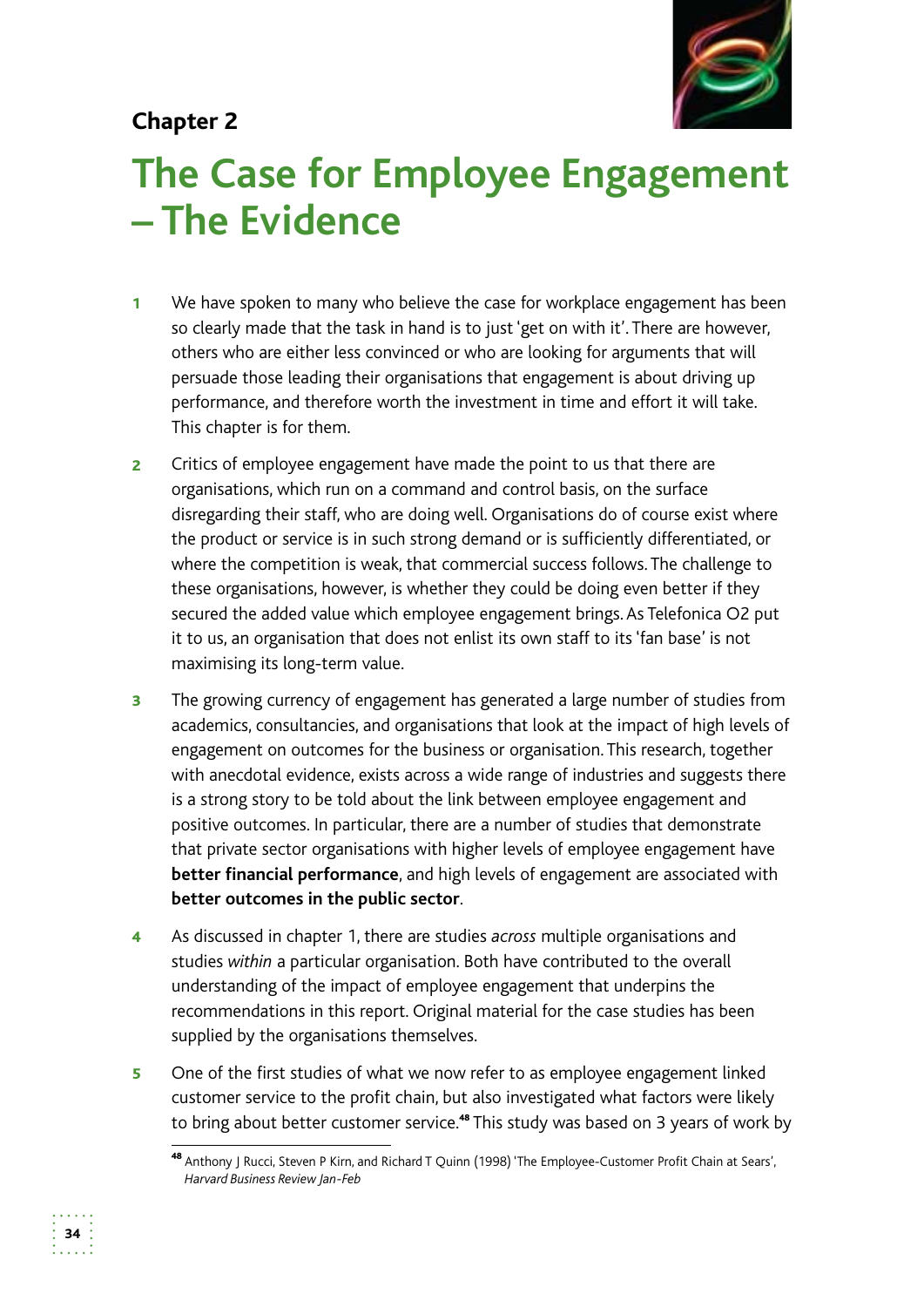## Chapter 2

# The Case for Employee Engagement – The Evidence

1 We have spoken to many who believe the case for workplace engagement has been so clearly made that the task in hand is to just 'get on with it'. There are however, others who are either less convinced or who are looking for arguments that will persuade those leading their organisations that engagement is about driving up performance, and therefore worth the investment in time and effort it will take. This chapter is for them.

2 Critics of employee engagement have made the point to us that there are organisations, which run on a command and control basis, on the surface disregarding their staff, who are doing well. Organisations do of course exist where the product or service is in such strong demand or is sufficiently differentiated, or where the competition is weak, that commercial success follows. The challenge to these organisations, however, is whether they could be doing even better if they secured the added value which employee engagement brings. As Telefonica O2 put it to us, an organisation that does not enlist its own staff to its 'fan base' is not maximising its long-term value.

3 The growing currency of engagement has generated a large number of studies from academics, consultancies, and organisations that look at the impact of high levels of engagement on outcomes for the business or organisation. This research, together with anecdotal evidence, exists across a wide range of industries and suggests there is a strong story to be told about the link between employee engagement and positive outcomes. In particular, there are a number of studies that demonstrate that private sector organisations with higher levels of employee engagement have **better financial performance**, and high levels of engagement are associated with **better outcomes in the public sector**.

4 As discussed in chapter 1, there are studies *across* multiple organisations and studies *within* a particular organisation. Both have contributed to the overall understanding of the impact of employee engagement that underpins the recommendations in this report. Original material for the case studies has been supplied by the organisations themselves.

5 One of the first studies of what we now refer to as employee engagement linked customer service to the profit chain, but also investigated what factors were likely to bring about better customer service.[48] This study was based on 3 years of work by

[48] Anthony J Rucci, Steven P Kirn, and Richard T Quinn (1998) 'The Employee-Customer Profit Chain at Sears', *Harvard Business Review Jan-Feb*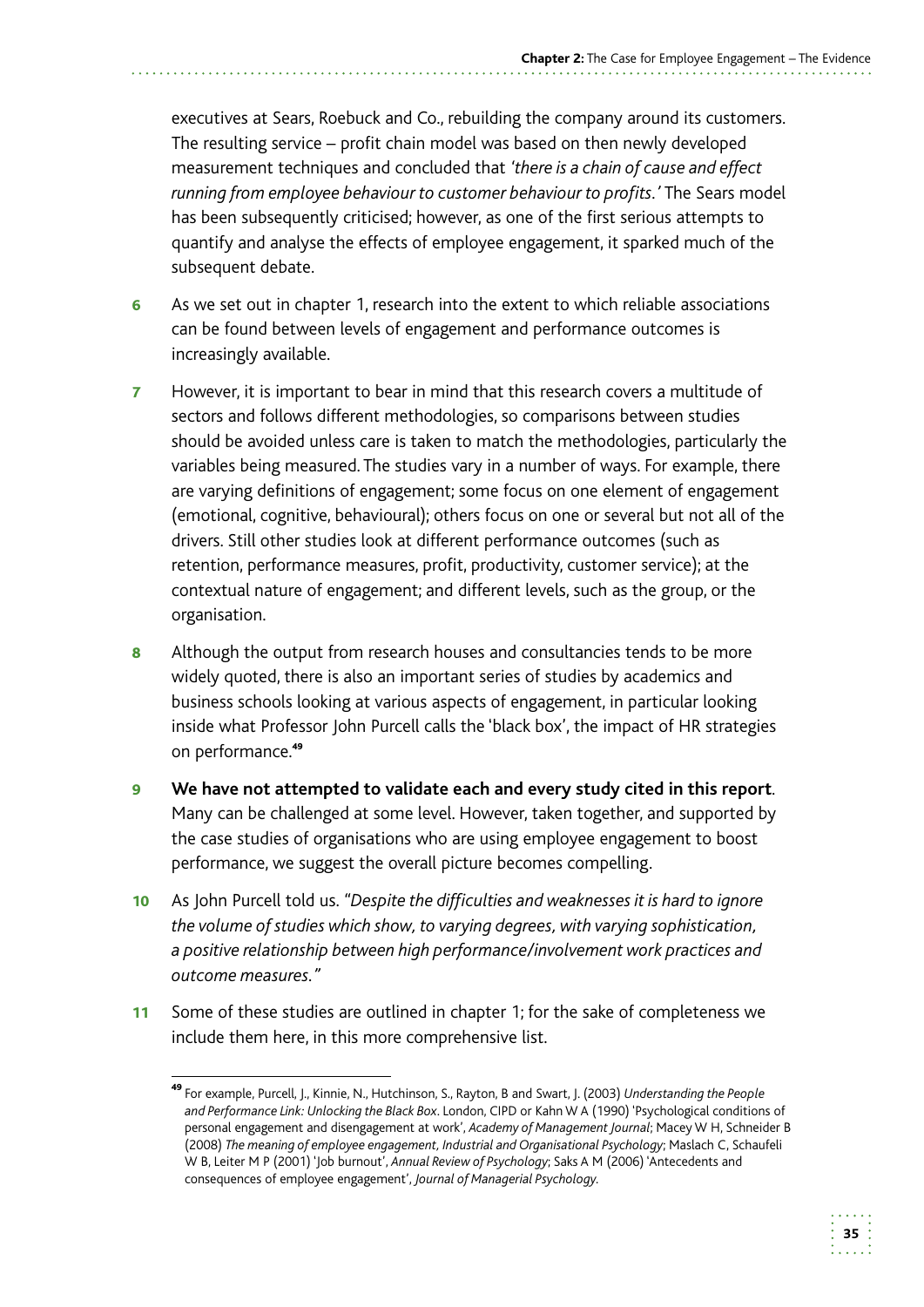executives at Sears, Roebuck and Co., rebuilding the company around its customers. The resulting service – profit chain model was based on then newly developed measurement techniques and concluded that *'there is a chain of cause and effect running from employee behaviour to customer behaviour to profits.'* The Sears model has been subsequently criticised; however, as one of the first serious attempts to quantify and analyse the effects of employee engagement, it sparked much of the subsequent debate.

**6** As we set out in chapter 1, research into the extent to which reliable associations can be found between levels of engagement and performance outcomes is increasingly available.

**7** However, it is important to bear in mind that this research covers a multitude of sectors and follows different methodologies, so comparisons between studies should be avoided unless care is taken to match the methodologies, particularly the variables being measured. The studies vary in a number of ways. For example, there are varying definitions of engagement; some focus on one element of engagement (emotional, cognitive, behavioural); others focus on one or several but not all of the drivers. Still other studies look at different performance outcomes (such as retention, performance measures, profit, productivity, customer service); at the contextual nature of engagement; and different levels, such as the group, or the organisation.

**8** Although the output from research houses and consultancies tends to be more widely quoted, there is also an important series of studies by academics and business schools looking at various aspects of engagement, in particular looking inside what Professor John Purcell calls the 'black box', the impact of HR strategies on performance.[49]

**9** **We have not attempted to validate each and every study cited in this report**. Many can be challenged at some level. However, taken together, and supported by the case studies of organisations who are using employee engagement to boost performance, we suggest the overall picture becomes compelling.

**10** As John Purcell told us. *"Despite the difficulties and weaknesses it is hard to ignore the volume of studies which show, to varying degrees, with varying sophistication, a positive relationship between high performance/involvement work practices and outcome measures."*

**11** Some of these studies are outlined in chapter 1; for the sake of completeness we include them here, in this more comprehensive list.

---

[49] For example, Purcell, J., Kinnie, N., Hutchinson, S., Rayton, B and Swart, J. (2003) *Understanding the People and Performance Link: Unlocking the Black Box*. London, CIPD or Kahn W A (1990) 'Psychological conditions of personal engagement and disengagement at work', *Academy of Management Journal*; Macey W H, Schneider B (2008) *The meaning of employee engagement, Industrial and Organisational Psychology*; Maslach C, Schaufeli W B, Leiter M P (2001) 'Job burnout', *Annual Review of Psychology*; Saks A M (2006) 'Antecedents and consequences of employee engagement', *Journal of Managerial Psychology*.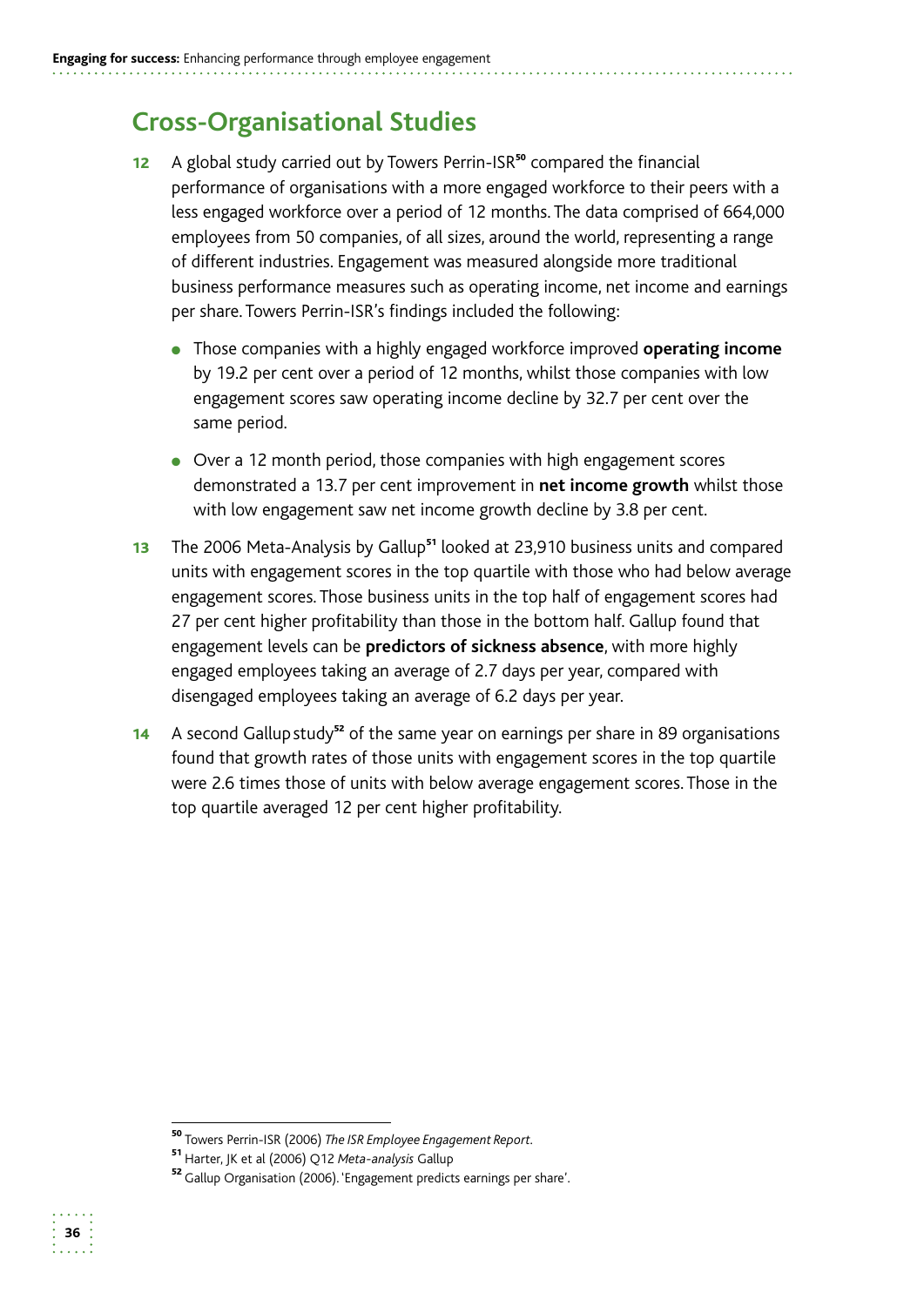## Cross-Organisational Studies

**12** A global study carried out by Towers Perrin-ISR[50] compared the financial performance of organisations with a more engaged workforce to their peers with a less engaged workforce over a period of 12 months. The data comprised of 664,000 employees from 50 companies, of all sizes, around the world, representing a range of different industries. Engagement was measured alongside more traditional business performance measures such as operating income, net income and earnings per share. Towers Perrin-ISR's findings included the following:

- Those companies with a highly engaged workforce improved **operating income** by 19.2 per cent over a period of 12 months, whilst those companies with low engagement scores saw operating income decline by 32.7 per cent over the same period.
- Over a 12 month period, those companies with high engagement scores demonstrated a 13.7 per cent improvement in **net income growth** whilst those with low engagement saw net income growth decline by 3.8 per cent.

**13** The 2006 Meta-Analysis by Gallup[51] looked at 23,910 business units and compared units with engagement scores in the top quartile with those who had below average engagement scores. Those business units in the top half of engagement scores had 27 per cent higher profitability than those in the bottom half. Gallup found that engagement levels can be **predictors of sickness absence**, with more highly engaged employees taking an average of 2.7 days per year, compared with disengaged employees taking an average of 6.2 days per year.

**14** A second Gallup study[52] of the same year on earnings per share in 89 organisations found that growth rates of those units with engagement scores in the top quartile were 2.6 times those of units with below average engagement scores. Those in the top quartile averaged 12 per cent higher profitability.

---

[50] Towers Perrin-ISR (2006) *The ISR Employee Engagement Report*.

[51] Harter, JK et al (2006) Q12 *Meta-analysis* Gallup

[52] Gallup Organisation (2006). 'Engagement predicts earnings per share'.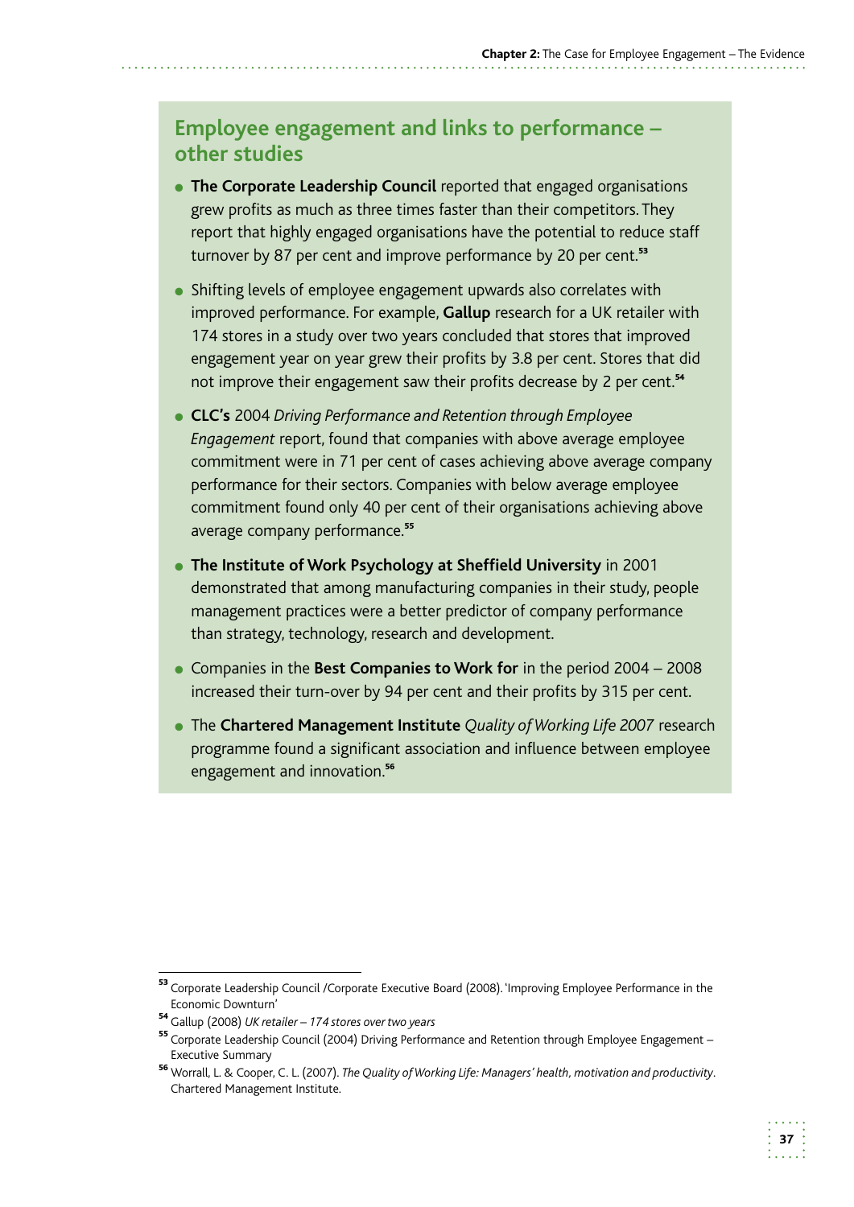## Employee engagement and links to performance – other studies

- **The Corporate Leadership Council** reported that engaged organisations grew profits as much as three times faster than their competitors. They report that highly engaged organisations have the potential to reduce staff turnover by 87 per cent and improve performance by 20 per cent.[53]
- Shifting levels of employee engagement upwards also correlates with improved performance. For example, **Gallup** research for a UK retailer with 174 stores in a study over two years concluded that stores that improved engagement year on year grew their profits by 3.8 per cent. Stores that did not improve their engagement saw their profits decrease by 2 per cent.[54]
- **CLC's** 2004 *Driving Performance and Retention through Employee Engagement* report, found that companies with above average employee commitment were in 71 per cent of cases achieving above average company performance for their sectors. Companies with below average employee commitment found only 40 per cent of their organisations achieving above average company performance.[55]
- **The Institute of Work Psychology at Sheffield University** in 2001 demonstrated that among manufacturing companies in their study, people management practices were a better predictor of company performance than strategy, technology, research and development.
- Companies in the **Best Companies to Work for** in the period 2004 – 2008 increased their turn-over by 94 per cent and their profits by 315 per cent.
- The **Chartered Management Institute** *Quality of Working Life 2007* research programme found a significant association and influence between employee engagement and innovation.[56]

---

[53] Corporate Leadership Council /Corporate Executive Board (2008). 'Improving Employee Performance in the Economic Downturn'

[54] Gallup (2008) *UK retailer – 174 stores over two years*

[55] Corporate Leadership Council (2004) Driving Performance and Retention through Employee Engagement – Executive Summary

[56] Worrall, L. & Cooper, C. L. (2007). *The Quality of Working Life: Managers' health, motivation and productivity*. Chartered Management Institute.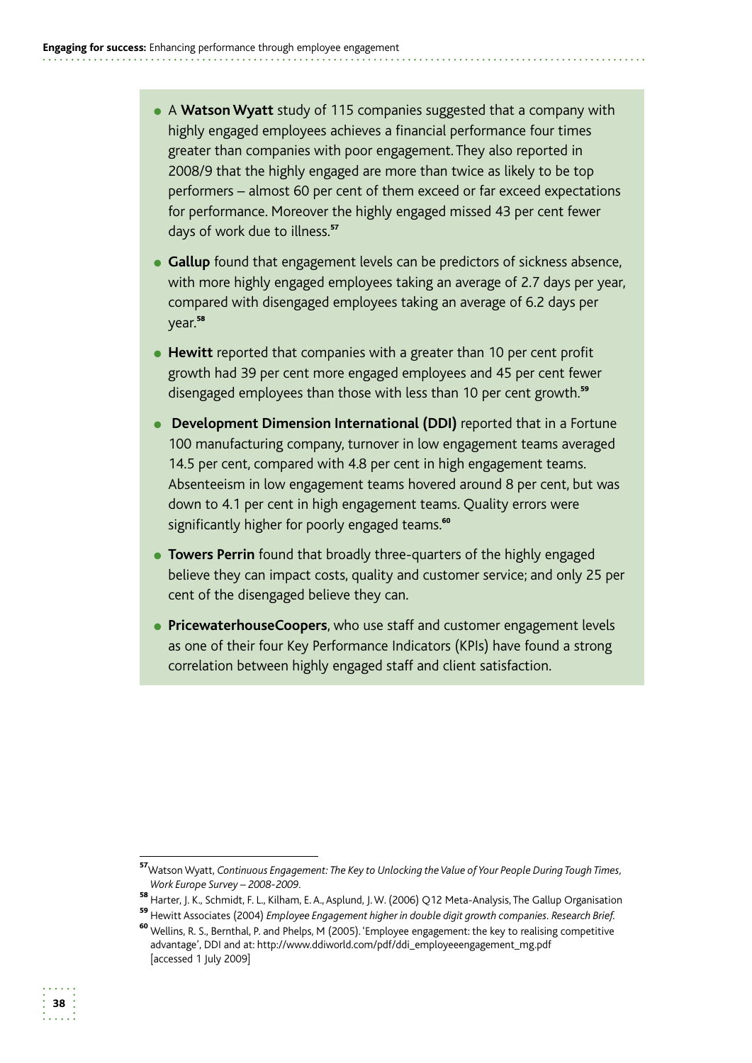- A **Watson Wyatt** study of 115 companies suggested that a company with highly engaged employees achieves a financial performance four times greater than companies with poor engagement. They also reported in 2008/9 that the highly engaged are more than twice as likely to be top performers – almost 60 per cent of them exceed or far exceed expectations for performance. Moreover the highly engaged missed 43 per cent fewer days of work due to illness.[57]

- **Gallup** found that engagement levels can be predictors of sickness absence, with more highly engaged employees taking an average of 2.7 days per year, compared with disengaged employees taking an average of 6.2 days per year.[58]

- **Hewitt** reported that companies with a greater than 10 per cent profit growth had 39 per cent more engaged employees and 45 per cent fewer disengaged employees than those with less than 10 per cent growth.[59]

- **Development Dimension International (DDI)** reported that in a Fortune 100 manufacturing company, turnover in low engagement teams averaged 14.5 per cent, compared with 4.8 per cent in high engagement teams. Absenteeism in low engagement teams hovered around 8 per cent, but was down to 4.1 per cent in high engagement teams. Quality errors were significantly higher for poorly engaged teams.[60]

- **Towers Perrin** found that broadly three-quarters of the highly engaged believe they can impact costs, quality and customer service; and only 25 per cent of the disengaged believe they can.

- **PricewaterhouseCoopers**, who use staff and customer engagement levels as one of their four Key Performance Indicators (KPIs) have found a strong correlation between highly engaged staff and client satisfaction.

---

[57] Watson Wyatt, *Continuous Engagement: The Key to Unlocking the Value of Your People During Tough Times, Work Europe Survey – 2008-2009*.

[58] Harter, J. K., Schmidt, F. L., Kilham, E. A., Asplund, J. W. (2006) Q12 Meta-Analysis, The Gallup Organisation

[59] Hewitt Associates (2004) *Employee Engagement higher in double digit growth companies. Research Brief.*

[60] Wellins, R. S., Bernthal, P. and Phelps, M (2005). 'Employee engagement: the key to realising competitive advantage', DDI and at: http://www.ddiworld.com/pdf/ddi_employeeengagement_mg.pdf [accessed 1 July 2009]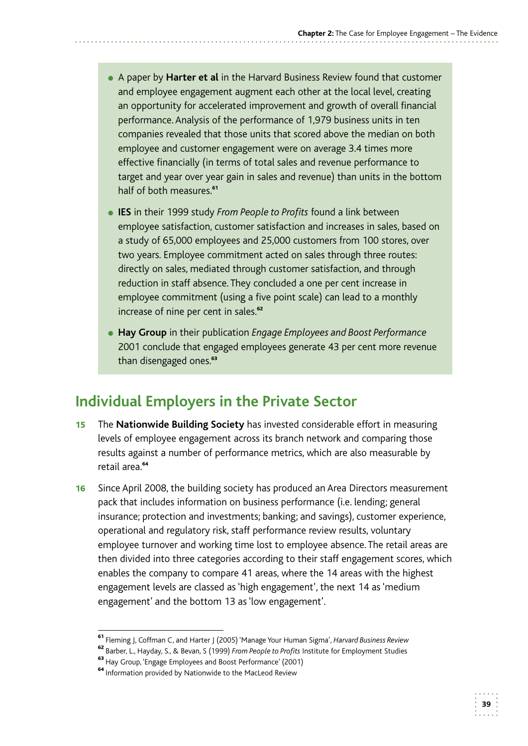- A paper by **Harter et al** in the Harvard Business Review found that customer and employee engagement augment each other at the local level, creating an opportunity for accelerated improvement and growth of overall financial performance. Analysis of the performance of 1,979 business units in ten companies revealed that those units that scored above the median on both employee and customer engagement were on average 3.4 times more effective financially (in terms of total sales and revenue performance to target and year over year gain in sales and revenue) than units in the bottom half of both measures.[61]
- **IES** in their 1999 study *From People to Profits* found a link between employee satisfaction, customer satisfaction and increases in sales, based on a study of 65,000 employees and 25,000 customers from 100 stores, over two years. Employee commitment acted on sales through three routes: directly on sales, mediated through customer satisfaction, and through reduction in staff absence. They concluded a one per cent increase in employee commitment (using a five point scale) can lead to a monthly increase of nine per cent in sales.[62]
- **Hay Group** in their publication *Engage Employees and Boost Performance* 2001 conclude that engaged employees generate 43 per cent more revenue than disengaged ones.[63]

## Individual Employers in the Private Sector

**15** The **Nationwide Building Society** has invested considerable effort in measuring levels of employee engagement across its branch network and comparing those results against a number of performance metrics, which are also measurable by retail area.[64]

**16** Since April 2008, the building society has produced an Area Directors measurement pack that includes information on business performance (i.e. lending; general insurance; protection and investments; banking; and savings), customer experience, operational and regulatory risk, staff performance review results, voluntary employee turnover and working time lost to employee absence. The retail areas are then divided into three categories according to their staff engagement scores, which enables the company to compare 41 areas, where the 14 areas with the highest engagement levels are classed as 'high engagement', the next 14 as 'medium engagement' and the bottom 13 as 'low engagement'.

---

[61] Fleming J, Coffman C, and Harter J (2005) 'Manage Your Human Sigma', *Harvard Business Review*

[62] Barber, L., Hayday, S., & Bevan, S (1999) *From People to Profits* Institute for Employment Studies

[63] Hay Group, 'Engage Employees and Boost Performance' (2001)

[64] Information provided by Nationwide to the MacLeod Review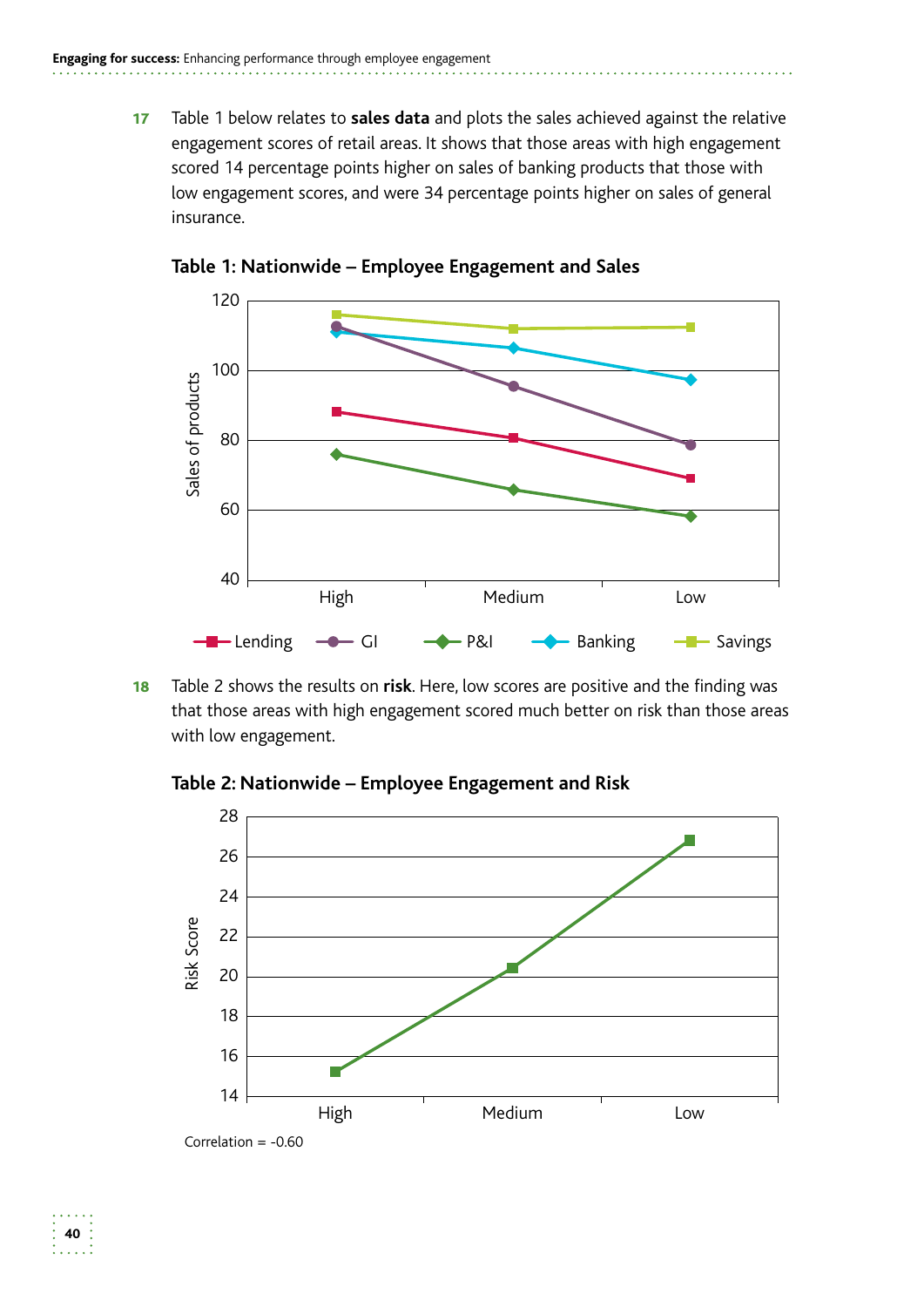**17** Table 1 below relates to **sales data** and plots the sales achieved against the relative engagement scores of retail areas. It shows that those areas with high engagement scored 14 percentage points higher on sales of banking products that those with low engagement scores, and were 34 percentage points higher on sales of general insurance.

**Table 1: Nationwide – Employee Engagement and Sales**

**18** Table 2 shows the results on **risk**. Here, low scores are positive and the finding was that those areas with high engagement scored much better on risk than those areas with low engagement.

**Table 2: Nationwide – Employee Engagement and Risk**

Correlation = -0.60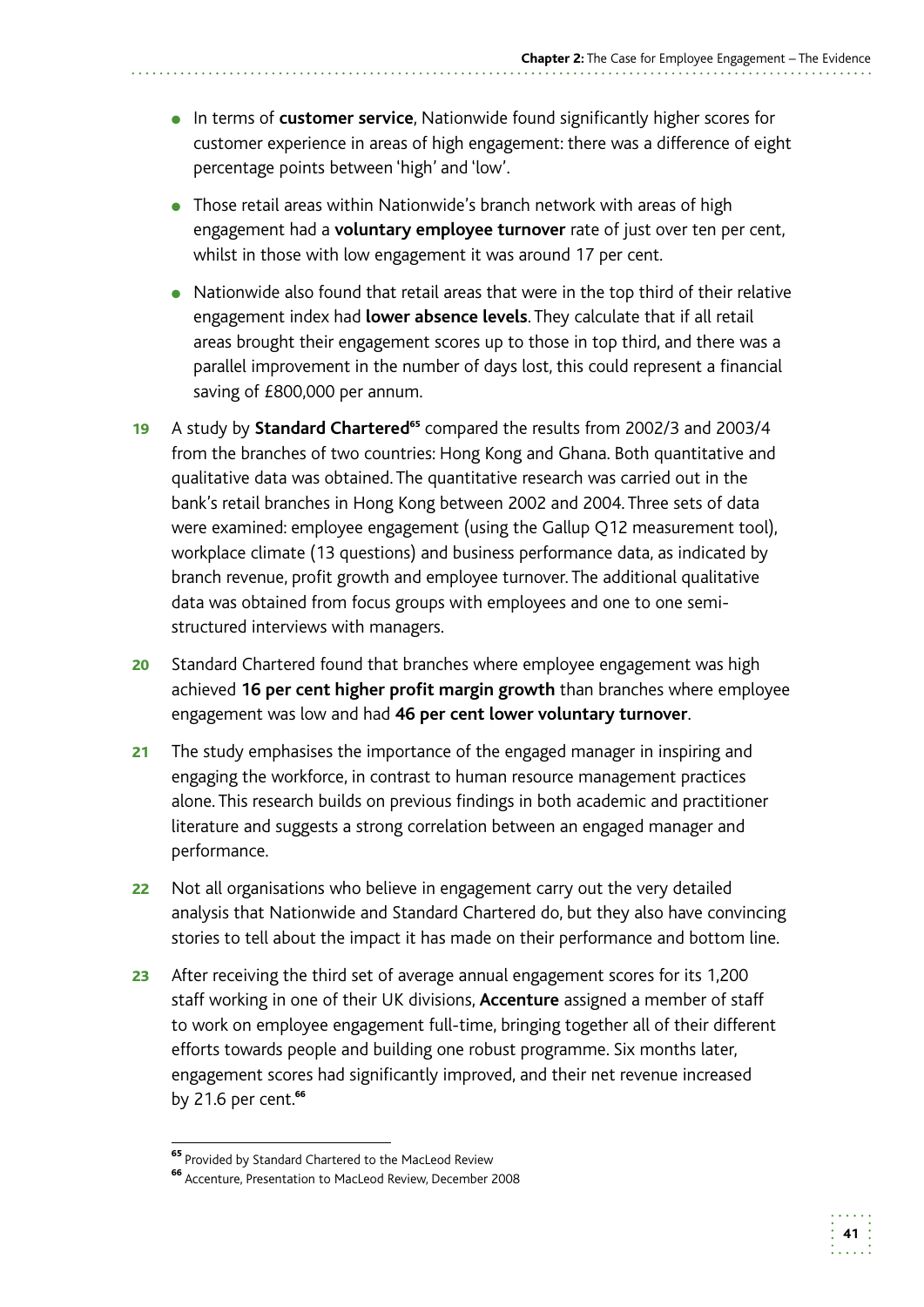- In terms of **customer service**, Nationwide found significantly higher scores for customer experience in areas of high engagement: there was a difference of eight percentage points between 'high' and 'low'.
- Those retail areas within Nationwide's branch network with areas of high engagement had a **voluntary employee turnover** rate of just over ten per cent, whilst in those with low engagement it was around 17 per cent.
- Nationwide also found that retail areas that were in the top third of their relative engagement index had **lower absence levels**. They calculate that if all retail areas brought their engagement scores up to those in top third, and there was a parallel improvement in the number of days lost, this could represent a financial saving of £800,000 per annum.

**19** A study by **Standard Chartered**[65] compared the results from 2002/3 and 2003/4 from the branches of two countries: Hong Kong and Ghana. Both quantitative and qualitative data was obtained. The quantitative research was carried out in the bank's retail branches in Hong Kong between 2002 and 2004. Three sets of data were examined: employee engagement (using the Gallup Q12 measurement tool), workplace climate (13 questions) and business performance data, as indicated by branch revenue, profit growth and employee turnover. The additional qualitative data was obtained from focus groups with employees and one to one semi-structured interviews with managers.

**20** Standard Chartered found that branches where employee engagement was high achieved **16 per cent higher profit margin growth** than branches where employee engagement was low and had **46 per cent lower voluntary turnover**.

**21** The study emphasises the importance of the engaged manager in inspiring and engaging the workforce, in contrast to human resource management practices alone. This research builds on previous findings in both academic and practitioner literature and suggests a strong correlation between an engaged manager and performance.

**22** Not all organisations who believe in engagement carry out the very detailed analysis that Nationwide and Standard Chartered do, but they also have convincing stories to tell about the impact it has made on their performance and bottom line.

**23** After receiving the third set of average annual engagement scores for its 1,200 staff working in one of their UK divisions, **Accenture** assigned a member of staff to work on employee engagement full-time, bringing together all of their different efforts towards people and building one robust programme. Six months later, engagement scores had significantly improved, and their net revenue increased by 21.6 per cent.[66]

---

[65] Provided by Standard Chartered to the MacLeod Review

[66] Accenture, Presentation to MacLeod Review, December 2008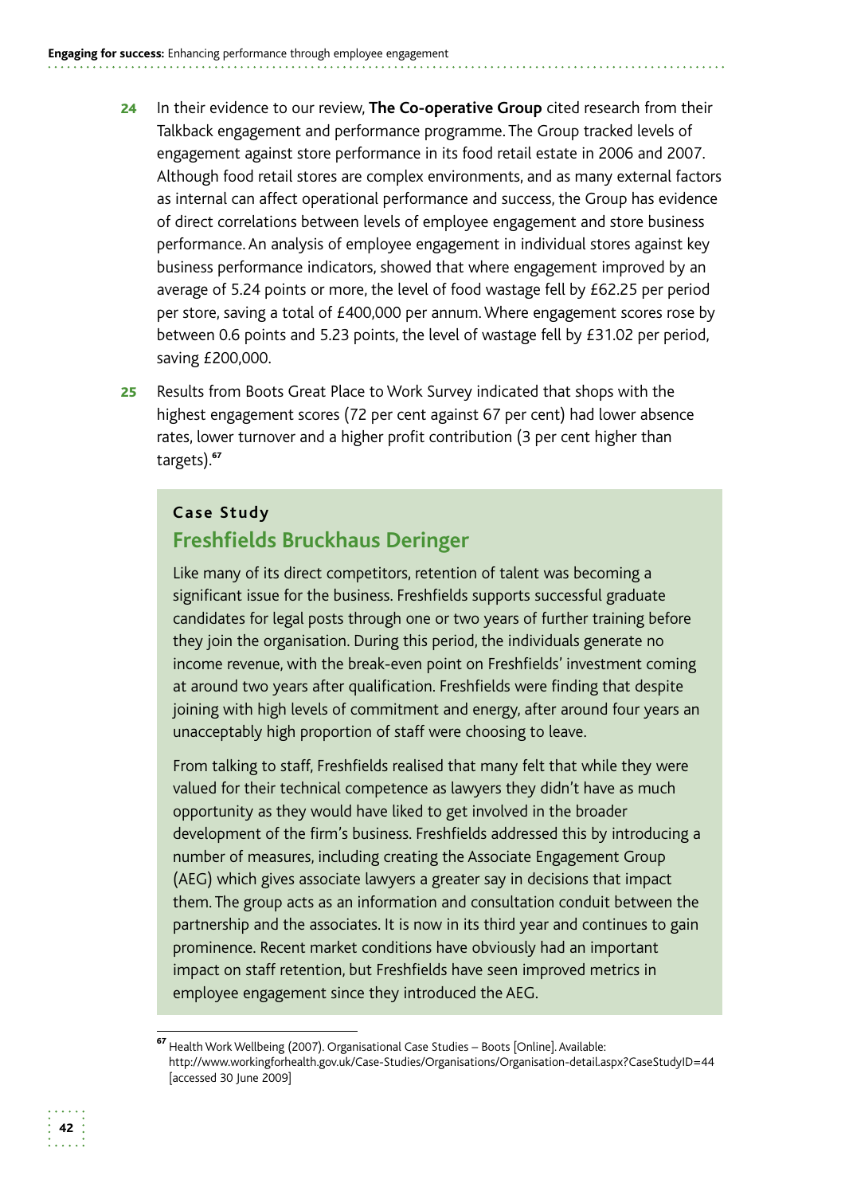24 In their evidence to our review, **The Co-operative Group** cited research from their Talkback engagement and performance programme. The Group tracked levels of engagement against store performance in its food retail estate in 2006 and 2007. Although food retail stores are complex environments, and as many external factors as internal can affect operational performance and success, the Group has evidence of direct correlations between levels of employee engagement and store business performance. An analysis of employee engagement in individual stores against key business performance indicators, showed that where engagement improved by an average of 5.24 points or more, the level of food wastage fell by £62.25 per period per store, saving a total of £400,000 per annum. Where engagement scores rose by between 0.6 points and 5.23 points, the level of wastage fell by £31.02 per period, saving £200,000.

25 Results from Boots Great Place to Work Survey indicated that shops with the highest engagement scores (72 per cent against 67 per cent) had lower absence rates, lower turnover and a higher profit contribution (3 per cent higher than targets).[67]

**Case Study**

## Freshfields Bruckhaus Deringer

Like many of its direct competitors, retention of talent was becoming a significant issue for the business. Freshfields supports successful graduate candidates for legal posts through one or two years of further training before they join the organisation. During this period, the individuals generate no income revenue, with the break-even point on Freshfields' investment coming at around two years after qualification. Freshfields were finding that despite joining with high levels of commitment and energy, after around four years an unacceptably high proportion of staff were choosing to leave.

From talking to staff, Freshfields realised that many felt that while they were valued for their technical competence as lawyers they didn't have as much opportunity as they would have liked to get involved in the broader development of the firm's business. Freshfields addressed this by introducing a number of measures, including creating the Associate Engagement Group (AEG) which gives associate lawyers a greater say in decisions that impact them. The group acts as an information and consultation conduit between the partnership and the associates. It is now in its third year and continues to gain prominence. Recent market conditions have obviously had an important impact on staff retention, but Freshfields have seen improved metrics in employee engagement since they introduced the AEG.

[67] Health Work Wellbeing (2007). Organisational Case Studies – Boots [Online]. Available: http://www.workingforhealth.gov.uk/Case-Studies/Organisations/Organisation-detail.aspx?CaseStudyID=44 [accessed 30 June 2009]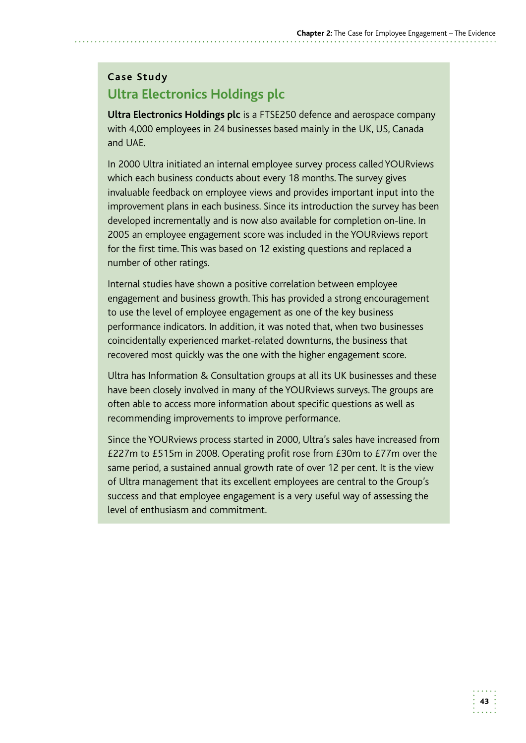**Case Study**

## Ultra Electronics Holdings plc

**Ultra Electronics Holdings plc** is a FTSE250 defence and aerospace company with 4,000 employees in 24 businesses based mainly in the UK, US, Canada and UAE.

In 2000 Ultra initiated an internal employee survey process called YOURviews which each business conducts about every 18 months. The survey gives invaluable feedback on employee views and provides important input into the improvement plans in each business. Since its introduction the survey has been developed incrementally and is now also available for completion on-line. In 2005 an employee engagement score was included in the YOURviews report for the first time. This was based on 12 existing questions and replaced a number of other ratings.

Internal studies have shown a positive correlation between employee engagement and business growth. This has provided a strong encouragement to use the level of employee engagement as one of the key business performance indicators. In addition, it was noted that, when two businesses coincidentally experienced market-related downturns, the business that recovered most quickly was the one with the higher engagement score.

Ultra has Information & Consultation groups at all its UK businesses and these have been closely involved in many of the YOURviews surveys. The groups are often able to access more information about specific questions as well as recommending improvements to improve performance.

Since the YOURviews process started in 2000, Ultra's sales have increased from £227m to £515m in 2008. Operating profit rose from £30m to £77m over the same period, a sustained annual growth rate of over 12 per cent. It is the view of Ultra management that its excellent employees are central to the Group's success and that employee engagement is a very useful way of assessing the level of enthusiasm and commitment.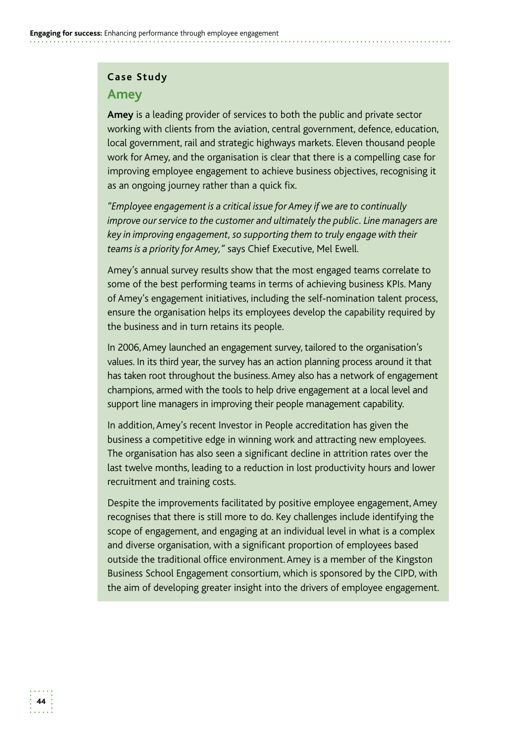**Case Study**

## Amey

**Amey** is a leading provider of services to both the public and private sector working with clients from the aviation, central government, defence, education, local government, rail and strategic highways markets. Eleven thousand people work for Amey, and the organisation is clear that there is a compelling case for improving employee engagement to achieve business objectives, recognising it as an ongoing journey rather than a quick fix.

*"Employee engagement is a critical issue for Amey if we are to continually improve our service to the customer and ultimately the public. Line managers are key in improving engagement, so supporting them to truly engage with their teams is a priority for Amey,"* says Chief Executive, Mel Ewell.

Amey's annual survey results show that the most engaged teams correlate to some of the best performing teams in terms of achieving business KPIs. Many of Amey's engagement initiatives, including the self-nomination talent process, ensure the organisation helps its employees develop the capability required by the business and in turn retains its people.

In 2006, Amey launched an engagement survey, tailored to the organisation's values. In its third year, the survey has an action planning process around it that has taken root throughout the business. Amey also has a network of engagement champions, armed with the tools to help drive engagement at a local level and support line managers in improving their people management capability.

In addition, Amey's recent Investor in People accreditation has given the business a competitive edge in winning work and attracting new employees. The organisation has also seen a significant decline in attrition rates over the last twelve months, leading to a reduction in lost productivity hours and lower recruitment and training costs.

Despite the improvements facilitated by positive employee engagement, Amey recognises that there is still more to do. Key challenges include identifying the scope of engagement, and engaging at an individual level in what is a complex and diverse organisation, with a significant proportion of employees based outside the traditional office environment. Amey is a member of the Kingston Business School Engagement consortium, which is sponsored by the CIPD, with the aim of developing greater insight into the drivers of employee engagement.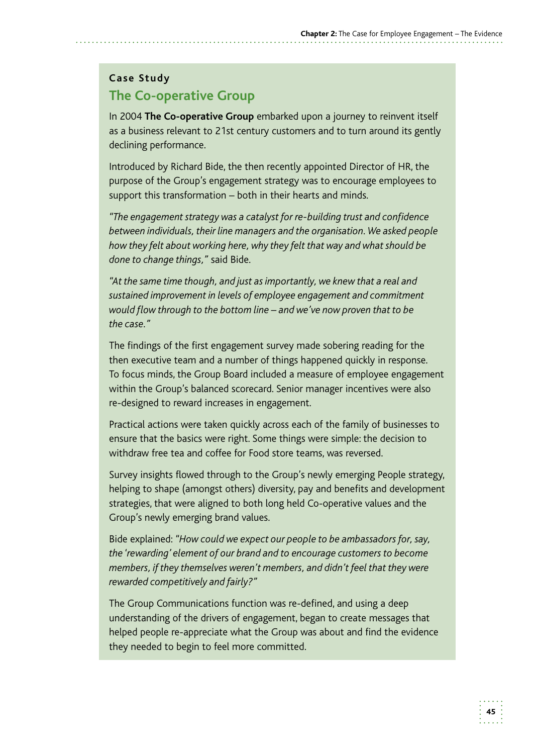**Case Study**

## The Co-operative Group

In 2004 **The Co-operative Group** embarked upon a journey to reinvent itself as a business relevant to 21st century customers and to turn around its gently declining performance.

Introduced by Richard Bide, the then recently appointed Director of HR, the purpose of the Group's engagement strategy was to encourage employees to support this transformation – both in their hearts and minds.

*"The engagement strategy was a catalyst for re-building trust and confidence between individuals, their line managers and the organisation. We asked people how they felt about working here, why they felt that way and what should be done to change things,"* said Bide.

*"At the same time though, and just as importantly, we knew that a real and sustained improvement in levels of employee engagement and commitment would flow through to the bottom line – and we've now proven that to be the case."*

The findings of the first engagement survey made sobering reading for the then executive team and a number of things happened quickly in response. To focus minds, the Group Board included a measure of employee engagement within the Group's balanced scorecard. Senior manager incentives were also re-designed to reward increases in engagement.

Practical actions were taken quickly across each of the family of businesses to ensure that the basics were right. Some things were simple: the decision to withdraw free tea and coffee for Food store teams, was reversed.

Survey insights flowed through to the Group's newly emerging People strategy, helping to shape (amongst others) diversity, pay and benefits and development strategies, that were aligned to both long held Co-operative values and the Group's newly emerging brand values.

Bide explained: *"How could we expect our people to be ambassadors for, say, the 'rewarding' element of our brand and to encourage customers to become members, if they themselves weren't members, and didn't feel that they were rewarded competitively and fairly?"*

The Group Communications function was re-defined, and using a deep understanding of the drivers of engagement, began to create messages that helped people re-appreciate what the Group was about and find the evidence they needed to begin to feel more committed.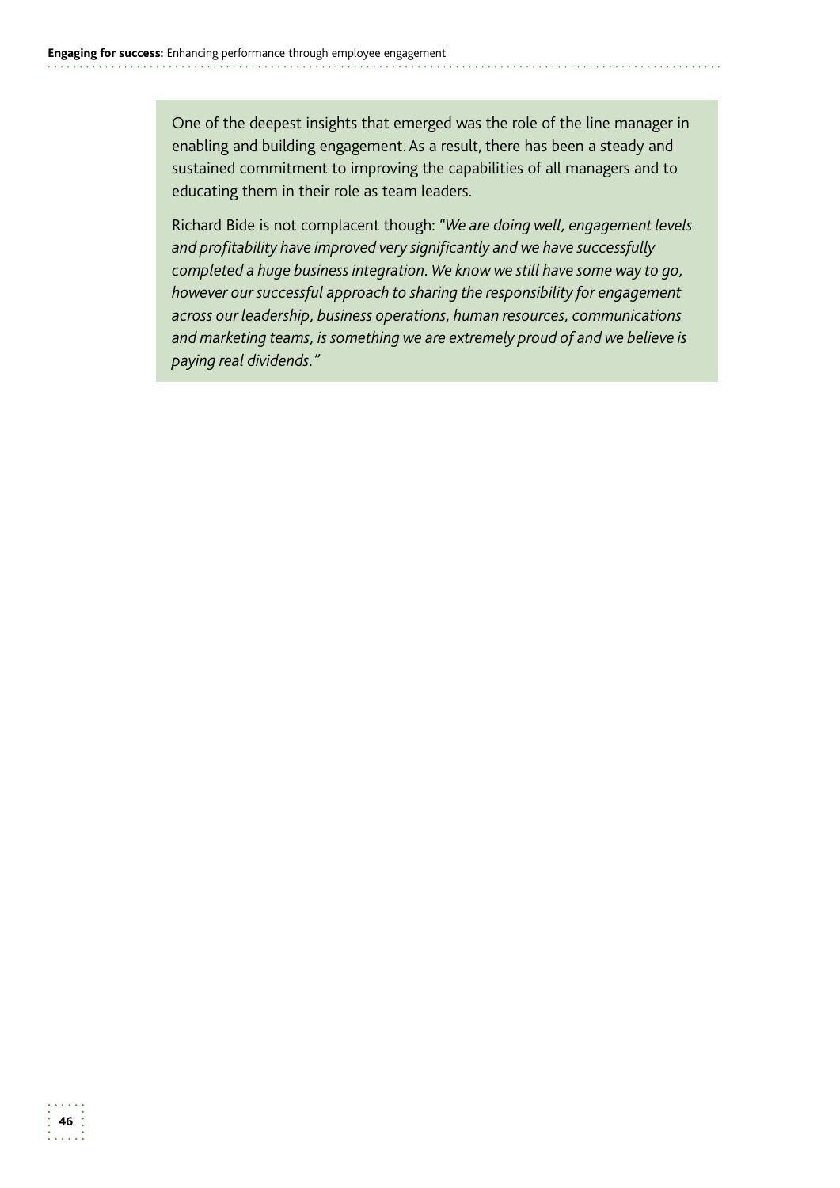One of the deepest insights that emerged was the role of the line manager in enabling and building engagement. As a result, there has been a steady and sustained commitment to improving the capabilities of all managers and to educating them in their role as team leaders.

Richard Bide is not complacent though: *"We are doing well, engagement levels and profitability have improved very significantly and we have successfully completed a huge business integration. We know we still have some way to go, however our successful approach to sharing the responsibility for engagement across our leadership, business operations, human resources, communications and marketing teams, is something we are extremely proud of and we believe is paying real dividends."*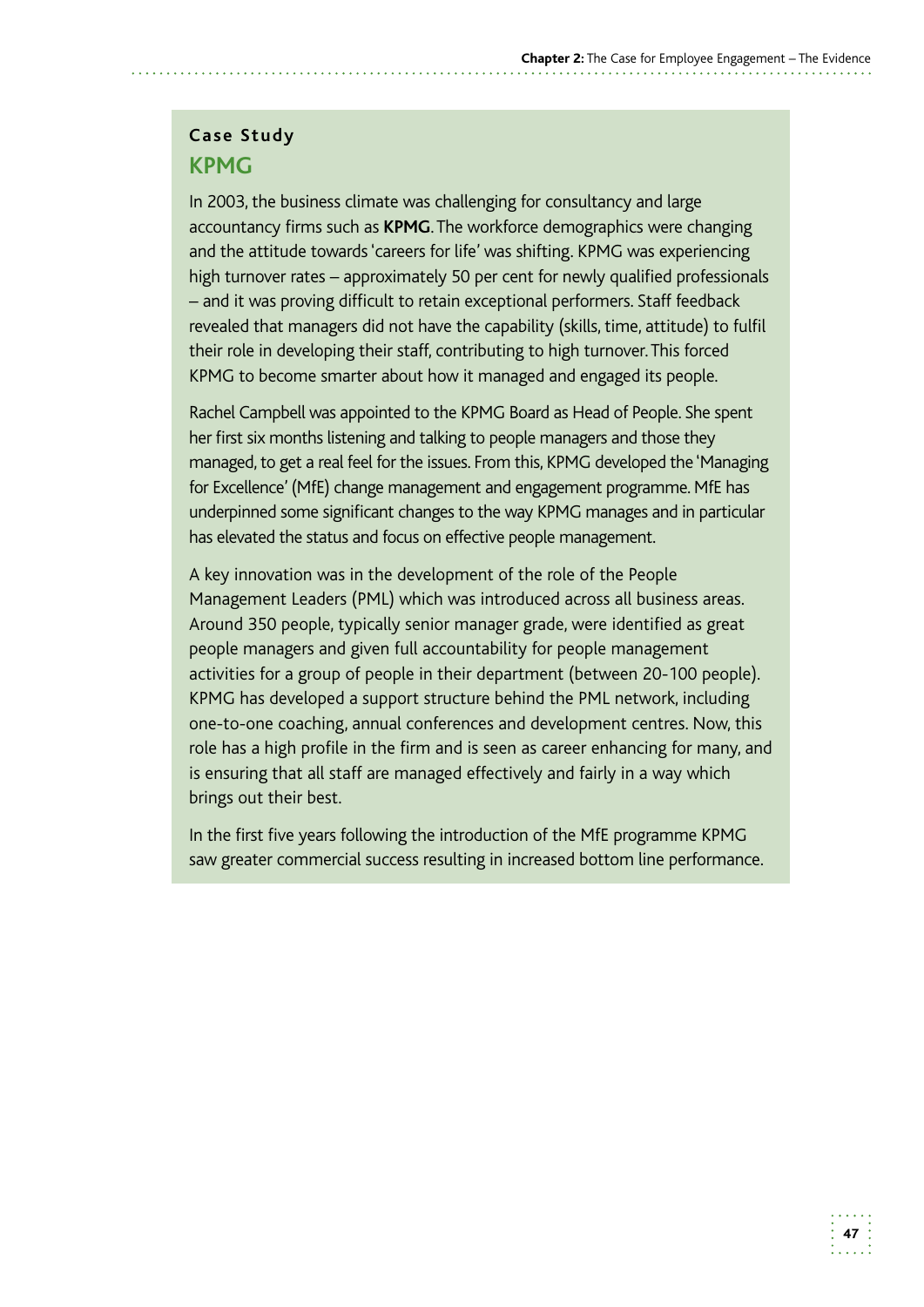### Case Study

## KPMG

In 2003, the business climate was challenging for consultancy and large accountancy firms such as **KPMG**. The workforce demographics were changing and the attitude towards 'careers for life' was shifting. KPMG was experiencing high turnover rates – approximately 50 per cent for newly qualified professionals – and it was proving difficult to retain exceptional performers. Staff feedback revealed that managers did not have the capability (skills, time, attitude) to fulfil their role in developing their staff, contributing to high turnover. This forced KPMG to become smarter about how it managed and engaged its people.

Rachel Campbell was appointed to the KPMG Board as Head of People. She spent her first six months listening and talking to people managers and those they managed, to get a real feel for the issues. From this, KPMG developed the 'Managing for Excellence' (MfE) change management and engagement programme. MfE has underpinned some significant changes to the way KPMG manages and in particular has elevated the status and focus on effective people management.

A key innovation was in the development of the role of the People Management Leaders (PML) which was introduced across all business areas. Around 350 people, typically senior manager grade, were identified as great people managers and given full accountability for people management activities for a group of people in their department (between 20-100 people). KPMG has developed a support structure behind the PML network, including one-to-one coaching, annual conferences and development centres. Now, this role has a high profile in the firm and is seen as career enhancing for many, and is ensuring that all staff are managed effectively and fairly in a way which brings out their best.

In the first five years following the introduction of the MfE programme KPMG saw greater commercial success resulting in increased bottom line performance.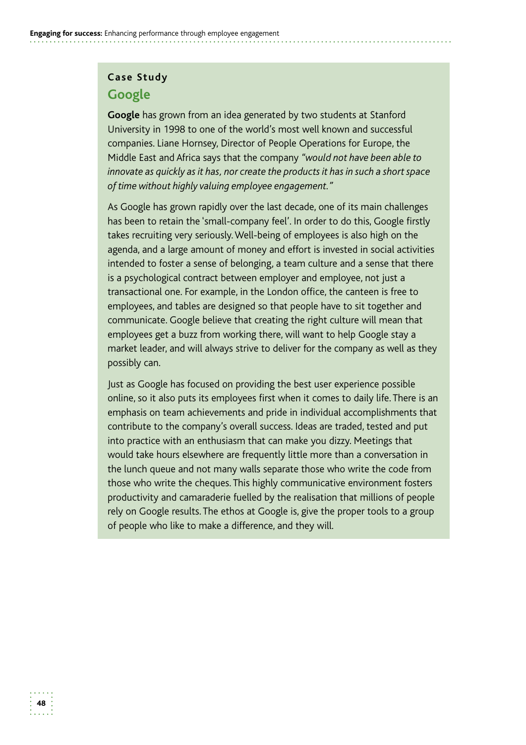**Case Study**

## Google

**Google** has grown from an idea generated by two students at Stanford University in 1998 to one of the world's most well known and successful companies. Liane Hornsey, Director of People Operations for Europe, the Middle East and Africa says that the company *"would not have been able to innovate as quickly as it has, nor create the products it has in such a short space of time without highly valuing employee engagement."*

As Google has grown rapidly over the last decade, one of its main challenges has been to retain the 'small-company feel'. In order to do this, Google firstly takes recruiting very seriously. Well-being of employees is also high on the agenda, and a large amount of money and effort is invested in social activities intended to foster a sense of belonging, a team culture and a sense that there is a psychological contract between employer and employee, not just a transactional one. For example, in the London office, the canteen is free to employees, and tables are designed so that people have to sit together and communicate. Google believe that creating the right culture will mean that employees get a buzz from working there, will want to help Google stay a market leader, and will always strive to deliver for the company as well as they possibly can.

Just as Google has focused on providing the best user experience possible online, so it also puts its employees first when it comes to daily life. There is an emphasis on team achievements and pride in individual accomplishments that contribute to the company's overall success. Ideas are traded, tested and put into practice with an enthusiasm that can make you dizzy. Meetings that would take hours elsewhere are frequently little more than a conversation in the lunch queue and not many walls separate those who write the code from those who write the cheques. This highly communicative environment fosters productivity and camaraderie fuelled by the realisation that millions of people rely on Google results. The ethos at Google is, give the proper tools to a group of people who like to make a difference, and they will.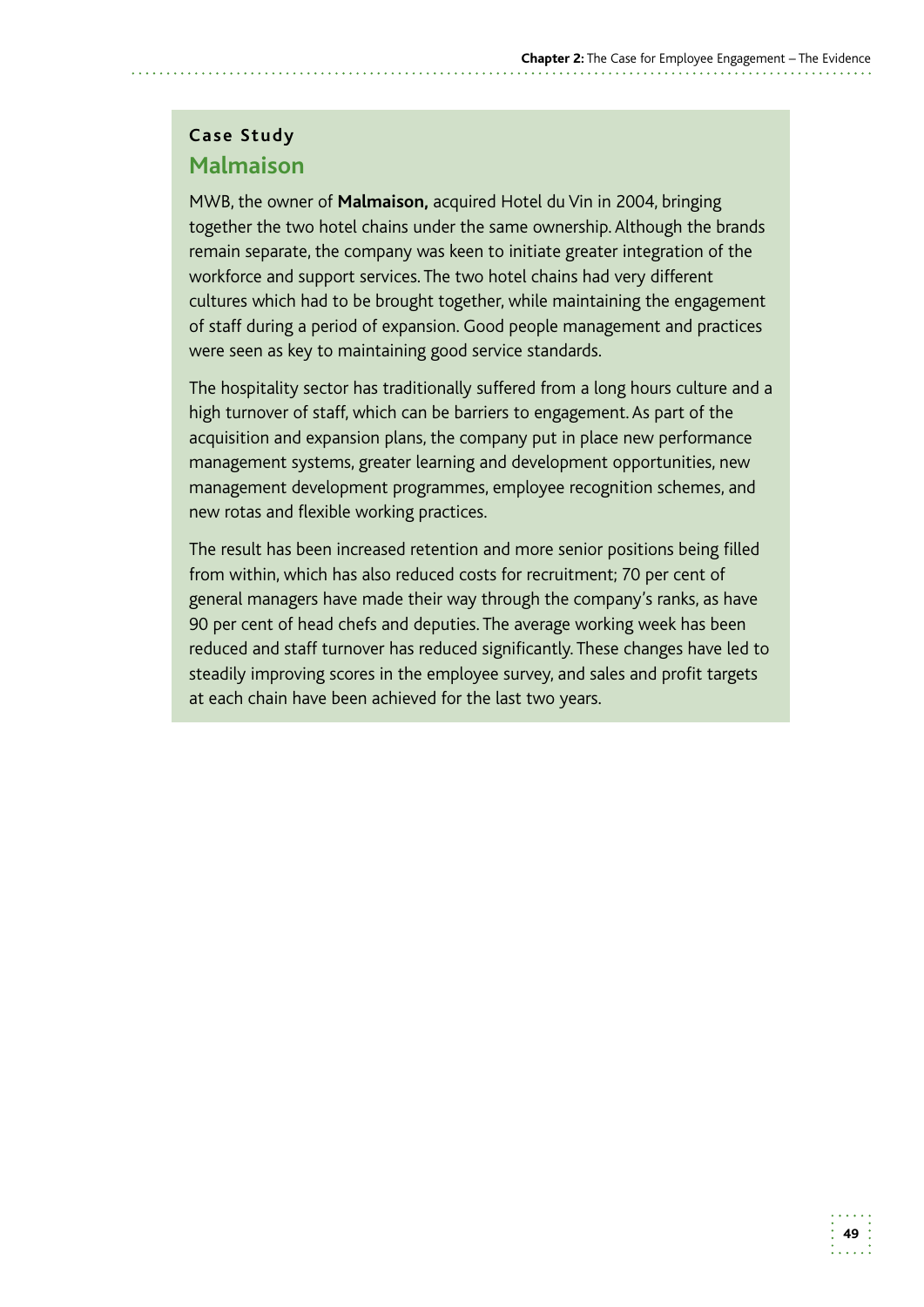### Case Study

## Malmaison

MWB, the owner of **Malmaison,** acquired Hotel du Vin in 2004, bringing together the two hotel chains under the same ownership. Although the brands remain separate, the company was keen to initiate greater integration of the workforce and support services. The two hotel chains had very different cultures which had to be brought together, while maintaining the engagement of staff during a period of expansion. Good people management and practices were seen as key to maintaining good service standards.

The hospitality sector has traditionally suffered from a long hours culture and a high turnover of staff, which can be barriers to engagement. As part of the acquisition and expansion plans, the company put in place new performance management systems, greater learning and development opportunities, new management development programmes, employee recognition schemes, and new rotas and flexible working practices.

The result has been increased retention and more senior positions being filled from within, which has also reduced costs for recruitment; 70 per cent of general managers have made their way through the company's ranks, as have 90 per cent of head chefs and deputies. The average working week has been reduced and staff turnover has reduced significantly. These changes have led to steadily improving scores in the employee survey, and sales and profit targets at each chain have been achieved for the last two years.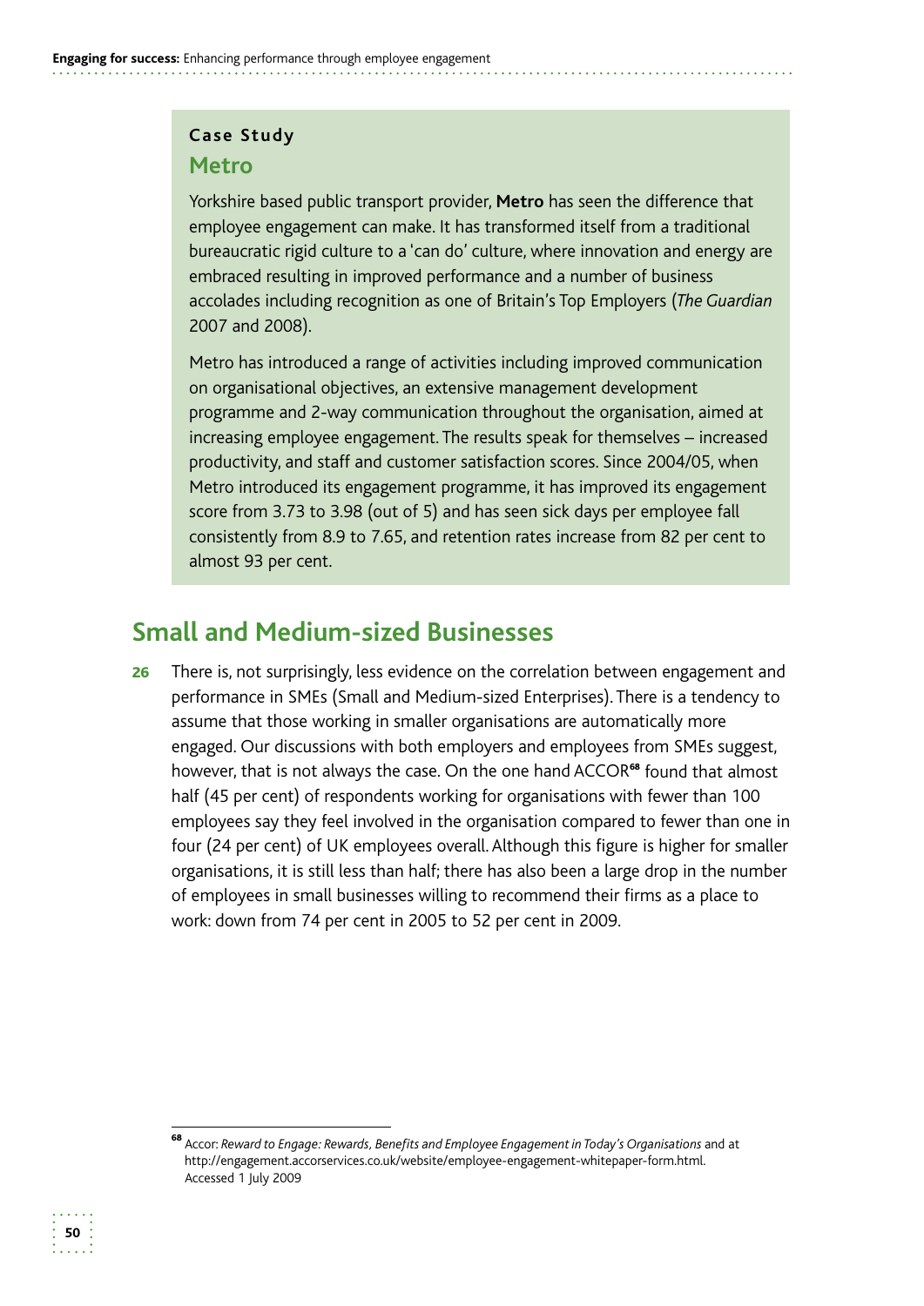**Case Study**

## Metro

Yorkshire based public transport provider, **Metro** has seen the difference that employee engagement can make. It has transformed itself from a traditional bureaucratic rigid culture to a 'can do' culture, where innovation and energy are embraced resulting in improved performance and a number of business accolades including recognition as one of Britain's Top Employers (*The Guardian* 2007 and 2008).

Metro has introduced a range of activities including improved communication on organisational objectives, an extensive management development programme and 2-way communication throughout the organisation, aimed at increasing employee engagement. The results speak for themselves – increased productivity, and staff and customer satisfaction scores. Since 2004/05, when Metro introduced its engagement programme, it has improved its engagement score from 3.73 to 3.98 (out of 5) and has seen sick days per employee fall consistently from 8.9 to 7.65, and retention rates increase from 82 per cent to almost 93 per cent.

## Small and Medium-sized Businesses

**26** There is, not surprisingly, less evidence on the correlation between engagement and performance in SMEs (Small and Medium-sized Enterprises). There is a tendency to assume that those working in smaller organisations are automatically more engaged. Our discussions with both employers and employees from SMEs suggest, however, that is not always the case. On the one hand ACCOR[68] found that almost half (45 per cent) of respondents working for organisations with fewer than 100 employees say they feel involved in the organisation compared to fewer than one in four (24 per cent) of UK employees overall. Although this figure is higher for smaller organisations, it is still less than half; there has also been a large drop in the number of employees in small businesses willing to recommend their firms as a place to work: down from 74 per cent in 2005 to 52 per cent in 2009.

[68] Accor: *Reward to Engage: Rewards, Benefits and Employee Engagement in Today's Organisations* and at http://engagement.accorservices.co.uk/website/employee-engagement-whitepaper-form.html. Accessed 1 July 2009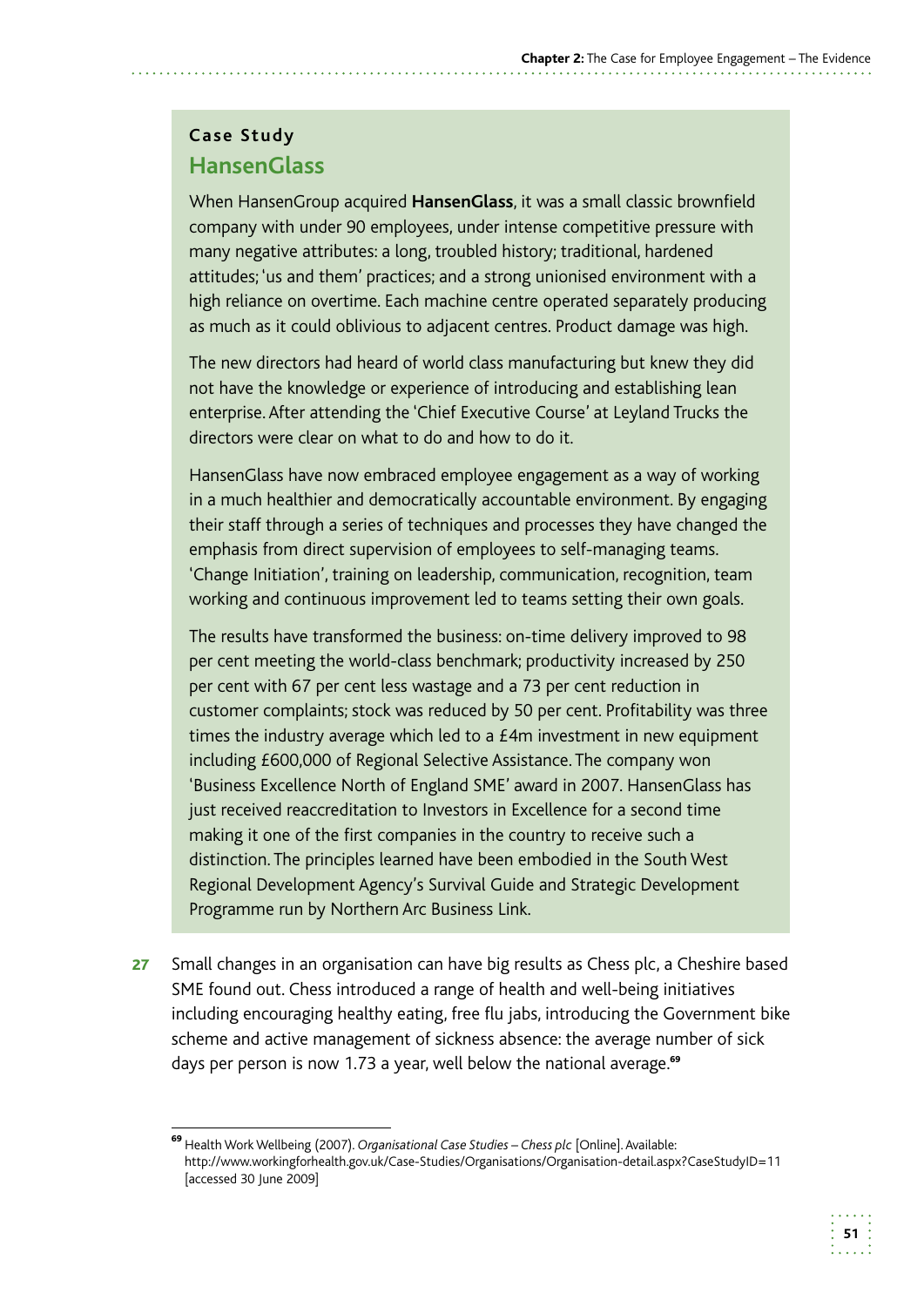**Case Study**

### HansenGlass

When HansenGroup acquired **HansenGlass**, it was a small classic brownfield company with under 90 employees, under intense competitive pressure with many negative attributes: a long, troubled history; traditional, hardened attitudes; 'us and them' practices; and a strong unionised environment with a high reliance on overtime. Each machine centre operated separately producing as much as it could oblivious to adjacent centres. Product damage was high.

The new directors had heard of world class manufacturing but knew they did not have the knowledge or experience of introducing and establishing lean enterprise. After attending the 'Chief Executive Course' at Leyland Trucks the directors were clear on what to do and how to do it.

HansenGlass have now embraced employee engagement as a way of working in a much healthier and democratically accountable environment. By engaging their staff through a series of techniques and processes they have changed the emphasis from direct supervision of employees to self-managing teams. 'Change Initiation', training on leadership, communication, recognition, team working and continuous improvement led to teams setting their own goals.

The results have transformed the business: on-time delivery improved to 98 per cent meeting the world-class benchmark; productivity increased by 250 per cent with 67 per cent less wastage and a 73 per cent reduction in customer complaints; stock was reduced by 50 per cent. Profitability was three times the industry average which led to a £4m investment in new equipment including £600,000 of Regional Selective Assistance. The company won 'Business Excellence North of England SME' award in 2007. HansenGlass has just received reaccreditation to Investors in Excellence for a second time making it one of the first companies in the country to receive such a distinction. The principles learned have been embodied in the South West Regional Development Agency's Survival Guide and Strategic Development Programme run by Northern Arc Business Link.

**27** Small changes in an organisation can have big results as Chess plc, a Cheshire based SME found out. Chess introduced a range of health and well-being initiatives including encouraging healthy eating, free flu jabs, introducing the Government bike scheme and active management of sickness absence: the average number of sick days per person is now 1.73 a year, well below the national average.[69]

---

[69] Health Work Wellbeing (2007). *Organisational Case Studies – Chess plc* [Online]. Available: http://www.workingforhealth.gov.uk/Case-Studies/Organisations/Organisation-detail.aspx?CaseStudyID=11 [accessed 30 June 2009]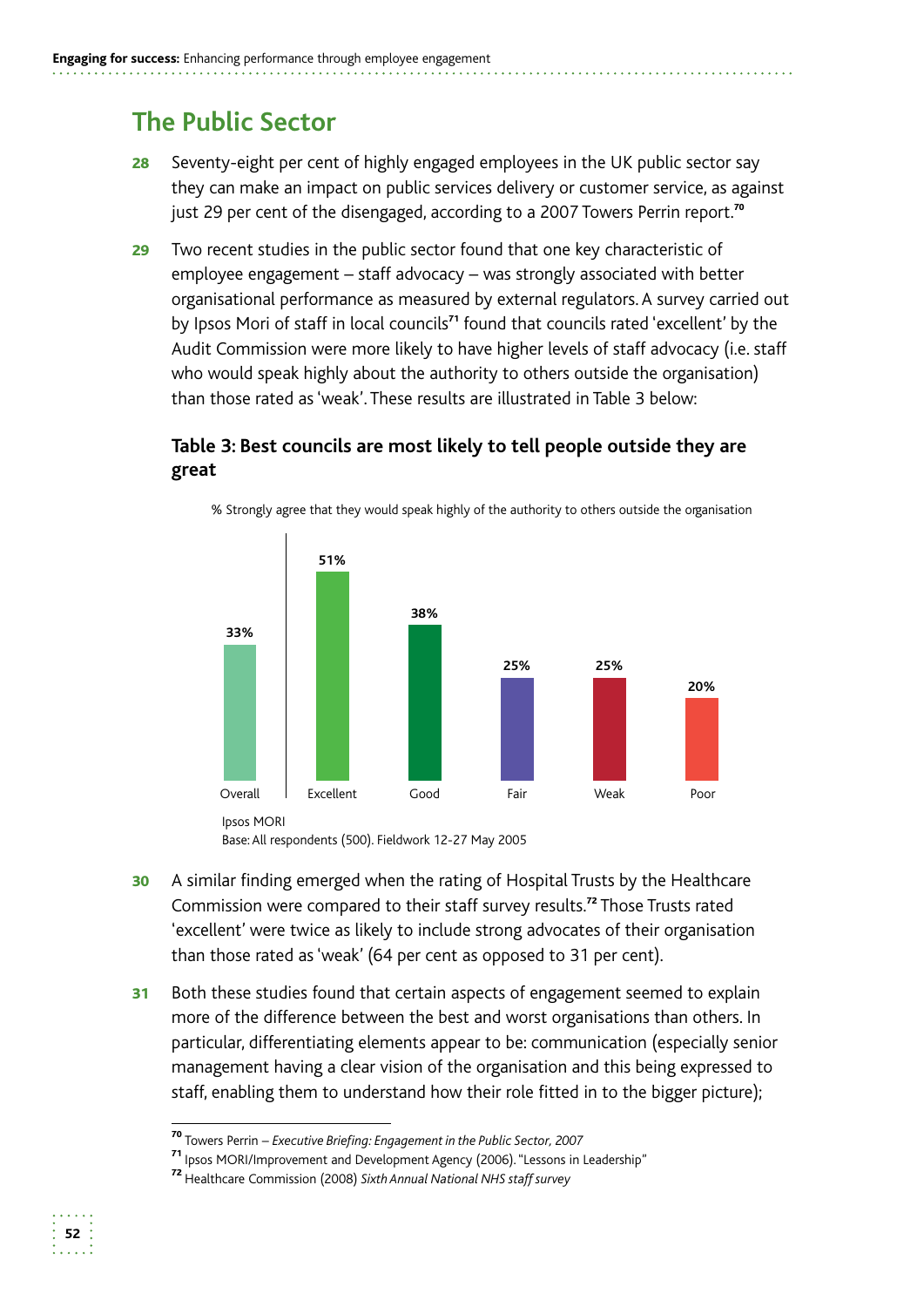## The Public Sector

**28** Seventy-eight per cent of highly engaged employees in the UK public sector say they can make an impact on public services delivery or customer service, as against just 29 per cent of the disengaged, according to a 2007 Towers Perrin report.[70]

**29** Two recent studies in the public sector found that one key characteristic of employee engagement – staff advocacy – was strongly associated with better organisational performance as measured by external regulators. A survey carried out by Ipsos Mori of staff in local councils[71] found that councils rated 'excellent' by the Audit Commission were more likely to have higher levels of staff advocacy (i.e. staff who would speak highly about the authority to others outside the organisation) than those rated as 'weak'. These results are illustrated in Table 3 below:

### Table 3: Best councils are most likely to tell people outside they are great

% Strongly agree that they would speak highly of the authority to others outside the organisation

| Overall | Excellent | Good | Fair | Weak | Poor |
|---|---|---|---|---|---|
| 33% | 51% | 38% | 25% | 25% | 20% |

Ipsos MORI
Base: All respondents (500). Fieldwork 12-27 May 2005

**30** A similar finding emerged when the rating of Hospital Trusts by the Healthcare Commission were compared to their staff survey results.[72] Those Trusts rated 'excellent' were twice as likely to include strong advocates of their organisation than those rated as 'weak' (64 per cent as opposed to 31 per cent).

**31** Both these studies found that certain aspects of engagement seemed to explain more of the difference between the best and worst organisations than others. In particular, differentiating elements appear to be: communication (especially senior management having a clear vision of the organisation and this being expressed to staff, enabling them to understand how their role fitted in to the bigger picture);

---

[70] Towers Perrin – *Executive Briefing: Engagement in the Public Sector, 2007*

[71] Ipsos MORI/Improvement and Development Agency (2006). "Lessons in Leadership"

[72] Healthcare Commission (2008) *Sixth Annual National NHS staff survey*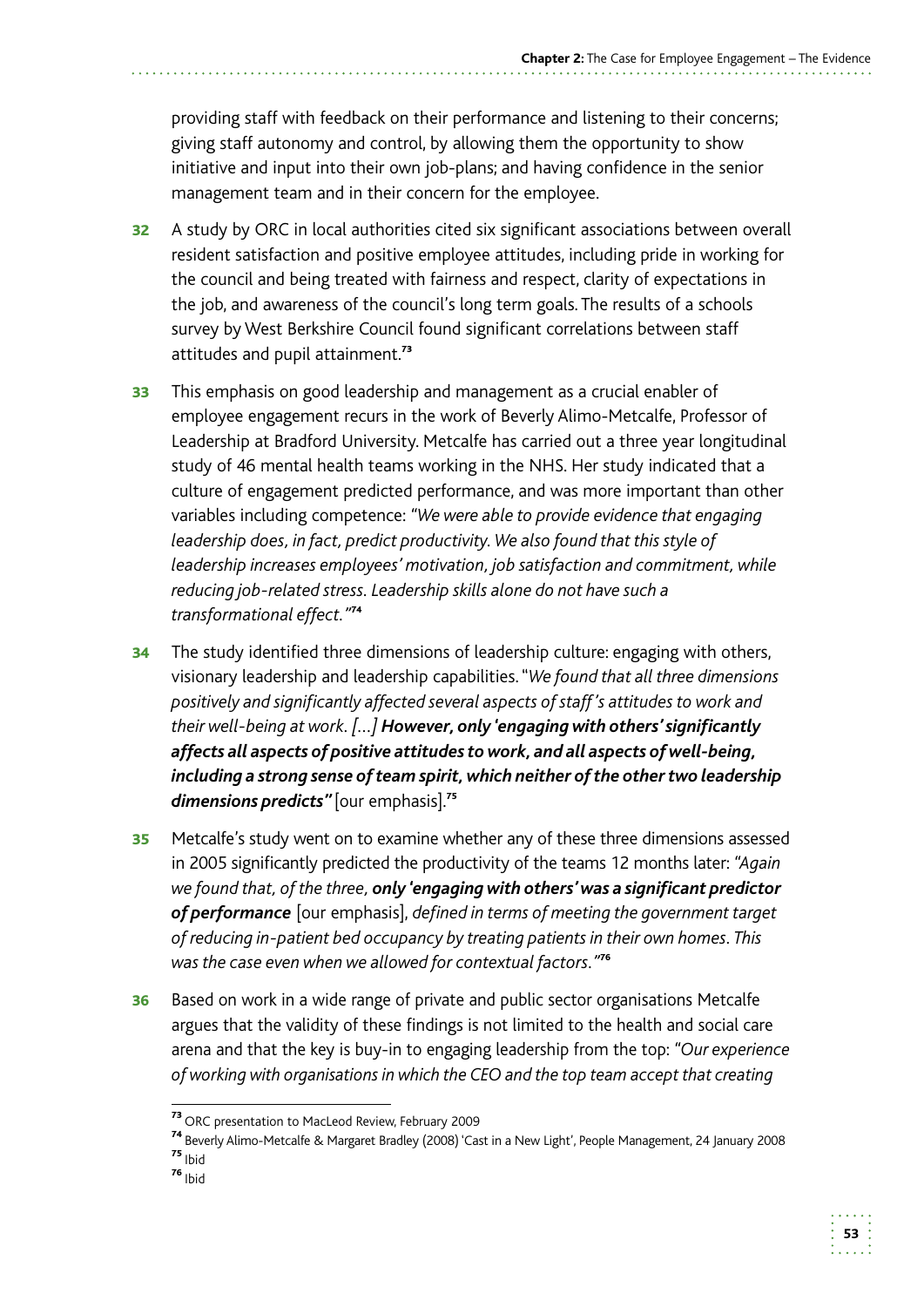providing staff with feedback on their performance and listening to their concerns; giving staff autonomy and control, by allowing them the opportunity to show initiative and input into their own job-plans; and having confidence in the senior management team and in their concern for the employee.

**32** A study by ORC in local authorities cited six significant associations between overall resident satisfaction and positive employee attitudes, including pride in working for the council and being treated with fairness and respect, clarity of expectations in the job, and awareness of the council's long term goals. The results of a schools survey by West Berkshire Council found significant correlations between staff attitudes and pupil attainment.[73]

**33** This emphasis on good leadership and management as a crucial enabler of employee engagement recurs in the work of Beverly Alimo-Metcalfe, Professor of Leadership at Bradford University. Metcalfe has carried out a three year longitudinal study of 46 mental health teams working in the NHS. Her study indicated that a culture of engagement predicted performance, and was more important than other variables including competence: *"We were able to provide evidence that engaging leadership does, in fact, predict productivity. We also found that this style of leadership increases employees' motivation, job satisfaction and commitment, while reducing job-related stress. Leadership skills alone do not have such a transformational effect."*[74]

**34** The study identified three dimensions of leadership culture: engaging with others, visionary leadership and leadership capabilities. "*We found that all three dimensions positively and significantly affected several aspects of staff's attitudes to work and their well-being at work. [...]* ***However, only 'engaging with others' significantly affects all aspects of positive attitudes to work, and all aspects of well-being, including a strong sense of team spirit, which neither of the other two leadership dimensions predicts"*** [our emphasis].[75]

**35** Metcalfe's study went on to examine whether any of these three dimensions assessed in 2005 significantly predicted the productivity of the teams 12 months later: *"Again we found that, of the three,* ***only 'engaging with others' was a significant predictor of performance*** [our emphasis], *defined in terms of meeting the government target of reducing in-patient bed occupancy by treating patients in their own homes. This was the case even when we allowed for contextual factors."*[76]

**36** Based on work in a wide range of private and public sector organisations Metcalfe argues that the validity of these findings is not limited to the health and social care arena and that the key is buy-in to engaging leadership from the top: *"Our experience of working with organisations in which the CEO and the top team accept that creating*

---

[73] ORC presentation to MacLeod Review, February 2009

[74] Beverly Alimo-Metcalfe & Margaret Bradley (2008) 'Cast in a New Light', People Management, 24 January 2008

[75] Ibid

[76] Ibid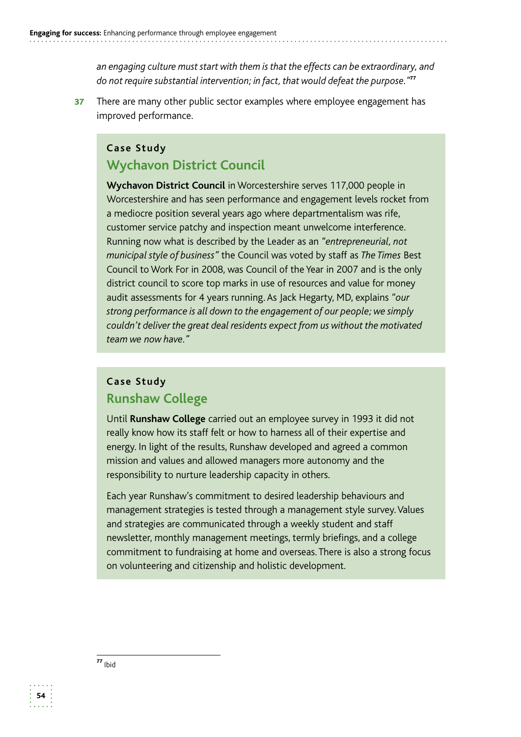*an engaging culture must start with them is that the effects can be extraordinary, and do not require substantial intervention; in fact, that would defeat the purpose."*[77]

**37** There are many other public sector examples where employee engagement has improved performance.

### Case Study

## Wychavon District Council

**Wychavon District Council** in Worcestershire serves 117,000 people in Worcestershire and has seen performance and engagement levels rocket from a mediocre position several years ago where departmentalism was rife, customer service patchy and inspection meant unwelcome interference. Running now what is described by the Leader as an *"entrepreneurial, not municipal style of business"* the Council was voted by staff as *The Times* Best Council to Work For in 2008, was Council of the Year in 2007 and is the only district council to score top marks in use of resources and value for money audit assessments for 4 years running. As Jack Hegarty, MD, explains *"our strong performance is all down to the engagement of our people; we simply couldn't deliver the great deal residents expect from us without the motivated team we now have."*

### Case Study

## Runshaw College

Until **Runshaw College** carried out an employee survey in 1993 it did not really know how its staff felt or how to harness all of their expertise and energy. In light of the results, Runshaw developed and agreed a common mission and values and allowed managers more autonomy and the responsibility to nurture leadership capacity in others.

Each year Runshaw's commitment to desired leadership behaviours and management strategies is tested through a management style survey. Values and strategies are communicated through a weekly student and staff newsletter, monthly management meetings, termly briefings, and a college commitment to fundraising at home and overseas. There is also a strong focus on volunteering and citizenship and holistic development.

---

[77] Ibid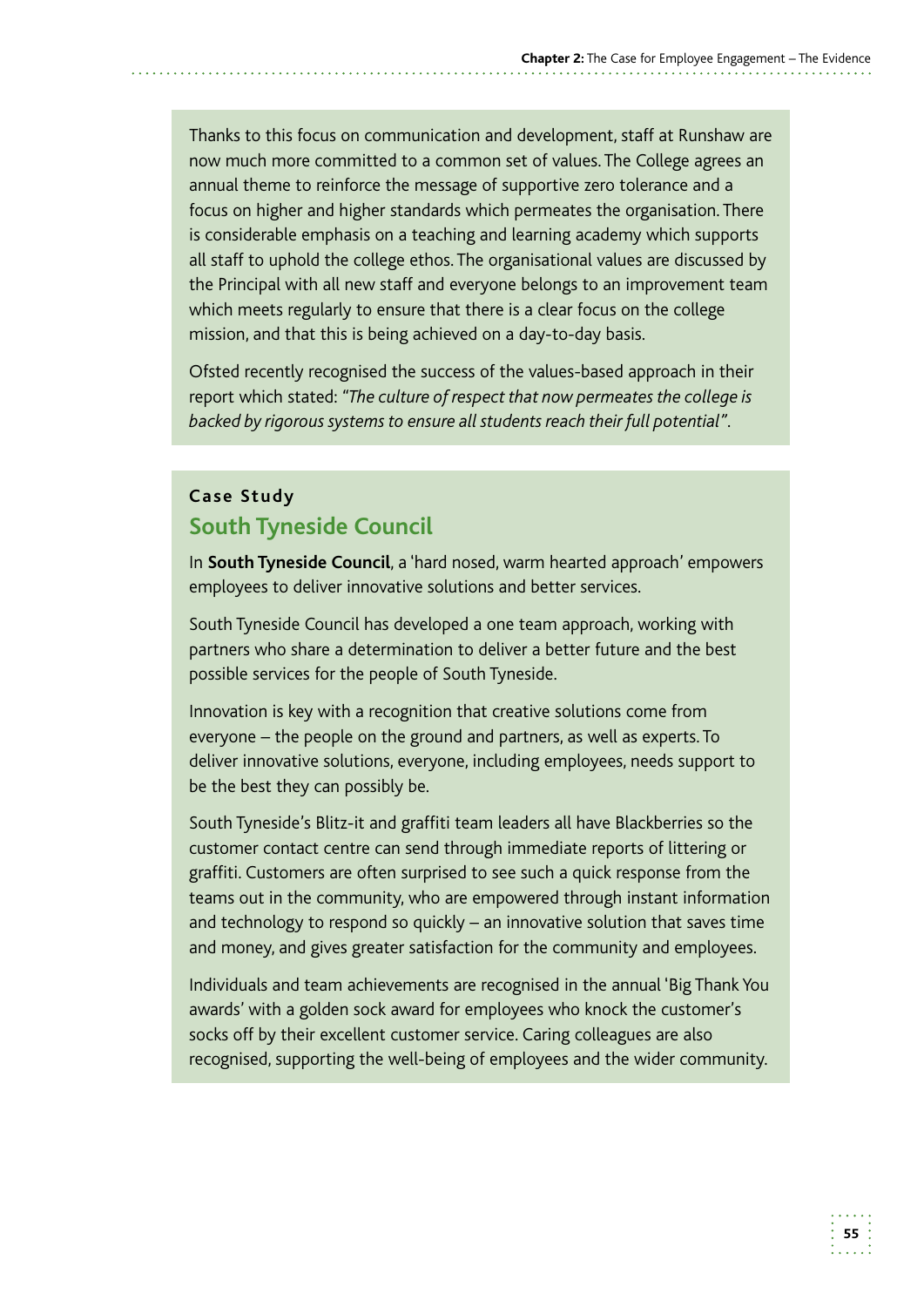Thanks to this focus on communication and development, staff at Runshaw are now much more committed to a common set of values. The College agrees an annual theme to reinforce the message of supportive zero tolerance and a focus on higher and higher standards which permeates the organisation. There is considerable emphasis on a teaching and learning academy which supports all staff to uphold the college ethos. The organisational values are discussed by the Principal with all new staff and everyone belongs to an improvement team which meets regularly to ensure that there is a clear focus on the college mission, and that this is being achieved on a day-to-day basis.

Ofsted recently recognised the success of the values-based approach in their report which stated: *"The culture of respect that now permeates the college is backed by rigorous systems to ensure all students reach their full potential"*.

**Case Study**

## South Tyneside Council

In **South Tyneside Council**, a 'hard nosed, warm hearted approach' empowers employees to deliver innovative solutions and better services.

South Tyneside Council has developed a one team approach, working with partners who share a determination to deliver a better future and the best possible services for the people of South Tyneside.

Innovation is key with a recognition that creative solutions come from everyone – the people on the ground and partners, as well as experts. To deliver innovative solutions, everyone, including employees, needs support to be the best they can possibly be.

South Tyneside's Blitz-it and graffiti team leaders all have Blackberries so the customer contact centre can send through immediate reports of littering or graffiti. Customers are often surprised to see such a quick response from the teams out in the community, who are empowered through instant information and technology to respond so quickly – an innovative solution that saves time and money, and gives greater satisfaction for the community and employees.

Individuals and team achievements are recognised in the annual 'Big Thank You awards' with a golden sock award for employees who knock the customer's socks off by their excellent customer service. Caring colleagues are also recognised, supporting the well-being of employees and the wider community.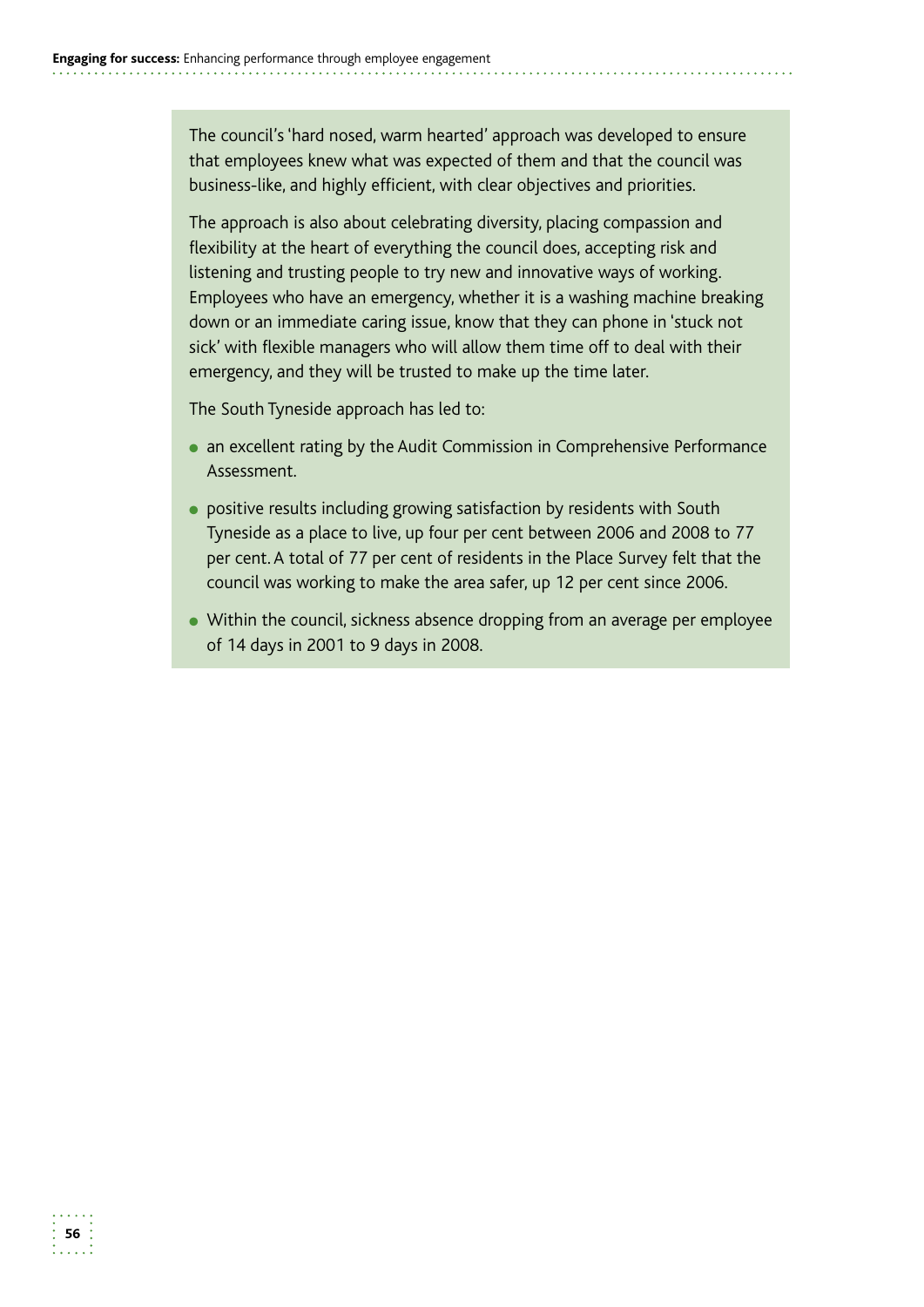The council's 'hard nosed, warm hearted' approach was developed to ensure that employees knew what was expected of them and that the council was business-like, and highly efficient, with clear objectives and priorities.

The approach is also about celebrating diversity, placing compassion and flexibility at the heart of everything the council does, accepting risk and listening and trusting people to try new and innovative ways of working. Employees who have an emergency, whether it is a washing machine breaking down or an immediate caring issue, know that they can phone in 'stuck not sick' with flexible managers who will allow them time off to deal with their emergency, and they will be trusted to make up the time later.

The South Tyneside approach has led to:

- an excellent rating by the Audit Commission in Comprehensive Performance Assessment.
- positive results including growing satisfaction by residents with South Tyneside as a place to live, up four per cent between 2006 and 2008 to 77 per cent. A total of 77 per cent of residents in the Place Survey felt that the council was working to make the area safer, up 12 per cent since 2006.
- Within the council, sickness absence dropping from an average per employee of 14 days in 2001 to 9 days in 2008.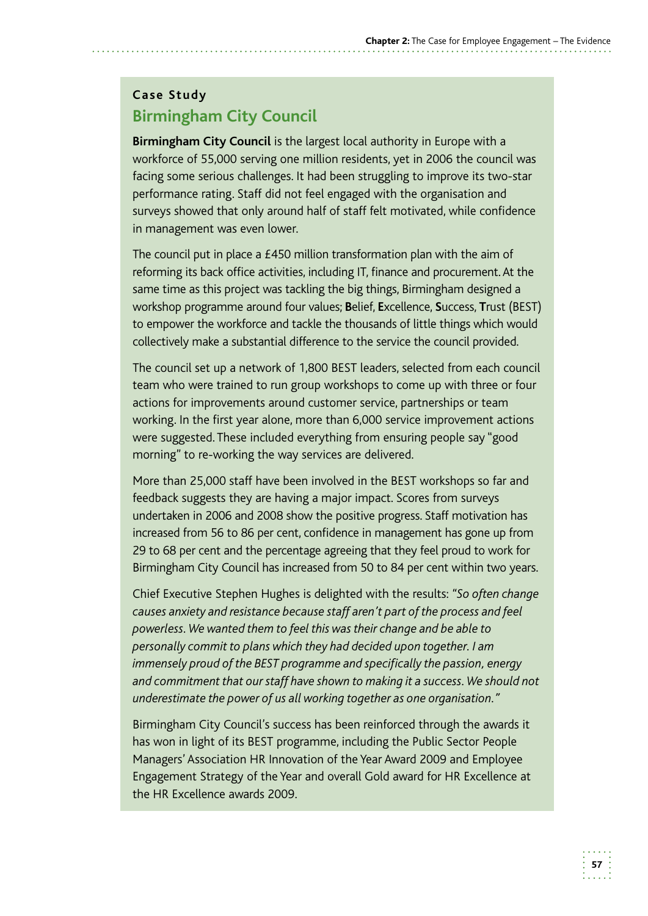**Case Study**

## Birmingham City Council

**Birmingham City Council** is the largest local authority in Europe with a workforce of 55,000 serving one million residents, yet in 2006 the council was facing some serious challenges. It had been struggling to improve its two-star performance rating. Staff did not feel engaged with the organisation and surveys showed that only around half of staff felt motivated, while confidence in management was even lower.

The council put in place a £450 million transformation plan with the aim of reforming its back office activities, including IT, finance and procurement. At the same time as this project was tackling the big things, Birmingham designed a workshop programme around four values; **B**elief, **E**xcellence, **S**uccess, **T**rust (BEST) to empower the workforce and tackle the thousands of little things which would collectively make a substantial difference to the service the council provided.

The council set up a network of 1,800 BEST leaders, selected from each council team who were trained to run group workshops to come up with three or four actions for improvements around customer service, partnerships or team working. In the first year alone, more than 6,000 service improvement actions were suggested. These included everything from ensuring people say "good morning" to re-working the way services are delivered.

More than 25,000 staff have been involved in the BEST workshops so far and feedback suggests they are having a major impact. Scores from surveys undertaken in 2006 and 2008 show the positive progress. Staff motivation has increased from 56 to 86 per cent, confidence in management has gone up from 29 to 68 per cent and the percentage agreeing that they feel proud to work for Birmingham City Council has increased from 50 to 84 per cent within two years.

Chief Executive Stephen Hughes is delighted with the results: *"So often change causes anxiety and resistance because staff aren't part of the process and feel powerless. We wanted them to feel this was their change and be able to personally commit to plans which they had decided upon together. I am immensely proud of the BEST programme and specifically the passion, energy and commitment that our staff have shown to making it a success. We should not underestimate the power of us all working together as one organisation."*

Birmingham City Council's success has been reinforced through the awards it has won in light of its BEST programme, including the Public Sector People Managers' Association HR Innovation of the Year Award 2009 and Employee Engagement Strategy of the Year and overall Gold award for HR Excellence at the HR Excellence awards 2009.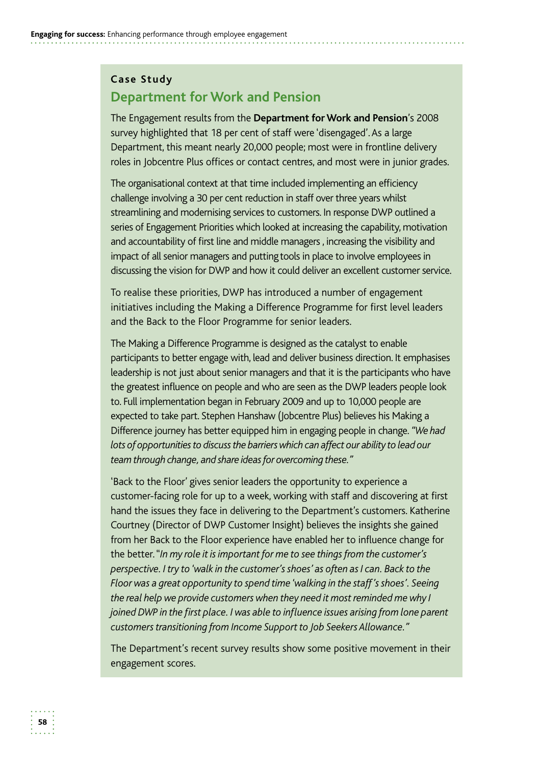**Case Study**

## Department for Work and Pension

The Engagement results from the **Department for Work and Pension**'s 2008 survey highlighted that 18 per cent of staff were 'disengaged'. As a large Department, this meant nearly 20,000 people; most were in frontline delivery roles in Jobcentre Plus offices or contact centres, and most were in junior grades.

The organisational context at that time included implementing an efficiency challenge involving a 30 per cent reduction in staff over three years whilst streamlining and modernising services to customers. In response DWP outlined a series of Engagement Priorities which looked at increasing the capability, motivation and accountability of first line and middle managers , increasing the visibility and impact of all senior managers and putting tools in place to involve employees in discussing the vision for DWP and how it could deliver an excellent customer service.

To realise these priorities, DWP has introduced a number of engagement initiatives including the Making a Difference Programme for first level leaders and the Back to the Floor Programme for senior leaders.

The Making a Difference Programme is designed as the catalyst to enable participants to better engage with, lead and deliver business direction. It emphasises leadership is not just about senior managers and that it is the participants who have the greatest influence on people and who are seen as the DWP leaders people look to. Full implementation began in February 2009 and up to 10,000 people are expected to take part. Stephen Hanshaw (Jobcentre Plus) believes his Making a Difference journey has better equipped him in engaging people in change. *"We had lots of opportunities to discuss the barriers which can affect our ability to lead our team through change, and share ideas for overcoming these."*

'Back to the Floor' gives senior leaders the opportunity to experience a customer-facing role for up to a week, working with staff and discovering at first hand the issues they face in delivering to the Department's customers. Katherine Courtney (Director of DWP Customer Insight) believes the insights she gained from her Back to the Floor experience have enabled her to influence change for the better. *"In my role it is important for me to see things from the customer's perspective. I try to 'walk in the customer's shoes' as often as I can. Back to the Floor was a great opportunity to spend time 'walking in the staff's shoes'. Seeing the real help we provide customers when they need it most reminded me why I joined DWP in the first place. I was able to influence issues arising from lone parent customers transitioning from Income Support to Job Seekers Allowance."*

The Department's recent survey results show some positive movement in their engagement scores.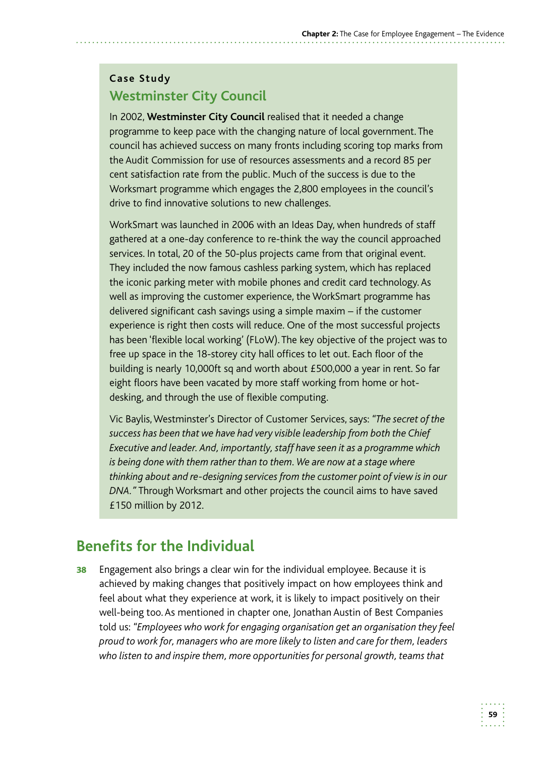**Case Study**

### Westminster City Council

In 2002, **Westminster City Council** realised that it needed a change programme to keep pace with the changing nature of local government. The council has achieved success on many fronts including scoring top marks from the Audit Commission for use of resources assessments and a record 85 per cent satisfaction rate from the public. Much of the success is due to the Worksmart programme which engages the 2,800 employees in the council's drive to find innovative solutions to new challenges.

WorkSmart was launched in 2006 with an Ideas Day, when hundreds of staff gathered at a one-day conference to re-think the way the council approached services. In total, 20 of the 50-plus projects came from that original event. They included the now famous cashless parking system, which has replaced the iconic parking meter with mobile phones and credit card technology. As well as improving the customer experience, the WorkSmart programme has delivered significant cash savings using a simple maxim – if the customer experience is right then costs will reduce. One of the most successful projects has been 'flexible local working' (FLoW). The key objective of the project was to free up space in the 18-storey city hall offices to let out. Each floor of the building is nearly 10,000ft sq and worth about £500,000 a year in rent. So far eight floors have been vacated by more staff working from home or hot-desking, and through the use of flexible computing.

Vic Baylis, Westminster's Director of Customer Services, says: "*The secret of the success has been that we have had very visible leadership from both the Chief Executive and leader. And, importantly, staff have seen it as a programme which is being done with them rather than to them. We are now at a stage where thinking about and re-designing services from the customer point of view is in our DNA.*" Through Worksmart and other projects the council aims to have saved £150 million by 2012.

## Benefits for the Individual

**38** Engagement also brings a clear win for the individual employee. Because it is achieved by making changes that positively impact on how employees think and feel about what they experience at work, it is likely to impact positively on their well-being too. As mentioned in chapter one, Jonathan Austin of Best Companies told us: "*Employees who work for engaging organisation get an organisation they feel proud to work for, managers who are more likely to listen and care for them, leaders who listen to and inspire them, more opportunities for personal growth, teams that*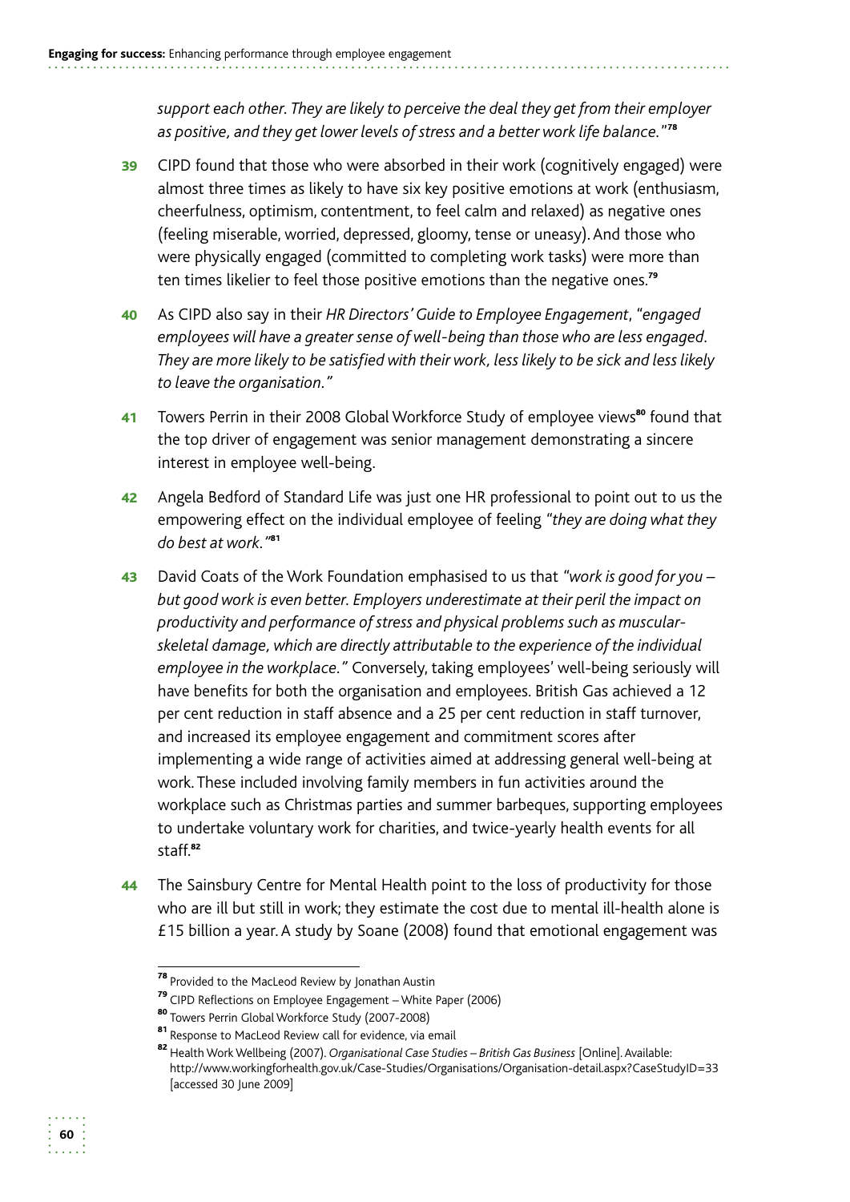*support each other. They are likely to perceive the deal they get from their employer as positive, and they get lower levels of stress and a better work life balance."*[78]

**39** CIPD found that those who were absorbed in their work (cognitively engaged) were almost three times as likely to have six key positive emotions at work (enthusiasm, cheerfulness, optimism, contentment, to feel calm and relaxed) as negative ones (feeling miserable, worried, depressed, gloomy, tense or uneasy). And those who were physically engaged (committed to completing work tasks) were more than ten times likelier to feel those positive emotions than the negative ones.[79]

**40** As CIPD also say in their *HR Directors' Guide to Employee Engagement*, "*engaged employees will have a greater sense of well-being than those who are less engaged. They are more likely to be satisfied with their work, less likely to be sick and less likely to leave the organisation."*

**41** Towers Perrin in their 2008 Global Workforce Study of employee views[80] found that the top driver of engagement was senior management demonstrating a sincere interest in employee well-being.

**42** Angela Bedford of Standard Life was just one HR professional to point out to us the empowering effect on the individual employee of feeling *"they are doing what they do best at work."*[81]

**43** David Coats of the Work Foundation emphasised to us that *"work is good for you – but good work is even better. Employers underestimate at their peril the impact on productivity and performance of stress and physical problems such as muscular-skeletal damage, which are directly attributable to the experience of the individual employee in the workplace."* Conversely, taking employees' well-being seriously will have benefits for both the organisation and employees. British Gas achieved a 12 per cent reduction in staff absence and a 25 per cent reduction in staff turnover, and increased its employee engagement and commitment scores after implementing a wide range of activities aimed at addressing general well-being at work. These included involving family members in fun activities around the workplace such as Christmas parties and summer barbeques, supporting employees to undertake voluntary work for charities, and twice-yearly health events for all staff.[82]

**44** The Sainsbury Centre for Mental Health point to the loss of productivity for those who are ill but still in work; they estimate the cost due to mental ill-health alone is £15 billion a year. A study by Soane (2008) found that emotional engagement was

---

[78] Provided to the MacLeod Review by Jonathan Austin

[79] CIPD Reflections on Employee Engagement – White Paper (2006)

[80] Towers Perrin Global Workforce Study (2007-2008)

[81] Response to MacLeod Review call for evidence, via email

[82] Health Work Wellbeing (2007). *Organisational Case Studies – British Gas Business* [Online]. Available: http://www.workingforhealth.gov.uk/Case-Studies/Organisations/Organisation-detail.aspx?CaseStudyID=33 [accessed 30 June 2009]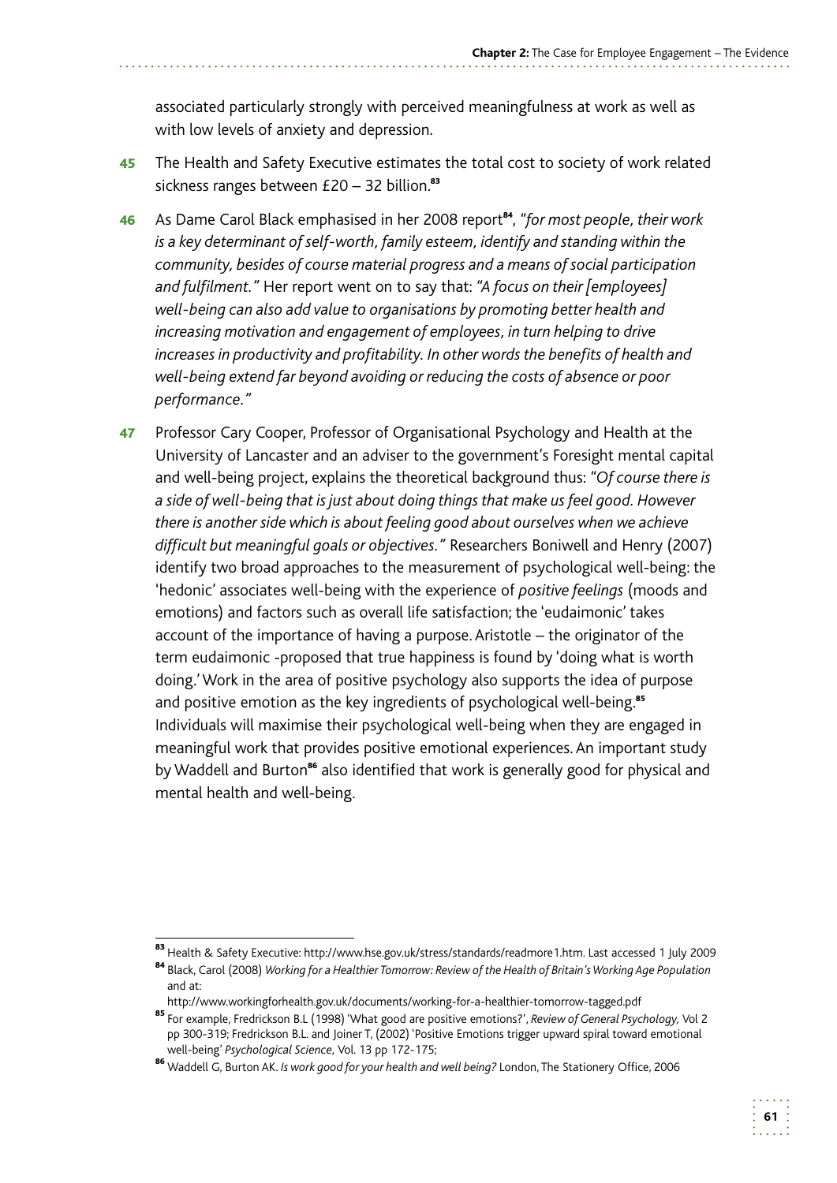associated particularly strongly with perceived meaningfulness at work as well as with low levels of anxiety and depression.

**45** The Health and Safety Executive estimates the total cost to society of work related sickness ranges between £20 – 32 billion.[83]

**46** As Dame Carol Black emphasised in her 2008 report[84], "*for most people, their work is a key determinant of self-worth, family esteem, identify and standing within the community, besides of course material progress and a means of social participation and fulfilment.*" Her report went on to say that: "*A focus on their [employees] well-being can also add value to organisations by promoting better health and increasing motivation and engagement of employees, in turn helping to drive increases in productivity and profitability. In other words the benefits of health and well-being extend far beyond avoiding or reducing the costs of absence or poor performance.*"

**47** Professor Cary Cooper, Professor of Organisational Psychology and Health at the University of Lancaster and an adviser to the government's Foresight mental capital and well-being project, explains the theoretical background thus: "*Of course there is a side of well-being that is just about doing things that make us feel good. However there is another side which is about feeling good about ourselves when we achieve difficult but meaningful goals or objectives.*" Researchers Boniwell and Henry (2007) identify two broad approaches to the measurement of psychological well-being: the 'hedonic' associates well-being with the experience of *positive feelings* (moods and emotions) and factors such as overall life satisfaction; the 'eudaimonic' takes account of the importance of having a purpose. Aristotle – the originator of the term eudaimonic -proposed that true happiness is found by 'doing what is worth doing.' Work in the area of positive psychology also supports the idea of purpose and positive emotion as the key ingredients of psychological well-being.[85] Individuals will maximise their psychological well-being when they are engaged in meaningful work that provides positive emotional experiences. An important study by Waddell and Burton[86] also identified that work is generally good for physical and mental health and well-being.

---

[83] Health & Safety Executive: http://www.hse.gov.uk/stress/standards/readmore1.htm. Last accessed 1 July 2009

[84] Black, Carol (2008) *Working for a Healthier Tomorrow: Review of the Health of Britain's Working Age Population* and at: http://www.workingforhealth.gov.uk/documents/working-for-a-healthier-tomorrow-tagged.pdf

[85] For example, Fredrickson B.L (1998) 'What good are positive emotions?', *Review of General Psychology,* Vol 2 pp 300-319; Fredrickson B.L. and Joiner T, (2002) 'Positive Emotions trigger upward spiral toward emotional well-being' *Psychological Science,* Vol. 13 pp 172-175;

[86] Waddell G, Burton AK. *Is work good for your health and well being?* London, The Stationery Office, 2006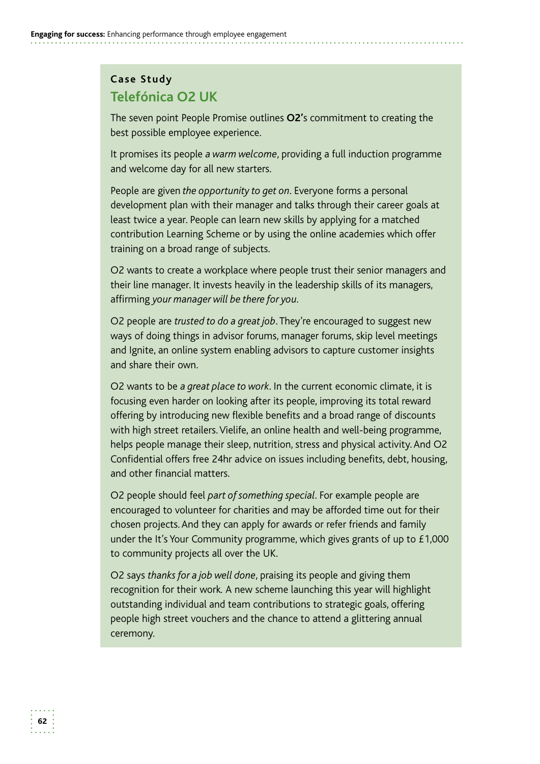**Case Study**

## Telefónica O2 UK

The seven point People Promise outlines **O2'**s commitment to creating the best possible employee experience.

It promises its people *a warm welcome*, providing a full induction programme and welcome day for all new starters.

People are given *the opportunity to get on*. Everyone forms a personal development plan with their manager and talks through their career goals at least twice a year. People can learn new skills by applying for a matched contribution Learning Scheme or by using the online academies which offer training on a broad range of subjects.

O2 wants to create a workplace where people trust their senior managers and their line manager. It invests heavily in the leadership skills of its managers, affirming *your manager will be there for you*.

O2 people are *trusted to do a great job*. They're encouraged to suggest new ways of doing things in advisor forums, manager forums, skip level meetings and Ignite, an online system enabling advisors to capture customer insights and share their own.

O2 wants to be *a great place to work*. In the current economic climate, it is focusing even harder on looking after its people, improving its total reward offering by introducing new flexible benefits and a broad range of discounts with high street retailers. Vielife, an online health and well-being programme, helps people manage their sleep, nutrition, stress and physical activity. And O2 Confidential offers free 24hr advice on issues including benefits, debt, housing, and other financial matters.

O2 people should feel *part of something special*. For example people are encouraged to volunteer for charities and may be afforded time out for their chosen projects. And they can apply for awards or refer friends and family under the It's Your Community programme, which gives grants of up to £1,000 to community projects all over the UK.

O2 says *thanks for a job well done*, praising its people and giving them recognition for their work. A new scheme launching this year will highlight outstanding individual and team contributions to strategic goals, offering people high street vouchers and the chance to attend a glittering annual ceremony.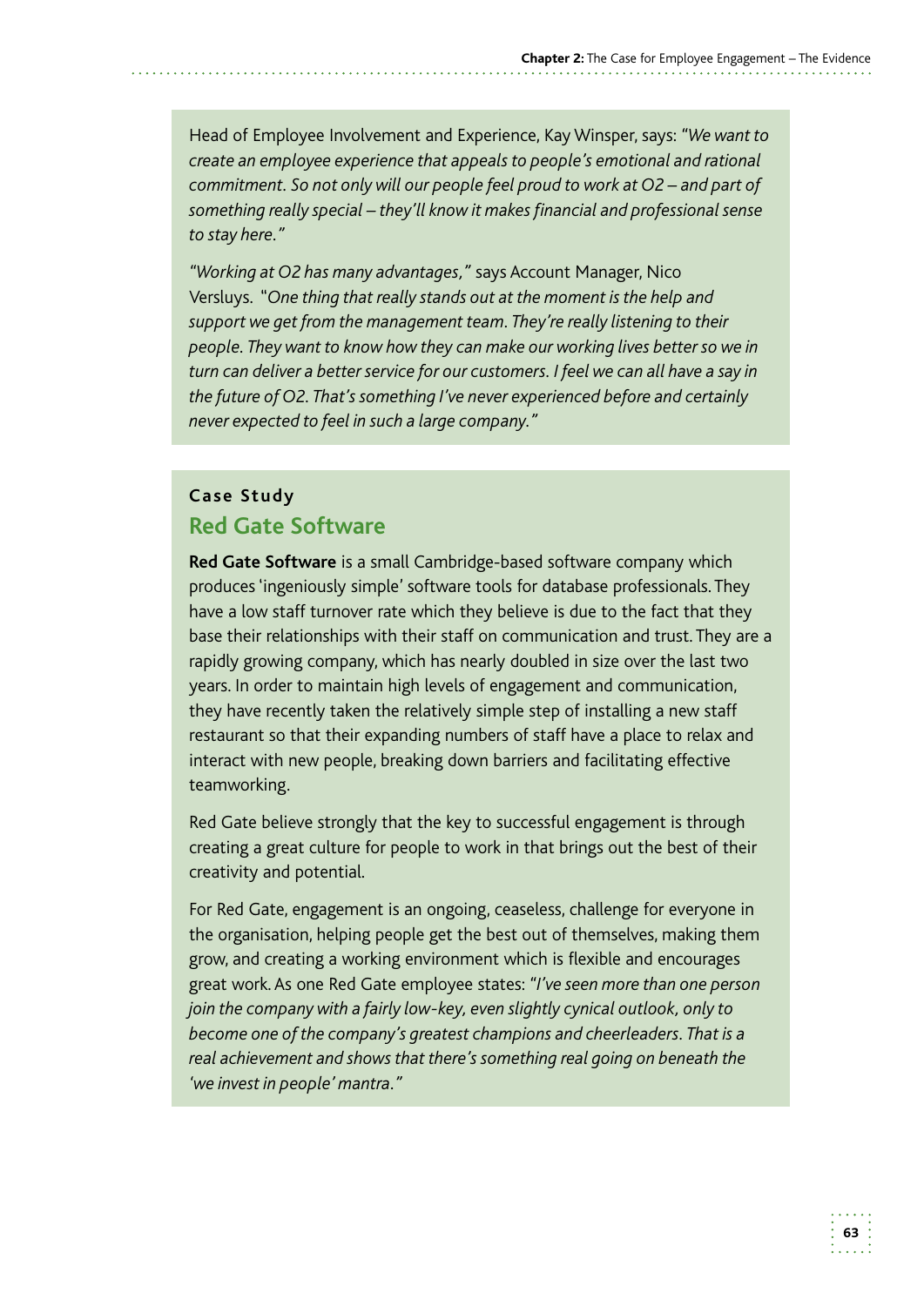Head of Employee Involvement and Experience, Kay Winsper, says: "*We want to create an employee experience that appeals to people's emotional and rational commitment. So not only will our people feel proud to work at O2 – and part of something really special – they'll know it makes financial and professional sense to stay here.*"

"*Working at O2 has many advantages,*" says Account Manager, Nico Versluys. "*One thing that really stands out at the moment is the help and support we get from the management team. They're really listening to their people. They want to know how they can make our working lives better so we in turn can deliver a better service for our customers. I feel we can all have a say in the future of O2. That's something I've never experienced before and certainly never expected to feel in such a large company.*"

**Case Study**

## Red Gate Software

**Red Gate Software** is a small Cambridge-based software company which produces 'ingeniously simple' software tools for database professionals. They have a low staff turnover rate which they believe is due to the fact that they base their relationships with their staff on communication and trust. They are a rapidly growing company, which has nearly doubled in size over the last two years. In order to maintain high levels of engagement and communication, they have recently taken the relatively simple step of installing a new staff restaurant so that their expanding numbers of staff have a place to relax and interact with new people, breaking down barriers and facilitating effective teamworking.

Red Gate believe strongly that the key to successful engagement is through creating a great culture for people to work in that brings out the best of their creativity and potential.

For Red Gate, engagement is an ongoing, ceaseless, challenge for everyone in the organisation, helping people get the best out of themselves, making them grow, and creating a working environment which is flexible and encourages great work. As one Red Gate employee states: "*I've seen more than one person join the company with a fairly low-key, even slightly cynical outlook, only to become one of the company's greatest champions and cheerleaders. That is a real achievement and shows that there's something real going on beneath the 'we invest in people' mantra.*"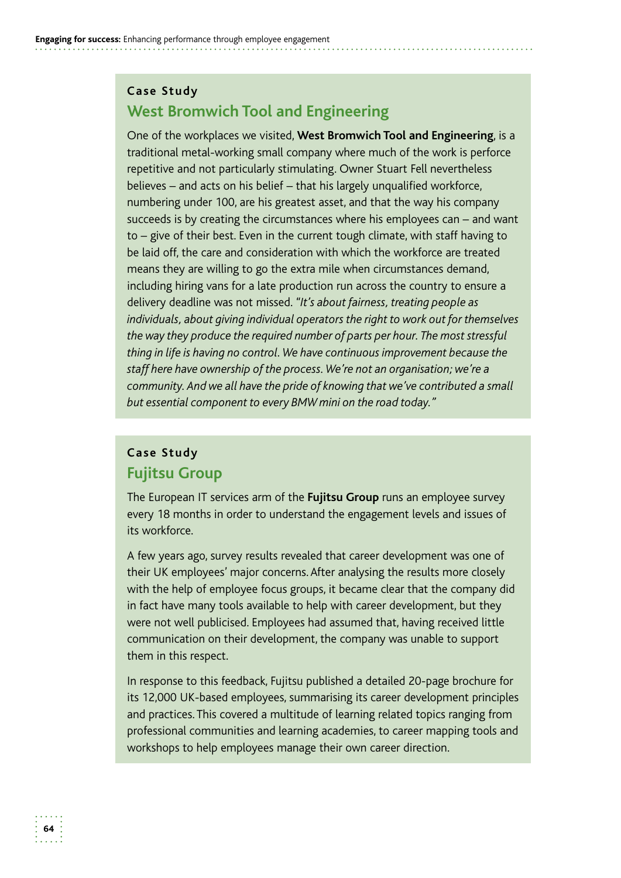**Case Study**

## West Bromwich Tool and Engineering

One of the workplaces we visited, **West Bromwich Tool and Engineering**, is a traditional metal-working small company where much of the work is perforce repetitive and not particularly stimulating. Owner Stuart Fell nevertheless believes – and acts on his belief – that his largely unqualified workforce, numbering under 100, are his greatest asset, and that the way his company succeeds is by creating the circumstances where his employees can – and want to – give of their best. Even in the current tough climate, with staff having to be laid off, the care and consideration with which the workforce are treated means they are willing to go the extra mile when circumstances demand, including hiring vans for a late production run across the country to ensure a delivery deadline was not missed. "*It's about fairness, treating people as individuals, about giving individual operators the right to work out for themselves the way they produce the required number of parts per hour. The most stressful thing in life is having no control. We have continuous improvement because the staff here have ownership of the process. We're not an organisation; we're a community. And we all have the pride of knowing that we've contributed a small but essential component to every BMW mini on the road today.*"

**Case Study**

## Fujitsu Group

The European IT services arm of the **Fujitsu Group** runs an employee survey every 18 months in order to understand the engagement levels and issues of its workforce.

A few years ago, survey results revealed that career development was one of their UK employees' major concerns. After analysing the results more closely with the help of employee focus groups, it became clear that the company did in fact have many tools available to help with career development, but they were not well publicised. Employees had assumed that, having received little communication on their development, the company was unable to support them in this respect.

In response to this feedback, Fujitsu published a detailed 20-page brochure for its 12,000 UK-based employees, summarising its career development principles and practices. This covered a multitude of learning related topics ranging from professional communities and learning academies, to career mapping tools and workshops to help employees manage their own career direction.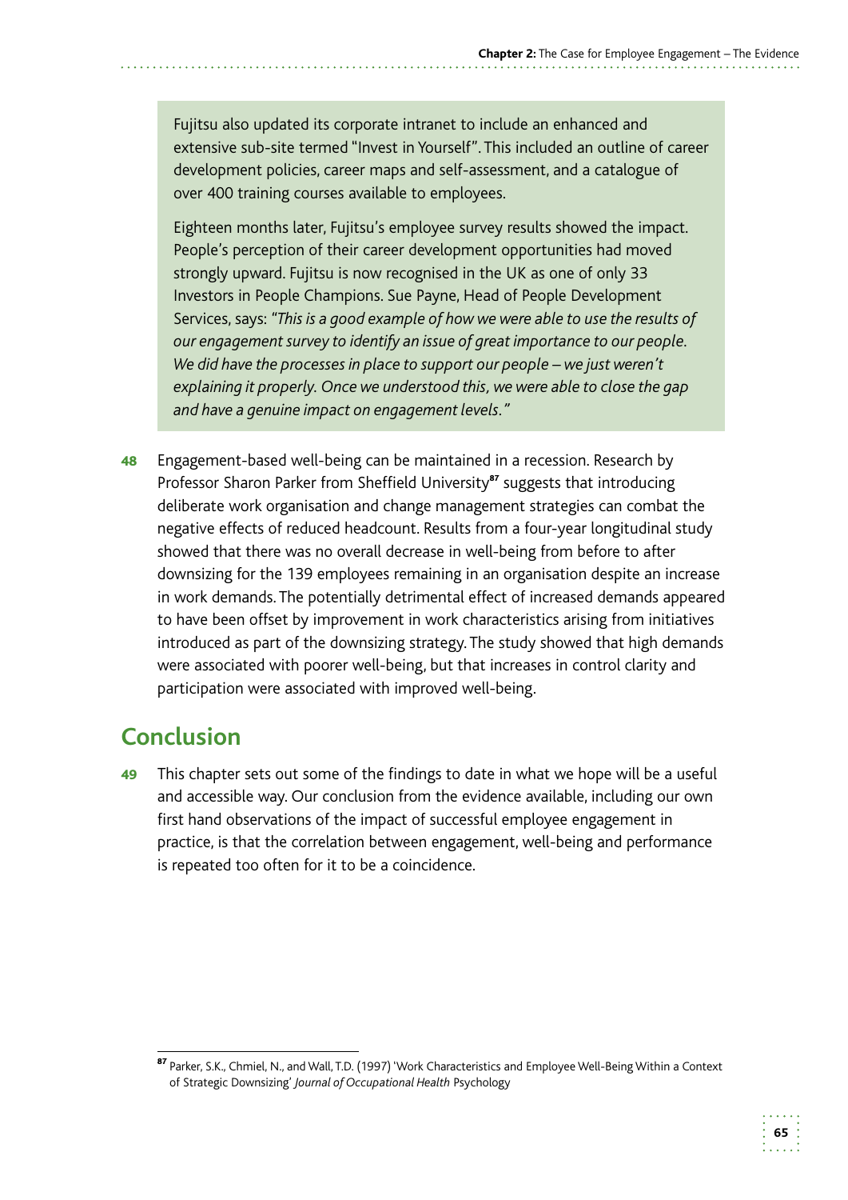Fujitsu also updated its corporate intranet to include an enhanced and extensive sub-site termed "Invest in Yourself". This included an outline of career development policies, career maps and self-assessment, and a catalogue of over 400 training courses available to employees.

Eighteen months later, Fujitsu's employee survey results showed the impact. People's perception of their career development opportunities had moved strongly upward. Fujitsu is now recognised in the UK as one of only 33 Investors in People Champions. Sue Payne, Head of People Development Services, says: *"This is a good example of how we were able to use the results of our engagement survey to identify an issue of great importance to our people. We did have the processes in place to support our people – we just weren't explaining it properly. Once we understood this, we were able to close the gap and have a genuine impact on engagement levels."*

**48** Engagement-based well-being can be maintained in a recession. Research by Professor Sharon Parker from Sheffield University[87] suggests that introducing deliberate work organisation and change management strategies can combat the negative effects of reduced headcount. Results from a four-year longitudinal study showed that there was no overall decrease in well-being from before to after downsizing for the 139 employees remaining in an organisation despite an increase in work demands. The potentially detrimental effect of increased demands appeared to have been offset by improvement in work characteristics arising from initiatives introduced as part of the downsizing strategy. The study showed that high demands were associated with poorer well-being, but that increases in control clarity and participation were associated with improved well-being.

## Conclusion

**49** This chapter sets out some of the findings to date in what we hope will be a useful and accessible way. Our conclusion from the evidence available, including our own first hand observations of the impact of successful employee engagement in practice, is that the correlation between engagement, well-being and performance is repeated too often for it to be a coincidence.

---

[87] Parker, S.K., Chmiel, N., and Wall, T.D. (1997) 'Work Characteristics and Employee Well-Being Within a Context of Strategic Downsizing' *Journal of Occupational Health* Psychology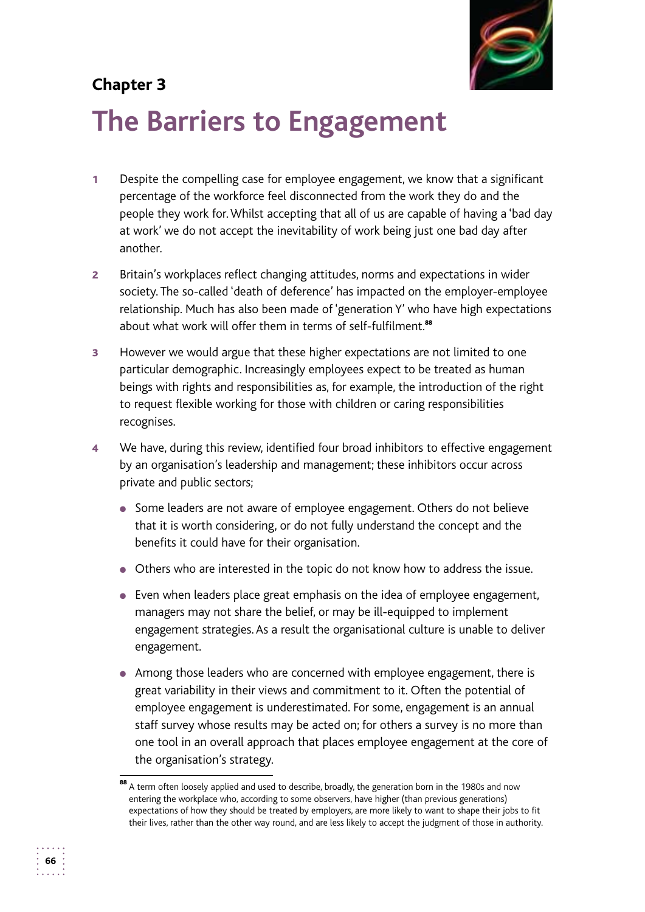## Chapter 3

# The Barriers to Engagement

1. Despite the compelling case for employee engagement, we know that a significant percentage of the workforce feel disconnected from the work they do and the people they work for. Whilst accepting that all of us are capable of having a 'bad day at work' we do not accept the inevitability of work being just one bad day after another.

2. Britain's workplaces reflect changing attitudes, norms and expectations in wider society. The so-called 'death of deference' has impacted on the employer-employee relationship. Much has also been made of 'generation Y' who have high expectations about what work will offer them in terms of self-fulfilment.[88]

3. However we would argue that these higher expectations are not limited to one particular demographic. Increasingly employees expect to be treated as human beings with rights and responsibilities as, for example, the introduction of the right to request flexible working for those with children or caring responsibilities recognises.

4. We have, during this review, identified four broad inhibitors to effective engagement by an organisation's leadership and management; these inhibitors occur across private and public sectors;

   - Some leaders are not aware of employee engagement. Others do not believe that it is worth considering, or do not fully understand the concept and the benefits it could have for their organisation.
   - Others who are interested in the topic do not know how to address the issue.
   - Even when leaders place great emphasis on the idea of employee engagement, managers may not share the belief, or may be ill-equipped to implement engagement strategies. As a result the organisational culture is unable to deliver engagement.
   - Among those leaders who are concerned with employee engagement, there is great variability in their views and commitment to it. Often the potential of employee engagement is underestimated. For some, engagement is an annual staff survey whose results may be acted on; for others a survey is no more than one tool in an overall approach that places employee engagement at the core of the organisation's strategy.

---

[88] A term often loosely applied and used to describe, broadly, the generation born in the 1980s and now entering the workplace who, according to some observers, have higher (than previous generations) expectations of how they should be treated by employers, are more likely to want to shape their jobs to fit their lives, rather than the other way round, and are less likely to accept the judgment of those in authority.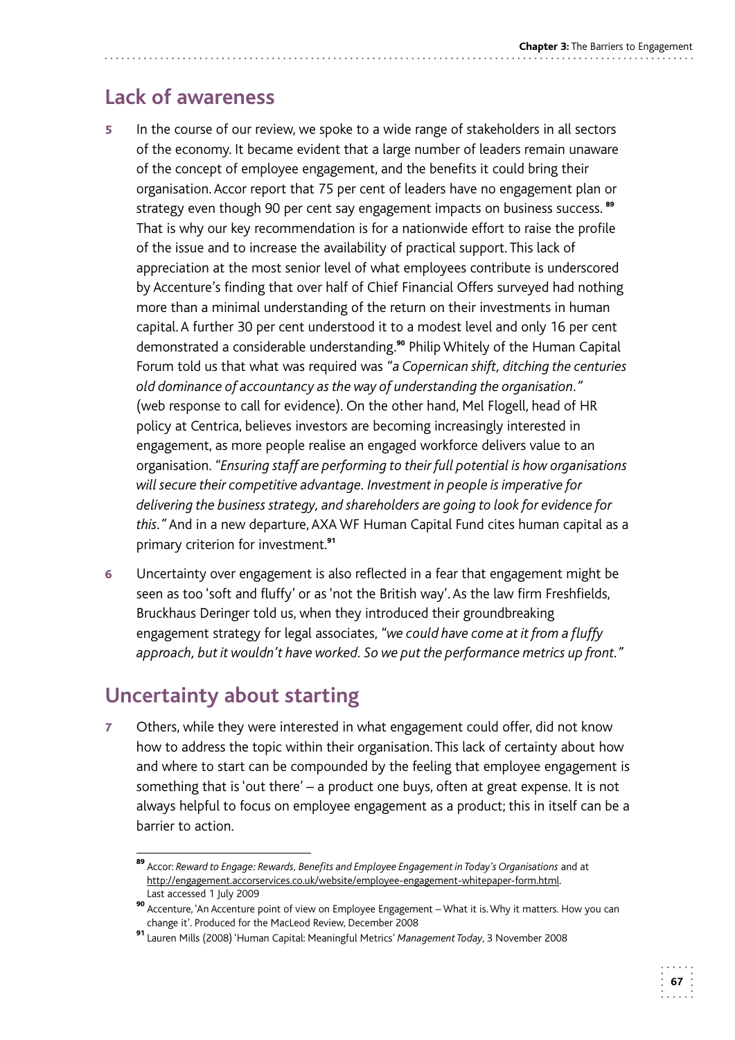## Lack of awareness

5 In the course of our review, we spoke to a wide range of stakeholders in all sectors of the economy. It became evident that a large number of leaders remain unaware of the concept of employee engagement, and the benefits it could bring their organisation. Accor report that 75 per cent of leaders have no engagement plan or strategy even though 90 per cent say engagement impacts on business success.[89] That is why our key recommendation is for a nationwide effort to raise the profile of the issue and to increase the availability of practical support. This lack of appreciation at the most senior level of what employees contribute is underscored by Accenture's finding that over half of Chief Financial Offers surveyed had nothing more than a minimal understanding of the return on their investments in human capital. A further 30 per cent understood it to a modest level and only 16 per cent demonstrated a considerable understanding.[90] Philip Whitely of the Human Capital Forum told us that what was required was *"a Copernican shift, ditching the centuries old dominance of accountancy as the way of understanding the organisation."* (web response to call for evidence). On the other hand, Mel Flogell, head of HR policy at Centrica, believes investors are becoming increasingly interested in engagement, as more people realise an engaged workforce delivers value to an organisation. *"Ensuring staff are performing to their full potential is how organisations will secure their competitive advantage. Investment in people is imperative for delivering the business strategy, and shareholders are going to look for evidence for this."* And in a new departure, AXA WF Human Capital Fund cites human capital as a primary criterion for investment.[91]

6 Uncertainty over engagement is also reflected in a fear that engagement might be seen as too 'soft and fluffy' or as 'not the British way'. As the law firm Freshfields, Bruckhaus Deringer told us, when they introduced their groundbreaking engagement strategy for legal associates, *"we could have come at it from a fluffy approach, but it wouldn't have worked. So we put the performance metrics up front."*

## Uncertainty about starting

7 Others, while they were interested in what engagement could offer, did not know how to address the topic within their organisation. This lack of certainty about how and where to start can be compounded by the feeling that employee engagement is something that is 'out there' – a product one buys, often at great expense. It is not always helpful to focus on employee engagement as a product; this in itself can be a barrier to action.

---

[89] Accor: *Reward to Engage: Rewards, Benefits and Employee Engagement in Today's Organisations* and at http://engagement.accorservices.co.uk/website/employee-engagement-whitepaper-form.html. Last accessed 1 July 2009

[90] Accenture, 'An Accenture point of view on Employee Engagement – What it is. Why it matters. How you can change it'. Produced for the MacLeod Review, December 2008

[91] Lauren Mills (2008) 'Human Capital: Meaningful Metrics' *Management Today*, 3 November 2008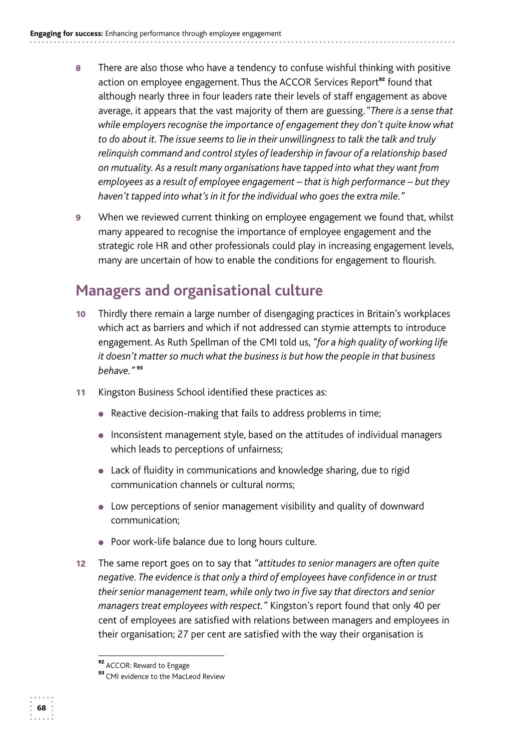8 There are also those who have a tendency to confuse wishful thinking with positive action on employee engagement. Thus the ACCOR Services Report[92] found that although nearly three in four leaders rate their levels of staff engagement as above average, it appears that the vast majority of them are guessing. "*There is a sense that while employers recognise the importance of engagement they don't quite know what to do about it. The issue seems to lie in their unwillingness to talk the talk and truly relinquish command and control styles of leadership in favour of a relationship based on mutuality. As a result many organisations have tapped into what they want from employees as a result of employee engagement – that is high performance – but they haven't tapped into what's in it for the individual who goes the extra mile.*"

9 When we reviewed current thinking on employee engagement we found that, whilst many appeared to recognise the importance of employee engagement and the strategic role HR and other professionals could play in increasing engagement levels, many are uncertain of how to enable the conditions for engagement to flourish.

## Managers and organisational culture

10 Thirdly there remain a large number of disengaging practices in Britain's workplaces which act as barriers and which if not addressed can stymie attempts to introduce engagement. As Ruth Spellman of the CMI told us, "*for a high quality of working life it doesn't matter so much what the business is but how the people in that business behave.*"[93]

11 Kingston Business School identified these practices as:

- Reactive decision-making that fails to address problems in time;
- Inconsistent management style, based on the attitudes of individual managers which leads to perceptions of unfairness;
- Lack of fluidity in communications and knowledge sharing, due to rigid communication channels or cultural norms;
- Low perceptions of senior management visibility and quality of downward communication;
- Poor work-life balance due to long hours culture.

12 The same report goes on to say that "*attitudes to senior managers are often quite negative. The evidence is that only a third of employees have confidence in or trust their senior management team, while only two in five say that directors and senior managers treat employees with respect.*" Kingston's report found that only 40 per cent of employees are satisfied with relations between managers and employees in their organisation; 27 per cent are satisfied with the way their organisation is

---

[92] ACCOR: Reward to Engage

[93] CMI evidence to the MacLeod Review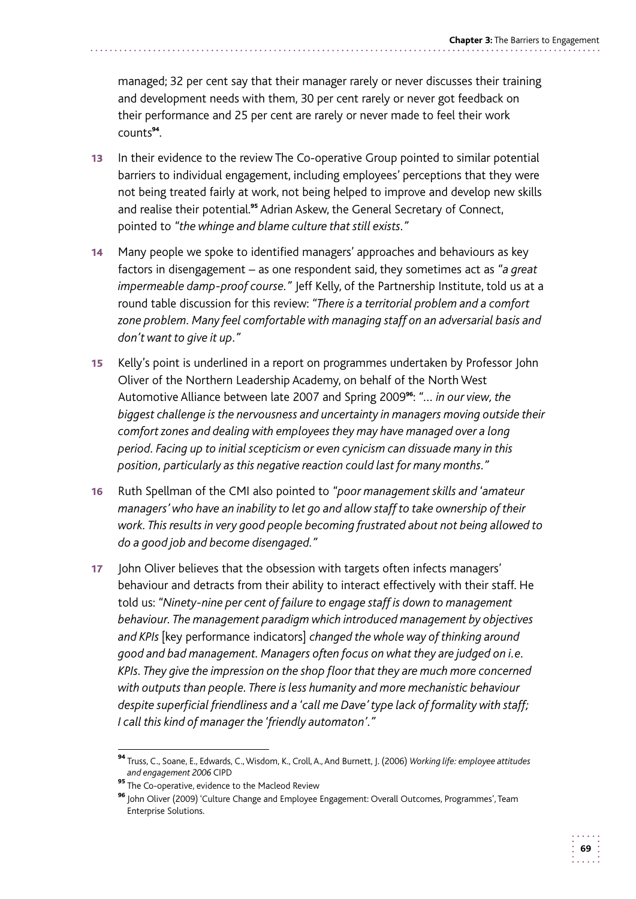managed; 32 per cent say that their manager rarely or never discusses their training and development needs with them, 30 per cent rarely or never got feedback on their performance and 25 per cent are rarely or never made to feel their work counts[94].

**13** In their evidence to the review The Co-operative Group pointed to similar potential barriers to individual engagement, including employees' perceptions that they were not being treated fairly at work, not being helped to improve and develop new skills and realise their potential.[95] Adrian Askew, the General Secretary of Connect, pointed to *"the whinge and blame culture that still exists."*

**14** Many people we spoke to identified managers' approaches and behaviours as key factors in disengagement – as one respondent said, they sometimes act as *"a great impermeable damp-proof course."* Jeff Kelly, of the Partnership Institute, told us at a round table discussion for this review: *"There is a territorial problem and a comfort zone problem. Many feel comfortable with managing staff on an adversarial basis and don't want to give it up."*

**15** Kelly's point is underlined in a report on programmes undertaken by Professor John Oliver of the Northern Leadership Academy, on behalf of the North West Automotive Alliance between late 2007 and Spring 2009[96]: *"… in our view, the biggest challenge is the nervousness and uncertainty in managers moving outside their comfort zones and dealing with employees they may have managed over a long period. Facing up to initial scepticism or even cynicism can dissuade many in this position, particularly as this negative reaction could last for many months."*

**16** Ruth Spellman of the CMI also pointed to *"poor management skills and 'amateur managers' who have an inability to let go and allow staff to take ownership of their work. This results in very good people becoming frustrated about not being allowed to do a good job and become disengaged."*

**17** John Oliver believes that the obsession with targets often infects managers' behaviour and detracts from their ability to interact effectively with their staff. He told us: *"Ninety-nine per cent of failure to engage staff is down to management behaviour. The management paradigm which introduced management by objectives and KPIs* [key performance indicators] *changed the whole way of thinking around good and bad management. Managers often focus on what they are judged on i.e. KPIs. They give the impression on the shop floor that they are much more concerned with outputs than people. There is less humanity and more mechanistic behaviour despite superficial friendliness and a 'call me Dave' type lack of formality with staff; I call this kind of manager the 'friendly automaton'."*

---

[94] Truss, C., Soane, E., Edwards, C., Wisdom, K., Croll, A., And Burnett, J. (2006) *Working life: employee attitudes and engagement 2006* CIPD

[95] The Co-operative, evidence to the Macleod Review

[96] John Oliver (2009) 'Culture Change and Employee Engagement: Overall Outcomes, Programmes', Team Enterprise Solutions.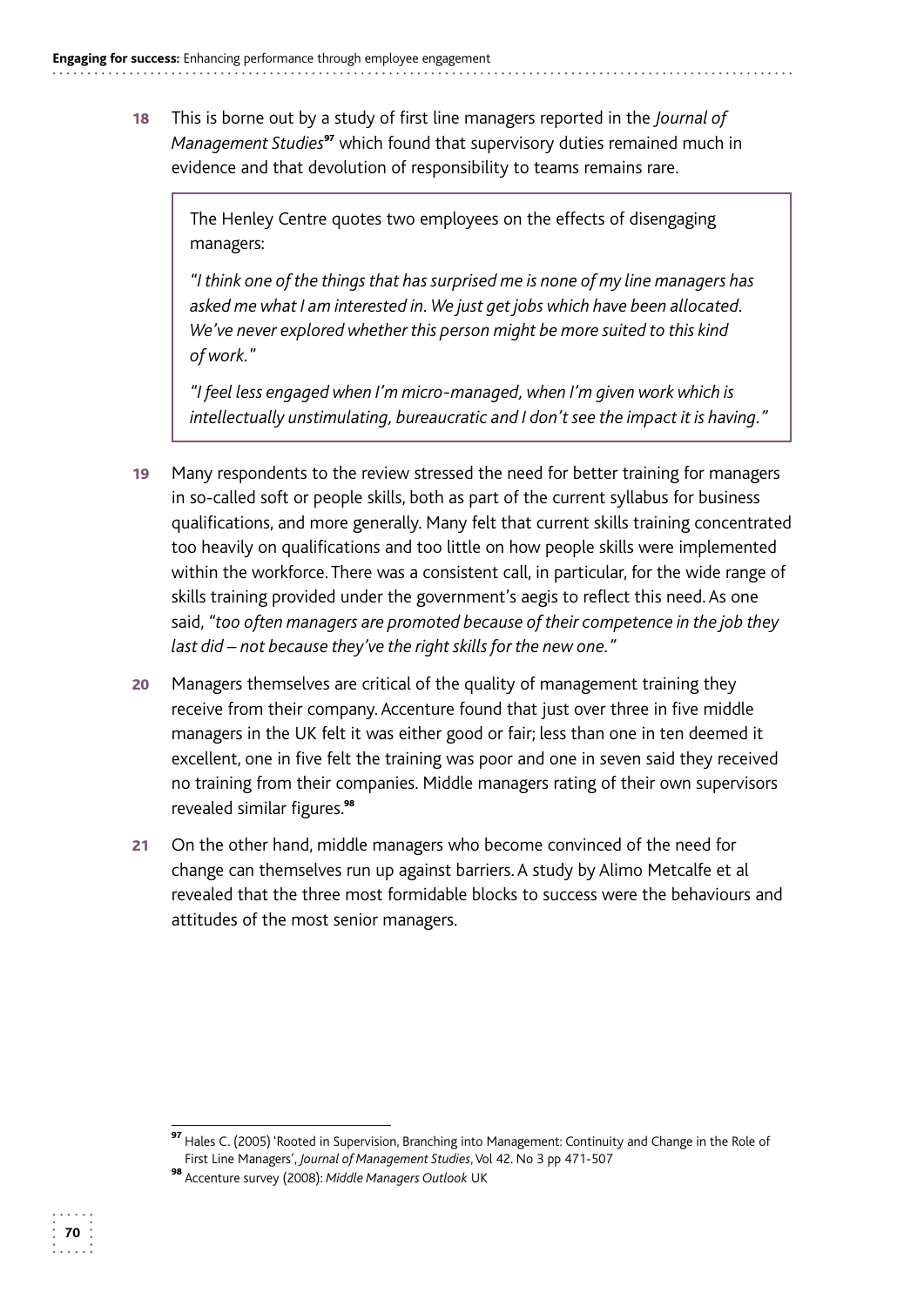**18** This is borne out by a study of first line managers reported in the *Journal of Management Studies*[97] which found that supervisory duties remained much in evidence and that devolution of responsibility to teams remains rare.

> The Henley Centre quotes two employees on the effects of disengaging managers:
>
> *"I think one of the things that has surprised me is none of my line managers has asked me what I am interested in. We just get jobs which have been allocated. We've never explored whether this person might be more suited to this kind of work."*
>
> *"I feel less engaged when I'm micro-managed, when I'm given work which is intellectually unstimulating, bureaucratic and I don't see the impact it is having."*

**19** Many respondents to the review stressed the need for better training for managers in so-called soft or people skills, both as part of the current syllabus for business qualifications, and more generally. Many felt that current skills training concentrated too heavily on qualifications and too little on how people skills were implemented within the workforce. There was a consistent call, in particular, for the wide range of skills training provided under the government's aegis to reflect this need. As one said, *"too often managers are promoted because of their competence in the job they last did – not because they've the right skills for the new one."*

**20** Managers themselves are critical of the quality of management training they receive from their company. Accenture found that just over three in five middle managers in the UK felt it was either good or fair; less than one in ten deemed it excellent, one in five felt the training was poor and one in seven said they received no training from their companies. Middle managers rating of their own supervisors revealed similar figures.[98]

**21** On the other hand, middle managers who become convinced of the need for change can themselves run up against barriers. A study by Alimo Metcalfe et al revealed that the three most formidable blocks to success were the behaviours and attitudes of the most senior managers.

---

[97] Hales C. (2005) 'Rooted in Supervision, Branching into Management: Continuity and Change in the Role of First Line Managers', *Journal of Management Studies*, Vol 42. No 3 pp 471-507

[98] Accenture survey (2008): *Middle Managers Outlook* UK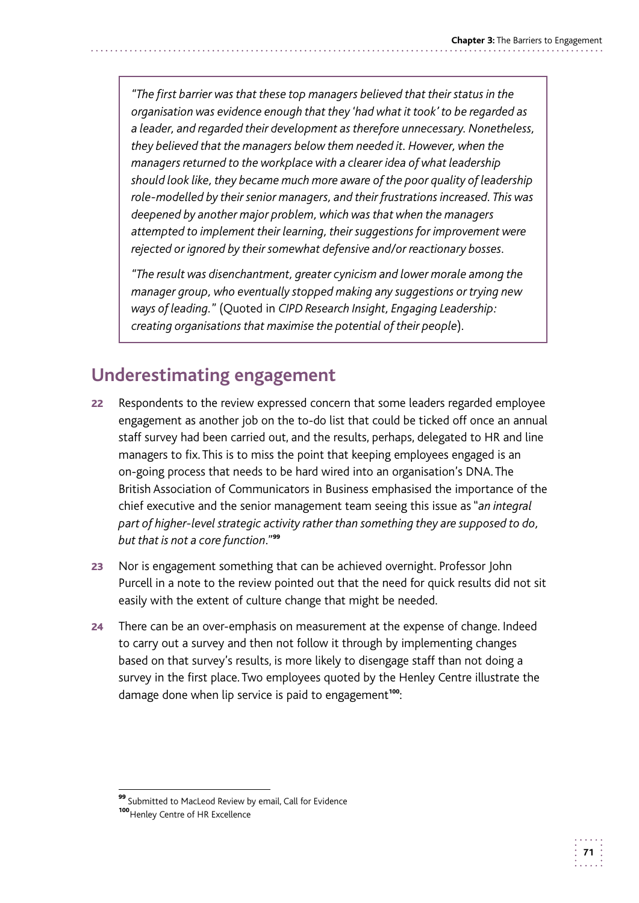> *"The first barrier was that these top managers believed that their status in the organisation was evidence enough that they 'had what it took' to be regarded as a leader, and regarded their development as therefore unnecessary. Nonetheless, they believed that the managers below them needed it. However, when the managers returned to the workplace with a clearer idea of what leadership should look like, they became much more aware of the poor quality of leadership role-modelled by their senior managers, and their frustrations increased. This was deepened by another major problem, which was that when the managers attempted to implement their learning, their suggestions for improvement were rejected or ignored by their somewhat defensive and/or reactionary bosses.*
>
> *"The result was disenchantment, greater cynicism and lower morale among the manager group, who eventually stopped making any suggestions or trying new ways of leading."* (Quoted in *CIPD Research Insight, Engaging Leadership: creating organisations that maximise the potential of their people*).

## Underestimating engagement

**22** Respondents to the review expressed concern that some leaders regarded employee engagement as another job on the to-do list that could be ticked off once an annual staff survey had been carried out, and the results, perhaps, delegated to HR and line managers to fix. This is to miss the point that keeping employees engaged is an on-going process that needs to be hard wired into an organisation's DNA. The British Association of Communicators in Business emphasised the importance of the chief executive and the senior management team seeing this issue as "*an integral part of higher-level strategic activity rather than something they are supposed to do, but that is not a core function*."[99]

**23** Nor is engagement something that can be achieved overnight. Professor John Purcell in a note to the review pointed out that the need for quick results did not sit easily with the extent of culture change that might be needed.

**24** There can be an over-emphasis on measurement at the expense of change. Indeed to carry out a survey and then not follow it through by implementing changes based on that survey's results, is more likely to disengage staff than not doing a survey in the first place. Two employees quoted by the Henley Centre illustrate the damage done when lip service is paid to engagement[100]:

---

[99] Submitted to MacLeod Review by email, Call for Evidence

[100] Henley Centre of HR Excellence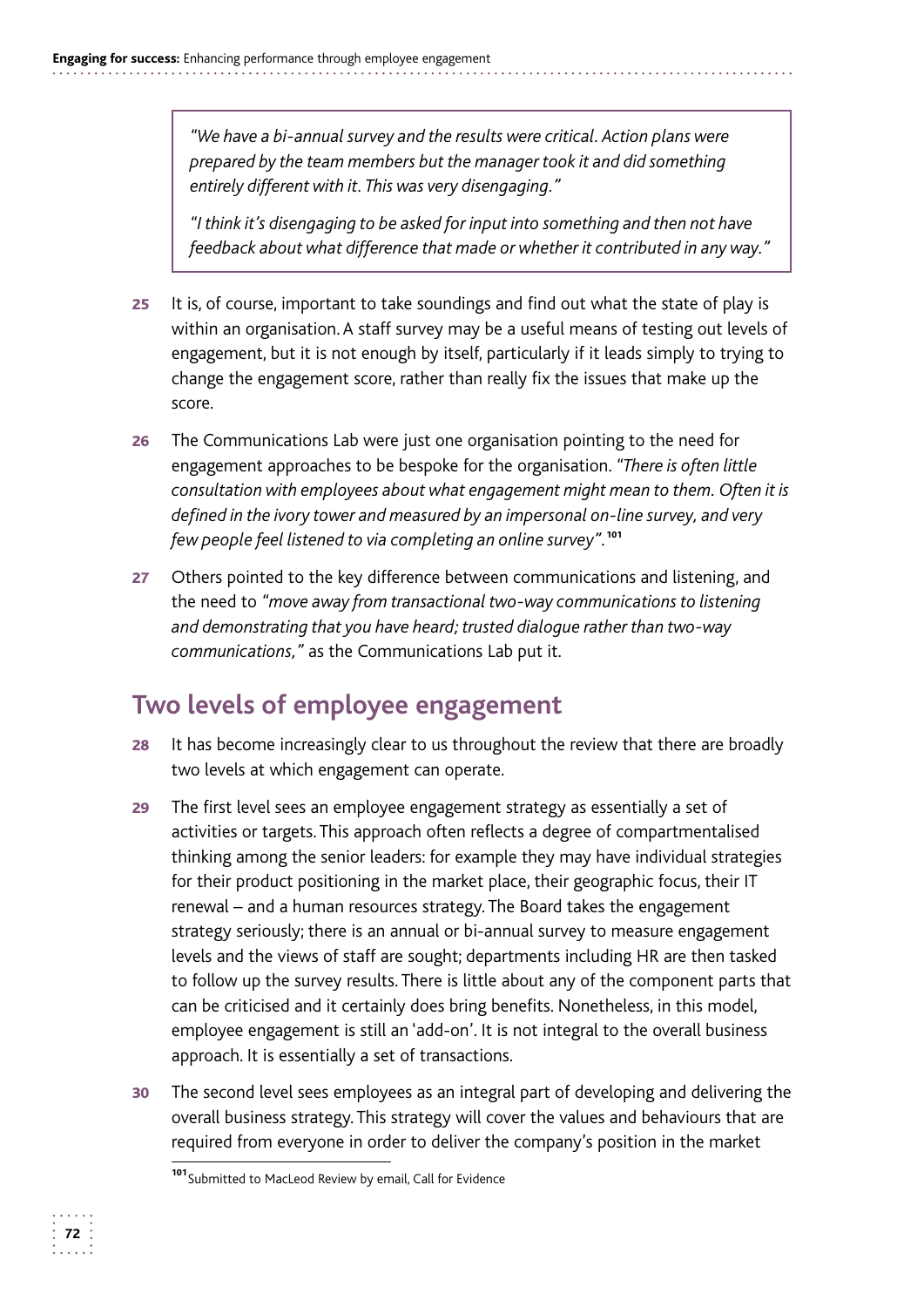> *"We have a bi-annual survey and the results were critical. Action plans were prepared by the team members but the manager took it and did something entirely different with it. This was very disengaging."*
>
> *"I think it's disengaging to be asked for input into something and then not have feedback about what difference that made or whether it contributed in any way."*

**25** It is, of course, important to take soundings and find out what the state of play is within an organisation. A staff survey may be a useful means of testing out levels of engagement, but it is not enough by itself, particularly if it leads simply to trying to change the engagement score, rather than really fix the issues that make up the score.

**26** The Communications Lab were just one organisation pointing to the need for engagement approaches to be bespoke for the organisation. *"There is often little consultation with employees about what engagement might mean to them. Often it is defined in the ivory tower and measured by an impersonal on-line survey, and very few people feel listened to via completing an online survey".*[101]

**27** Others pointed to the key difference between communications and listening, and the need to *"move away from transactional two-way communications to listening and demonstrating that you have heard; trusted dialogue rather than two-way communications,"* as the Communications Lab put it.

## Two levels of employee engagement

**28** It has become increasingly clear to us throughout the review that there are broadly two levels at which engagement can operate.

**29** The first level sees an employee engagement strategy as essentially a set of activities or targets. This approach often reflects a degree of compartmentalised thinking among the senior leaders: for example they may have individual strategies for their product positioning in the market place, their geographic focus, their IT renewal – and a human resources strategy. The Board takes the engagement strategy seriously; there is an annual or bi-annual survey to measure engagement levels and the views of staff are sought; departments including HR are then tasked to follow up the survey results. There is little about any of the component parts that can be criticised and it certainly does bring benefits. Nonetheless, in this model, employee engagement is still an 'add-on'. It is not integral to the overall business approach. It is essentially a set of transactions.

**30** The second level sees employees as an integral part of developing and delivering the overall business strategy. This strategy will cover the values and behaviours that are required from everyone in order to deliver the company's position in the market

[101] Submitted to MacLeod Review by email, Call for Evidence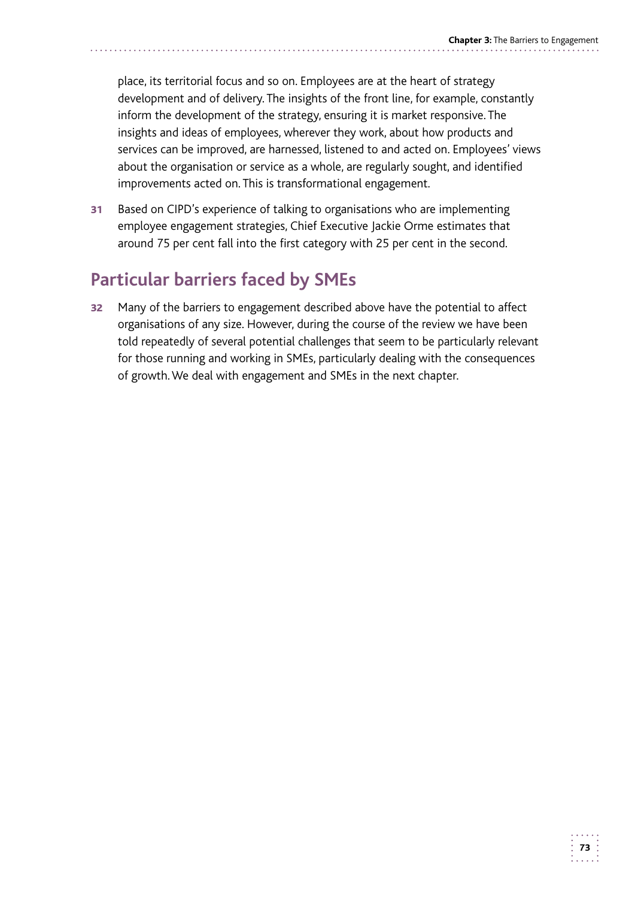place, its territorial focus and so on. Employees are at the heart of strategy development and of delivery. The insights of the front line, for example, constantly inform the development of the strategy, ensuring it is market responsive. The insights and ideas of employees, wherever they work, about how products and services can be improved, are harnessed, listened to and acted on. Employees' views about the organisation or service as a whole, are regularly sought, and identified improvements acted on. This is transformational engagement.

**31** Based on CIPD's experience of talking to organisations who are implementing employee engagement strategies, Chief Executive Jackie Orme estimates that around 75 per cent fall into the first category with 25 per cent in the second.

## Particular barriers faced by SMEs

**32** Many of the barriers to engagement described above have the potential to affect organisations of any size. However, during the course of the review we have been told repeatedly of several potential challenges that seem to be particularly relevant for those running and working in SMEs, particularly dealing with the consequences of growth. We deal with engagement and SMEs in the next chapter.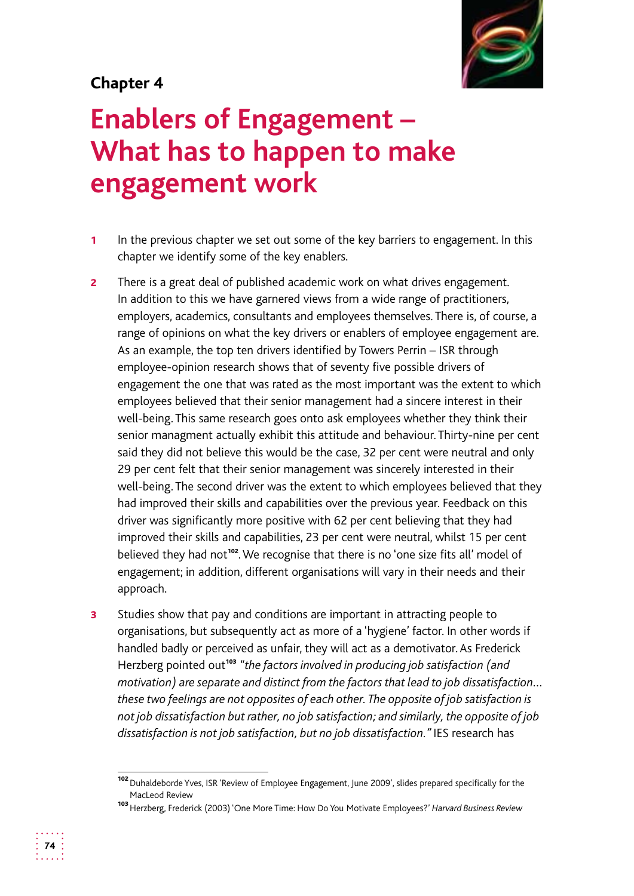**Chapter 4**

# Enablers of Engagement – What has to happen to make engagement work

1 In the previous chapter we set out some of the key barriers to engagement. In this chapter we identify some of the key enablers.

2 There is a great deal of published academic work on what drives engagement. In addition to this we have garnered views from a wide range of practitioners, employers, academics, consultants and employees themselves. There is, of course, a range of opinions on what the key drivers or enablers of employee engagement are. As an example, the top ten drivers identified by Towers Perrin – ISR through employee-opinion research shows that of seventy five possible drivers of engagement the one that was rated as the most important was the extent to which employees believed that their senior management had a sincere interest in their well-being. This same research goes onto ask employees whether they think their senior managment actually exhibit this attitude and behaviour. Thirty-nine per cent said they did not believe this would be the case, 32 per cent were neutral and only 29 per cent felt that their senior management was sincerely interested in their well-being. The second driver was the extent to which employees believed that they had improved their skills and capabilities over the previous year. Feedback on this driver was significantly more positive with 62 per cent believing that they had improved their skills and capabilities, 23 per cent were neutral, whilst 15 per cent believed they had not[102]. We recognise that there is no 'one size fits all' model of engagement; in addition, different organisations will vary in their needs and their approach.

3 Studies show that pay and conditions are important in attracting people to organisations, but subsequently act as more of a 'hygiene' factor. In other words if handled badly or perceived as unfair, they will act as a demotivator. As Frederick Herzberg pointed out[103] *"the factors involved in producing job satisfaction (and motivation) are separate and distinct from the factors that lead to job dissatisfaction… these two feelings are not opposites of each other. The opposite of job satisfaction is not job dissatisfaction but rather, no job satisfaction; and similarly, the opposite of job dissatisfaction is not job satisfaction, but no job dissatisfaction."* IES research has

---

[102] Duhaldeborde Yves, ISR 'Review of Employee Engagement, June 2009', slides prepared specifically for the MacLeod Review

[103] Herzberg, Frederick (2003) 'One More Time: How Do You Motivate Employees?' *Harvard Business Review*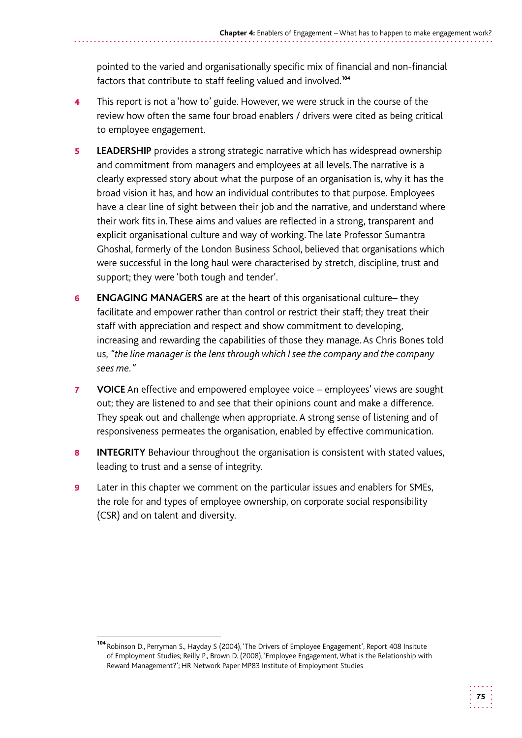pointed to the varied and organisationally specific mix of financial and non-financial factors that contribute to staff feeling valued and involved.[104]

4 This report is not a 'how to' guide. However, we were struck in the course of the review how often the same four broad enablers / drivers were cited as being critical to employee engagement.

5 **LEADERSHIP** provides a strong strategic narrative which has widespread ownership and commitment from managers and employees at all levels. The narrative is a clearly expressed story about what the purpose of an organisation is, why it has the broad vision it has, and how an individual contributes to that purpose. Employees have a clear line of sight between their job and the narrative, and understand where their work fits in. These aims and values are reflected in a strong, transparent and explicit organisational culture and way of working. The late Professor Sumantra Ghoshal, formerly of the London Business School, believed that organisations which were successful in the long haul were characterised by stretch, discipline, trust and support; they were 'both tough and tender'.

6 **ENGAGING MANAGERS** are at the heart of this organisational culture– they facilitate and empower rather than control or restrict their staff; they treat their staff with appreciation and respect and show commitment to developing, increasing and rewarding the capabilities of those they manage. As Chris Bones told us, *"the line manager is the lens through which I see the company and the company sees me."*

7 **VOICE** An effective and empowered employee voice – employees' views are sought out; they are listened to and see that their opinions count and make a difference. They speak out and challenge when appropriate. A strong sense of listening and of responsiveness permeates the organisation, enabled by effective communication.

8 **INTEGRITY** Behaviour throughout the organisation is consistent with stated values, leading to trust and a sense of integrity.

9 Later in this chapter we comment on the particular issues and enablers for SMEs, the role for and types of employee ownership, on corporate social responsibility (CSR) and on talent and diversity.

---

[104] Robinson D., Perryman S., Hayday S (2004), 'The Drivers of Employee Engagement', Report 408 Insitute of Employment Studies; Reilly P., Brown D. (2008), 'Employee Engagement, What is the Relationship with Reward Management?'; HR Network Paper MP83 Institute of Employment Studies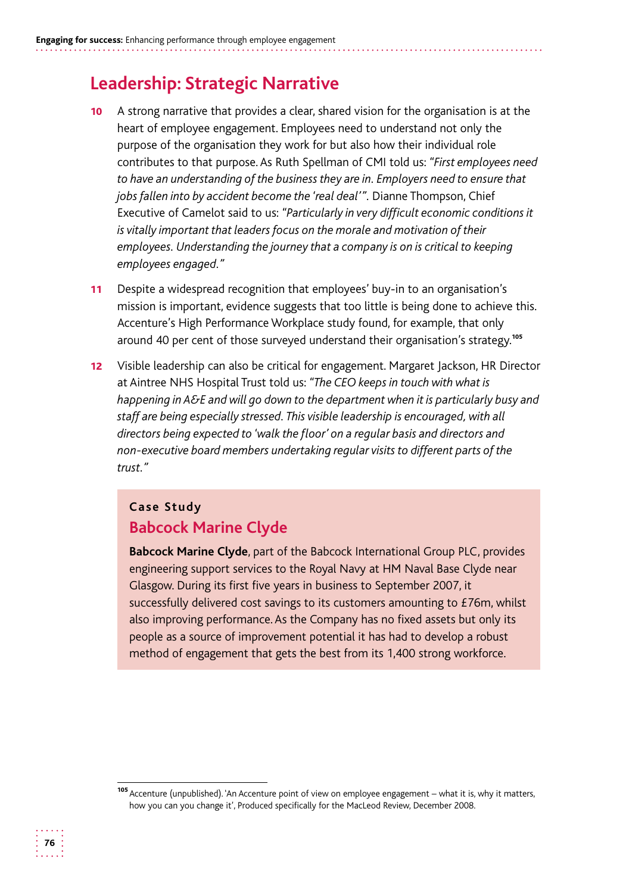## Leadership: Strategic Narrative

**10** A strong narrative that provides a clear, shared vision for the organisation is at the heart of employee engagement. Employees need to understand not only the purpose of the organisation they work for but also how their individual role contributes to that purpose. As Ruth Spellman of CMI told us: *"First employees need to have an understanding of the business they are in. Employers need to ensure that jobs fallen into by accident become the 'real deal'".* Dianne Thompson, Chief Executive of Camelot said to us: *"Particularly in very difficult economic conditions it is vitally important that leaders focus on the morale and motivation of their employees. Understanding the journey that a company is on is critical to keeping employees engaged."*

**11** Despite a widespread recognition that employees' buy-in to an organisation's mission is important, evidence suggests that too little is being done to achieve this. Accenture's High Performance Workplace study found, for example, that only around 40 per cent of those surveyed understand their organisation's strategy.[105]

**12** Visible leadership can also be critical for engagement. Margaret Jackson, HR Director at Aintree NHS Hospital Trust told us: *"The CEO keeps in touch with what is happening in A&E and will go down to the department when it is particularly busy and staff are being especially stressed. This visible leadership is encouraged, with all directors being expected to 'walk the floor' on a regular basis and directors and non-executive board members undertaking regular visits to different parts of the trust."*

> **Case Study**
>
> ### Babcock Marine Clyde
>
> **Babcock Marine Clyde**, part of the Babcock International Group PLC, provides engineering support services to the Royal Navy at HM Naval Base Clyde near Glasgow. During its first five years in business to September 2007, it successfully delivered cost savings to its customers amounting to £76m, whilst also improving performance. As the Company has no fixed assets but only its people as a source of improvement potential it has had to develop a robust method of engagement that gets the best from its 1,400 strong workforce.

[105] Accenture (unpublished). 'An Accenture point of view on employee engagement – what it is, why it matters, how you can you change it', Produced specifically for the MacLeod Review, December 2008.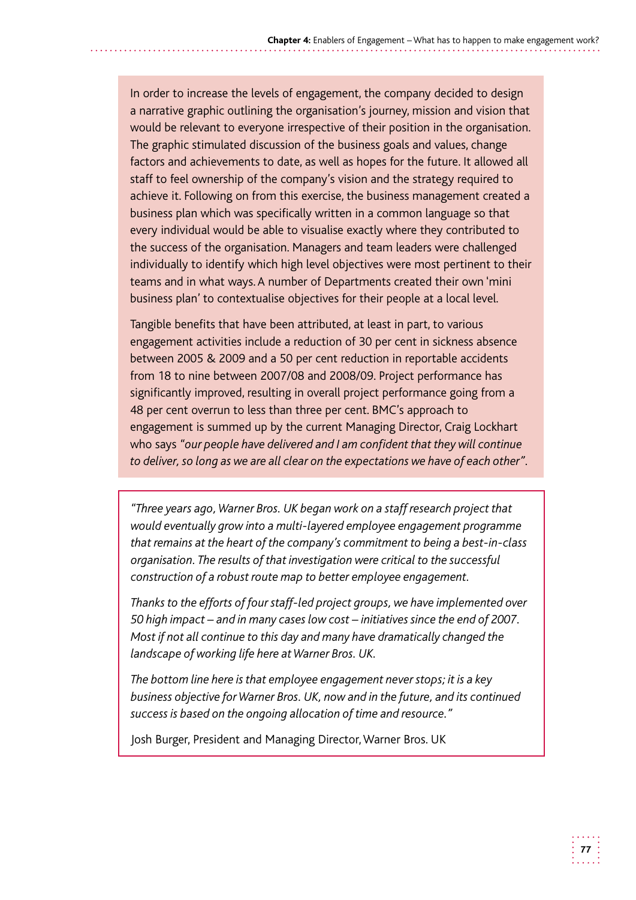In order to increase the levels of engagement, the company decided to design a narrative graphic outlining the organisation's journey, mission and vision that would be relevant to everyone irrespective of their position in the organisation. The graphic stimulated discussion of the business goals and values, change factors and achievements to date, as well as hopes for the future. It allowed all staff to feel ownership of the company's vision and the strategy required to achieve it. Following on from this exercise, the business management created a business plan which was specifically written in a common language so that every individual would be able to visualise exactly where they contributed to the success of the organisation. Managers and team leaders were challenged individually to identify which high level objectives were most pertinent to their teams and in what ways. A number of Departments created their own 'mini business plan' to contextualise objectives for their people at a local level.

Tangible benefits that have been attributed, at least in part, to various engagement activities include a reduction of 30 per cent in sickness absence between 2005 & 2009 and a 50 per cent reduction in reportable accidents from 18 to nine between 2007/08 and 2008/09. Project performance has significantly improved, resulting in overall project performance going from a 48 per cent overrun to less than three per cent. BMC's approach to engagement is summed up by the current Managing Director, Craig Lockhart who says *"our people have delivered and I am confident that they will continue to deliver, so long as we are all clear on the expectations we have of each other"*.

*"Three years ago, Warner Bros. UK began work on a staff research project that would eventually grow into a multi-layered employee engagement programme that remains at the heart of the company's commitment to being a best-in-class organisation. The results of that investigation were critical to the successful construction of a robust route map to better employee engagement.*

*Thanks to the efforts of four staff-led project groups, we have implemented over 50 high impact – and in many cases low cost – initiatives since the end of 2007. Most if not all continue to this day and many have dramatically changed the landscape of working life here at Warner Bros. UK.*

*The bottom line here is that employee engagement never stops; it is a key business objective for Warner Bros. UK, now and in the future, and its continued success is based on the ongoing allocation of time and resource."*

Josh Burger, President and Managing Director, Warner Bros. UK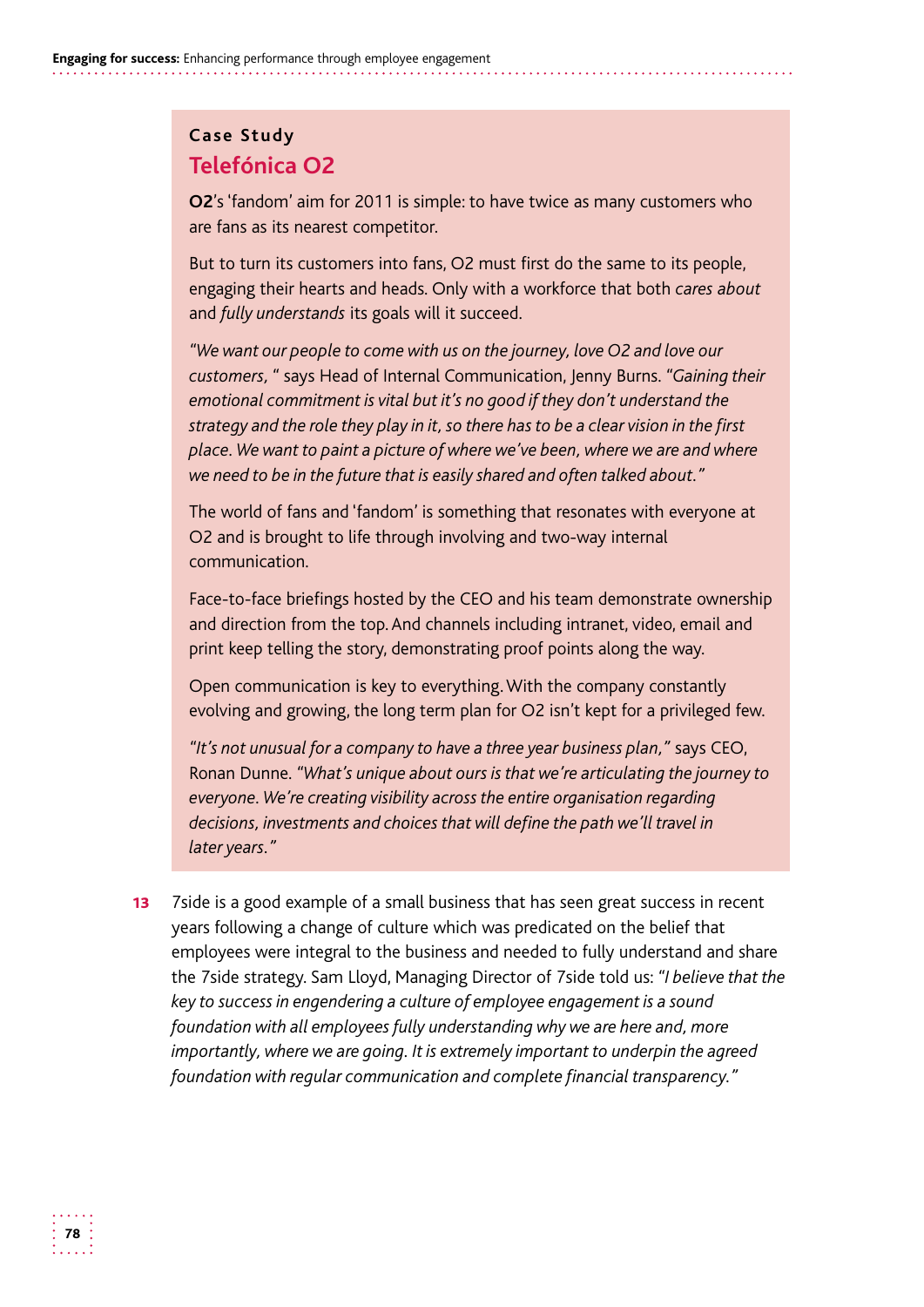**Case Study**

## Telefónica O2

**O2**'s 'fandom' aim for 2011 is simple: to have twice as many customers who are fans as its nearest competitor.

But to turn its customers into fans, O2 must first do the same to its people, engaging their hearts and heads. Only with a workforce that both *cares about* and *fully understands* its goals will it succeed.

*"We want our people to come with us on the journey, love O2 and love our customers,* " says Head of Internal Communication, Jenny Burns. *"Gaining their emotional commitment is vital but it's no good if they don't understand the strategy and the role they play in it, so there has to be a clear vision in the first place. We want to paint a picture of where we've been, where we are and where we need to be in the future that is easily shared and often talked about."*

The world of fans and 'fandom' is something that resonates with everyone at O2 and is brought to life through involving and two-way internal communication.

Face-to-face briefings hosted by the CEO and his team demonstrate ownership and direction from the top. And channels including intranet, video, email and print keep telling the story, demonstrating proof points along the way.

Open communication is key to everything. With the company constantly evolving and growing, the long term plan for O2 isn't kept for a privileged few.

*"It's not unusual for a company to have a three year business plan,"* says CEO, Ronan Dunne. *"What's unique about ours is that we're articulating the journey to everyone. We're creating visibility across the entire organisation regarding decisions, investments and choices that will define the path we'll travel in later years."*

**13** 7side is a good example of a small business that has seen great success in recent years following a change of culture which was predicated on the belief that employees were integral to the business and needed to fully understand and share the 7side strategy. Sam Lloyd, Managing Director of 7side told us: *"I believe that the key to success in engendering a culture of employee engagement is a sound foundation with all employees fully understanding why we are here and, more importantly, where we are going. It is extremely important to underpin the agreed foundation with regular communication and complete financial transparency."*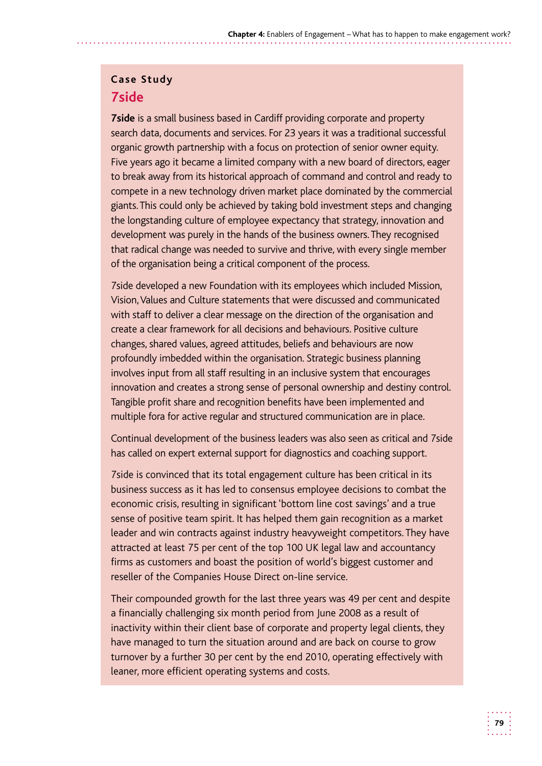**Case Study**

## 7side

**7side** is a small business based in Cardiff providing corporate and property search data, documents and services. For 23 years it was a traditional successful organic growth partnership with a focus on protection of senior owner equity. Five years ago it became a limited company with a new board of directors, eager to break away from its historical approach of command and control and ready to compete in a new technology driven market place dominated by the commercial giants. This could only be achieved by taking bold investment steps and changing the longstanding culture of employee expectancy that strategy, innovation and development was purely in the hands of the business owners. They recognised that radical change was needed to survive and thrive, with every single member of the organisation being a critical component of the process.

7side developed a new Foundation with its employees which included Mission, Vision, Values and Culture statements that were discussed and communicated with staff to deliver a clear message on the direction of the organisation and create a clear framework for all decisions and behaviours. Positive culture changes, shared values, agreed attitudes, beliefs and behaviours are now profoundly imbedded within the organisation. Strategic business planning involves input from all staff resulting in an inclusive system that encourages innovation and creates a strong sense of personal ownership and destiny control. Tangible profit share and recognition benefits have been implemented and multiple fora for active regular and structured communication are in place.

Continual development of the business leaders was also seen as critical and 7side has called on expert external support for diagnostics and coaching support.

7side is convinced that its total engagement culture has been critical in its business success as it has led to consensus employee decisions to combat the economic crisis, resulting in significant 'bottom line cost savings' and a true sense of positive team spirit. It has helped them gain recognition as a market leader and win contracts against industry heavyweight competitors. They have attracted at least 75 per cent of the top 100 UK legal law and accountancy firms as customers and boast the position of world's biggest customer and reseller of the Companies House Direct on-line service.

Their compounded growth for the last three years was 49 per cent and despite a financially challenging six month period from June 2008 as a result of inactivity within their client base of corporate and property legal clients, they have managed to turn the situation around and are back on course to grow turnover by a further 30 per cent by the end 2010, operating effectively with leaner, more efficient operating systems and costs.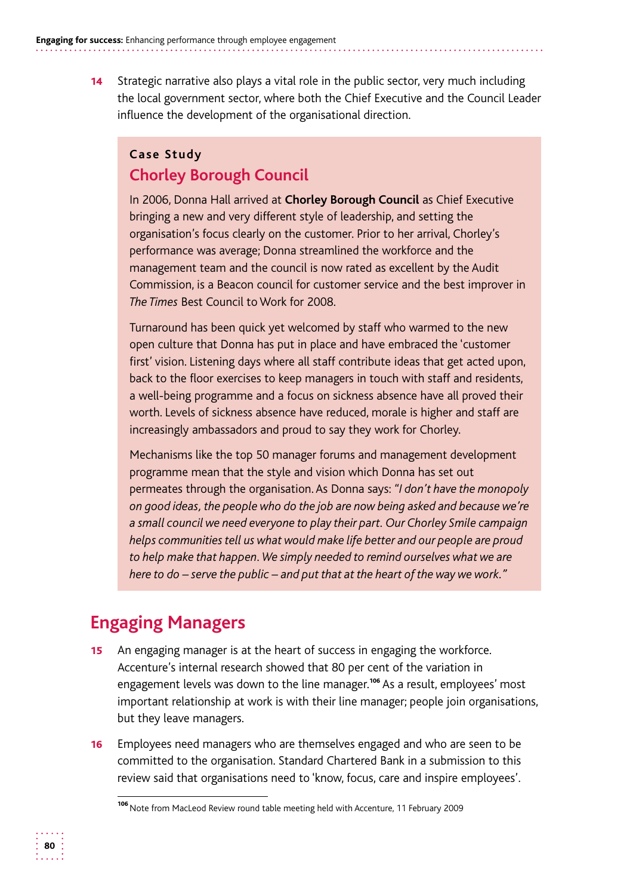14 Strategic narrative also plays a vital role in the public sector, very much including the local government sector, where both the Chief Executive and the Council Leader influence the development of the organisational direction.

> **Case Study**
>
> ### Chorley Borough Council
>
> In 2006, Donna Hall arrived at **Chorley Borough Council** as Chief Executive bringing a new and very different style of leadership, and setting the organisation's focus clearly on the customer. Prior to her arrival, Chorley's performance was average; Donna streamlined the workforce and the management team and the council is now rated as excellent by the Audit Commission, is a Beacon council for customer service and the best improver in *The Times* Best Council to Work for 2008.
>
> Turnaround has been quick yet welcomed by staff who warmed to the new open culture that Donna has put in place and have embraced the 'customer first' vision. Listening days where all staff contribute ideas that get acted upon, back to the floor exercises to keep managers in touch with staff and residents, a well-being programme and a focus on sickness absence have all proved their worth. Levels of sickness absence have reduced, morale is higher and staff are increasingly ambassadors and proud to say they work for Chorley.
>
> Mechanisms like the top 50 manager forums and management development programme mean that the style and vision which Donna has set out permeates through the organisation. As Donna says: "*I don't have the monopoly on good ideas, the people who do the job are now being asked and because we're a small council we need everyone to play their part. Our Chorley Smile campaign helps communities tell us what would make life better and our people are proud to help make that happen. We simply needed to remind ourselves what we are here to do – serve the public – and put that at the heart of the way we work.*"

## Engaging Managers

15 An engaging manager is at the heart of success in engaging the workforce. Accenture's internal research showed that 80 per cent of the variation in engagement levels was down to the line manager.[106] As a result, employees' most important relationship at work is with their line manager; people join organisations, but they leave managers.

16 Employees need managers who are themselves engaged and who are seen to be committed to the organisation. Standard Chartered Bank in a submission to this review said that organisations need to 'know, focus, care and inspire employees'.

[106] Note from MacLeod Review round table meeting held with Accenture, 11 February 2009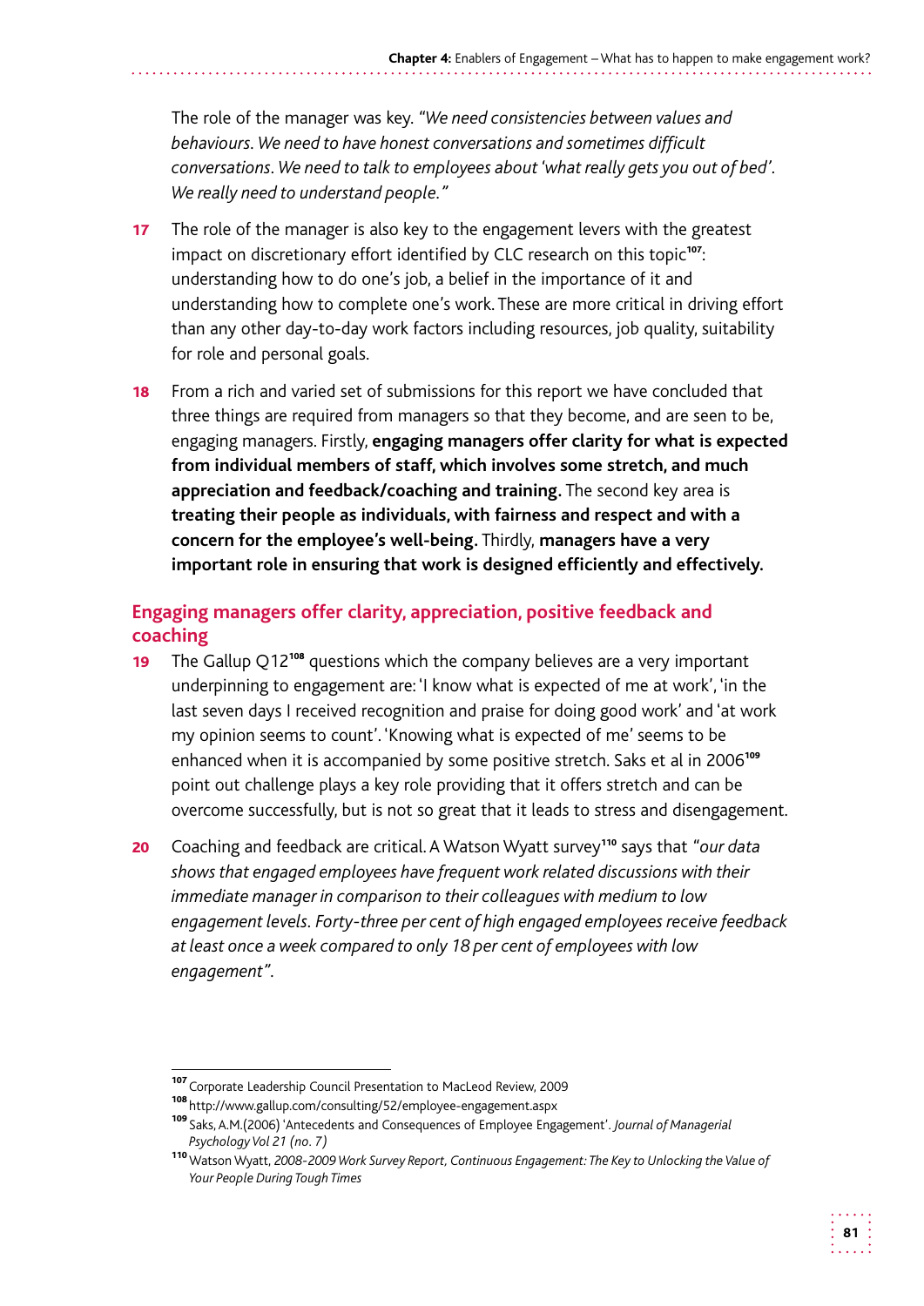The role of the manager was key. *"We need consistencies between values and behaviours. We need to have honest conversations and sometimes difficult conversations. We need to talk to employees about 'what really gets you out of bed'. We really need to understand people."*

**17** The role of the manager is also key to the engagement levers with the greatest impact on discretionary effort identified by CLC research on this topic[107]: understanding how to do one's job, a belief in the importance of it and understanding how to complete one's work. These are more critical in driving effort than any other day-to-day work factors including resources, job quality, suitability for role and personal goals.

**18** From a rich and varied set of submissions for this report we have concluded that three things are required from managers so that they become, and are seen to be, engaging managers. Firstly, **engaging managers offer clarity for what is expected from individual members of staff, which involves some stretch, and much appreciation and feedback/coaching and training.** The second key area is **treating their people as individuals, with fairness and respect and with a concern for the employee's well-being.** Thirdly, **managers have a very important role in ensuring that work is designed efficiently and effectively.**

## Engaging managers offer clarity, appreciation, positive feedback and coaching

**19** The Gallup Q12[108] questions which the company believes are a very important underpinning to engagement are: 'I know what is expected of me at work', 'in the last seven days I received recognition and praise for doing good work' and 'at work my opinion seems to count'. 'Knowing what is expected of me' seems to be enhanced when it is accompanied by some positive stretch. Saks et al in 2006[109] point out challenge plays a key role providing that it offers stretch and can be overcome successfully, but is not so great that it leads to stress and disengagement.

**20** Coaching and feedback are critical. A Watson Wyatt survey[110] says that *"our data shows that engaged employees have frequent work related discussions with their immediate manager in comparison to their colleagues with medium to low engagement levels. Forty-three per cent of high engaged employees receive feedback at least once a week compared to only 18 per cent of employees with low engagement"*.

---

[107] Corporate Leadership Council Presentation to MacLeod Review, 2009

[108] http://www.gallup.com/consulting/52/employee-engagement.aspx

[109] Saks, A.M.(2006) 'Antecedents and Consequences of Employee Engagement'. *Journal of Managerial Psychology Vol 21 (no. 7)*

[110] Watson Wyatt, *2008-2009 Work Survey Report, Continuous Engagement: The Key to Unlocking the Value of Your People During Tough Times*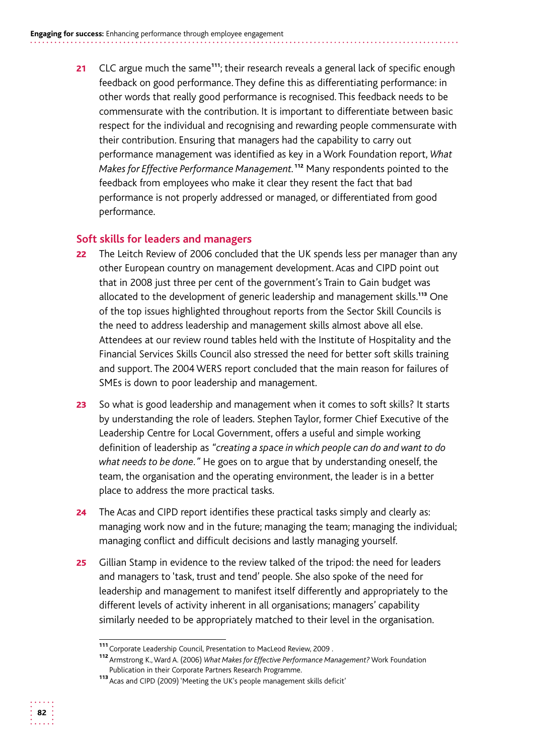21 CLC argue much the same[111]; their research reveals a general lack of specific enough feedback on good performance. They define this as differentiating performance: in other words that really good performance is recognised. This feedback needs to be commensurate with the contribution. It is important to differentiate between basic respect for the individual and recognising and rewarding people commensurate with their contribution. Ensuring that managers had the capability to carry out performance management was identified as key in a Work Foundation report, *What Makes for Effective Performance Management*.[112] Many respondents pointed to the feedback from employees who make it clear they resent the fact that bad performance is not properly addressed or managed, or differentiated from good performance.

## Soft skills for leaders and managers

22 The Leitch Review of 2006 concluded that the UK spends less per manager than any other European country on management development. Acas and CIPD point out that in 2008 just three per cent of the government's Train to Gain budget was allocated to the development of generic leadership and management skills.[113] One of the top issues highlighted throughout reports from the Sector Skill Councils is the need to address leadership and management skills almost above all else. Attendees at our review round tables held with the Institute of Hospitality and the Financial Services Skills Council also stressed the need for better soft skills training and support. The 2004 WERS report concluded that the main reason for failures of SMEs is down to poor leadership and management.

23 So what is good leadership and management when it comes to soft skills? It starts by understanding the role of leaders. Stephen Taylor, former Chief Executive of the Leadership Centre for Local Government, offers a useful and simple working definition of leadership as *"creating a space in which people can do and want to do what needs to be done."* He goes on to argue that by understanding oneself, the team, the organisation and the operating environment, the leader is in a better place to address the more practical tasks.

24 The Acas and CIPD report identifies these practical tasks simply and clearly as: managing work now and in the future; managing the team; managing the individual; managing conflict and difficult decisions and lastly managing yourself.

25 Gillian Stamp in evidence to the review talked of the tripod: the need for leaders and managers to 'task, trust and tend' people. She also spoke of the need for leadership and management to manifest itself differently and appropriately to the different levels of activity inherent in all organisations; managers' capability similarly needed to be appropriately matched to their level in the organisation.

---

[111] Corporate Leadership Council, Presentation to MacLeod Review, 2009 .

[112] Armstrong K., Ward A. (2006) *What Makes for Effective Performance Management?* Work Foundation Publication in their Corporate Partners Research Programme.

[113] Acas and CIPD (2009) 'Meeting the UK's people management skills deficit'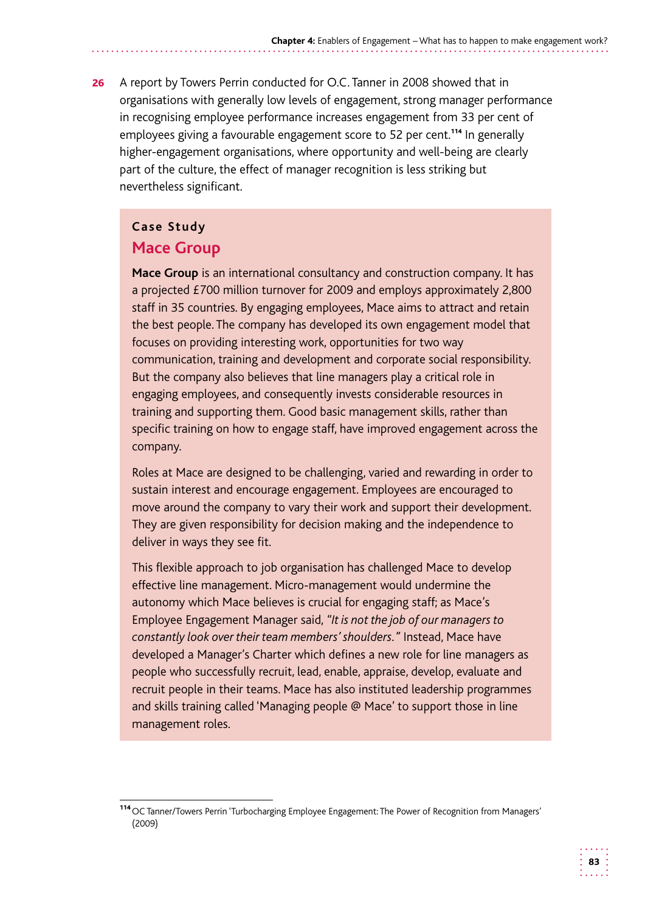**26** A report by Towers Perrin conducted for O.C. Tanner in 2008 showed that in organisations with generally low levels of engagement, strong manager performance in recognising employee performance increases engagement from 33 per cent of employees giving a favourable engagement score to 52 per cent.[114] In generally higher-engagement organisations, where opportunity and well-being are clearly part of the culture, the effect of manager recognition is less striking but nevertheless significant.

### Case Study

## Mace Group

**Mace Group** is an international consultancy and construction company. It has a projected £700 million turnover for 2009 and employs approximately 2,800 staff in 35 countries. By engaging employees, Mace aims to attract and retain the best people. The company has developed its own engagement model that focuses on providing interesting work, opportunities for two way communication, training and development and corporate social responsibility. But the company also believes that line managers play a critical role in engaging employees, and consequently invests considerable resources in training and supporting them. Good basic management skills, rather than specific training on how to engage staff, have improved engagement across the company.

Roles at Mace are designed to be challenging, varied and rewarding in order to sustain interest and encourage engagement. Employees are encouraged to move around the company to vary their work and support their development. They are given responsibility for decision making and the independence to deliver in ways they see fit.

This flexible approach to job organisation has challenged Mace to develop effective line management. Micro-management would undermine the autonomy which Mace believes is crucial for engaging staff; as Mace's Employee Engagement Manager said, *"It is not the job of our managers to constantly look over their team members' shoulders."* Instead, Mace have developed a Manager's Charter which defines a new role for line managers as people who successfully recruit, lead, enable, appraise, develop, evaluate and recruit people in their teams. Mace has also instituted leadership programmes and skills training called 'Managing people @ Mace' to support those in line management roles.

---

[114] OC Tanner/Towers Perrin 'Turbocharging Employee Engagement: The Power of Recognition from Managers' (2009)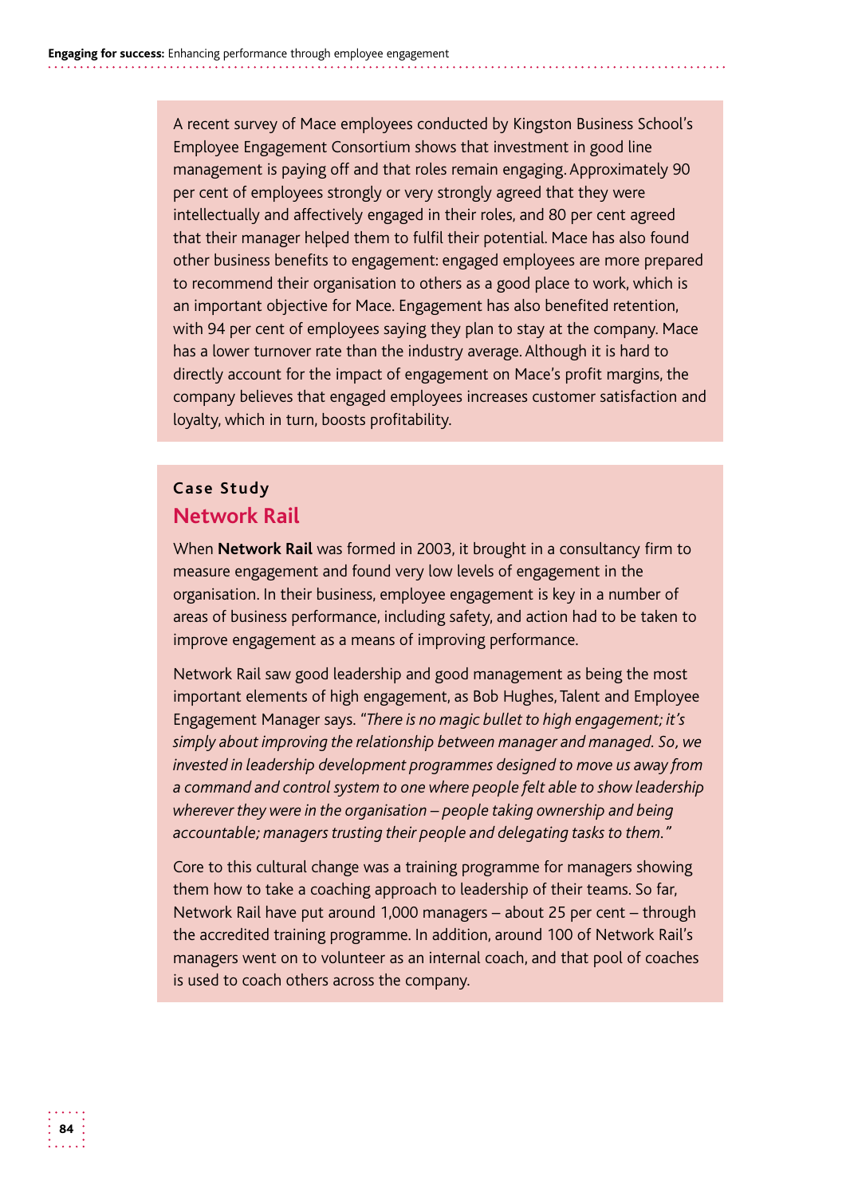A recent survey of Mace employees conducted by Kingston Business School's Employee Engagement Consortium shows that investment in good line management is paying off and that roles remain engaging. Approximately 90 per cent of employees strongly or very strongly agreed that they were intellectually and affectively engaged in their roles, and 80 per cent agreed that their manager helped them to fulfil their potential. Mace has also found other business benefits to engagement: engaged employees are more prepared to recommend their organisation to others as a good place to work, which is an important objective for Mace. Engagement has also benefited retention, with 94 per cent of employees saying they plan to stay at the company. Mace has a lower turnover rate than the industry average. Although it is hard to directly account for the impact of engagement on Mace's profit margins, the company believes that engaged employees increases customer satisfaction and loyalty, which in turn, boosts profitability.

**Case Study**

## Network Rail

When **Network Rail** was formed in 2003, it brought in a consultancy firm to measure engagement and found very low levels of engagement in the organisation. In their business, employee engagement is key in a number of areas of business performance, including safety, and action had to be taken to improve engagement as a means of improving performance.

Network Rail saw good leadership and good management as being the most important elements of high engagement, as Bob Hughes, Talent and Employee Engagement Manager says. *"There is no magic bullet to high engagement; it's simply about improving the relationship between manager and managed. So, we invested in leadership development programmes designed to move us away from a command and control system to one where people felt able to show leadership wherever they were in the organisation – people taking ownership and being accountable; managers trusting their people and delegating tasks to them."*

Core to this cultural change was a training programme for managers showing them how to take a coaching approach to leadership of their teams. So far, Network Rail have put around 1,000 managers – about 25 per cent – through the accredited training programme. In addition, around 100 of Network Rail's managers went on to volunteer as an internal coach, and that pool of coaches is used to coach others across the company.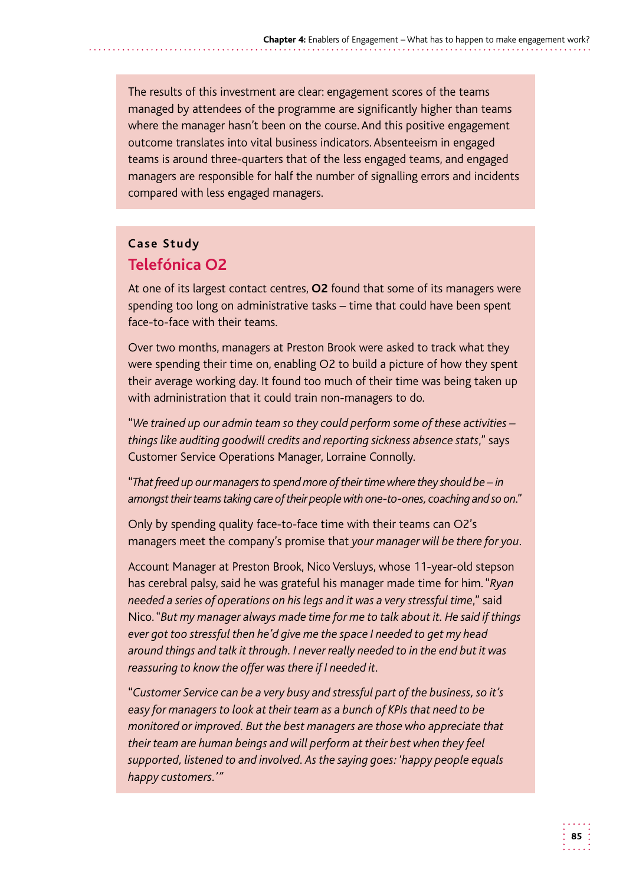The results of this investment are clear: engagement scores of the teams managed by attendees of the programme are significantly higher than teams where the manager hasn't been on the course. And this positive engagement outcome translates into vital business indicators. Absenteeism in engaged teams is around three-quarters that of the less engaged teams, and engaged managers are responsible for half the number of signalling errors and incidents compared with less engaged managers.

**Case Study**

## Telefónica O2

At one of its largest contact centres, **O2** found that some of its managers were spending too long on administrative tasks – time that could have been spent face-to-face with their teams.

Over two months, managers at Preston Brook were asked to track what they were spending their time on, enabling O2 to build a picture of how they spent their average working day. It found too much of their time was being taken up with administration that it could train non-managers to do.

"*We trained up our admin team so they could perform some of these activities – things like auditing goodwill credits and reporting sickness absence stats*," says Customer Service Operations Manager, Lorraine Connolly.

"*That freed up our managers to spend more of their time where they should be – in amongst their teams taking care of their people with one-to-ones, coaching and so on*."

Only by spending quality face-to-face time with their teams can O2's managers meet the company's promise that *your manager will be there for you*.

Account Manager at Preston Brook, Nico Versluys, whose 11-year-old stepson has cerebral palsy, said he was grateful his manager made time for him. "*Ryan needed a series of operations on his legs and it was a very stressful time*," said Nico. "*But my manager always made time for me to talk about it. He said if things ever got too stressful then he'd give me the space I needed to get my head around things and talk it through. I never really needed to in the end but it was reassuring to know the offer was there if I needed it*.

"*Customer Service can be a very busy and stressful part of the business, so it's easy for managers to look at their team as a bunch of KPIs that need to be monitored or improved. But the best managers are those who appreciate that their team are human beings and will perform at their best when they feel supported, listened to and involved. As the saying goes: 'happy people equals happy customers*.'"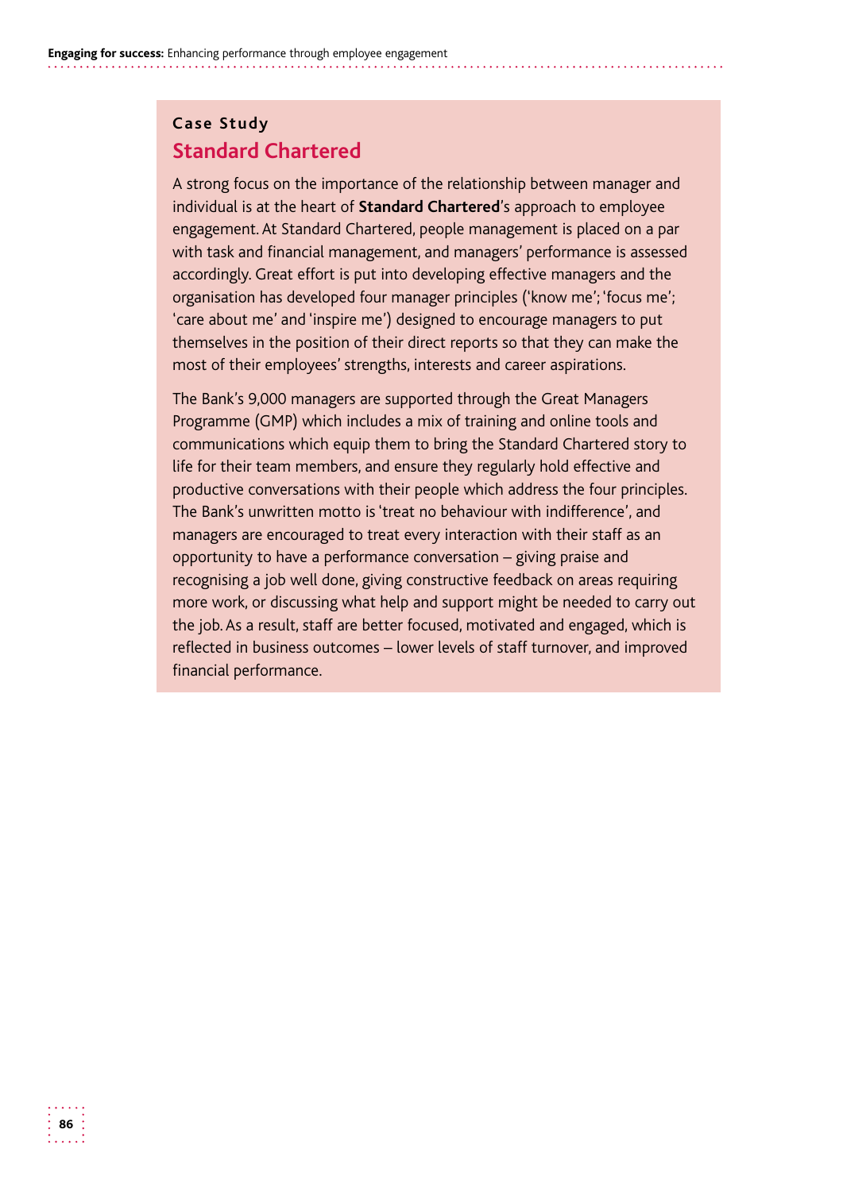**Case Study**

## Standard Chartered

A strong focus on the importance of the relationship between manager and individual is at the heart of **Standard Chartered**'s approach to employee engagement. At Standard Chartered, people management is placed on a par with task and financial management, and managers' performance is assessed accordingly. Great effort is put into developing effective managers and the organisation has developed four manager principles ('know me'; 'focus me'; 'care about me' and 'inspire me') designed to encourage managers to put themselves in the position of their direct reports so that they can make the most of their employees' strengths, interests and career aspirations.

The Bank's 9,000 managers are supported through the Great Managers Programme (GMP) which includes a mix of training and online tools and communications which equip them to bring the Standard Chartered story to life for their team members, and ensure they regularly hold effective and productive conversations with their people which address the four principles. The Bank's unwritten motto is 'treat no behaviour with indifference', and managers are encouraged to treat every interaction with their staff as an opportunity to have a performance conversation – giving praise and recognising a job well done, giving constructive feedback on areas requiring more work, or discussing what help and support might be needed to carry out the job. As a result, staff are better focused, motivated and engaged, which is reflected in business outcomes – lower levels of staff turnover, and improved financial performance.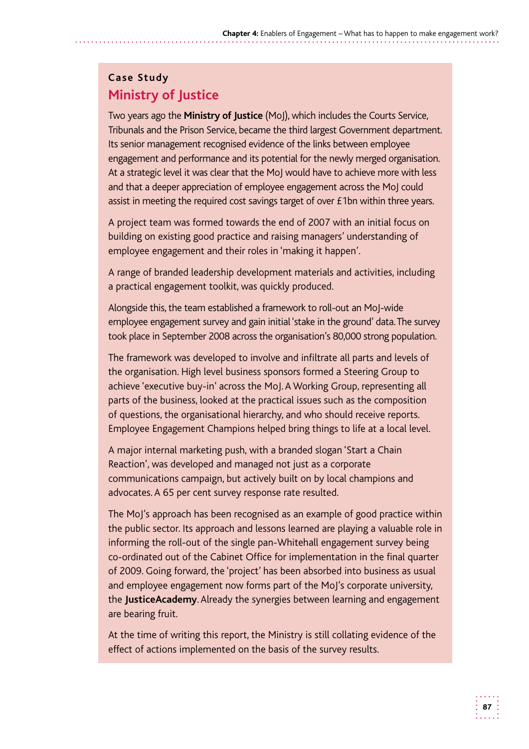**Case Study**

## Ministry of Justice

Two years ago the **Ministry of Justice** (MoJ), which includes the Courts Service, Tribunals and the Prison Service, became the third largest Government department. Its senior management recognised evidence of the links between employee engagement and performance and its potential for the newly merged organisation. At a strategic level it was clear that the MoJ would have to achieve more with less and that a deeper appreciation of employee engagement across the MoJ could assist in meeting the required cost savings target of over £1bn within three years.

A project team was formed towards the end of 2007 with an initial focus on building on existing good practice and raising managers' understanding of employee engagement and their roles in 'making it happen'.

A range of branded leadership development materials and activities, including a practical engagement toolkit, was quickly produced.

Alongside this, the team established a framework to roll-out an MoJ-wide employee engagement survey and gain initial 'stake in the ground' data. The survey took place in September 2008 across the organisation's 80,000 strong population.

The framework was developed to involve and infiltrate all parts and levels of the organisation. High level business sponsors formed a Steering Group to achieve 'executive buy-in' across the MoJ. A Working Group, representing all parts of the business, looked at the practical issues such as the composition of questions, the organisational hierarchy, and who should receive reports. Employee Engagement Champions helped bring things to life at a local level.

A major internal marketing push, with a branded slogan 'Start a Chain Reaction', was developed and managed not just as a corporate communications campaign, but actively built on by local champions and advocates. A 65 per cent survey response rate resulted.

The MoJ's approach has been recognised as an example of good practice within the public sector. Its approach and lessons learned are playing a valuable role in informing the roll-out of the single pan-Whitehall engagement survey being co-ordinated out of the Cabinet Office for implementation in the final quarter of 2009. Going forward, the 'project' has been absorbed into business as usual and employee engagement now forms part of the MoJ's corporate university, the **JusticeAcademy**. Already the synergies between learning and engagement are bearing fruit.

At the time of writing this report, the Ministry is still collating evidence of the effect of actions implemented on the basis of the survey results.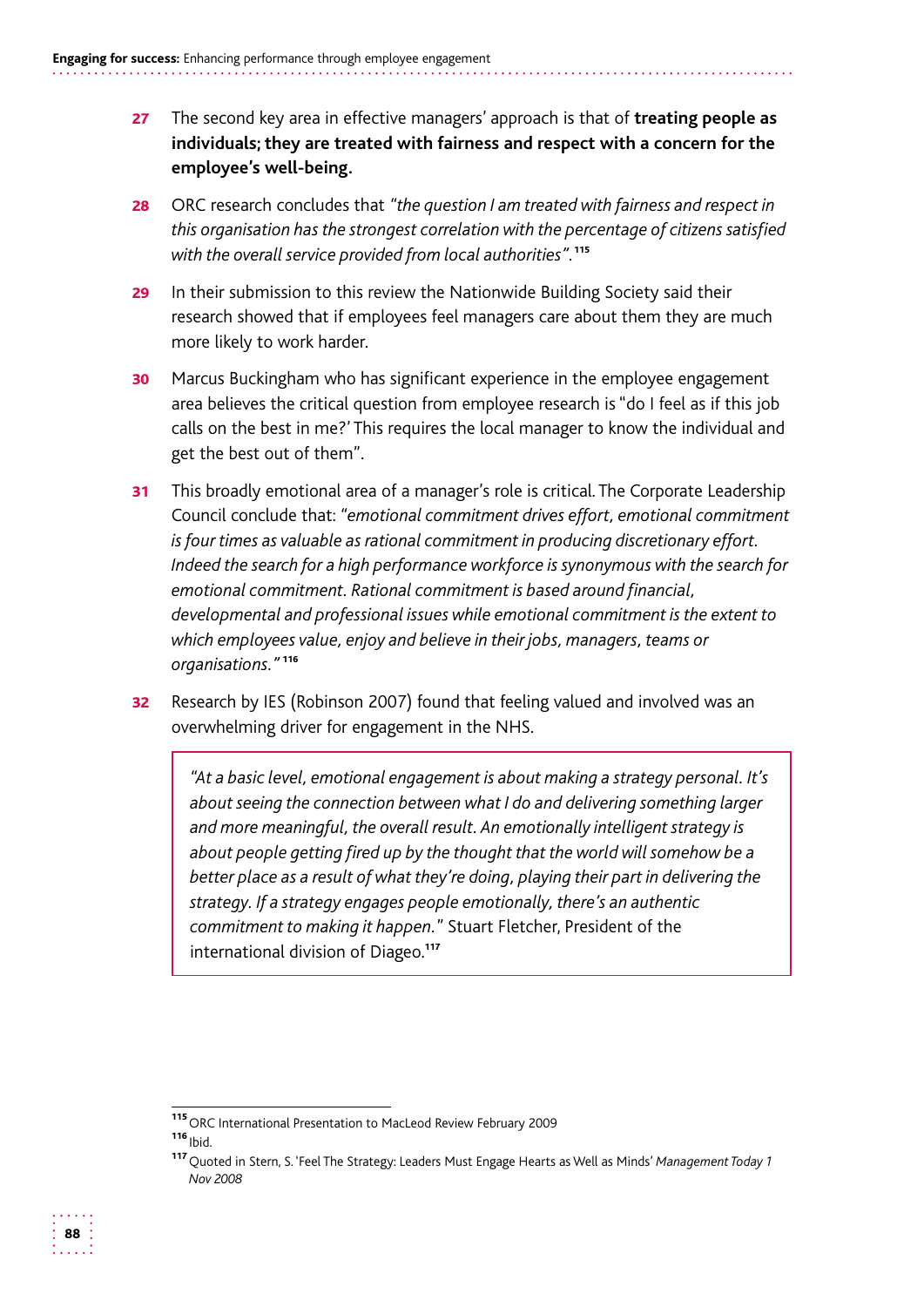**27** The second key area in effective managers' approach is that of **treating people as individuals; they are treated with fairness and respect with a concern for the employee's well-being**.

**28** ORC research concludes that *"the question I am treated with fairness and respect in this organisation has the strongest correlation with the percentage of citizens satisfied with the overall service provided from local authorities"*.[115]

**29** In their submission to this review the Nationwide Building Society said their research showed that if employees feel managers care about them they are much more likely to work harder.

**30** Marcus Buckingham who has significant experience in the employee engagement area believes the critical question from employee research is "do I feel as if this job calls on the best in me?' This requires the local manager to know the individual and get the best out of them".

**31** This broadly emotional area of a manager's role is critical. The Corporate Leadership Council conclude that: *"emotional commitment drives effort, emotional commitment is four times as valuable as rational commitment in producing discretionary effort. Indeed the search for a high performance workforce is synonymous with the search for emotional commitment. Rational commitment is based around financial, developmental and professional issues while emotional commitment is the extent to which employees value, enjoy and believe in their jobs, managers, teams or organisations."*[116]

**32** Research by IES (Robinson 2007) found that feeling valued and involved was an overwhelming driver for engagement in the NHS.

> *"At a basic level, emotional engagement is about making a strategy personal. It's about seeing the connection between what I do and delivering something larger and more meaningful, the overall result. An emotionally intelligent strategy is about people getting fired up by the thought that the world will somehow be a better place as a result of what they're doing, playing their part in delivering the strategy. If a strategy engages people emotionally, there's an authentic commitment to making it happen."* Stuart Fletcher, President of the international division of Diageo.[117]

---

[115] ORC International Presentation to MacLeod Review February 2009

[116] Ibid.

[117] Quoted in Stern, S. 'Feel The Strategy: Leaders Must Engage Hearts as Well as Minds' *Management Today 1 Nov 2008*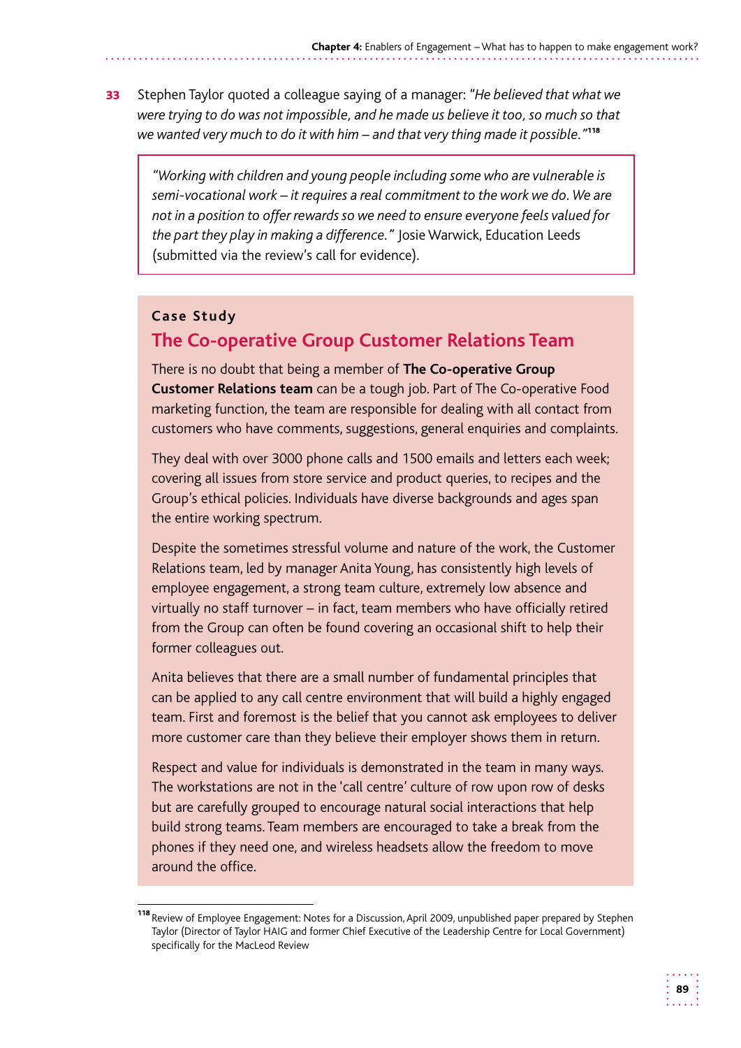**33** Stephen Taylor quoted a colleague saying of a manager: *"He believed that what we were trying to do was not impossible, and he made us believe it too, so much so that we wanted very much to do it with him – and that very thing made it possible."*[118]

> *"Working with children and young people including some who are vulnerable is semi-vocational work – it requires a real commitment to the work we do. We are not in a position to offer rewards so we need to ensure everyone feels valued for the part they play in making a difference."* Josie Warwick, Education Leeds (submitted via the review's call for evidence).

**Case Study**

## The Co-operative Group Customer Relations Team

There is no doubt that being a member of **The Co-operative Group Customer Relations team** can be a tough job. Part of The Co-operative Food marketing function, the team are responsible for dealing with all contact from customers who have comments, suggestions, general enquiries and complaints.

They deal with over 3000 phone calls and 1500 emails and letters each week; covering all issues from store service and product queries, to recipes and the Group's ethical policies. Individuals have diverse backgrounds and ages span the entire working spectrum.

Despite the sometimes stressful volume and nature of the work, the Customer Relations team, led by manager Anita Young, has consistently high levels of employee engagement, a strong team culture, extremely low absence and virtually no staff turnover – in fact, team members who have officially retired from the Group can often be found covering an occasional shift to help their former colleagues out.

Anita believes that there are a small number of fundamental principles that can be applied to any call centre environment that will build a highly engaged team. First and foremost is the belief that you cannot ask employees to deliver more customer care than they believe their employer shows them in return.

Respect and value for individuals is demonstrated in the team in many ways. The workstations are not in the 'call centre' culture of row upon row of desks but are carefully grouped to encourage natural social interactions that help build strong teams. Team members are encouraged to take a break from the phones if they need one, and wireless headsets allow the freedom to move around the office.

---

[118] Review of Employee Engagement: Notes for a Discussion, April 2009, unpublished paper prepared by Stephen Taylor (Director of Taylor HAIG and former Chief Executive of the Leadership Centre for Local Government) specifically for the MacLeod Review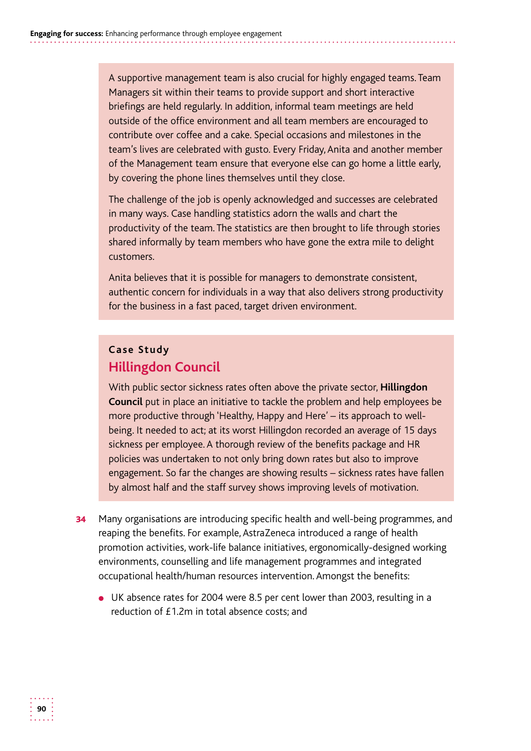A supportive management team is also crucial for highly engaged teams. Team Managers sit within their teams to provide support and short interactive briefings are held regularly. In addition, informal team meetings are held outside of the office environment and all team members are encouraged to contribute over coffee and a cake. Special occasions and milestones in the team's lives are celebrated with gusto. Every Friday, Anita and another member of the Management team ensure that everyone else can go home a little early, by covering the phone lines themselves until they close.

The challenge of the job is openly acknowledged and successes are celebrated in many ways. Case handling statistics adorn the walls and chart the productivity of the team. The statistics are then brought to life through stories shared informally by team members who have gone the extra mile to delight customers.

Anita believes that it is possible for managers to demonstrate consistent, authentic concern for individuals in a way that also delivers strong productivity for the business in a fast paced, target driven environment.

**Case Study**

## Hillingdon Council

With public sector sickness rates often above the private sector, **Hillingdon Council** put in place an initiative to tackle the problem and help employees be more productive through 'Healthy, Happy and Here' – its approach to well-being. It needed to act; at its worst Hillingdon recorded an average of 15 days sickness per employee. A thorough review of the benefits package and HR policies was undertaken to not only bring down rates but also to improve engagement. So far the changes are showing results – sickness rates have fallen by almost half and the staff survey shows improving levels of motivation.

**34** Many organisations are introducing specific health and well-being programmes, and reaping the benefits. For example, AstraZeneca introduced a range of health promotion activities, work-life balance initiatives, ergonomically-designed working environments, counselling and life management programmes and integrated occupational health/human resources intervention. Amongst the benefits:

- UK absence rates for 2004 were 8.5 per cent lower than 2003, resulting in a reduction of £1.2m in total absence costs; and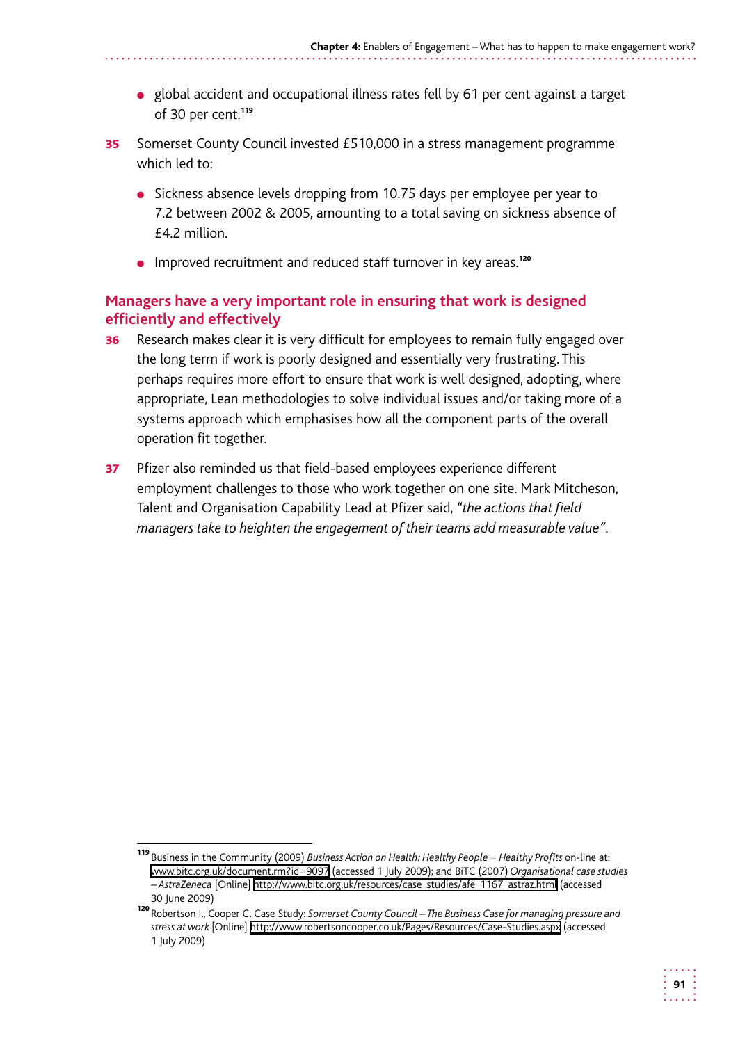- global accident and occupational illness rates fell by 61 per cent against a target of 30 per cent.[119]

**35** Somerset County Council invested £510,000 in a stress management programme which led to:

- Sickness absence levels dropping from 10.75 days per employee per year to 7.2 between 2002 & 2005, amounting to a total saving on sickness absence of £4.2 million.
- Improved recruitment and reduced staff turnover in key areas.[120]

### Managers have a very important role in ensuring that work is designed efficiently and effectively

**36** Research makes clear it is very difficult for employees to remain fully engaged over the long term if work is poorly designed and essentially very frustrating. This perhaps requires more effort to ensure that work is well designed, adopting, where appropriate, Lean methodologies to solve individual issues and/or taking more of a systems approach which emphasises how all the component parts of the overall operation fit together.

**37** Pfizer also reminded us that field-based employees experience different employment challenges to those who work together on one site. Mark Mitcheson, Talent and Organisation Capability Lead at Pfizer said, *"the actions that field managers take to heighten the engagement of their teams add measurable value"*.

---

[119] Business in the Community (2009) *Business Action on Health: Healthy People = Healthy Profits* on-line at: www.bitc.org.uk/document.rm?id=9097 (accessed 1 July 2009); and BiTC (2007) *Organisational case studies – AstraZeneca* [Online] http://www.bitc.org.uk/resources/case_studies/afe_1167_astraz.html (accessed 30 June 2009)

[120] Robertson I., Cooper C. Case Study: *Somerset County Council – The Business Case for managing pressure and stress at work* [Online] http://www.robertsoncooper.co.uk/Pages/Resources/Case-Studies.aspx (accessed 1 July 2009)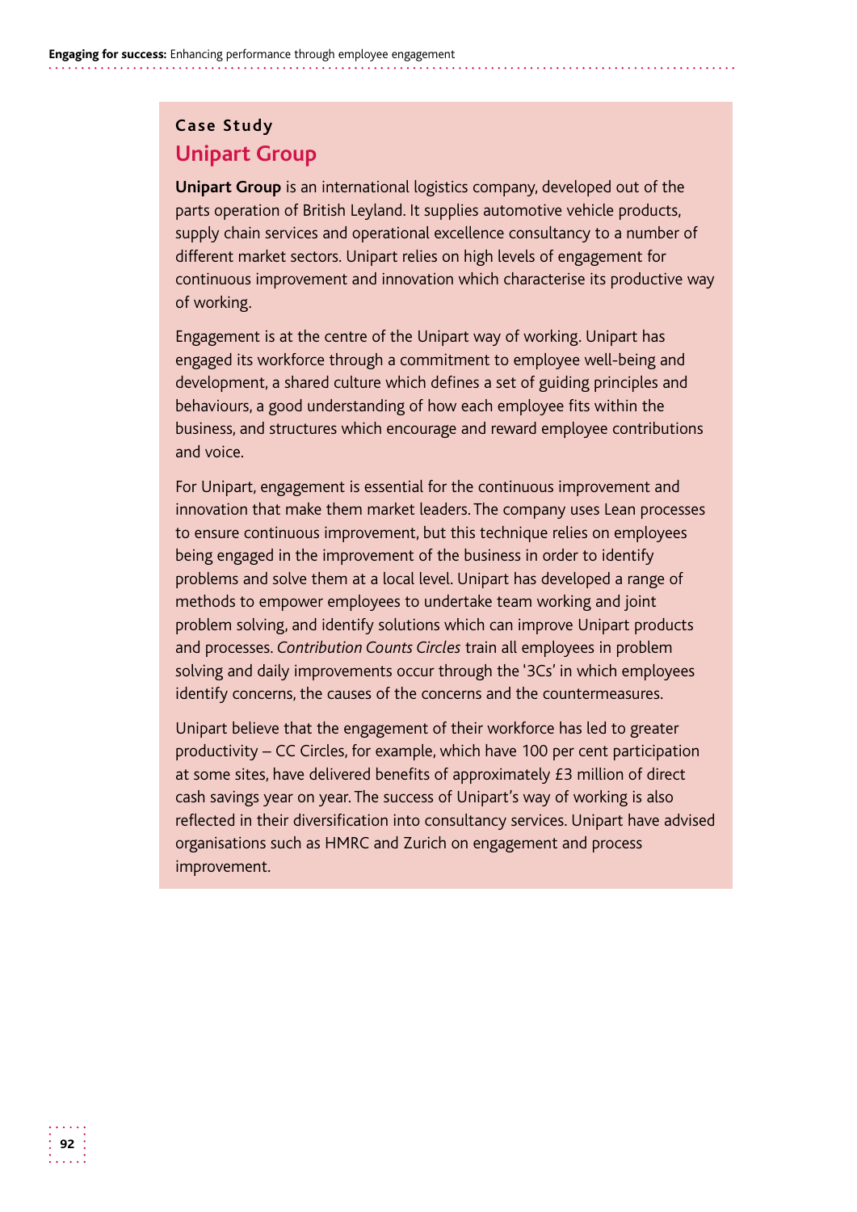### Case Study

## Unipart Group

**Unipart Group** is an international logistics company, developed out of the parts operation of British Leyland. It supplies automotive vehicle products, supply chain services and operational excellence consultancy to a number of different market sectors. Unipart relies on high levels of engagement for continuous improvement and innovation which characterise its productive way of working.

Engagement is at the centre of the Unipart way of working. Unipart has engaged its workforce through a commitment to employee well-being and development, a shared culture which defines a set of guiding principles and behaviours, a good understanding of how each employee fits within the business, and structures which encourage and reward employee contributions and voice.

For Unipart, engagement is essential for the continuous improvement and innovation that make them market leaders. The company uses Lean processes to ensure continuous improvement, but this technique relies on employees being engaged in the improvement of the business in order to identify problems and solve them at a local level. Unipart has developed a range of methods to empower employees to undertake team working and joint problem solving, and identify solutions which can improve Unipart products and processes. *Contribution Counts Circles* train all employees in problem solving and daily improvements occur through the '3Cs' in which employees identify concerns, the causes of the concerns and the countermeasures.

Unipart believe that the engagement of their workforce has led to greater productivity – CC Circles, for example, which have 100 per cent participation at some sites, have delivered benefits of approximately £3 million of direct cash savings year on year. The success of Unipart's way of working is also reflected in their diversification into consultancy services. Unipart have advised organisations such as HMRC and Zurich on engagement and process improvement.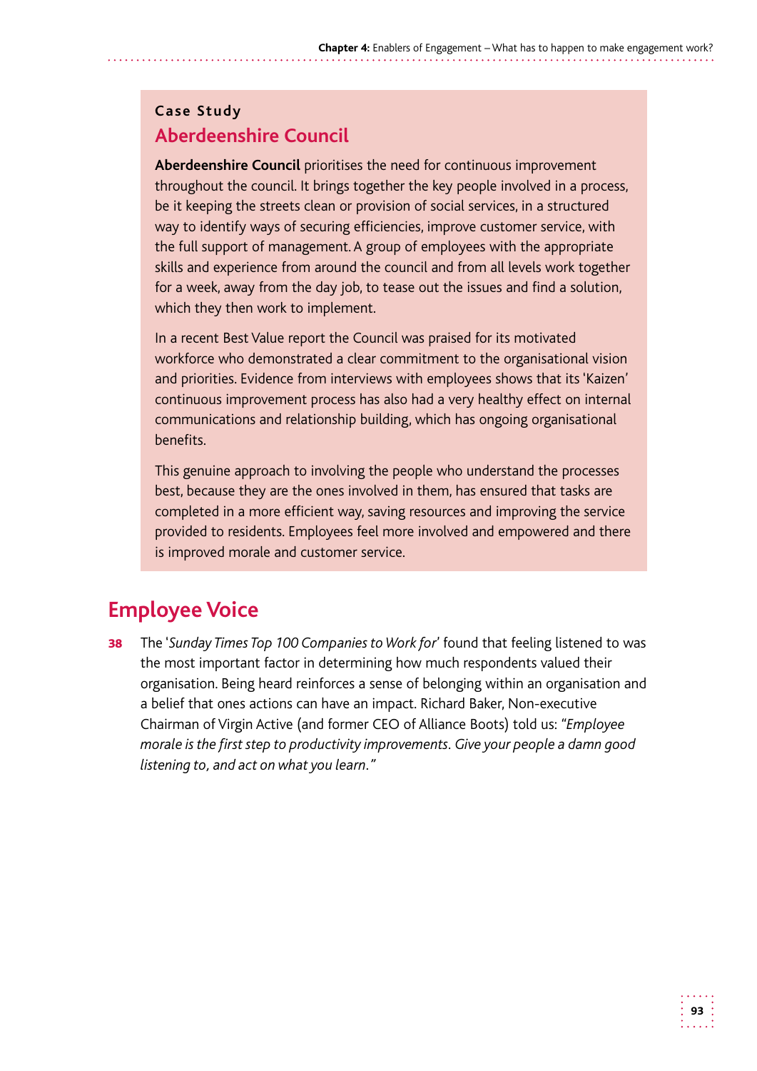**Case Study**

### Aberdeenshire Council

**Aberdeenshire Council** prioritises the need for continuous improvement throughout the council. It brings together the key people involved in a process, be it keeping the streets clean or provision of social services, in a structured way to identify ways of securing efficiencies, improve customer service, with the full support of management. A group of employees with the appropriate skills and experience from around the council and from all levels work together for a week, away from the day job, to tease out the issues and find a solution, which they then work to implement.

In a recent Best Value report the Council was praised for its motivated workforce who demonstrated a clear commitment to the organisational vision and priorities. Evidence from interviews with employees shows that its 'Kaizen' continuous improvement process has also had a very healthy effect on internal communications and relationship building, which has ongoing organisational benefits.

This genuine approach to involving the people who understand the processes best, because they are the ones involved in them, has ensured that tasks are completed in a more efficient way, saving resources and improving the service provided to residents. Employees feel more involved and empowered and there is improved morale and customer service.

## Employee Voice

**38** The '*Sunday Times Top 100 Companies to Work for*' found that feeling listened to was the most important factor in determining how much respondents valued their organisation. Being heard reinforces a sense of belonging within an organisation and a belief that ones actions can have an impact. Richard Baker, Non-executive Chairman of Virgin Active (and former CEO of Alliance Boots) told us: "*Employee morale is the first step to productivity improvements. Give your people a damn good listening to, and act on what you learn.*"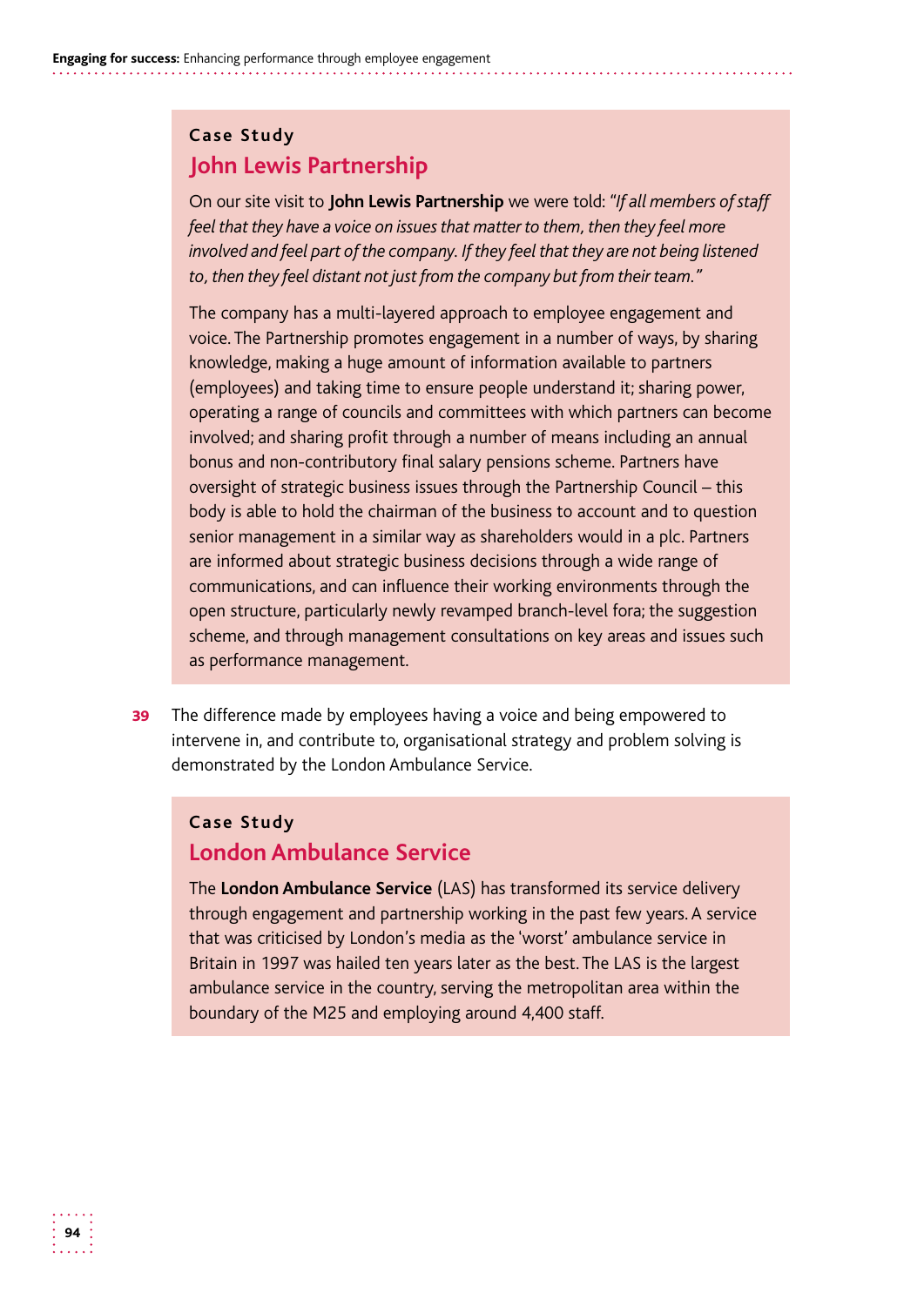### Case Study

## John Lewis Partnership

On our site visit to **John Lewis Partnership** we were told: "*If all members of staff feel that they have a voice on issues that matter to them, then they feel more involved and feel part of the company. If they feel that they are not being listened to, then they feel distant not just from the company but from their team.*"

The company has a multi-layered approach to employee engagement and voice. The Partnership promotes engagement in a number of ways, by sharing knowledge, making a huge amount of information available to partners (employees) and taking time to ensure people understand it; sharing power, operating a range of councils and committees with which partners can become involved; and sharing profit through a number of means including an annual bonus and non-contributory final salary pensions scheme. Partners have oversight of strategic business issues through the Partnership Council – this body is able to hold the chairman of the business to account and to question senior management in a similar way as shareholders would in a plc. Partners are informed about strategic business decisions through a wide range of communications, and can influence their working environments through the open structure, particularly newly revamped branch-level fora; the suggestion scheme, and through management consultations on key areas and issues such as performance management.

**39** The difference made by employees having a voice and being empowered to intervene in, and contribute to, organisational strategy and problem solving is demonstrated by the London Ambulance Service.

### Case Study

## London Ambulance Service

The **London Ambulance Service** (LAS) has transformed its service delivery through engagement and partnership working in the past few years. A service that was criticised by London's media as the 'worst' ambulance service in Britain in 1997 was hailed ten years later as the best. The LAS is the largest ambulance service in the country, serving the metropolitan area within the boundary of the M25 and employing around 4,400 staff.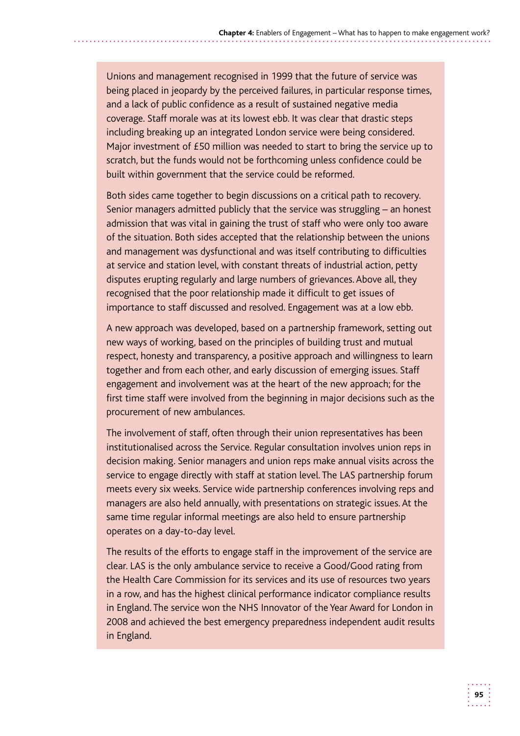Unions and management recognised in 1999 that the future of service was being placed in jeopardy by the perceived failures, in particular response times, and a lack of public confidence as a result of sustained negative media coverage. Staff morale was at its lowest ebb. It was clear that drastic steps including breaking up an integrated London service were being considered. Major investment of £50 million was needed to start to bring the service up to scratch, but the funds would not be forthcoming unless confidence could be built within government that the service could be reformed.

Both sides came together to begin discussions on a critical path to recovery. Senior managers admitted publicly that the service was struggling – an honest admission that was vital in gaining the trust of staff who were only too aware of the situation. Both sides accepted that the relationship between the unions and management was dysfunctional and was itself contributing to difficulties at service and station level, with constant threats of industrial action, petty disputes erupting regularly and large numbers of grievances. Above all, they recognised that the poor relationship made it difficult to get issues of importance to staff discussed and resolved. Engagement was at a low ebb.

A new approach was developed, based on a partnership framework, setting out new ways of working, based on the principles of building trust and mutual respect, honesty and transparency, a positive approach and willingness to learn together and from each other, and early discussion of emerging issues. Staff engagement and involvement was at the heart of the new approach; for the first time staff were involved from the beginning in major decisions such as the procurement of new ambulances.

The involvement of staff, often through their union representatives has been institutionalised across the Service. Regular consultation involves union reps in decision making. Senior managers and union reps make annual visits across the service to engage directly with staff at station level. The LAS partnership forum meets every six weeks. Service wide partnership conferences involving reps and managers are also held annually, with presentations on strategic issues. At the same time regular informal meetings are also held to ensure partnership operates on a day-to-day level.

The results of the efforts to engage staff in the improvement of the service are clear. LAS is the only ambulance service to receive a Good/Good rating from the Health Care Commission for its services and its use of resources two years in a row, and has the highest clinical performance indicator compliance results in England. The service won the NHS Innovator of the Year Award for London in 2008 and achieved the best emergency preparedness independent audit results in England.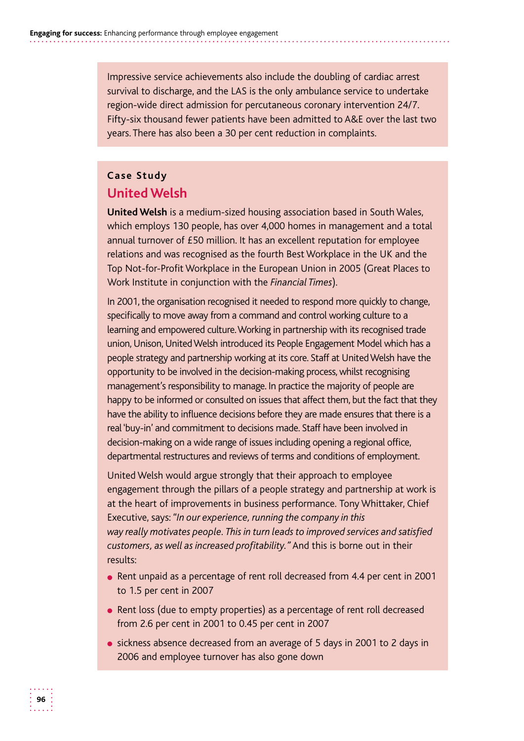Impressive service achievements also include the doubling of cardiac arrest survival to discharge, and the LAS is the only ambulance service to undertake region-wide direct admission for percutaneous coronary intervention 24/7. Fifty-six thousand fewer patients have been admitted to A&E over the last two years. There has also been a 30 per cent reduction in complaints.

**Case Study**

## United Welsh

**United Welsh** is a medium-sized housing association based in South Wales, which employs 130 people, has over 4,000 homes in management and a total annual turnover of £50 million. It has an excellent reputation for employee relations and was recognised as the fourth Best Workplace in the UK and the Top Not-for-Profit Workplace in the European Union in 2005 (Great Places to Work Institute in conjunction with the *Financial Times*).

In 2001, the organisation recognised it needed to respond more quickly to change, specifically to move away from a command and control working culture to a learning and empowered culture. Working in partnership with its recognised trade union, Unison, United Welsh introduced its People Engagement Model which has a people strategy and partnership working at its core. Staff at United Welsh have the opportunity to be involved in the decision-making process, whilst recognising management's responsibility to manage. In practice the majority of people are happy to be informed or consulted on issues that affect them, but the fact that they have the ability to influence decisions before they are made ensures that there is a real 'buy-in' and commitment to decisions made. Staff have been involved in decision-making on a wide range of issues including opening a regional office, departmental restructures and reviews of terms and conditions of employment.

United Welsh would argue strongly that their approach to employee engagement through the pillars of a people strategy and partnership at work is at the heart of improvements in business performance. Tony Whittaker, Chief Executive, says: "*In our experience, running the company in this way really motivates people. This in turn leads to improved services and satisfied customers, as well as increased profitability.*" And this is borne out in their results:

- Rent unpaid as a percentage of rent roll decreased from 4.4 per cent in 2001 to 1.5 per cent in 2007
- Rent loss (due to empty properties) as a percentage of rent roll decreased from 2.6 per cent in 2001 to 0.45 per cent in 2007
- sickness absence decreased from an average of 5 days in 2001 to 2 days in 2006 and employee turnover has also gone down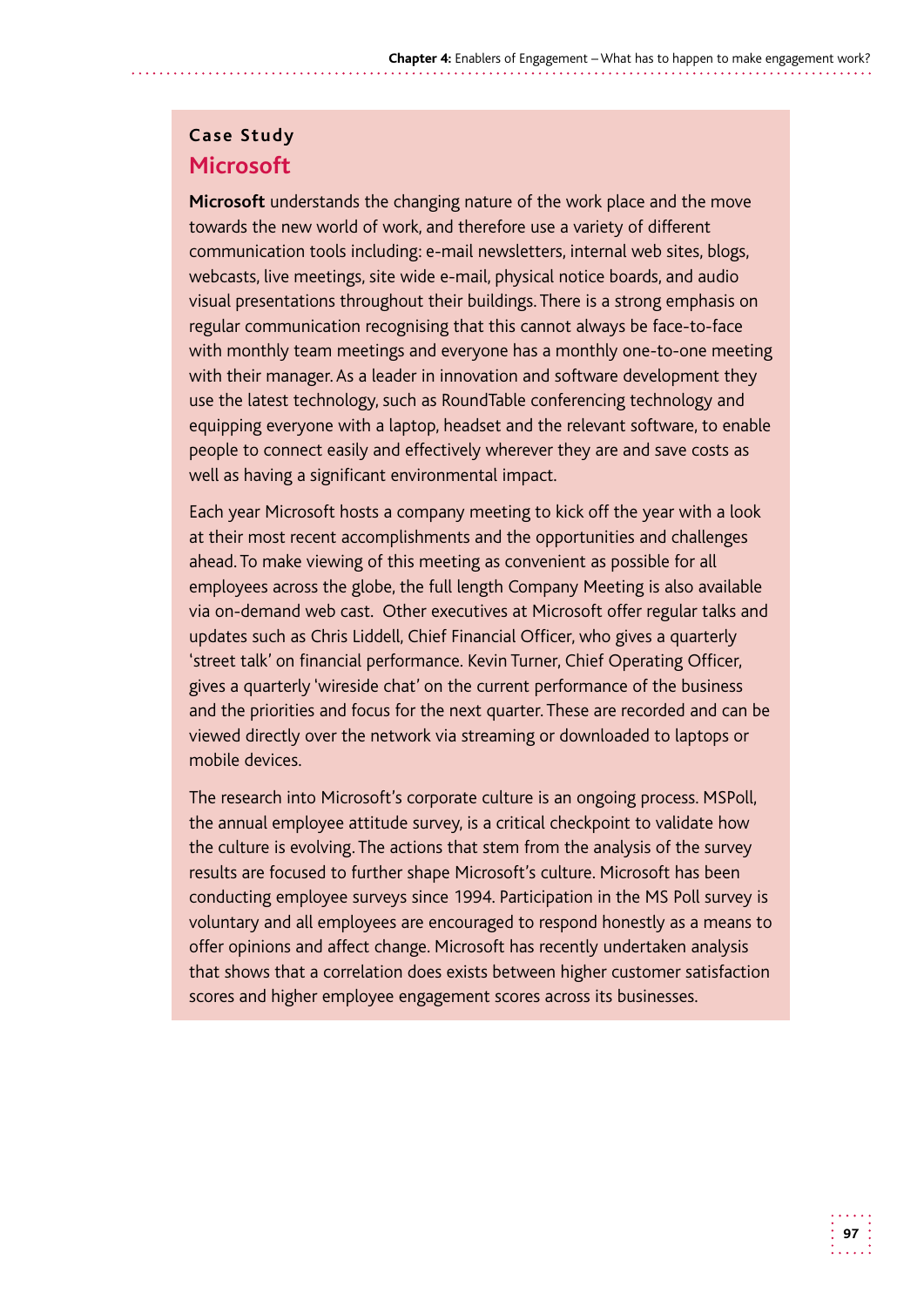## Case Study

### Microsoft

**Microsoft** understands the changing nature of the work place and the move towards the new world of work, and therefore use a variety of different communication tools including: e-mail newsletters, internal web sites, blogs, webcasts, live meetings, site wide e-mail, physical notice boards, and audio visual presentations throughout their buildings. There is a strong emphasis on regular communication recognising that this cannot always be face-to-face with monthly team meetings and everyone has a monthly one-to-one meeting with their manager. As a leader in innovation and software development they use the latest technology, such as RoundTable conferencing technology and equipping everyone with a laptop, headset and the relevant software, to enable people to connect easily and effectively wherever they are and save costs as well as having a significant environmental impact.

Each year Microsoft hosts a company meeting to kick off the year with a look at their most recent accomplishments and the opportunities and challenges ahead. To make viewing of this meeting as convenient as possible for all employees across the globe, the full length Company Meeting is also available via on-demand web cast. Other executives at Microsoft offer regular talks and updates such as Chris Liddell, Chief Financial Officer, who gives a quarterly 'street talk' on financial performance. Kevin Turner, Chief Operating Officer, gives a quarterly 'wireside chat' on the current performance of the business and the priorities and focus for the next quarter. These are recorded and can be viewed directly over the network via streaming or downloaded to laptops or mobile devices.

The research into Microsoft's corporate culture is an ongoing process. MSPoll, the annual employee attitude survey, is a critical checkpoint to validate how the culture is evolving. The actions that stem from the analysis of the survey results are focused to further shape Microsoft's culture. Microsoft has been conducting employee surveys since 1994. Participation in the MS Poll survey is voluntary and all employees are encouraged to respond honestly as a means to offer opinions and affect change. Microsoft has recently undertaken analysis that shows that a correlation does exists between higher customer satisfaction scores and higher employee engagement scores across its businesses.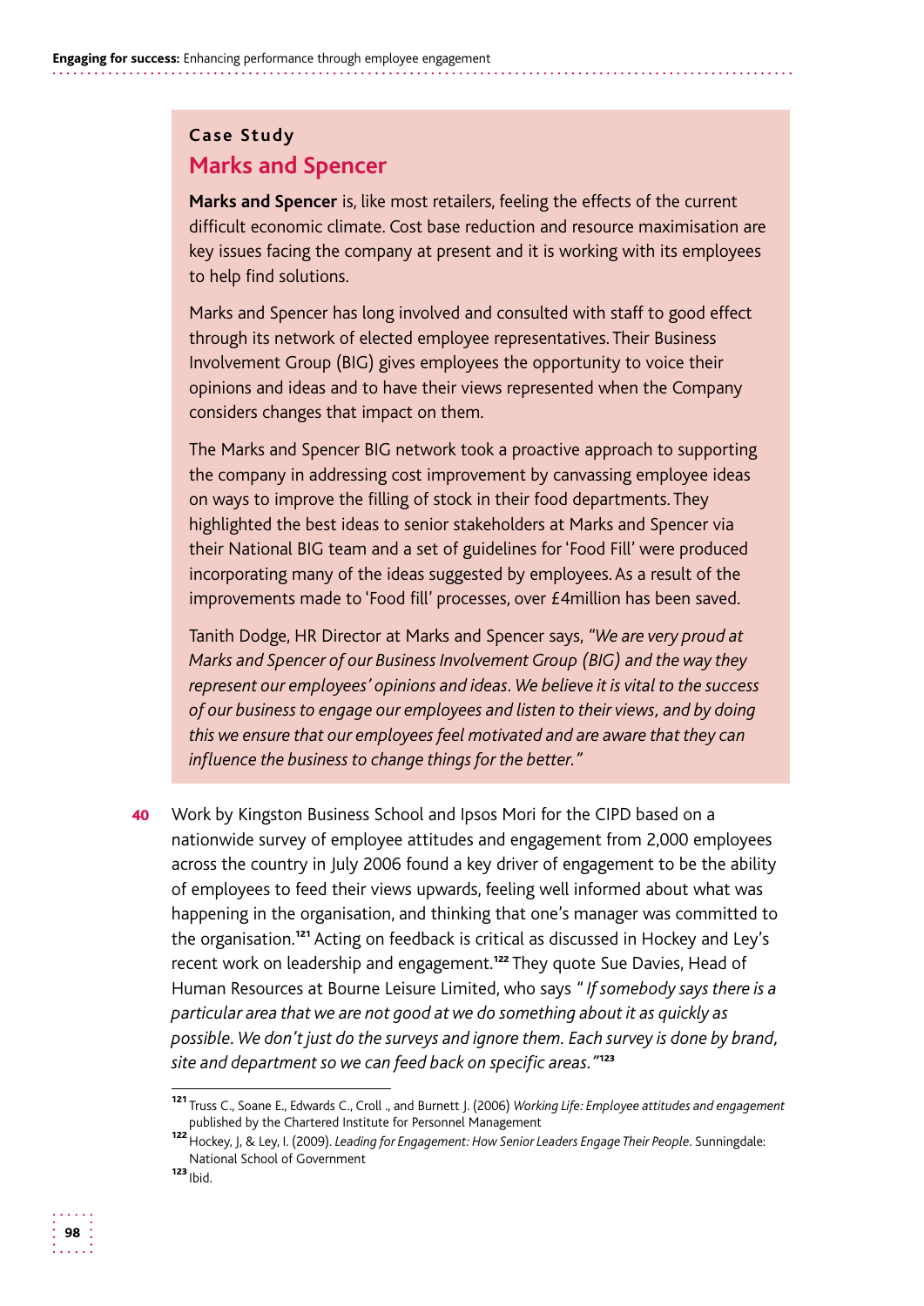## Case Study

### Marks and Spencer

**Marks and Spencer** is, like most retailers, feeling the effects of the current difficult economic climate. Cost base reduction and resource maximisation are key issues facing the company at present and it is working with its employees to help find solutions.

Marks and Spencer has long involved and consulted with staff to good effect through its network of elected employee representatives. Their Business Involvement Group (BIG) gives employees the opportunity to voice their opinions and ideas and to have their views represented when the Company considers changes that impact on them.

The Marks and Spencer BIG network took a proactive approach to supporting the company in addressing cost improvement by canvassing employee ideas on ways to improve the filling of stock in their food departments. They highlighted the best ideas to senior stakeholders at Marks and Spencer via their National BIG team and a set of guidelines for 'Food Fill' were produced incorporating many of the ideas suggested by employees. As a result of the improvements made to 'Food fill' processes, over £4million has been saved.

Tanith Dodge, HR Director at Marks and Spencer says, *"We are very proud at Marks and Spencer of our Business Involvement Group (BIG) and the way they represent our employees' opinions and ideas. We believe it is vital to the success of our business to engage our employees and listen to their views, and by doing this we ensure that our employees feel motivated and are aware that they can influence the business to change things for the better."*

**40** Work by Kingston Business School and Ipsos Mori for the CIPD based on a nationwide survey of employee attitudes and engagement from 2,000 employees across the country in July 2006 found a key driver of engagement to be the ability of employees to feed their views upwards, feeling well informed about what was happening in the organisation, and thinking that one's manager was committed to the organisation.[121] Acting on feedback is critical as discussed in Hockey and Ley's recent work on leadership and engagement.[122] They quote Sue Davies, Head of Human Resources at Bourne Leisure Limited, who says *" If somebody says there is a particular area that we are not good at we do something about it as quickly as possible. We don't just do the surveys and ignore them. Each survey is done by brand, site and department so we can feed back on specific areas."*[123]

---

[121] Truss C., Soane E., Edwards C., Croll ., and Burnett J. (2006) *Working Life: Employee attitudes and engagement* published by the Chartered Institute for Personnel Management

[122] Hockey, J, & Ley, I. (2009). *Leading for Engagement: How Senior Leaders Engage Their People*. Sunningdale: National School of Government

[123] Ibid.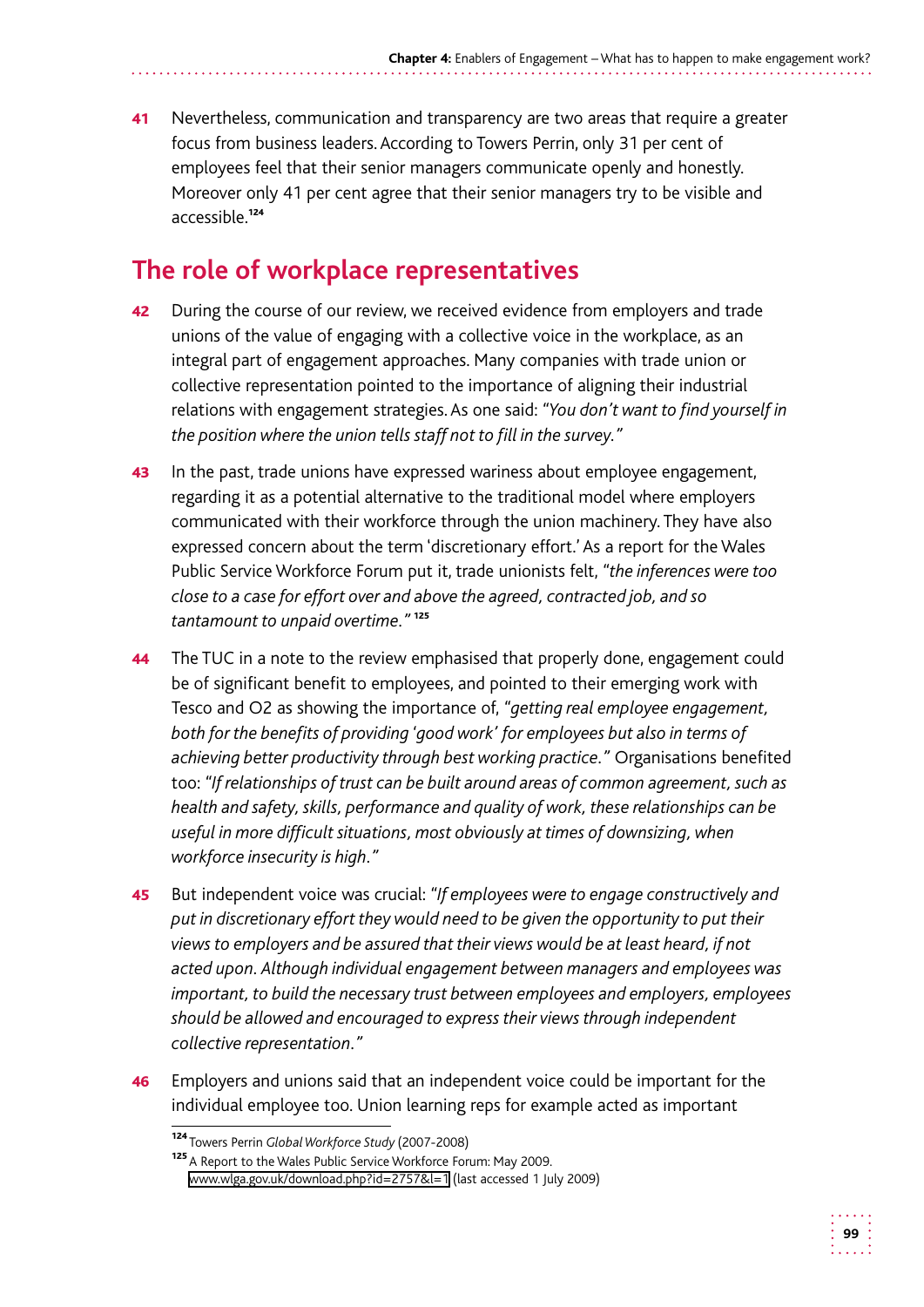41 Nevertheless, communication and transparency are two areas that require a greater focus from business leaders. According to Towers Perrin, only 31 per cent of employees feel that their senior managers communicate openly and honestly. Moreover only 41 per cent agree that their senior managers try to be visible and accessible.[124]

## The role of workplace representatives

42 During the course of our review, we received evidence from employers and trade unions of the value of engaging with a collective voice in the workplace, as an integral part of engagement approaches. Many companies with trade union or collective representation pointed to the importance of aligning their industrial relations with engagement strategies. As one said: "*You don't want to find yourself in the position where the union tells staff not to fill in the survey.*"

43 In the past, trade unions have expressed wariness about employee engagement, regarding it as a potential alternative to the traditional model where employers communicated with their workforce through the union machinery. They have also expressed concern about the term 'discretionary effort.' As a report for the Wales Public Service Workforce Forum put it, trade unionists felt, "*the inferences were too close to a case for effort over and above the agreed, contracted job, and so tantamount to unpaid overtime.*"[125]

44 The TUC in a note to the review emphasised that properly done, engagement could be of significant benefit to employees, and pointed to their emerging work with Tesco and O2 as showing the importance of, "*getting real employee engagement, both for the benefits of providing 'good work' for employees but also in terms of achieving better productivity through best working practice.*" Organisations benefited too: "*If relationships of trust can be built around areas of common agreement, such as health and safety, skills, performance and quality of work, these relationships can be useful in more difficult situations, most obviously at times of downsizing, when workforce insecurity is high.*"

45 But independent voice was crucial: "*If employees were to engage constructively and put in discretionary effort they would need to be given the opportunity to put their views to employers and be assured that their views would be at least heard, if not acted upon. Although individual engagement between managers and employees was important, to build the necessary trust between employees and employers, employees should be allowed and encouraged to express their views through independent collective representation.*"

46 Employers and unions said that an independent voice could be important for the individual employee too. Union learning reps for example acted as important

---

[124] Towers Perrin *Global Workforce Study* (2007-2008)

[125] A Report to the Wales Public Service Workforce Forum: May 2009. www.wlga.gov.uk/download.php?id=2757&l=1 (last accessed 1 July 2009)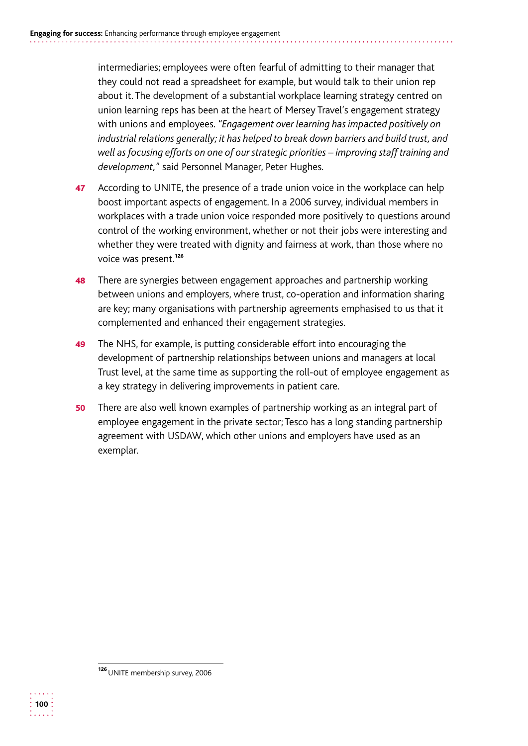intermediaries; employees were often fearful of admitting to their manager that they could not read a spreadsheet for example, but would talk to their union rep about it. The development of a substantial workplace learning strategy centred on union learning reps has been at the heart of Mersey Travel's engagement strategy with unions and employees. "*Engagement over learning has impacted positively on industrial relations generally; it has helped to break down barriers and build trust, and well as focusing efforts on one of our strategic priorities – improving staff training and development,*" said Personnel Manager, Peter Hughes.

**47** According to UNITE, the presence of a trade union voice in the workplace can help boost important aspects of engagement. In a 2006 survey, individual members in workplaces with a trade union voice responded more positively to questions around control of the working environment, whether or not their jobs were interesting and whether they were treated with dignity and fairness at work, than those where no voice was present.[126]

**48** There are synergies between engagement approaches and partnership working between unions and employers, where trust, co-operation and information sharing are key; many organisations with partnership agreements emphasised to us that it complemented and enhanced their engagement strategies.

**49** The NHS, for example, is putting considerable effort into encouraging the development of partnership relationships between unions and managers at local Trust level, at the same time as supporting the roll-out of employee engagement as a key strategy in delivering improvements in patient care.

**50** There are also well known examples of partnership working as an integral part of employee engagement in the private sector; Tesco has a long standing partnership agreement with USDAW, which other unions and employers have used as an exemplar.

---

[126] UNITE membership survey, 2006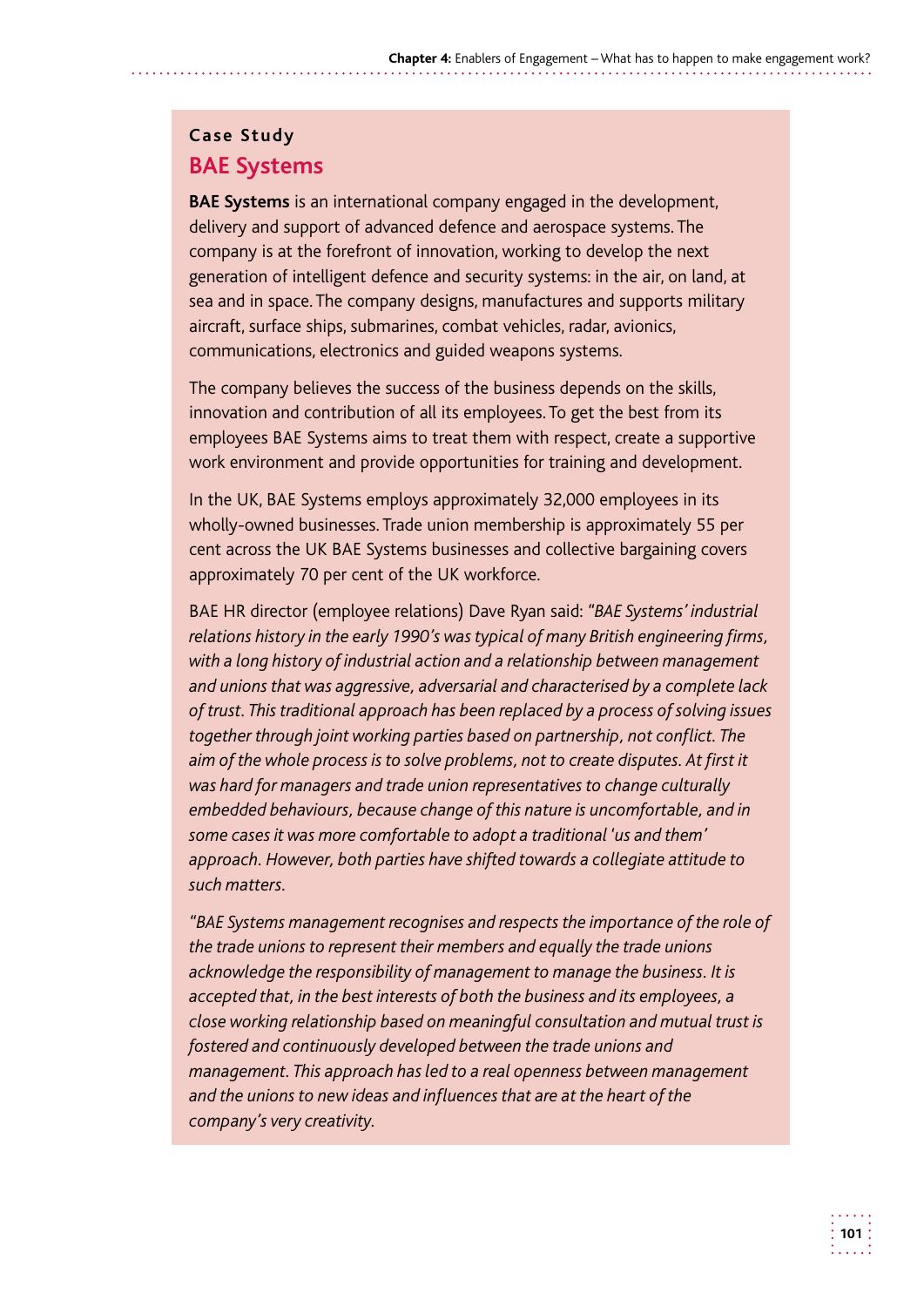**Case Study**

## BAE Systems

**BAE Systems** is an international company engaged in the development, delivery and support of advanced defence and aerospace systems. The company is at the forefront of innovation, working to develop the next generation of intelligent defence and security systems: in the air, on land, at sea and in space. The company designs, manufactures and supports military aircraft, surface ships, submarines, combat vehicles, radar, avionics, communications, electronics and guided weapons systems.

The company believes the success of the business depends on the skills, innovation and contribution of all its employees. To get the best from its employees BAE Systems aims to treat them with respect, create a supportive work environment and provide opportunities for training and development.

In the UK, BAE Systems employs approximately 32,000 employees in its wholly-owned businesses. Trade union membership is approximately 55 per cent across the UK BAE Systems businesses and collective bargaining covers approximately 70 per cent of the UK workforce.

BAE HR director (employee relations) Dave Ryan said: *"BAE Systems' industrial relations history in the early 1990's was typical of many British engineering firms, with a long history of industrial action and a relationship between management and unions that was aggressive, adversarial and characterised by a complete lack of trust. This traditional approach has been replaced by a process of solving issues together through joint working parties based on partnership, not conflict. The aim of the whole process is to solve problems, not to create disputes. At first it was hard for managers and trade union representatives to change culturally embedded behaviours, because change of this nature is uncomfortable, and in some cases it was more comfortable to adopt a traditional 'us and them' approach. However, both parties have shifted towards a collegiate attitude to such matters.*

*"BAE Systems management recognises and respects the importance of the role of the trade unions to represent their members and equally the trade unions acknowledge the responsibility of management to manage the business. It is accepted that, in the best interests of both the business and its employees, a close working relationship based on meaningful consultation and mutual trust is fostered and continuously developed between the trade unions and management. This approach has led to a real openness between management and the unions to new ideas and influences that are at the heart of the company's very creativity.*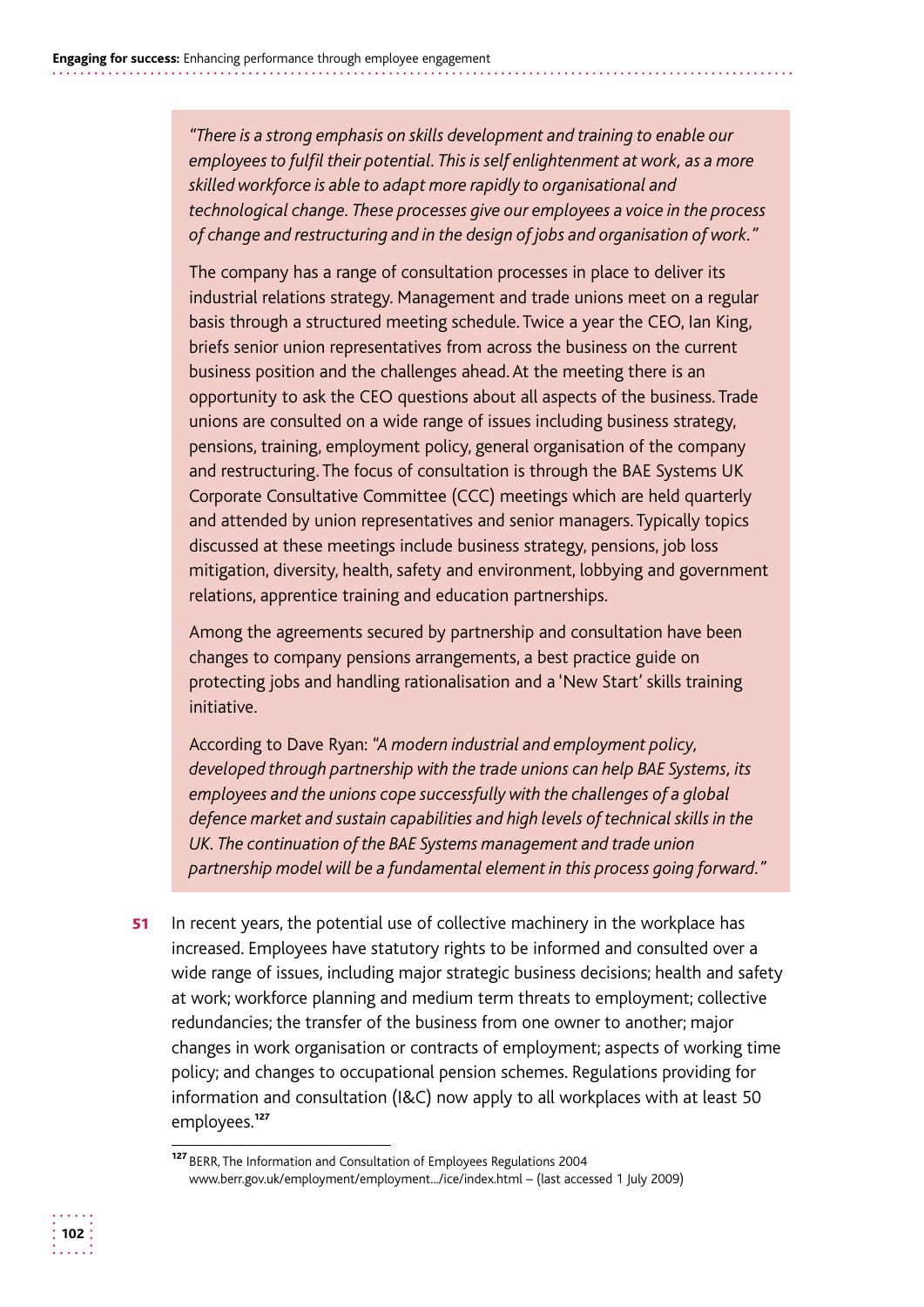*"There is a strong emphasis on skills development and training to enable our employees to fulfil their potential. This is self enlightenment at work, as a more skilled workforce is able to adapt more rapidly to organisational and technological change. These processes give our employees a voice in the process of change and restructuring and in the design of jobs and organisation of work."*

The company has a range of consultation processes in place to deliver its industrial relations strategy. Management and trade unions meet on a regular basis through a structured meeting schedule. Twice a year the CEO, Ian King, briefs senior union representatives from across the business on the current business position and the challenges ahead. At the meeting there is an opportunity to ask the CEO questions about all aspects of the business. Trade unions are consulted on a wide range of issues including business strategy, pensions, training, employment policy, general organisation of the company and restructuring. The focus of consultation is through the BAE Systems UK Corporate Consultative Committee (CCC) meetings which are held quarterly and attended by union representatives and senior managers. Typically topics discussed at these meetings include business strategy, pensions, job loss mitigation, diversity, health, safety and environment, lobbying and government relations, apprentice training and education partnerships.

Among the agreements secured by partnership and consultation have been changes to company pensions arrangements, a best practice guide on protecting jobs and handling rationalisation and a 'New Start' skills training initiative.

According to Dave Ryan: *"A modern industrial and employment policy, developed through partnership with the trade unions can help BAE Systems, its employees and the unions cope successfully with the challenges of a global defence market and sustain capabilities and high levels of technical skills in the UK. The continuation of the BAE Systems management and trade union partnership model will be a fundamental element in this process going forward."*

**51** In recent years, the potential use of collective machinery in the workplace has increased. Employees have statutory rights to be informed and consulted over a wide range of issues, including major strategic business decisions; health and safety at work; workforce planning and medium term threats to employment; collective redundancies; the transfer of the business from one owner to another; major changes in work organisation or contracts of employment; aspects of working time policy; and changes to occupational pension schemes. Regulations providing for information and consultation (I&C) now apply to all workplaces with at least 50 employees.[127]

[127] BERR, The Information and Consultation of Employees Regulations 2004 www.berr.gov.uk/employment/employment.../ice/index.html – (last accessed 1 July 2009)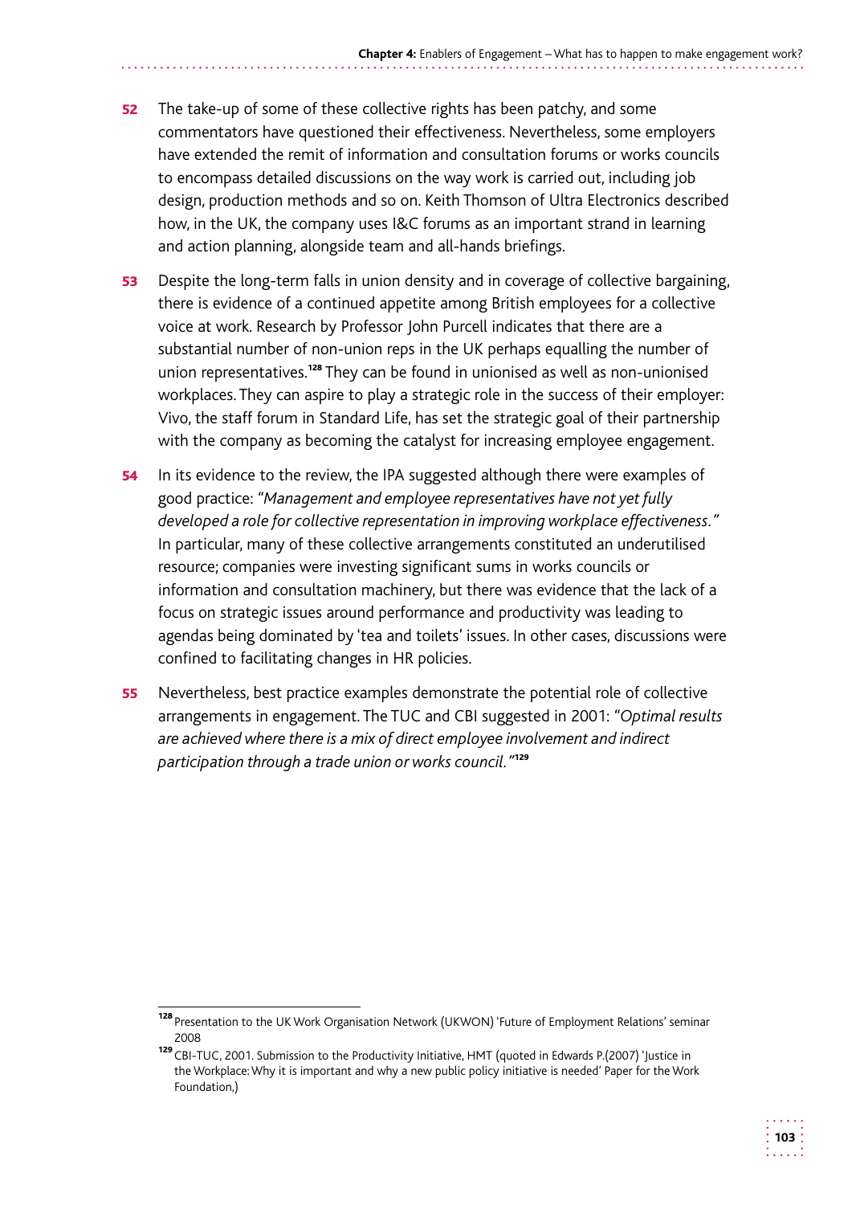52 The take-up of some of these collective rights has been patchy, and some commentators have questioned their effectiveness. Nevertheless, some employers have extended the remit of information and consultation forums or works councils to encompass detailed discussions on the way work is carried out, including job design, production methods and so on. Keith Thomson of Ultra Electronics described how, in the UK, the company uses I&C forums as an important strand in learning and action planning, alongside team and all-hands briefings.

53 Despite the long-term falls in union density and in coverage of collective bargaining, there is evidence of a continued appetite among British employees for a collective voice at work. Research by Professor John Purcell indicates that there are a substantial number of non-union reps in the UK perhaps equalling the number of union representatives.[128] They can be found in unionised as well as non-unionised workplaces. They can aspire to play a strategic role in the success of their employer: Vivo, the staff forum in Standard Life, has set the strategic goal of their partnership with the company as becoming the catalyst for increasing employee engagement.

54 In its evidence to the review, the IPA suggested although there were examples of good practice: "*Management and employee representatives have not yet fully developed a role for collective representation in improving workplace effectiveness.*" In particular, many of these collective arrangements constituted an underutilised resource; companies were investing significant sums in works councils or information and consultation machinery, but there was evidence that the lack of a focus on strategic issues around performance and productivity was leading to agendas being dominated by 'tea and toilets' issues. In other cases, discussions were confined to facilitating changes in HR policies.

55 Nevertheless, best practice examples demonstrate the potential role of collective arrangements in engagement. The TUC and CBI suggested in 2001: "*Optimal results are achieved where there is a mix of direct employee involvement and indirect participation through a trade union or works council.*"[129]

---

[128] Presentation to the UK Work Organisation Network (UKWON) 'Future of Employment Relations' seminar 2008

[129] CBI-TUC, 2001. Submission to the Productivity Initiative, HMT (quoted in Edwards P.(2007) 'Justice in the Workplace: Why it is important and why a new public policy initiative is needed' Paper for the Work Foundation,)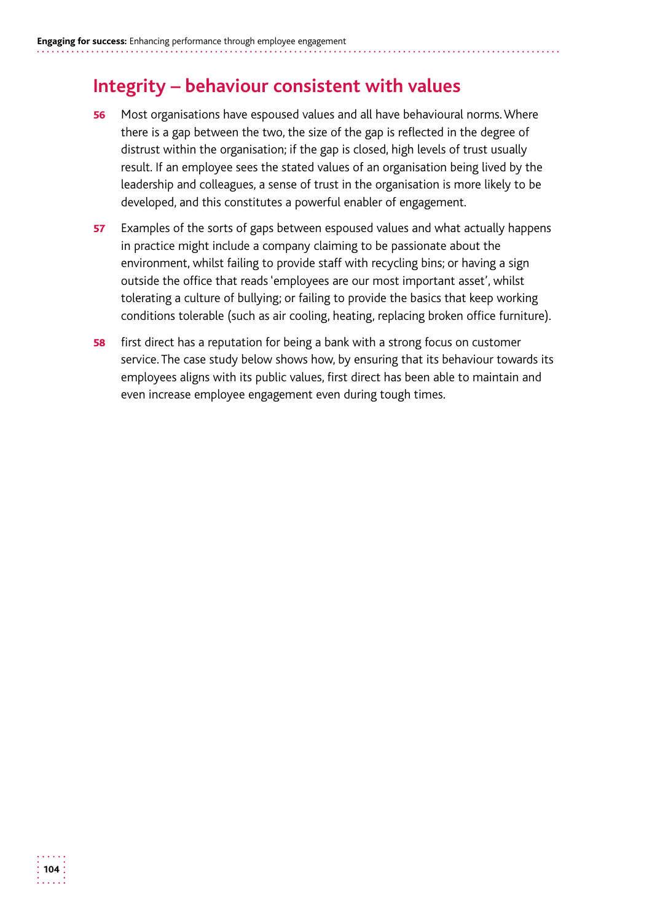## Integrity – behaviour consistent with values

**56** Most organisations have espoused values and all have behavioural norms. Where there is a gap between the two, the size of the gap is reflected in the degree of distrust within the organisation; if the gap is closed, high levels of trust usually result. If an employee sees the stated values of an organisation being lived by the leadership and colleagues, a sense of trust in the organisation is more likely to be developed, and this constitutes a powerful enabler of engagement.

**57** Examples of the sorts of gaps between espoused values and what actually happens in practice might include a company claiming to be passionate about the environment, whilst failing to provide staff with recycling bins; or having a sign outside the office that reads 'employees are our most important asset', whilst tolerating a culture of bullying; or failing to provide the basics that keep working conditions tolerable (such as air cooling, heating, replacing broken office furniture).

**58** first direct has a reputation for being a bank with a strong focus on customer service. The case study below shows how, by ensuring that its behaviour towards its employees aligns with its public values, first direct has been able to maintain and even increase employee engagement even during tough times.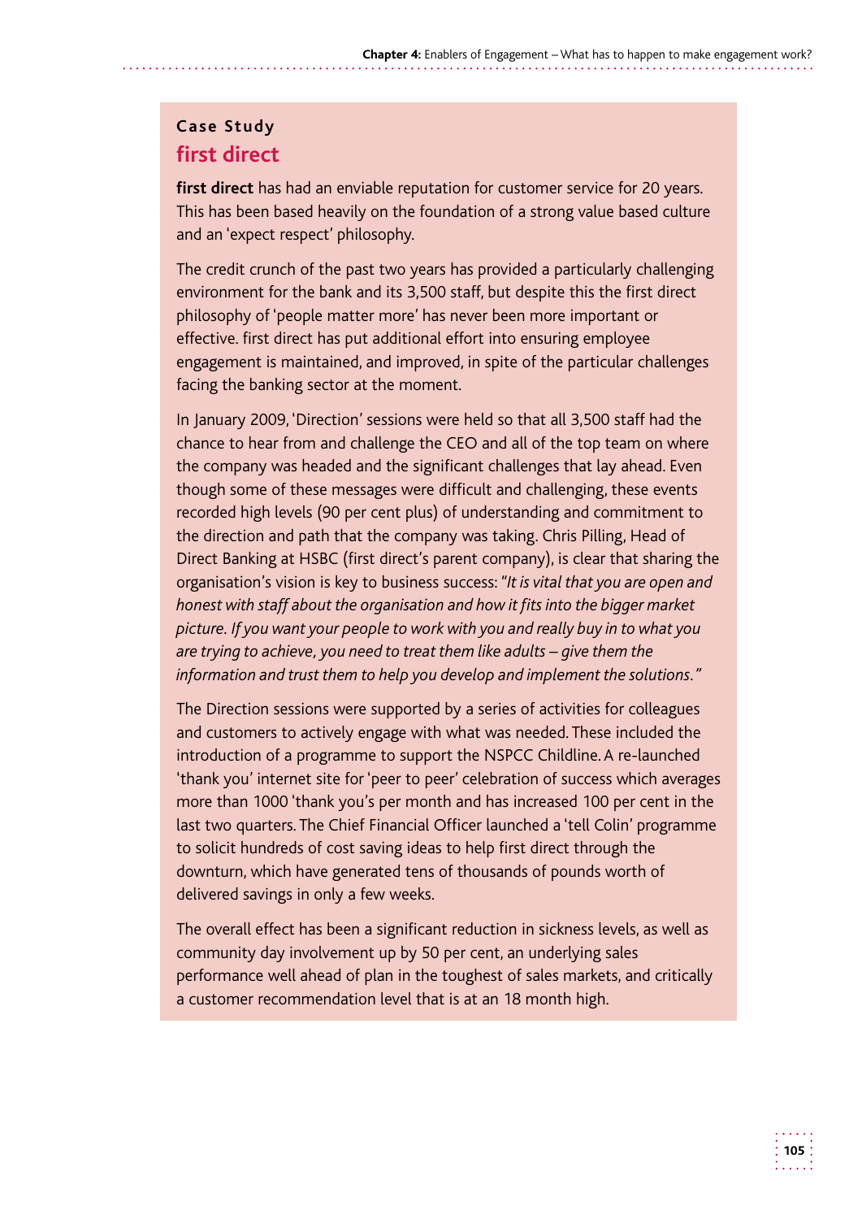**Case Study**

## first direct

**first direct** has had an enviable reputation for customer service for 20 years. This has been based heavily on the foundation of a strong value based culture and an 'expect respect' philosophy.

The credit crunch of the past two years has provided a particularly challenging environment for the bank and its 3,500 staff, but despite this the first direct philosophy of 'people matter more' has never been more important or effective. first direct has put additional effort into ensuring employee engagement is maintained, and improved, in spite of the particular challenges facing the banking sector at the moment.

In January 2009, 'Direction' sessions were held so that all 3,500 staff had the chance to hear from and challenge the CEO and all of the top team on where the company was headed and the significant challenges that lay ahead. Even though some of these messages were difficult and challenging, these events recorded high levels (90 per cent plus) of understanding and commitment to the direction and path that the company was taking. Chris Pilling, Head of Direct Banking at HSBC (first direct's parent company), is clear that sharing the organisation's vision is key to business success: "*It is vital that you are open and honest with staff about the organisation and how it fits into the bigger market picture. If you want your people to work with you and really buy in to what you are trying to achieve, you need to treat them like adults – give them the information and trust them to help you develop and implement the solutions.*"

The Direction sessions were supported by a series of activities for colleagues and customers to actively engage with what was needed. These included the introduction of a programme to support the NSPCC Childline. A re-launched 'thank you' internet site for 'peer to peer' celebration of success which averages more than 1000 'thank you's per month and has increased 100 per cent in the last two quarters. The Chief Financial Officer launched a 'tell Colin' programme to solicit hundreds of cost saving ideas to help first direct through the downturn, which have generated tens of thousands of pounds worth of delivered savings in only a few weeks.

The overall effect has been a significant reduction in sickness levels, as well as community day involvement up by 50 per cent, an underlying sales performance well ahead of plan in the toughest of sales markets, and critically a customer recommendation level that is at an 18 month high.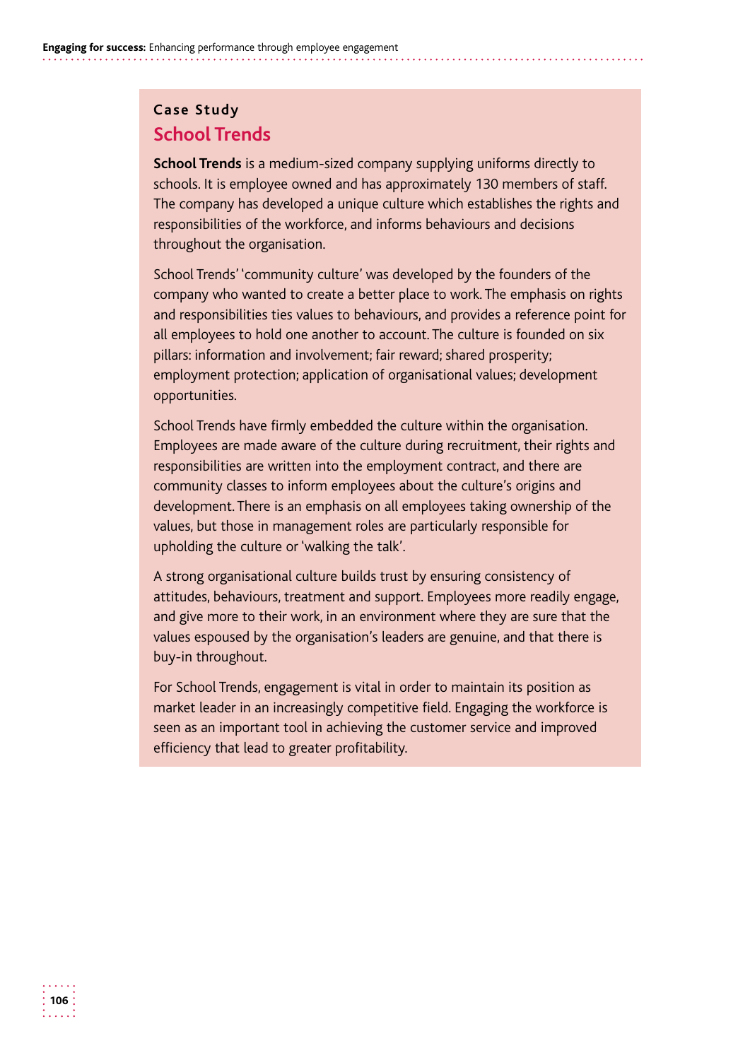## Case Study

### School Trends

**School Trends** is a medium-sized company supplying uniforms directly to schools. It is employee owned and has approximately 130 members of staff. The company has developed a unique culture which establishes the rights and responsibilities of the workforce, and informs behaviours and decisions throughout the organisation.

School Trends' 'community culture' was developed by the founders of the company who wanted to create a better place to work. The emphasis on rights and responsibilities ties values to behaviours, and provides a reference point for all employees to hold one another to account. The culture is founded on six pillars: information and involvement; fair reward; shared prosperity; employment protection; application of organisational values; development opportunities.

School Trends have firmly embedded the culture within the organisation. Employees are made aware of the culture during recruitment, their rights and responsibilities are written into the employment contract, and there are community classes to inform employees about the culture's origins and development. There is an emphasis on all employees taking ownership of the values, but those in management roles are particularly responsible for upholding the culture or 'walking the talk'.

A strong organisational culture builds trust by ensuring consistency of attitudes, behaviours, treatment and support. Employees more readily engage, and give more to their work, in an environment where they are sure that the values espoused by the organisation's leaders are genuine, and that there is buy-in throughout.

For School Trends, engagement is vital in order to maintain its position as market leader in an increasingly competitive field. Engaging the workforce is seen as an important tool in achieving the customer service and improved efficiency that lead to greater profitability.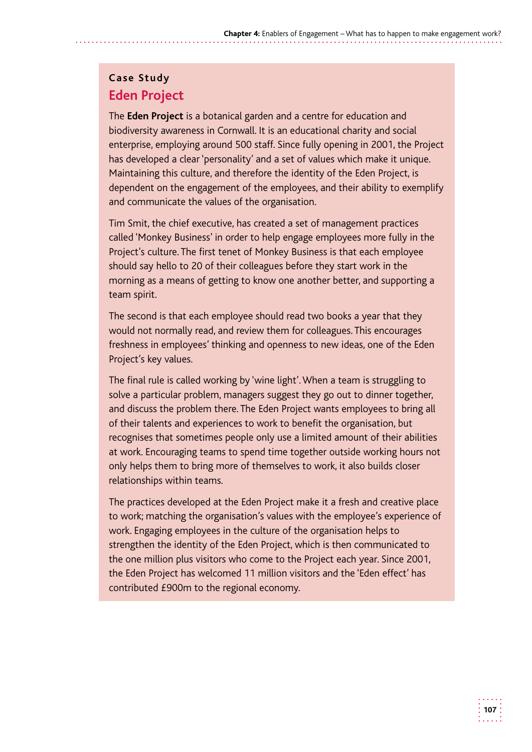**Case Study**

## Eden Project

The **Eden Project** is a botanical garden and a centre for education and biodiversity awareness in Cornwall. It is an educational charity and social enterprise, employing around 500 staff. Since fully opening in 2001, the Project has developed a clear 'personality' and a set of values which make it unique. Maintaining this culture, and therefore the identity of the Eden Project, is dependent on the engagement of the employees, and their ability to exemplify and communicate the values of the organisation.

Tim Smit, the chief executive, has created a set of management practices called 'Monkey Business' in order to help engage employees more fully in the Project's culture. The first tenet of Monkey Business is that each employee should say hello to 20 of their colleagues before they start work in the morning as a means of getting to know one another better, and supporting a team spirit.

The second is that each employee should read two books a year that they would not normally read, and review them for colleagues. This encourages freshness in employees' thinking and openness to new ideas, one of the Eden Project's key values.

The final rule is called working by 'wine light'. When a team is struggling to solve a particular problem, managers suggest they go out to dinner together, and discuss the problem there. The Eden Project wants employees to bring all of their talents and experiences to work to benefit the organisation, but recognises that sometimes people only use a limited amount of their abilities at work. Encouraging teams to spend time together outside working hours not only helps them to bring more of themselves to work, it also builds closer relationships within teams.

The practices developed at the Eden Project make it a fresh and creative place to work; matching the organisation's values with the employee's experience of work. Engaging employees in the culture of the organisation helps to strengthen the identity of the Eden Project, which is then communicated to the one million plus visitors who come to the Project each year. Since 2001, the Eden Project has welcomed 11 million visitors and the 'Eden effect' has contributed £900m to the regional economy.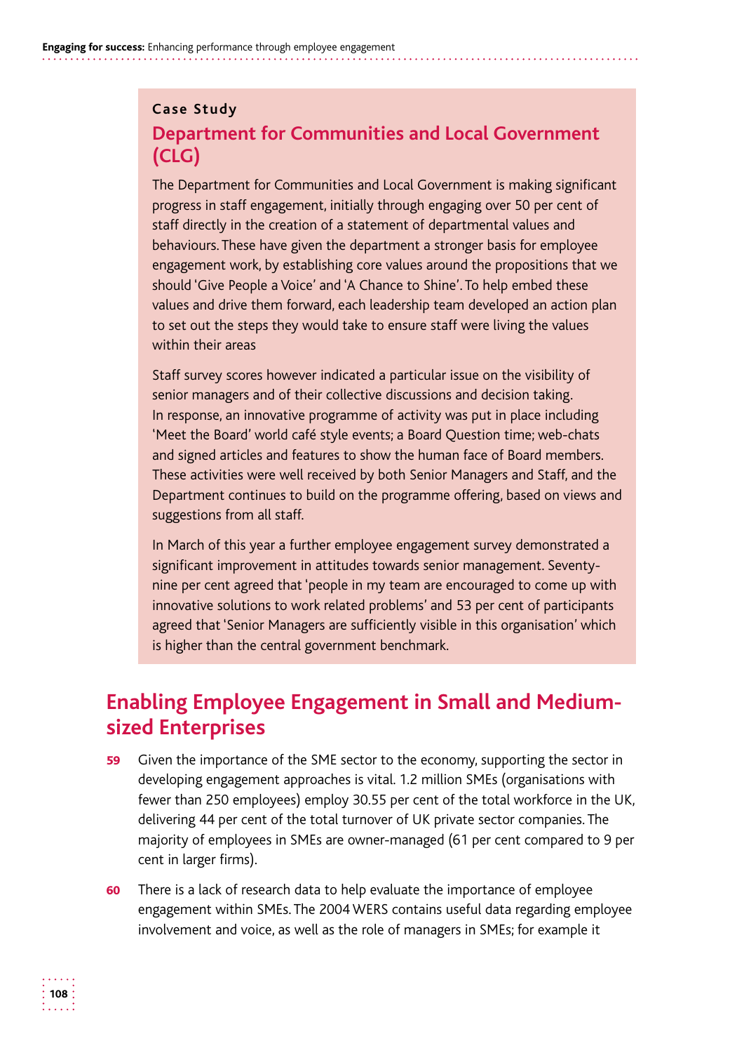**Case Study**

## Department for Communities and Local Government (CLG)

The Department for Communities and Local Government is making significant progress in staff engagement, initially through engaging over 50 per cent of staff directly in the creation of a statement of departmental values and behaviours. These have given the department a stronger basis for employee engagement work, by establishing core values around the propositions that we should 'Give People a Voice' and 'A Chance to Shine'. To help embed these values and drive them forward, each leadership team developed an action plan to set out the steps they would take to ensure staff were living the values within their areas

Staff survey scores however indicated a particular issue on the visibility of senior managers and of their collective discussions and decision taking. In response, an innovative programme of activity was put in place including 'Meet the Board' world café style events; a Board Question time; web-chats and signed articles and features to show the human face of Board members. These activities were well received by both Senior Managers and Staff, and the Department continues to build on the programme offering, based on views and suggestions from all staff.

In March of this year a further employee engagement survey demonstrated a significant improvement in attitudes towards senior management. Seventy-nine per cent agreed that 'people in my team are encouraged to come up with innovative solutions to work related problems' and 53 per cent of participants agreed that 'Senior Managers are sufficiently visible in this organisation' which is higher than the central government benchmark.

## Enabling Employee Engagement in Small and Medium-sized Enterprises

**59** Given the importance of the SME sector to the economy, supporting the sector in developing engagement approaches is vital. 1.2 million SMEs (organisations with fewer than 250 employees) employ 30.55 per cent of the total workforce in the UK, delivering 44 per cent of the total turnover of UK private sector companies. The majority of employees in SMEs are owner-managed (61 per cent compared to 9 per cent in larger firms).

**60** There is a lack of research data to help evaluate the importance of employee engagement within SMEs. The 2004 WERS contains useful data regarding employee involvement and voice, as well as the role of managers in SMEs; for example it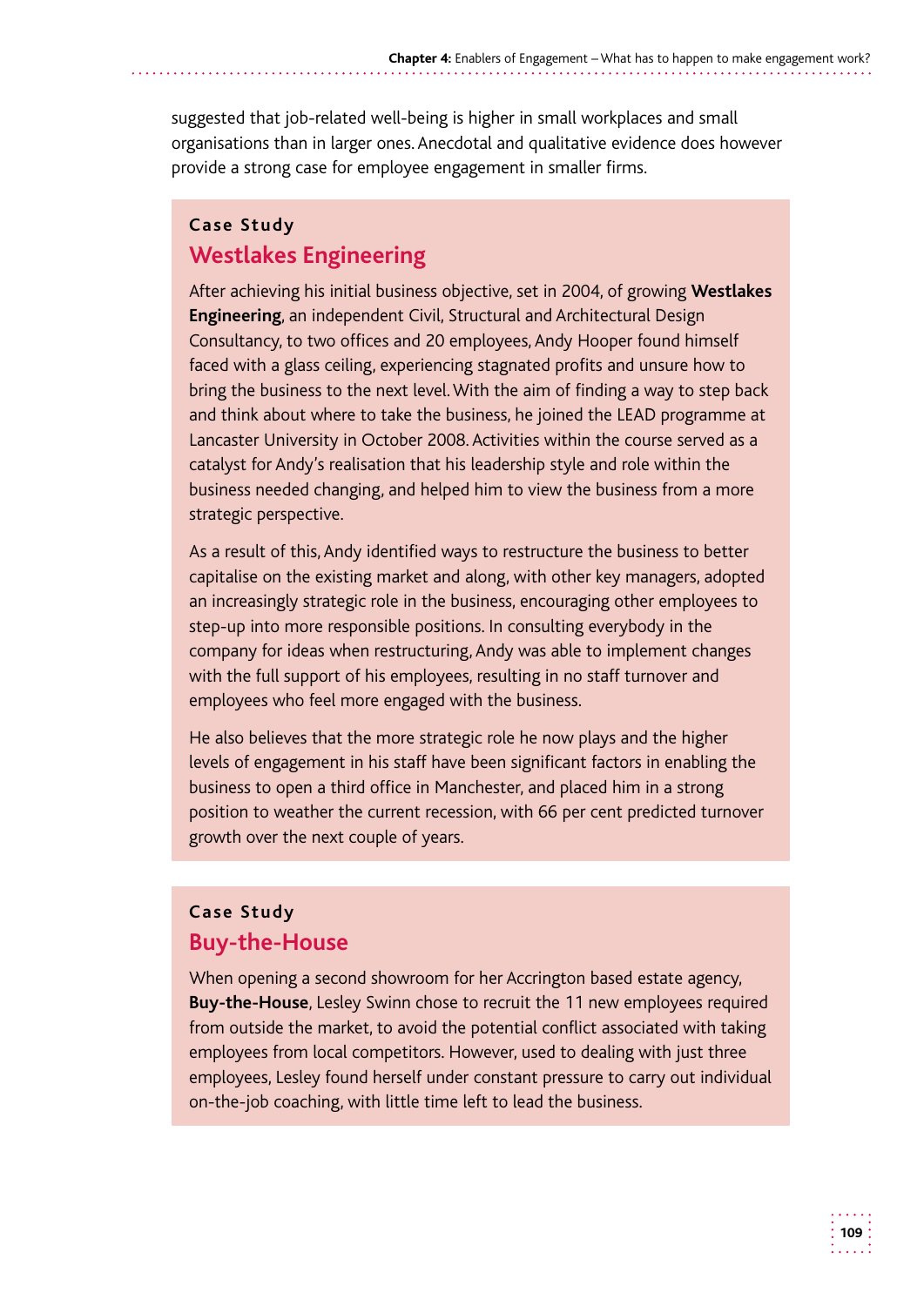suggested that job-related well-being is higher in small workplaces and small organisations than in larger ones. Anecdotal and qualitative evidence does however provide a strong case for employee engagement in smaller firms.

**Case Study**

## Westlakes Engineering

After achieving his initial business objective, set in 2004, of growing **Westlakes Engineering**, an independent Civil, Structural and Architectural Design Consultancy, to two offices and 20 employees, Andy Hooper found himself faced with a glass ceiling, experiencing stagnated profits and unsure how to bring the business to the next level. With the aim of finding a way to step back and think about where to take the business, he joined the LEAD programme at Lancaster University in October 2008. Activities within the course served as a catalyst for Andy's realisation that his leadership style and role within the business needed changing, and helped him to view the business from a more strategic perspective.

As a result of this, Andy identified ways to restructure the business to better capitalise on the existing market and along, with other key managers, adopted an increasingly strategic role in the business, encouraging other employees to step-up into more responsible positions. In consulting everybody in the company for ideas when restructuring, Andy was able to implement changes with the full support of his employees, resulting in no staff turnover and employees who feel more engaged with the business.

He also believes that the more strategic role he now plays and the higher levels of engagement in his staff have been significant factors in enabling the business to open a third office in Manchester, and placed him in a strong position to weather the current recession, with 66 per cent predicted turnover growth over the next couple of years.

**Case Study**

## Buy-the-House

When opening a second showroom for her Accrington based estate agency, **Buy-the-House**, Lesley Swinn chose to recruit the 11 new employees required from outside the market, to avoid the potential conflict associated with taking employees from local competitors. However, used to dealing with just three employees, Lesley found herself under constant pressure to carry out individual on-the-job coaching, with little time left to lead the business.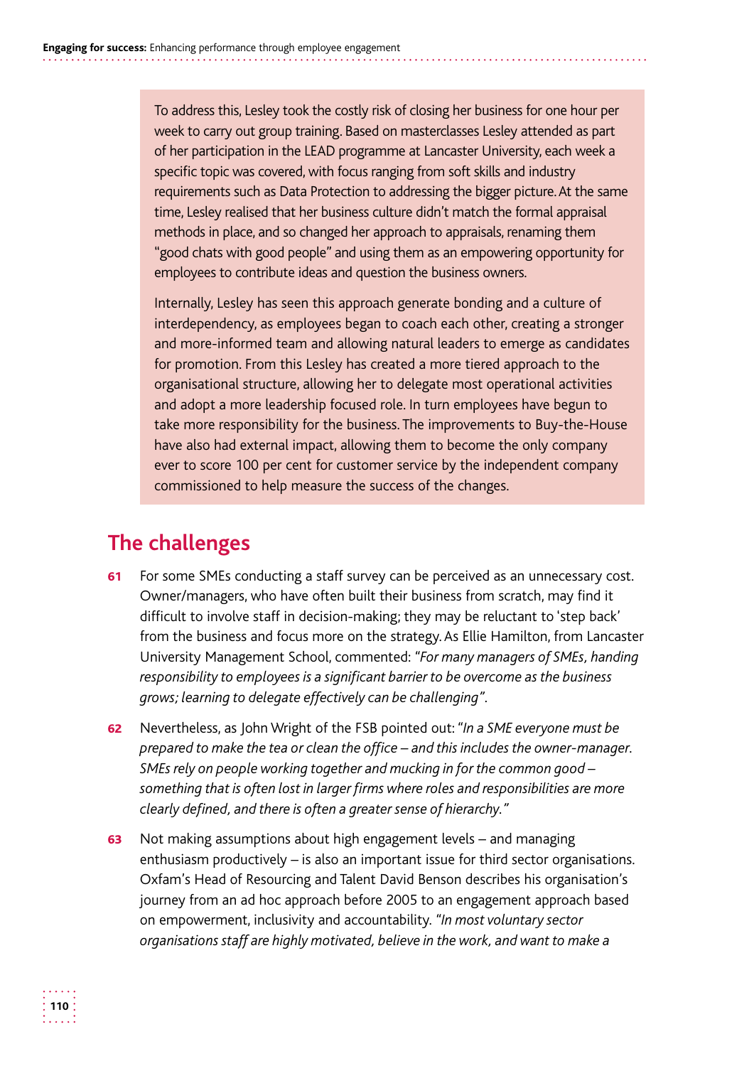To address this, Lesley took the costly risk of closing her business for one hour per week to carry out group training. Based on masterclasses Lesley attended as part of her participation in the LEAD programme at Lancaster University, each week a specific topic was covered, with focus ranging from soft skills and industry requirements such as Data Protection to addressing the bigger picture. At the same time, Lesley realised that her business culture didn't match the formal appraisal methods in place, and so changed her approach to appraisals, renaming them "good chats with good people" and using them as an empowering opportunity for employees to contribute ideas and question the business owners.

Internally, Lesley has seen this approach generate bonding and a culture of interdependency, as employees began to coach each other, creating a stronger and more-informed team and allowing natural leaders to emerge as candidates for promotion. From this Lesley has created a more tiered approach to the organisational structure, allowing her to delegate most operational activities and adopt a more leadership focused role. In turn employees have begun to take more responsibility for the business. The improvements to Buy-the-House have also had external impact, allowing them to become the only company ever to score 100 per cent for customer service by the independent company commissioned to help measure the success of the changes.

## The challenges

**61** For some SMEs conducting a staff survey can be perceived as an unnecessary cost. Owner/managers, who have often built their business from scratch, may find it difficult to involve staff in decision-making; they may be reluctant to 'step back' from the business and focus more on the strategy. As Ellie Hamilton, from Lancaster University Management School, commented: "*For many managers of SMEs, handing responsibility to employees is a significant barrier to be overcome as the business grows; learning to delegate effectively can be challenging*".

**62** Nevertheless, as John Wright of the FSB pointed out: "*In a SME everyone must be prepared to make the tea or clean the office – and this includes the owner-manager. SMEs rely on people working together and mucking in for the common good – something that is often lost in larger firms where roles and responsibilities are more clearly defined, and there is often a greater sense of hierarchy.*"

**63** Not making assumptions about high engagement levels – and managing enthusiasm productively – is also an important issue for third sector organisations. Oxfam's Head of Resourcing and Talent David Benson describes his organisation's journey from an ad hoc approach before 2005 to an engagement approach based on empowerment, inclusivity and accountability. "*In most voluntary sector organisations staff are highly motivated, believe in the work, and want to make a*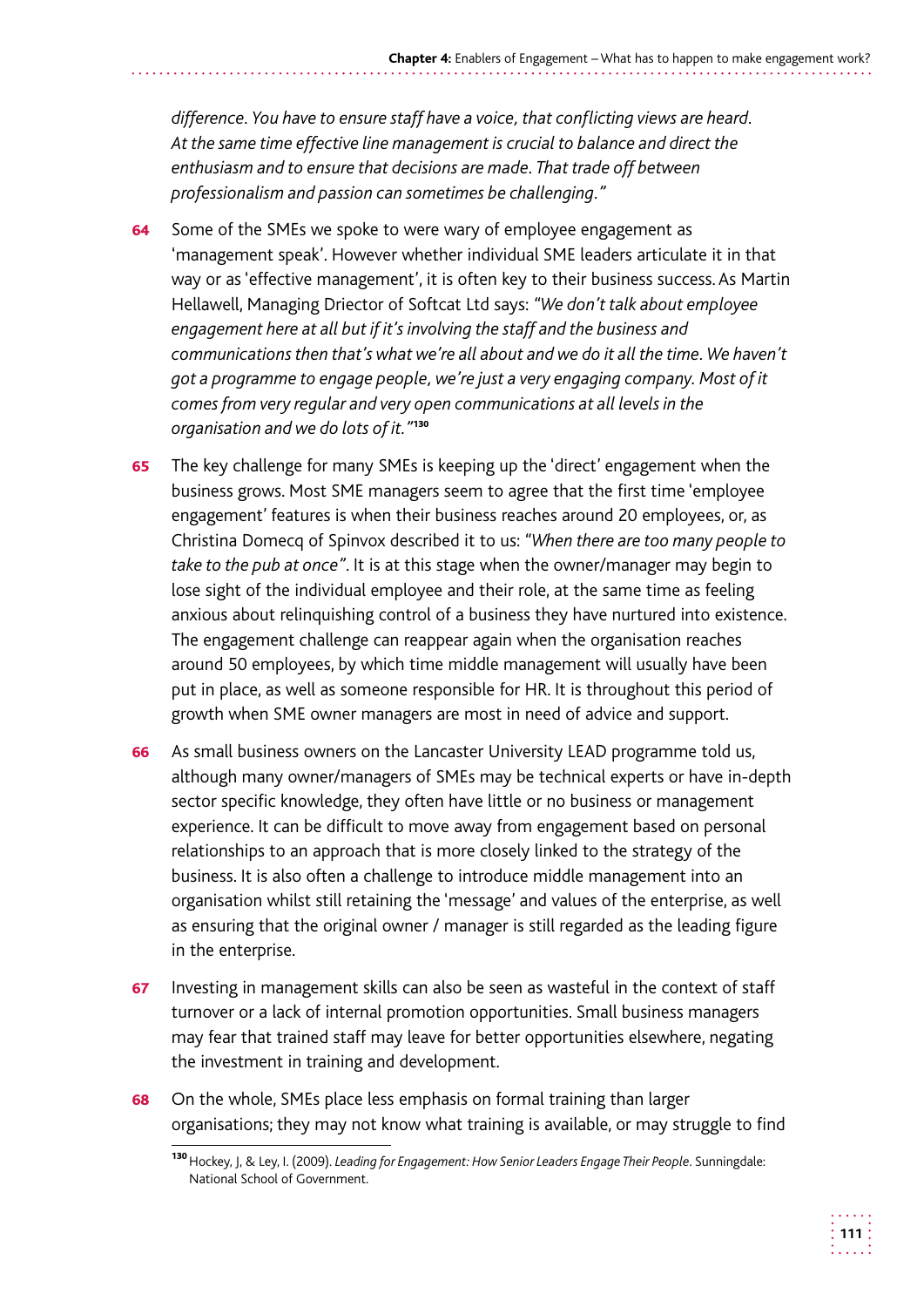*difference. You have to ensure staff have a voice, that conflicting views are heard. At the same time effective line management is crucial to balance and direct the enthusiasm and to ensure that decisions are made. That trade off between professionalism and passion can sometimes be challenging."*

**64** Some of the SMEs we spoke to were wary of employee engagement as 'management speak'. However whether individual SME leaders articulate it in that way or as 'effective management', it is often key to their business success. As Martin Hellawell, Managing Drector of Softcat Ltd says: *"We don't talk about employee engagement here at all but if it's involving the staff and the business and communications then that's what we're all about and we do it all the time. We haven't got a programme to engage people, we're just a very engaging company. Most of it comes from very regular and very open communications at all levels in the organisation and we do lots of it."*[130]

**65** The key challenge for many SMEs is keeping up the 'direct' engagement when the business grows. Most SME managers seem to agree that the first time 'employee engagement' features is when their business reaches around 20 employees, or, as Christina Domecq of Spinvox described it to us: *"When there are too many people to take to the pub at once"*. It is at this stage when the owner/manager may begin to lose sight of the individual employee and their role, at the same time as feeling anxious about relinquishing control of a business they have nurtured into existence. The engagement challenge can reappear again when the organisation reaches around 50 employees, by which time middle management will usually have been put in place, as well as someone responsible for HR. It is throughout this period of growth when SME owner managers are most in need of advice and support.

**66** As small business owners on the Lancaster University LEAD programme told us, although many owner/managers of SMEs may be technical experts or have in-depth sector specific knowledge, they often have little or no business or management experience. It can be difficult to move away from engagement based on personal relationships to an approach that is more closely linked to the strategy of the business. It is also often a challenge to introduce middle management into an organisation whilst still retaining the 'message' and values of the enterprise, as well as ensuring that the original owner / manager is still regarded as the leading figure in the enterprise.

**67** Investing in management skills can also be seen as wasteful in the context of staff turnover or a lack of internal promotion opportunities. Small business managers may fear that trained staff may leave for better opportunities elsewhere, negating the investment in training and development.

**68** On the whole, SMEs place less emphasis on formal training than larger organisations; they may not know what training is available, or may struggle to find

[130] Hockey, J, & Ley, I. (2009). *Leading for Engagement: How Senior Leaders Engage Their People*. Sunningdale: National School of Government.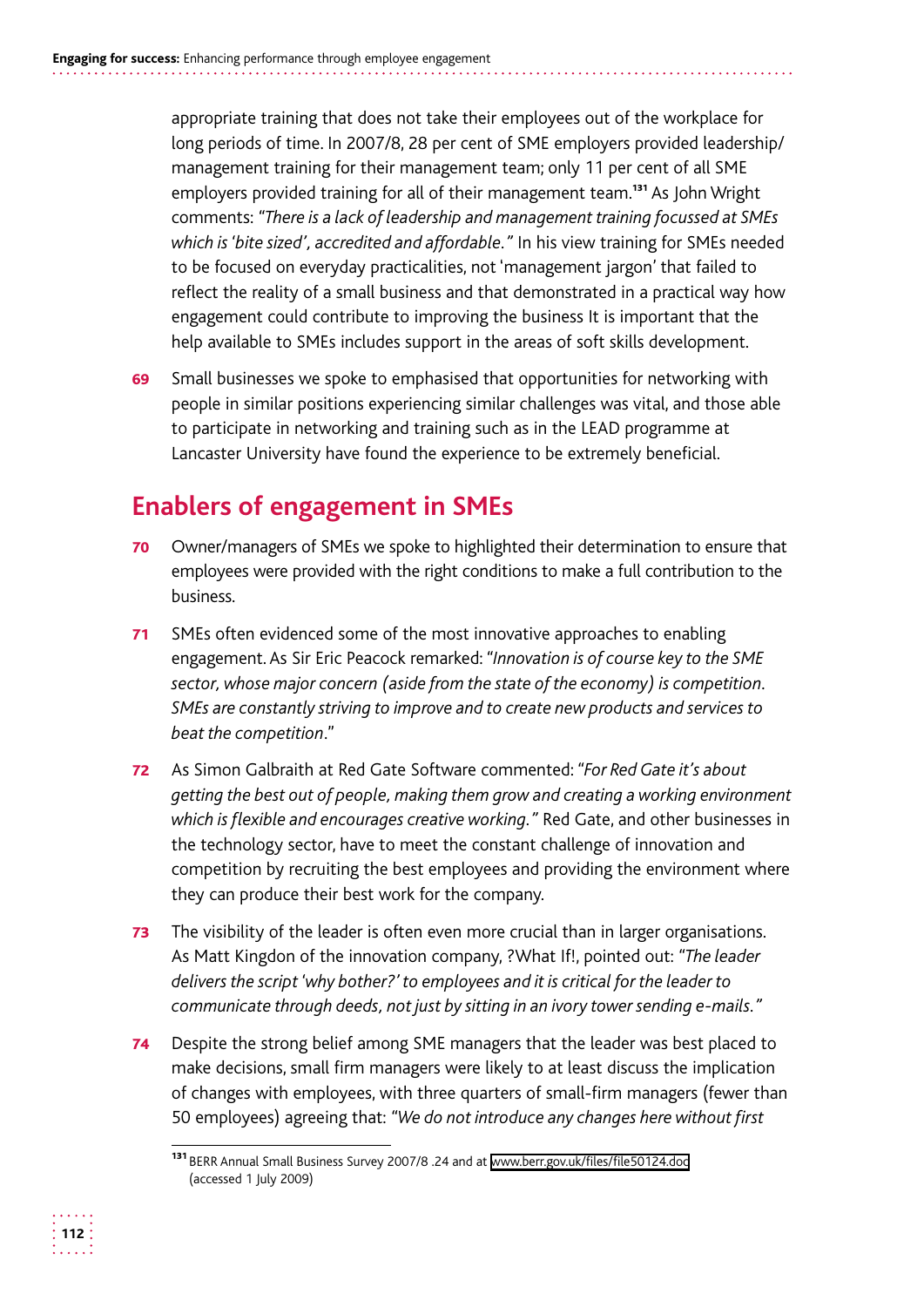appropriate training that does not take their employees out of the workplace for long periods of time. In 2007/8, 28 per cent of SME employers provided leadership/management training for their management team; only 11 per cent of all SME employers provided training for all of their management team.[131] As John Wright comments: *"There is a lack of leadership and management training focussed at SMEs which is 'bite sized', accredited and affordable."* In his view training for SMEs needed to be focused on everyday practicalities, not 'management jargon' that failed to reflect the reality of a small business and that demonstrated in a practical way how engagement could contribute to improving the business It is important that the help available to SMEs includes support in the areas of soft skills development.

**69** Small businesses we spoke to emphasised that opportunities for networking with people in similar positions experiencing similar challenges was vital, and those able to participate in networking and training such as in the LEAD programme at Lancaster University have found the experience to be extremely beneficial.

## Enablers of engagement in SMEs

**70** Owner/managers of SMEs we spoke to highlighted their determination to ensure that employees were provided with the right conditions to make a full contribution to the business.

**71** SMEs often evidenced some of the most innovative approaches to enabling engagement. As Sir Eric Peacock remarked: "*Innovation is of course key to the SME sector, whose major concern (aside from the state of the economy) is competition. SMEs are constantly striving to improve and to create new products and services to beat the competition*."

**72** As Simon Galbraith at Red Gate Software commented: "*For Red Gate it's about getting the best out of people, making them grow and creating a working environment which is flexible and encourages creative working."* Red Gate, and other businesses in the technology sector, have to meet the constant challenge of innovation and competition by recruiting the best employees and providing the environment where they can produce their best work for the company.

**73** The visibility of the leader is often even more crucial than in larger organisations. As Matt Kingdon of the innovation company, ?What If!, pointed out: *"The leader delivers the script 'why bother?' to employees and it is critical for the leader to communicate through deeds, not just by sitting in an ivory tower sending e-mails."*

**74** Despite the strong belief among SME managers that the leader was best placed to make decisions, small firm managers were likely to at least discuss the implication of changes with employees, with three quarters of small-firm managers (fewer than 50 employees) agreeing that: *"We do not introduce any changes here without first*

---

[131] BERR Annual Small Business Survey 2007/8 .24 and at www.berr.gov.uk/files/file50124.doc (accessed 1 July 2009)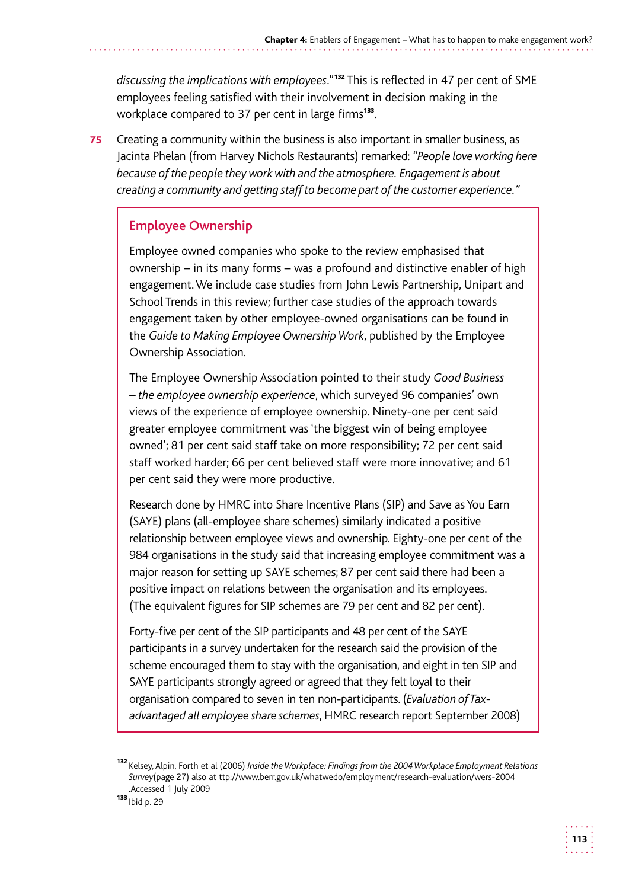*discussing the implications with employees*."[132] This is reflected in 47 per cent of SME employees feeling satisfied with their involvement in decision making in the workplace compared to 37 per cent in large firms[133].

**75** Creating a community within the business is also important in smaller business, as Jacinta Phelan (from Harvey Nichols Restaurants) remarked: "*People love working here because of the people they work with and the atmosphere. Engagement is about creating a community and getting staff to become part of the customer experience.*"

### Employee Ownership

Employee owned companies who spoke to the review emphasised that ownership – in its many forms – was a profound and distinctive enabler of high engagement. We include case studies from John Lewis Partnership, Unipart and School Trends in this review; further case studies of the approach towards engagement taken by other employee-owned organisations can be found in the *Guide to Making Employee Ownership Work*, published by the Employee Ownership Association.

The Employee Ownership Association pointed to their study *Good Business – the employee ownership experience*, which surveyed 96 companies' own views of the experience of employee ownership. Ninety-one per cent said greater employee commitment was 'the biggest win of being employee owned'; 81 per cent said staff take on more responsibility; 72 per cent said staff worked harder; 66 per cent believed staff were more innovative; and 61 per cent said they were more productive.

Research done by HMRC into Share Incentive Plans (SIP) and Save as You Earn (SAYE) plans (all-employee share schemes) similarly indicated a positive relationship between employee views and ownership. Eighty-one per cent of the 984 organisations in the study said that increasing employee commitment was a major reason for setting up SAYE schemes; 87 per cent said there had been a positive impact on relations between the organisation and its employees. (The equivalent figures for SIP schemes are 79 per cent and 82 per cent).

Forty-five per cent of the SIP participants and 48 per cent of the SAYE participants in a survey undertaken for the research said the provision of the scheme encouraged them to stay with the organisation, and eight in ten SIP and SAYE participants strongly agreed or agreed that they felt loyal to their organisation compared to seven in ten non-participants. (*Evaluation of Tax-advantaged all employee share schemes*, HMRC research report September 2008)

---

[132] Kelsey, Alpin, Forth et al (2006) *Inside the Workplace: Findings from the 2004 Workplace Employment Relations Survey*(page 27) also at ttp://www.berr.gov.uk/whatwedo/employment/research-evaluation/wers-2004 .Accessed 1 July 2009

[133] Ibid p. 29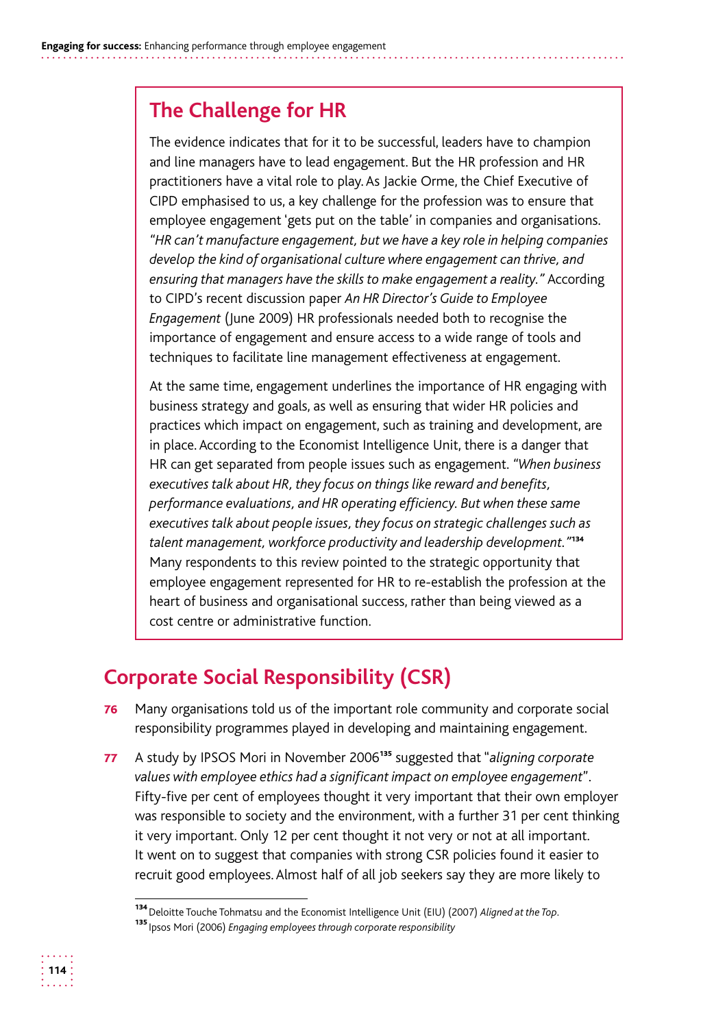## The Challenge for HR

The evidence indicates that for it to be successful, leaders have to champion and line managers have to lead engagement. But the HR profession and HR practitioners have a vital role to play. As Jackie Orme, the Chief Executive of CIPD emphasised to us, a key challenge for the profession was to ensure that employee engagement 'gets put on the table' in companies and organisations. *"HR can't manufacture engagement, but we have a key role in helping companies develop the kind of organisational culture where engagement can thrive, and ensuring that managers have the skills to make engagement a reality."* According to CIPD's recent discussion paper *An HR Director's Guide to Employee Engagement* (June 2009) HR professionals needed both to recognise the importance of engagement and ensure access to a wide range of tools and techniques to facilitate line management effectiveness at engagement.

At the same time, engagement underlines the importance of HR engaging with business strategy and goals, as well as ensuring that wider HR policies and practices which impact on engagement, such as training and development, are in place. According to the Economist Intelligence Unit, there is a danger that HR can get separated from people issues such as engagement. *"When business executives talk about HR, they focus on things like reward and benefits, performance evaluations, and HR operating efficiency. But when these same executives talk about people issues, they focus on strategic challenges such as talent management, workforce productivity and leadership development."*[134] Many respondents to this review pointed to the strategic opportunity that employee engagement represented for HR to re-establish the profession at the heart of business and organisational success, rather than being viewed as a cost centre or administrative function.

## Corporate Social Responsibility (CSR)

**76** Many organisations told us of the important role community and corporate social responsibility programmes played in developing and maintaining engagement.

**77** A study by IPSOS Mori in November 2006[135] suggested that "*aligning corporate values with employee ethics had a significant impact on employee engagement*". Fifty-five per cent of employees thought it very important that their own employer was responsible to society and the environment, with a further 31 per cent thinking it very important. Only 12 per cent thought it not very or not at all important. It went on to suggest that companies with strong CSR policies found it easier to recruit good employees. Almost half of all job seekers say they are more likely to

---

[134] Deloitte Touche Tohmatsu and the Economist Intelligence Unit (EIU) (2007) *Aligned at the Top*.

[135] Ipsos Mori (2006) *Engaging employees through corporate responsibility*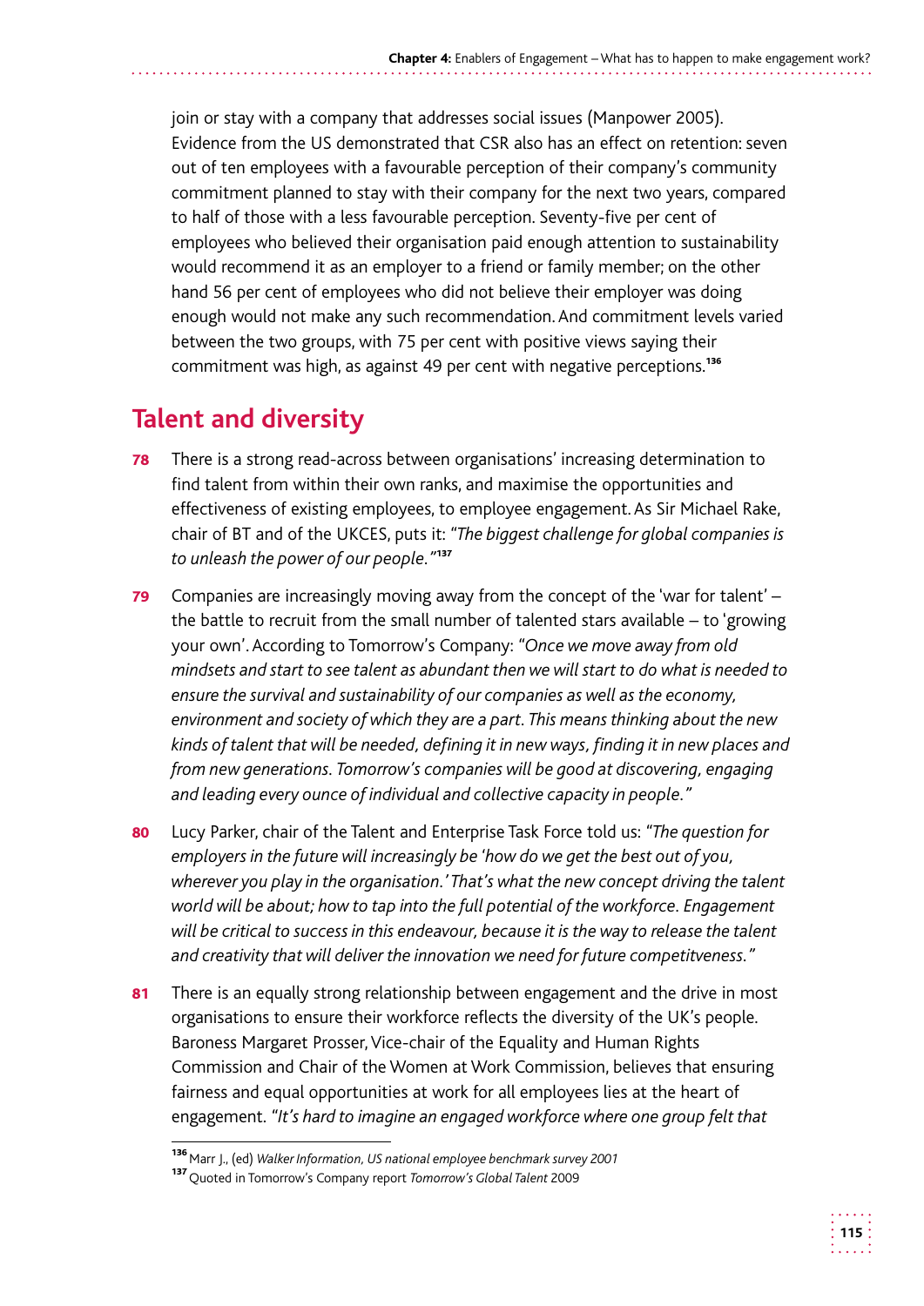join or stay with a company that addresses social issues (Manpower 2005). Evidence from the US demonstrated that CSR also has an effect on retention: seven out of ten employees with a favourable perception of their company's community commitment planned to stay with their company for the next two years, compared to half of those with a less favourable perception. Seventy-five per cent of employees who believed their organisation paid enough attention to sustainability would recommend it as an employer to a friend or family member; on the other hand 56 per cent of employees who did not believe their employer was doing enough would not make any such recommendation. And commitment levels varied between the two groups, with 75 per cent with positive views saying their commitment was high, as against 49 per cent with negative perceptions.[136]

## Talent and diversity

**78** There is a strong read-across between organisations' increasing determination to find talent from within their own ranks, and maximise the opportunities and effectiveness of existing employees, to employee engagement. As Sir Michael Rake, chair of BT and of the UKCES, puts it: "*The biggest challenge for global companies is to unleash the power of our people.*"[137]

**79** Companies are increasingly moving away from the concept of the 'war for talent' – the battle to recruit from the small number of talented stars available – to 'growing your own'. According to Tomorrow's Company: "*Once we move away from old mindsets and start to see talent as abundant then we will start to do what is needed to ensure the survival and sustainability of our companies as well as the economy, environment and society of which they are a part. This means thinking about the new kinds of talent that will be needed, defining it in new ways, finding it in new places and from new generations. Tomorrow's companies will be good at discovering, engaging and leading every ounce of individual and collective capacity in people.*"

**80** Lucy Parker, chair of the Talent and Enterprise Task Force told us: "*The question for employers in the future will increasingly be 'how do we get the best out of you, wherever you play in the organisation.' That's what the new concept driving the talent world will be about; how to tap into the full potential of the workforce. Engagement will be critical to success in this endeavour, because it is the way to release the talent and creativity that will deliver the innovation we need for future competitveness.*"

**81** There is an equally strong relationship between engagement and the drive in most organisations to ensure their workforce reflects the diversity of the UK's people. Baroness Margaret Prosser, Vice-chair of the Equality and Human Rights Commission and Chair of the Women at Work Commission, believes that ensuring fairness and equal opportunities at work for all employees lies at the heart of engagement. "*It's hard to imagine an engaged workforce where one group felt that*

---

[136] Marr J., (ed) *Walker Information, US national employee benchmark survey 2001*

[137] Quoted in Tomorrow's Company report *Tomorrow's Global Talent* 2009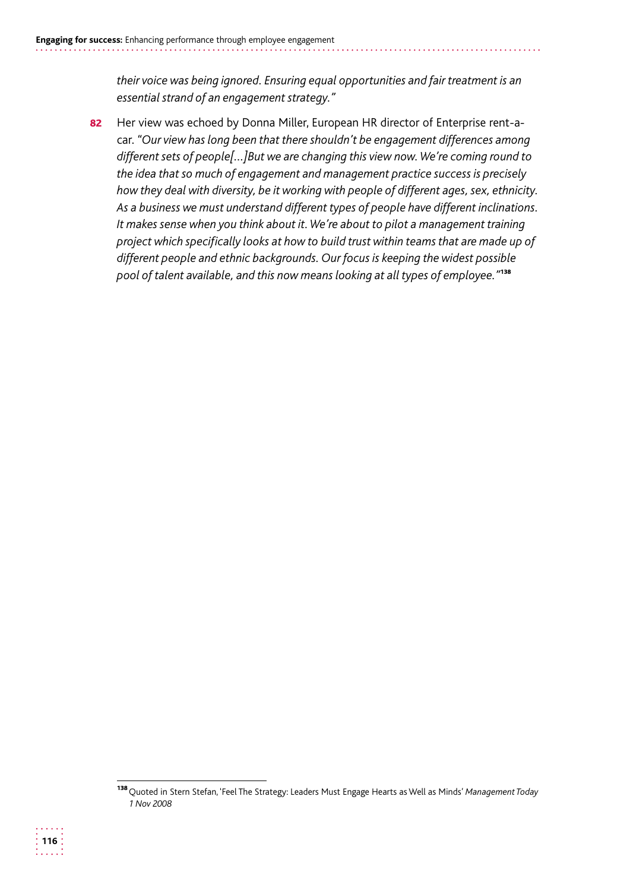*their voice was being ignored. Ensuring equal opportunities and fair treatment is an essential strand of an engagement strategy."*

**82** Her view was echoed by Donna Miller, European HR director of Enterprise rent-a-car. "*Our view has long been that there shouldn't be engagement differences among different sets of people[...]But we are changing this view now. We're coming round to the idea that so much of engagement and management practice success is precisely how they deal with diversity, be it working with people of different ages, sex, ethnicity. As a business we must understand different types of people have different inclinations. It makes sense when you think about it. We're about to pilot a management training project which specifically looks at how to build trust within teams that are made up of different people and ethnic backgrounds. Our focus is keeping the widest possible pool of talent available, and this now means looking at all types of employee."*[138]

[138] Quoted in Stern Stefan, 'Feel The Strategy: Leaders Must Engage Hearts as Well as Minds' *Management Today 1 Nov 2008*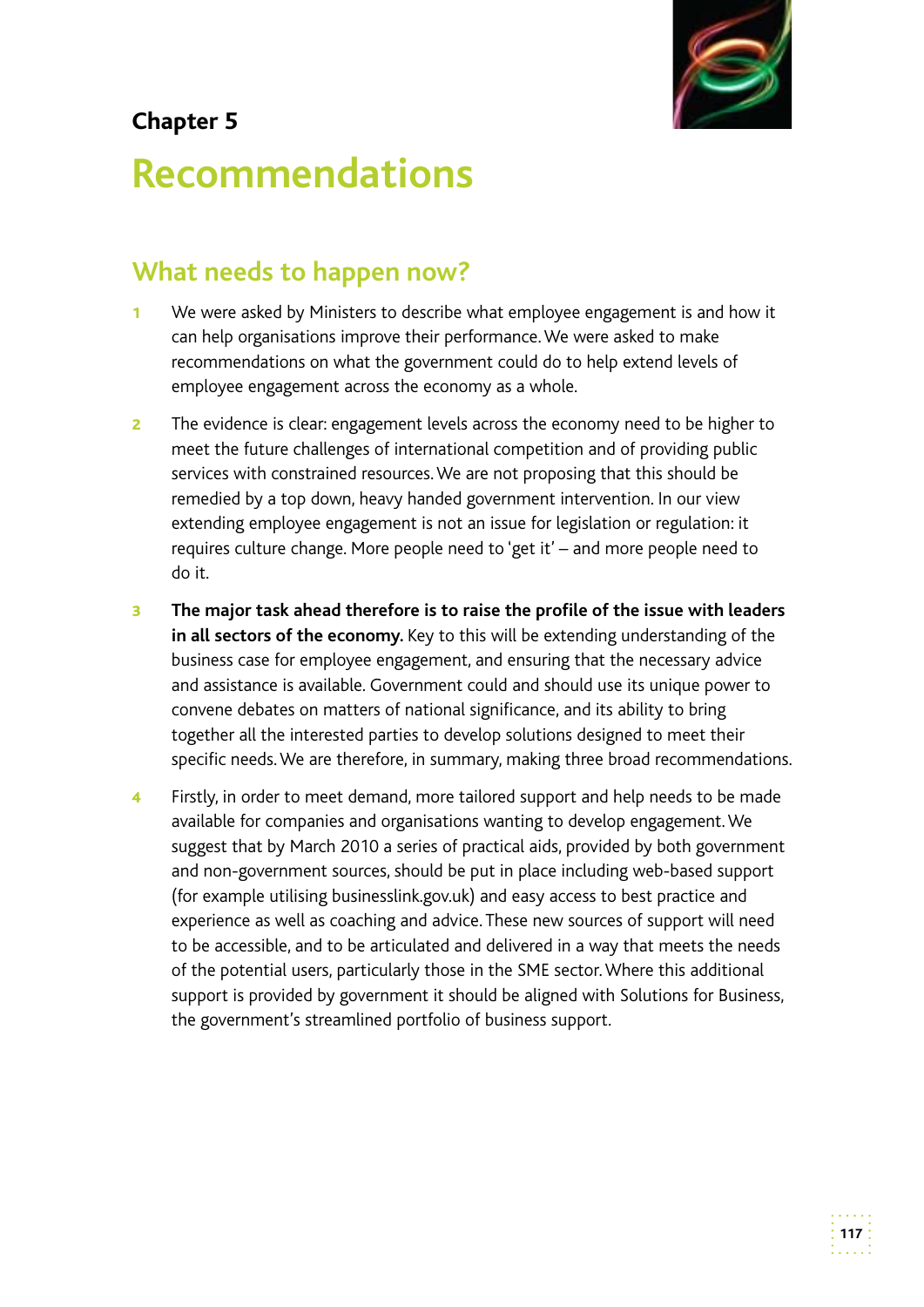Chapter 5

# Recommendations

## What needs to happen now?

1 We were asked by Ministers to describe what employee engagement is and how it can help organisations improve their performance. We were asked to make recommendations on what the government could do to help extend levels of employee engagement across the economy as a whole.

2 The evidence is clear: engagement levels across the economy need to be higher to meet the future challenges of international competition and of providing public services with constrained resources. We are not proposing that this should be remedied by a top down, heavy handed government intervention. In our view extending employee engagement is not an issue for legislation or regulation: it requires culture change. More people need to 'get it' – and more people need to do it.

3 **The major task ahead therefore is to raise the profile of the issue with leaders in all sectors of the economy.** Key to this will be extending understanding of the business case for employee engagement, and ensuring that the necessary advice and assistance is available. Government could and should use its unique power to convene debates on matters of national significance, and its ability to bring together all the interested parties to develop solutions designed to meet their specific needs. We are therefore, in summary, making three broad recommendations.

4 Firstly, in order to meet demand, more tailored support and help needs to be made available for companies and organisations wanting to develop engagement. We suggest that by March 2010 a series of practical aids, provided by both government and non-government sources, should be put in place including web-based support (for example utilising businesslink.gov.uk) and easy access to best practice and experience as well as coaching and advice. These new sources of support will need to be accessible, and to be articulated and delivered in a way that meets the needs of the potential users, particularly those in the SME sector. Where this additional support is provided by government it should be aligned with Solutions for Business, the government's streamlined portfolio of business support.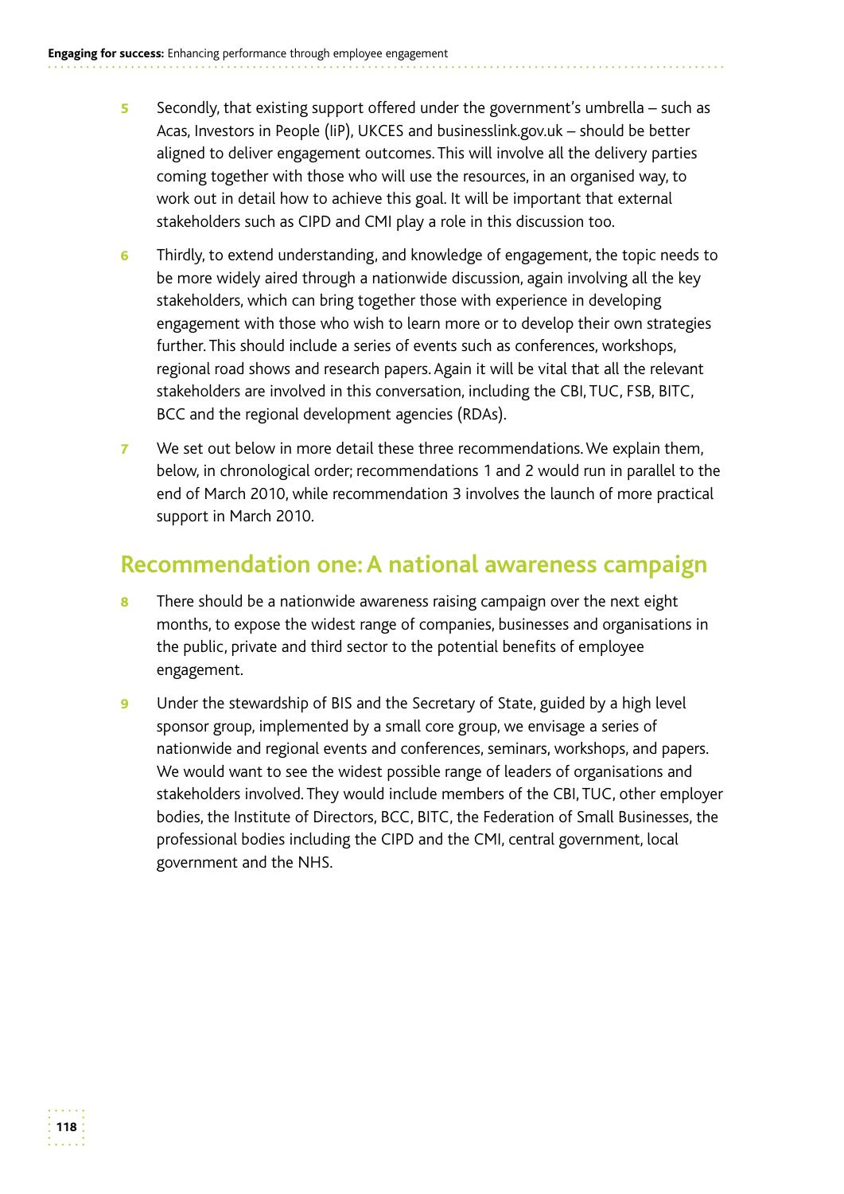5 Secondly, that existing support offered under the government's umbrella – such as Acas, Investors in People (IiP), UKCES and businesslink.gov.uk – should be better aligned to deliver engagement outcomes. This will involve all the delivery parties coming together with those who will use the resources, in an organised way, to work out in detail how to achieve this goal. It will be important that external stakeholders such as CIPD and CMI play a role in this discussion too.

6 Thirdly, to extend understanding, and knowledge of engagement, the topic needs to be more widely aired through a nationwide discussion, again involving all the key stakeholders, which can bring together those with experience in developing engagement with those who wish to learn more or to develop their own strategies further. This should include a series of events such as conferences, workshops, regional road shows and research papers. Again it will be vital that all the relevant stakeholders are involved in this conversation, including the CBI, TUC, FSB, BITC, BCC and the regional development agencies (RDAs).

7 We set out below in more detail these three recommendations. We explain them, below, in chronological order; recommendations 1 and 2 would run in parallel to the end of March 2010, while recommendation 3 involves the launch of more practical support in March 2010.

## Recommendation one: A national awareness campaign

8 There should be a nationwide awareness raising campaign over the next eight months, to expose the widest range of companies, businesses and organisations in the public, private and third sector to the potential benefits of employee engagement.

9 Under the stewardship of BIS and the Secretary of State, guided by a high level sponsor group, implemented by a small core group, we envisage a series of nationwide and regional events and conferences, seminars, workshops, and papers. We would want to see the widest possible range of leaders of organisations and stakeholders involved. They would include members of the CBI, TUC, other employer bodies, the Institute of Directors, BCC, BITC, the Federation of Small Businesses, the professional bodies including the CIPD and the CMI, central government, local government and the NHS.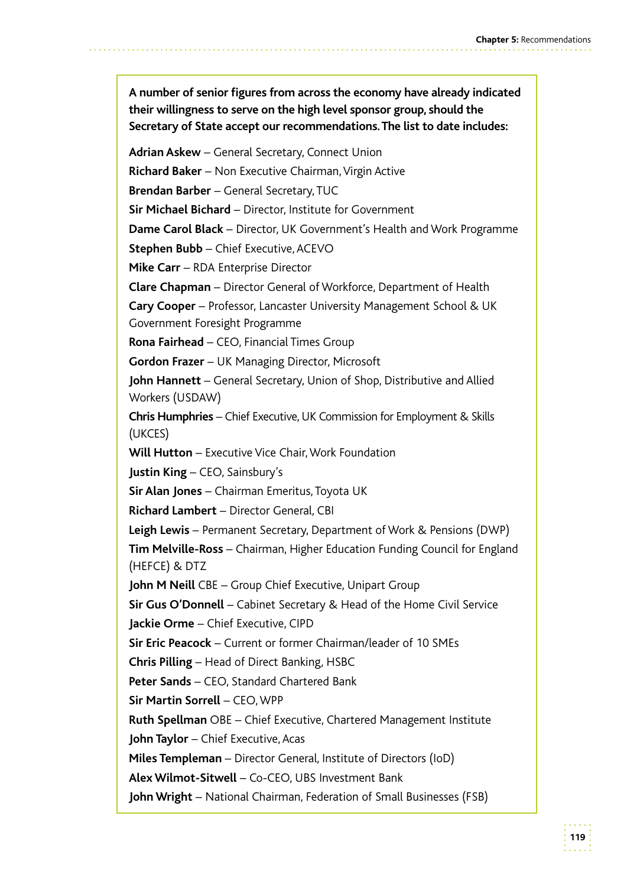**A number of senior figures from across the economy have already indicated their willingness to serve on the high level sponsor group, should the Secretary of State accept our recommendations. The list to date includes:**

**Adrian Askew** – General Secretary, Connect Union

**Richard Baker** – Non Executive Chairman, Virgin Active

**Brendan Barber** – General Secretary, TUC

**Sir Michael Bichard** – Director, Institute for Government

**Dame Carol Black** – Director, UK Government's Health and Work Programme

**Stephen Bubb** – Chief Executive, ACEVO

**Mike Carr** – RDA Enterprise Director

**Clare Chapman** – Director General of Workforce, Department of Health

**Cary Cooper** – Professor, Lancaster University Management School & UK Government Foresight Programme

**Rona Fairhead** – CEO, Financial Times Group

**Gordon Frazer** – UK Managing Director, Microsoft

**John Hannett** – General Secretary, Union of Shop, Distributive and Allied Workers (USDAW)

**Chris Humphries** – Chief Executive, UK Commission for Employment & Skills (UKCES)

**Will Hutton** – Executive Vice Chair, Work Foundation

**Justin King** – CEO, Sainsbury's

**Sir Alan Jones** – Chairman Emeritus, Toyota UK

**Richard Lambert** – Director General, CBI

**Leigh Lewis** – Permanent Secretary, Department of Work & Pensions (DWP)

**Tim Melville-Ross** – Chairman, Higher Education Funding Council for England (HEFCE) & DTZ

**John M Neill** CBE – Group Chief Executive, Unipart Group

**Sir Gus O'Donnell** – Cabinet Secretary & Head of the Home Civil Service

**Jackie Orme** – Chief Executive, CIPD

**Sir Eric Peacock** – Current or former Chairman/leader of 10 SMEs

**Chris Pilling** – Head of Direct Banking, HSBC

**Peter Sands** – CEO, Standard Chartered Bank

**Sir Martin Sorrell** – CEO, WPP

**Ruth Spellman** OBE – Chief Executive, Chartered Management Institute

**John Taylor** – Chief Executive, Acas

**Miles Templeman** – Director General, Institute of Directors (IoD)

**Alex Wilmot-Sitwell** – Co-CEO, UBS Investment Bank

**John Wright** – National Chairman, Federation of Small Businesses (FSB)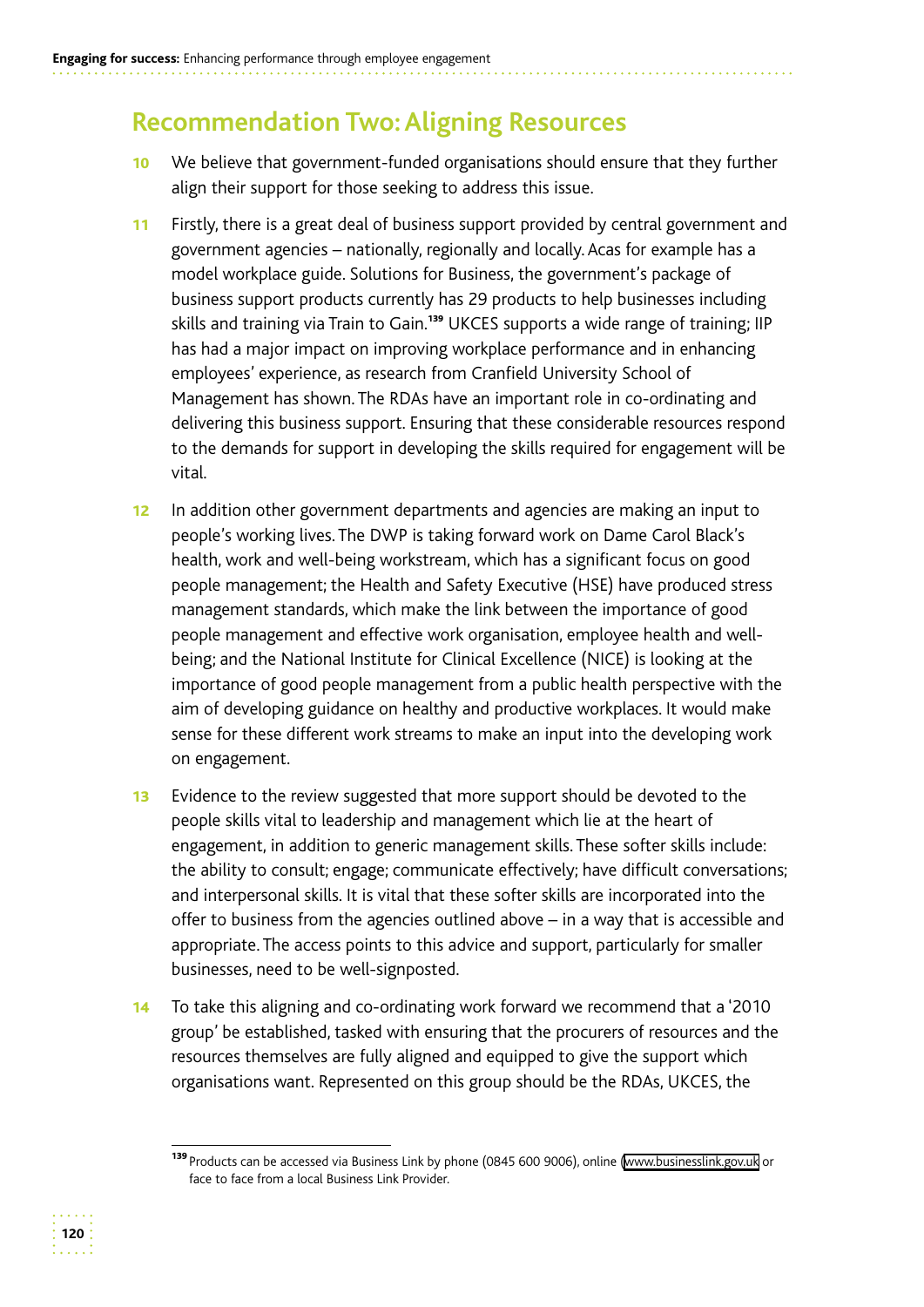## Recommendation Two: Aligning Resources

10 We believe that government-funded organisations should ensure that they further align their support for those seeking to address this issue.

11 Firstly, there is a great deal of business support provided by central government and government agencies – nationally, regionally and locally. Acas for example has a model workplace guide. Solutions for Business, the government's package of business support products currently has 29 products to help businesses including skills and training via Train to Gain.[139] UKCES supports a wide range of training; IIP has had a major impact on improving workplace performance and in enhancing employees' experience, as research from Cranfield University School of Management has shown. The RDAs have an important role in co-ordinating and delivering this business support. Ensuring that these considerable resources respond to the demands for support in developing the skills required for engagement will be vital.

12 In addition other government departments and agencies are making an input to people's working lives. The DWP is taking forward work on Dame Carol Black's health, work and well-being workstream, which has a significant focus on good people management; the Health and Safety Executive (HSE) have produced stress management standards, which make the link between the importance of good people management and effective work organisation, employee health and well-being; and the National Institute for Clinical Excellence (NICE) is looking at the importance of good people management from a public health perspective with the aim of developing guidance on healthy and productive workplaces. It would make sense for these different work streams to make an input into the developing work on engagement.

13 Evidence to the review suggested that more support should be devoted to the people skills vital to leadership and management which lie at the heart of engagement, in addition to generic management skills. These softer skills include: the ability to consult; engage; communicate effectively; have difficult conversations; and interpersonal skills. It is vital that these softer skills are incorporated into the offer to business from the agencies outlined above – in a way that is accessible and appropriate. The access points to this advice and support, particularly for smaller businesses, need to be well-signposted.

14 To take this aligning and co-ordinating work forward we recommend that a '2010 group' be established, tasked with ensuring that the procurers of resources and the resources themselves are fully aligned and equipped to give the support which organisations want. Represented on this group should be the RDAs, UKCES, the

[139] Products can be accessed via Business Link by phone (0845 600 9006), online (www.businesslink.gov.uk or face to face from a local Business Link Provider.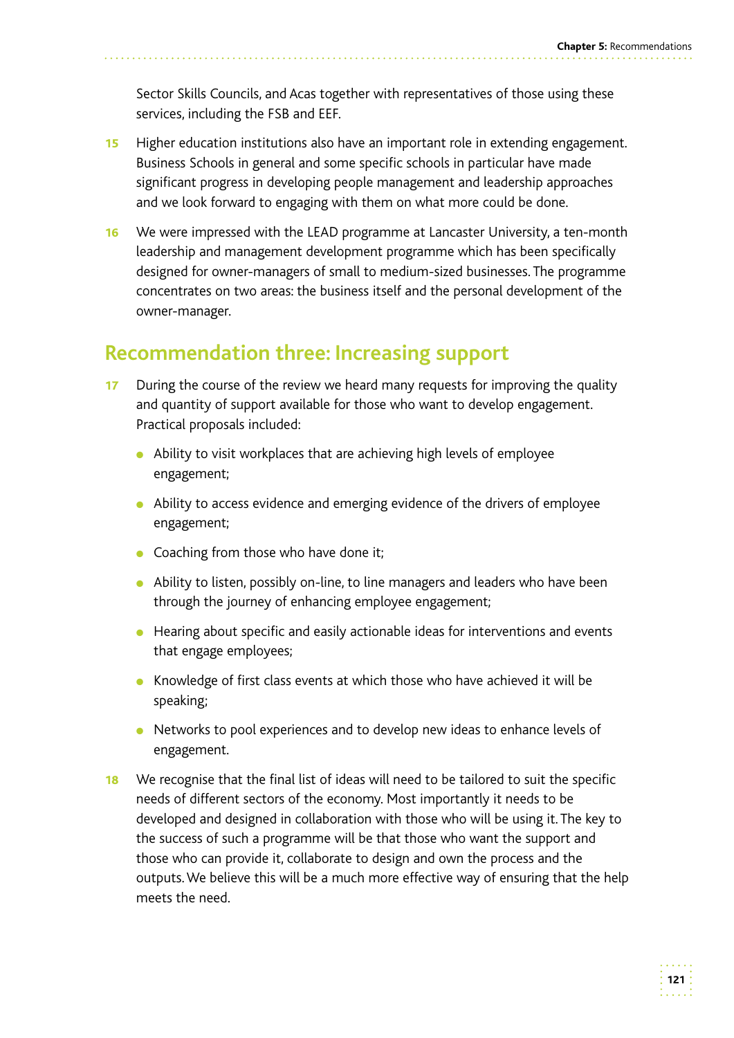Sector Skills Councils, and Acas together with representatives of those using these services, including the FSB and EEF.

15 Higher education institutions also have an important role in extending engagement. Business Schools in general and some specific schools in particular have made significant progress in developing people management and leadership approaches and we look forward to engaging with them on what more could be done.

16 We were impressed with the LEAD programme at Lancaster University, a ten-month leadership and management development programme which has been specifically designed for owner-managers of small to medium-sized businesses. The programme concentrates on two areas: the business itself and the personal development of the owner-manager.

## Recommendation three: Increasing support

17 During the course of the review we heard many requests for improving the quality and quantity of support available for those who want to develop engagement. Practical proposals included:

- Ability to visit workplaces that are achieving high levels of employee engagement;
- Ability to access evidence and emerging evidence of the drivers of employee engagement;
- Coaching from those who have done it;
- Ability to listen, possibly on-line, to line managers and leaders who have been through the journey of enhancing employee engagement;
- Hearing about specific and easily actionable ideas for interventions and events that engage employees;
- Knowledge of first class events at which those who have achieved it will be speaking;
- Networks to pool experiences and to develop new ideas to enhance levels of engagement.

18 We recognise that the final list of ideas will need to be tailored to suit the specific needs of different sectors of the economy. Most importantly it needs to be developed and designed in collaboration with those who will be using it. The key to the success of such a programme will be that those who want the support and those who can provide it, collaborate to design and own the process and the outputs. We believe this will be a much more effective way of ensuring that the help meets the need.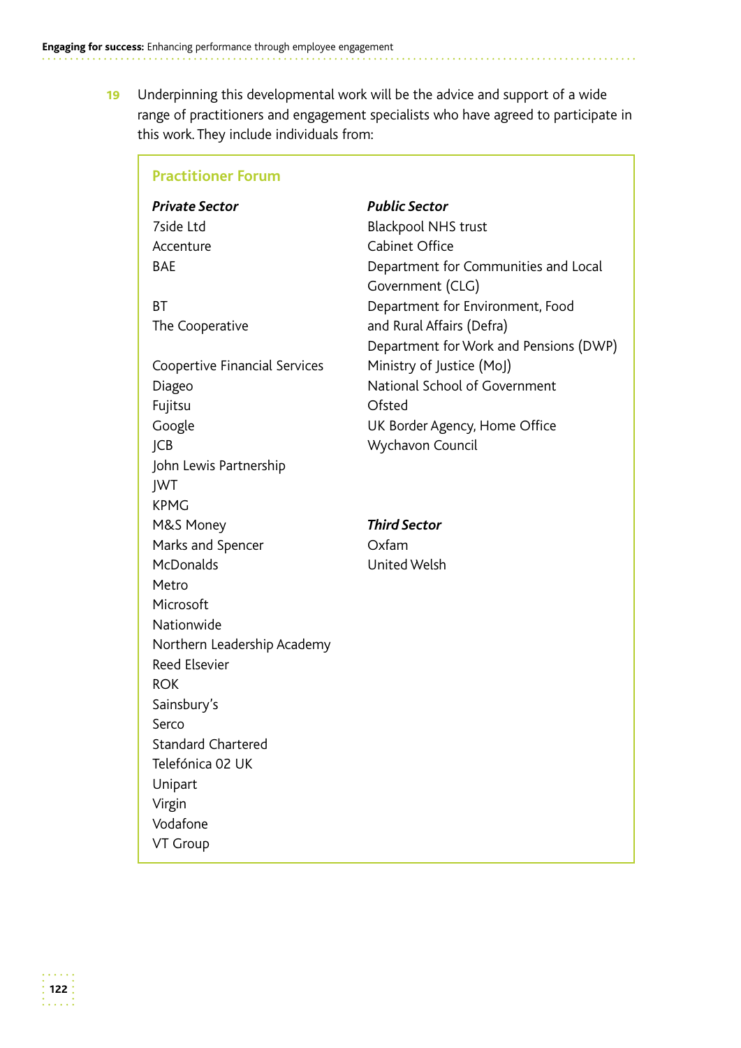19 Underpinning this developmental work will be the advice and support of a wide range of practitioners and engagement specialists who have agreed to participate in this work. They include individuals from:

### Practitioner Forum

***Private Sector***

7side Ltd
Accenture
BAE
BT
The Cooperative
Coopertive Financial Services
Diageo
Fujitsu
Google
JCB
John Lewis Partnership
JWT
KPMG
M&S Money
Marks and Spencer
McDonalds
Metro
Microsoft
Nationwide
Northern Leadership Academy
Reed Elsevier
ROK
Sainsbury's
Serco
Standard Chartered
Telefónica 02 UK
Unipart
Virgin
Vodafone
VT Group

***Public Sector***

Blackpool NHS trust
Cabinet Office
Department for Communities and Local Government (CLG)
Department for Environment, Food and Rural Affairs (Defra)
Department for Work and Pensions (DWP)
Ministry of Justice (MoJ)
National School of Government
Ofsted
UK Border Agency, Home Office
Wychavon Council

***Third Sector***

Oxfam
United Welsh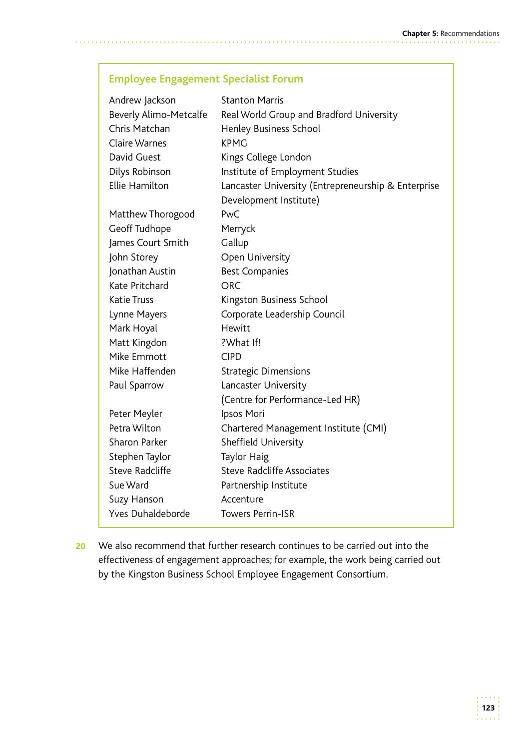### Employee Engagement Specialist Forum

| | |
|---|---|
| Andrew Jackson | Stanton Marris |
| Beverly Alimo-Metcalfe | Real World Group and Bradford University |
| Chris Matchan | Henley Business School |
| Claire Warnes | KPMG |
| David Guest | Kings College London |
| Dilys Robinson | Institute of Employment Studies |
| Ellie Hamilton | Lancaster University (Entrepreneurship & Enterprise Development Institute) |
| Matthew Thorogood | PwC |
| Geoff Tudhope | Merryck |
| James Court Smith | Gallup |
| John Storey | Open University |
| Jonathan Austin | Best Companies |
| Kate Pritchard | ORC |
| Katie Truss | Kingston Business School |
| Lynne Mayers | Corporate Leadership Council |
| Mark Hoyal | Hewitt |
| Matt Kingdon | ?What If! |
| Mike Emmott | CIPD |
| Mike Haffenden | Strategic Dimensions |
| Paul Sparrow | Lancaster University (Centre for Performance-Led HR) |
| Peter Meyler | Ipsos Mori |
| Petra Wilton | Chartered Management Institute (CMI) |
| Sharon Parker | Sheffield University |
| Stephen Taylor | Taylor Haig |
| Steve Radcliffe | Steve Radcliffe Associates |
| Sue Ward | Partnership Institute |
| Suzy Hanson | Accenture |
| Yves Duhaldeborde | Towers Perrin-ISR |

**20** We also recommend that further research continues to be carried out into the effectiveness of engagement approaches; for example, the work being carried out by the Kingston Business School Employee Engagement Consortium.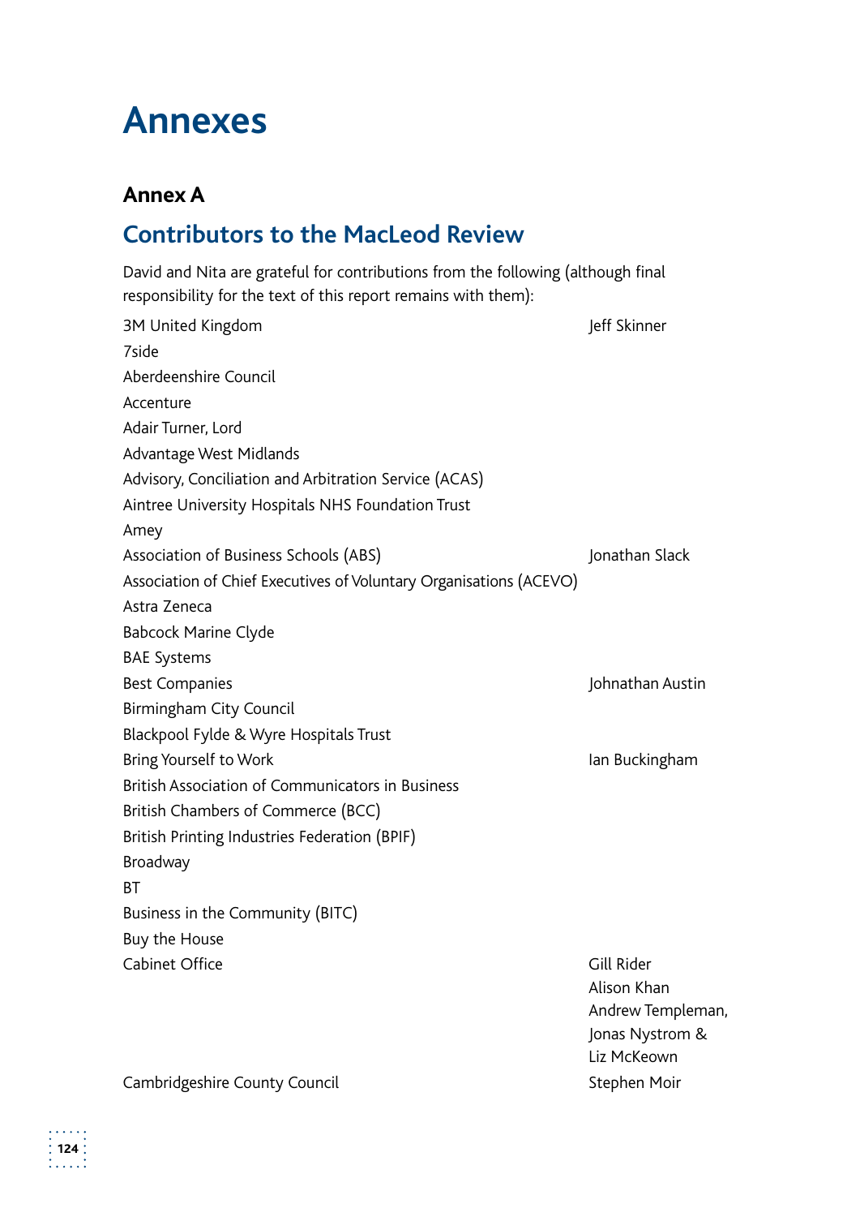# Annexes

## Annex A

## Contributors to the MacLeod Review

David and Nita are grateful for contributions from the following (although final responsibility for the text of this report remains with them):

| Organisation | Contact |
|---|---|
| 3M United Kingdom | Jeff Skinner |
| 7side | |
| Aberdeenshire Council | |
| Accenture | |
| Adair Turner, Lord | |
| Advantage West Midlands | |
| Advisory, Conciliation and Arbitration Service (ACAS) | |
| Aintree University Hospitals NHS Foundation Trust | |
| Amey | |
| Association of Business Schools (ABS) | Jonathan Slack |
| Association of Chief Executives of Voluntary Organisations (ACEVO) | |
| Astra Zeneca | |
| Babcock Marine Clyde | |
| BAE Systems | |
| Best Companies | Johnathan Austin |
| Birmingham City Council | |
| Blackpool Fylde & Wyre Hospitals Trust | |
| Bring Yourself to Work | Ian Buckingham |
| British Association of Communicators in Business | |
| British Chambers of Commerce (BCC) | |
| British Printing Industries Federation (BPIF) | |
| Broadway | |
| BT | |
| Business in the Community (BITC) | |
| Buy the House | |
| Cabinet Office | Gill Rider<br>Alison Khan<br>Andrew Templeman,<br>Jonas Nystrom &<br>Liz McKeown |
| Cambridgeshire County Council | Stephen Moir |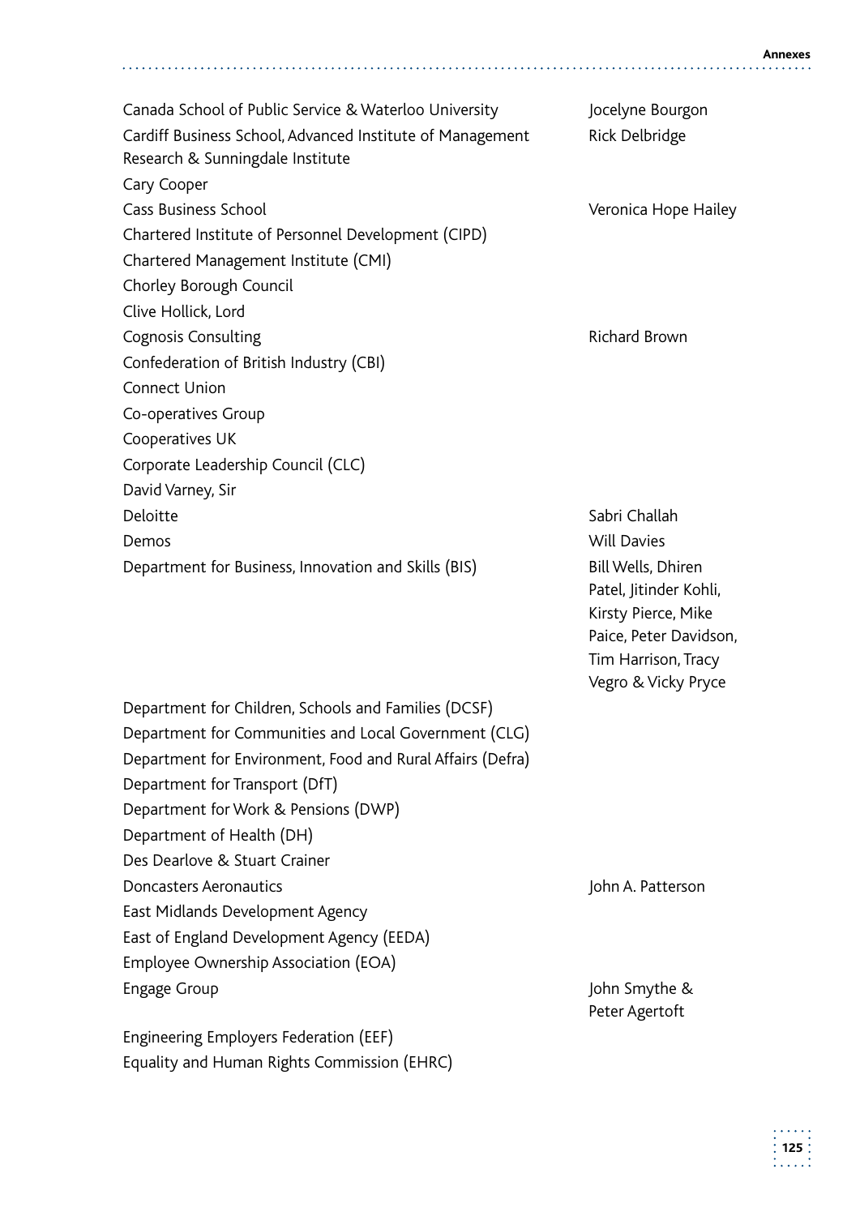| | |
|---|---|
| Canada School of Public Service & Waterloo University | Jocelyne Bourgon |
| Cardiff Business School, Advanced Institute of Management Research & Sunningdale Institute | Rick Delbridge |
| Cary Cooper | |
| Cass Business School | Veronica Hope Hailey |
| Chartered Institute of Personnel Development (CIPD) | |
| Chartered Management Institute (CMI) | |
| Chorley Borough Council | |
| Clive Hollick, Lord | |
| Cognosis Consulting | Richard Brown |
| Confederation of British Industry (CBI) | |
| Connect Union | |
| Co-operatives Group | |
| Cooperatives UK | |
| Corporate Leadership Council (CLC) | |
| David Varney, Sir | |
| Deloitte | Sabri Challah |
| Demos | Will Davies |
| Department for Business, Innovation and Skills (BIS) | Bill Wells, Dhiren Patel, Jitinder Kohli, Kirsty Pierce, Mike Paice, Peter Davidson, Tim Harrison, Tracy Vegro & Vicky Pryce |
| Department for Children, Schools and Families (DCSF) | |
| Department for Communities and Local Government (CLG) | |
| Department for Environment, Food and Rural Affairs (Defra) | |
| Department for Transport (DfT) | |
| Department for Work & Pensions (DWP) | |
| Department of Health (DH) | |
| Des Dearlove & Stuart Crainer | |
| Doncasters Aeronautics | John A. Patterson |
| East Midlands Development Agency | |
| East of England Development Agency (EEDA) | |
| Employee Ownership Association (EOA) | |
| Engage Group | John Smythe & Peter Agertoft |
| Engineering Employers Federation (EEF) | |
| Equality and Human Rights Commission (EHRC) | |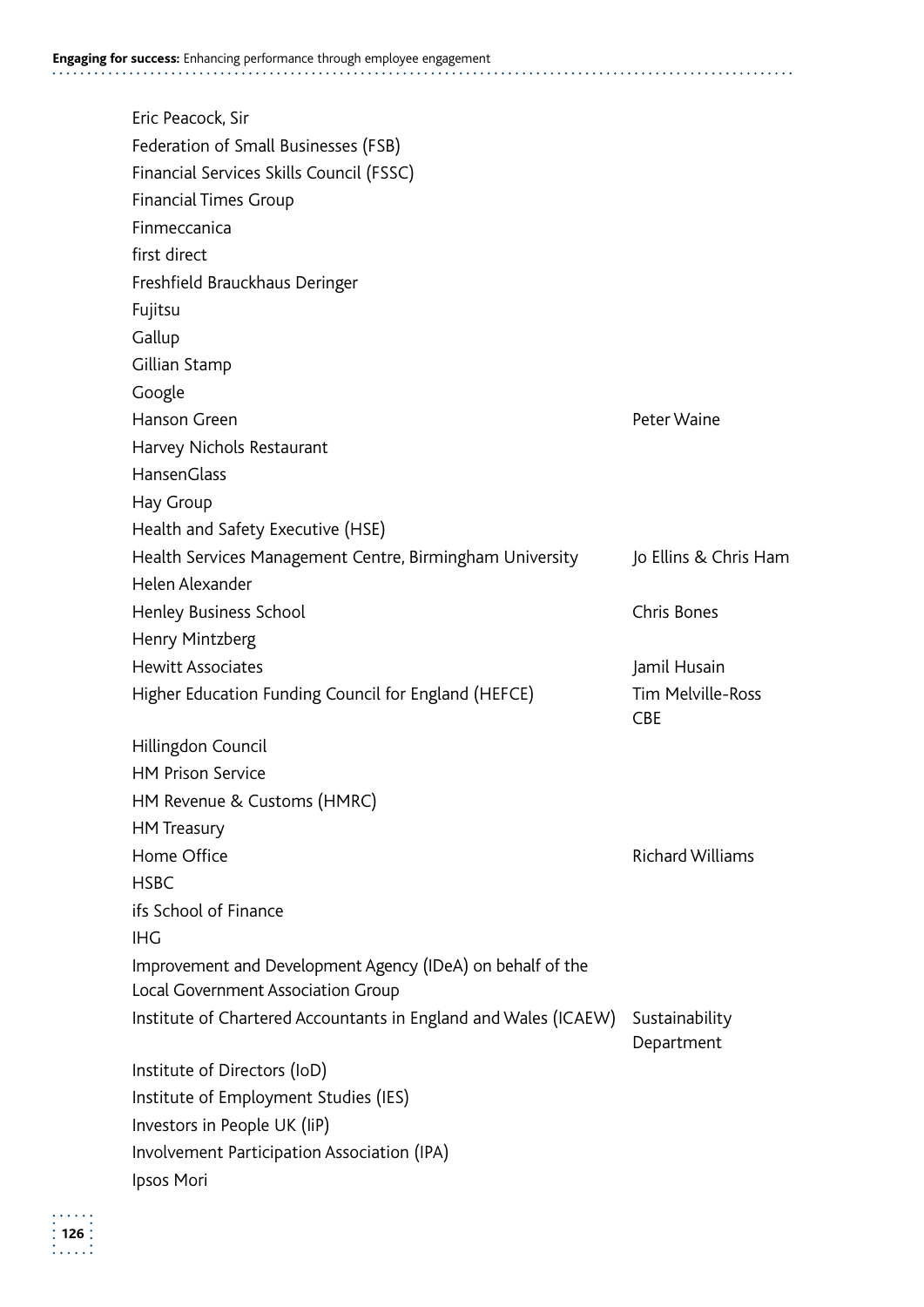| | |
|---|---|
| Eric Peacock, Sir | |
| Federation of Small Businesses (FSB) | |
| Financial Services Skills Council (FSSC) | |
| Financial Times Group | |
| Finmeccanica | |
| first direct | |
| Freshfield Brauckhaus Deringer | |
| Fujitsu | |
| Gallup | |
| Gillian Stamp | |
| Google | |
| Hanson Green | Peter Waine |
| Harvey Nichols Restaurant | |
| HansenGlass | |
| Hay Group | |
| Health and Safety Executive (HSE) | |
| Health Services Management Centre, Birmingham University | Jo Ellins & Chris Ham |
| Helen Alexander | |
| Henley Business School | Chris Bones |
| Henry Mintzberg | |
| Hewitt Associates | Jamil Husain |
| Higher Education Funding Council for England (HEFCE) | Tim Melville-Ross CBE |
| Hillingdon Council | |
| HM Prison Service | |
| HM Revenue & Customs (HMRC) | |
| HM Treasury | |
| Home Office | Richard Williams |
| HSBC | |
| ifs School of Finance | |
| IHG | |
| Improvement and Development Agency (IDeA) on behalf of the Local Government Association Group | |
| Institute of Chartered Accountants in England and Wales (ICAEW) | Sustainability Department |
| Institute of Directors (IoD) | |
| Institute of Employment Studies (IES) | |
| Investors in People UK (IiP) | |
| Involvement Participation Association (IPA) | |
| Ipsos Mori | |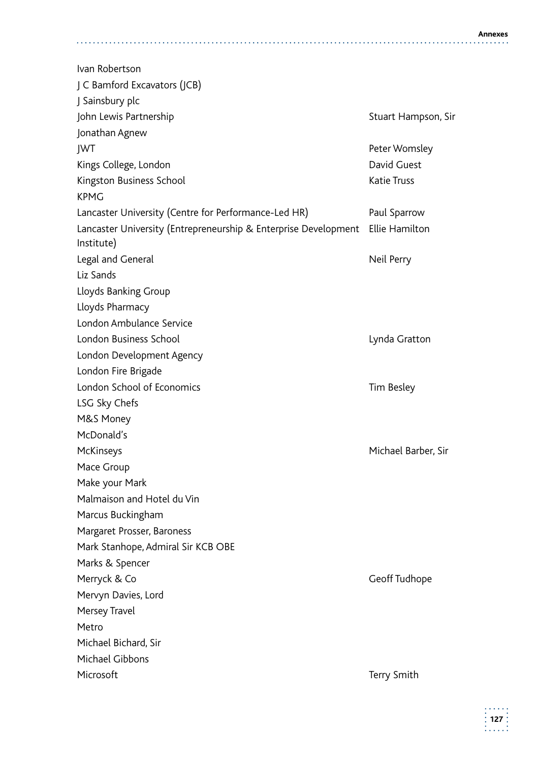| | |
|---|---|
| Ivan Robertson | |
| J C Bamford Excavators (JCB) | |
| J Sainsbury plc | |
| John Lewis Partnership | Stuart Hampson, Sir |
| Jonathan Agnew | |
| JWT | Peter Womsley |
| Kings College, London | David Guest |
| Kingston Business School | Katie Truss |
| KPMG | |
| Lancaster University (Centre for Performance-Led HR) | Paul Sparrow |
| Lancaster University (Entrepreneurship & Enterprise Development Institute) | Ellie Hamilton |
| Legal and General | Neil Perry |
| Liz Sands | |
| Lloyds Banking Group | |
| Lloyds Pharmacy | |
| London Ambulance Service | |
| London Business School | Lynda Gratton |
| London Development Agency | |
| London Fire Brigade | |
| London School of Economics | Tim Besley |
| LSG Sky Chefs | |
| M&S Money | |
| McDonald's | |
| McKinseys | Michael Barber, Sir |
| Mace Group | |
| Make your Mark | |
| Malmaison and Hotel du Vin | |
| Marcus Buckingham | |
| Margaret Prosser, Baroness | |
| Mark Stanhope, Admiral Sir KCB OBE | |
| Marks & Spencer | |
| Merryck & Co | Geoff Tudhope |
| Mervyn Davies, Lord | |
| Mersey Travel | |
| Metro | |
| Michael Bichard, Sir | |
| Michael Gibbons | |
| Microsoft | Terry Smith |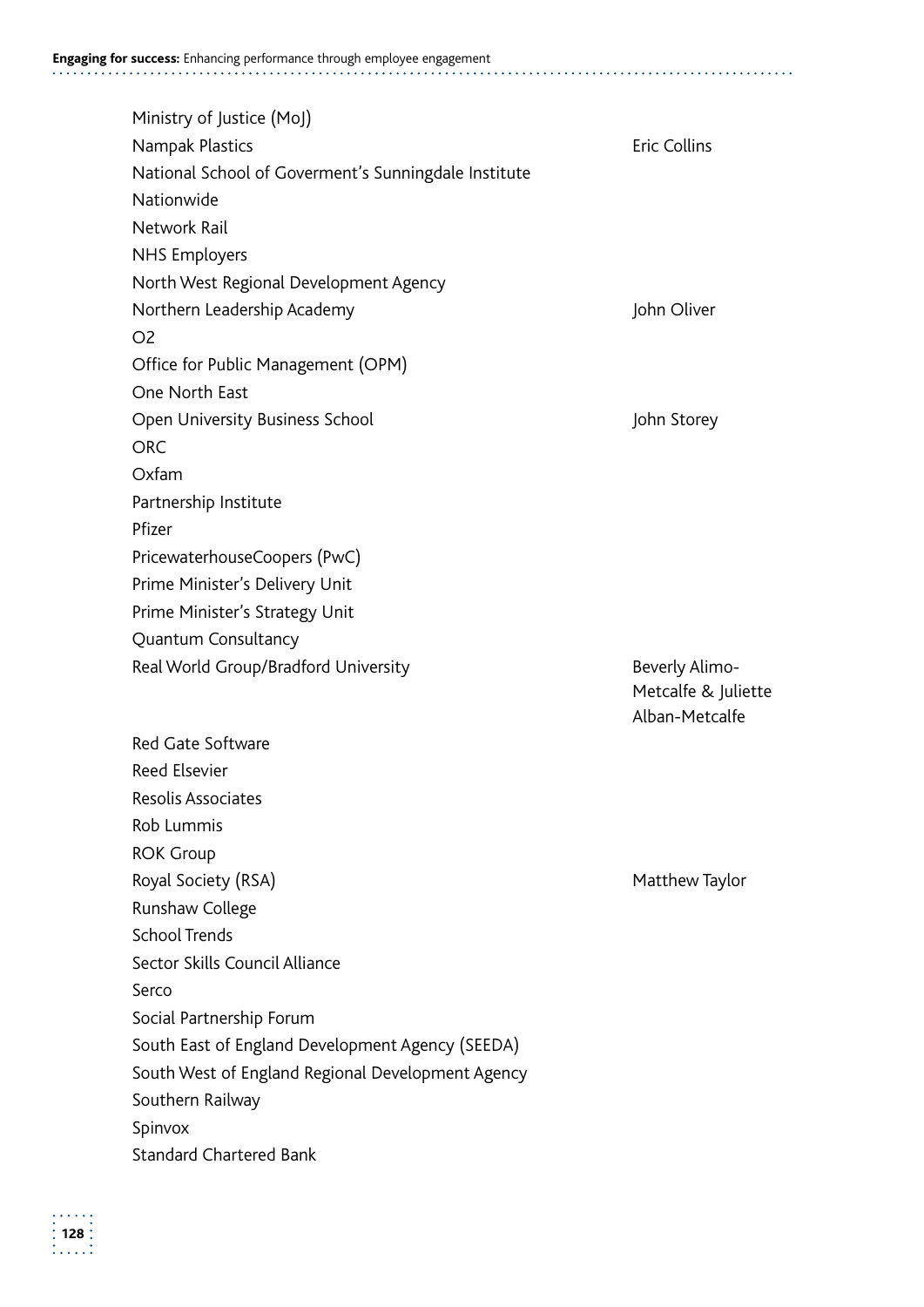| | |
|---|---|
| Ministry of Justice (MoJ) | |
| Nampak Plastics | Eric Collins |
| National School of Goverment's Sunningdale Institute | |
| Nationwide | |
| Network Rail | |
| NHS Employers | |
| North West Regional Development Agency | |
| Northern Leadership Academy | John Oliver |
| O2 | |
| Office for Public Management (OPM) | |
| One North East | |
| Open University Business School | John Storey |
| ORC | |
| Oxfam | |
| Partnership Institute | |
| Pfizer | |
| PricewaterhouseCoopers (PwC) | |
| Prime Minister's Delivery Unit | |
| Prime Minister's Strategy Unit | |
| Quantum Consultancy | |
| Real World Group/Bradford University | Beverly Alimo-Metcalfe & Juliette Alban-Metcalfe |
| Red Gate Software | |
| Reed Elsevier | |
| Resolis Associates | |
| Rob Lummis | |
| ROK Group | |
| Royal Society (RSA) | Matthew Taylor |
| Runshaw College | |
| School Trends | |
| Sector Skills Council Alliance | |
| Serco | |
| Social Partnership Forum | |
| South East of England Development Agency (SEEDA) | |
| South West of England Regional Development Agency | |
| Southern Railway | |
| Spinvox | |
| Standard Chartered Bank | |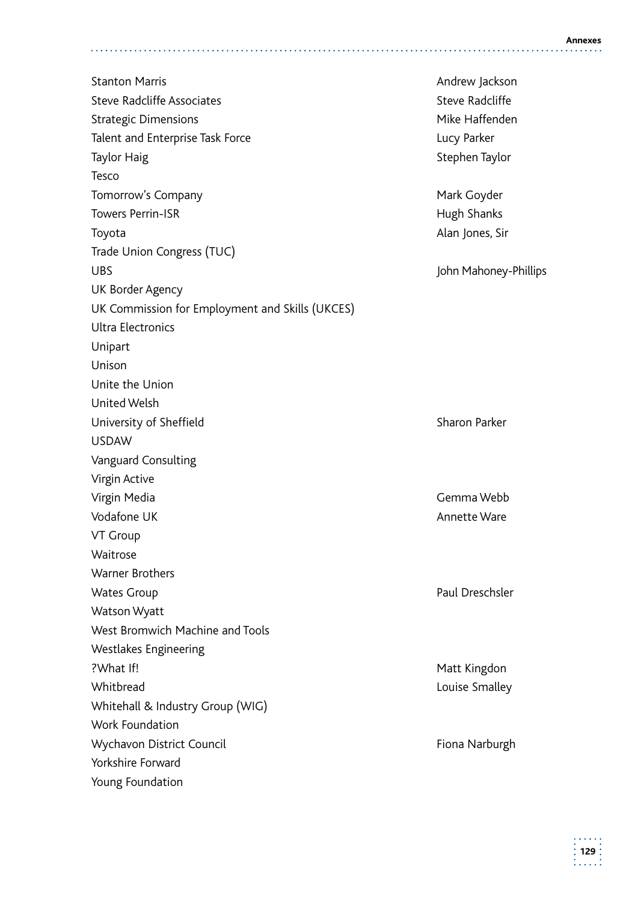| | |
|---|---|
| Stanton Marris | Andrew Jackson |
| Steve Radcliffe Associates | Steve Radcliffe |
| Strategic Dimensions | Mike Haffenden |
| Talent and Enterprise Task Force | Lucy Parker |
| Taylor Haig | Stephen Taylor |
| Tesco | |
| Tomorrow's Company | Mark Goyder |
| Towers Perrin-ISR | Hugh Shanks |
| Toyota | Alan Jones, Sir |
| Trade Union Congress (TUC) | |
| UBS | John Mahoney-Phillips |
| UK Border Agency | |
| UK Commission for Employment and Skills (UKCES) | |
| Ultra Electronics | |
| Unipart | |
| Unison | |
| Unite the Union | |
| United Welsh | |
| University of Sheffield | Sharon Parker |
| USDAW | |
| Vanguard Consulting | |
| Virgin Active | |
| Virgin Media | Gemma Webb |
| Vodafone UK | Annette Ware |
| VT Group | |
| Waitrose | |
| Warner Brothers | |
| Wates Group | Paul Dreschsler |
| Watson Wyatt | |
| West Bromwich Machine and Tools | |
| Westlakes Engineering | |
| ?What If! | Matt Kingdon |
| Whitbread | Louise Smalley |
| Whitehall & Industry Group (WIG) | |
| Work Foundation | |
| Wychavon District Council | Fiona Narburgh |
| Yorkshire Forward | |
| Young Foundation | |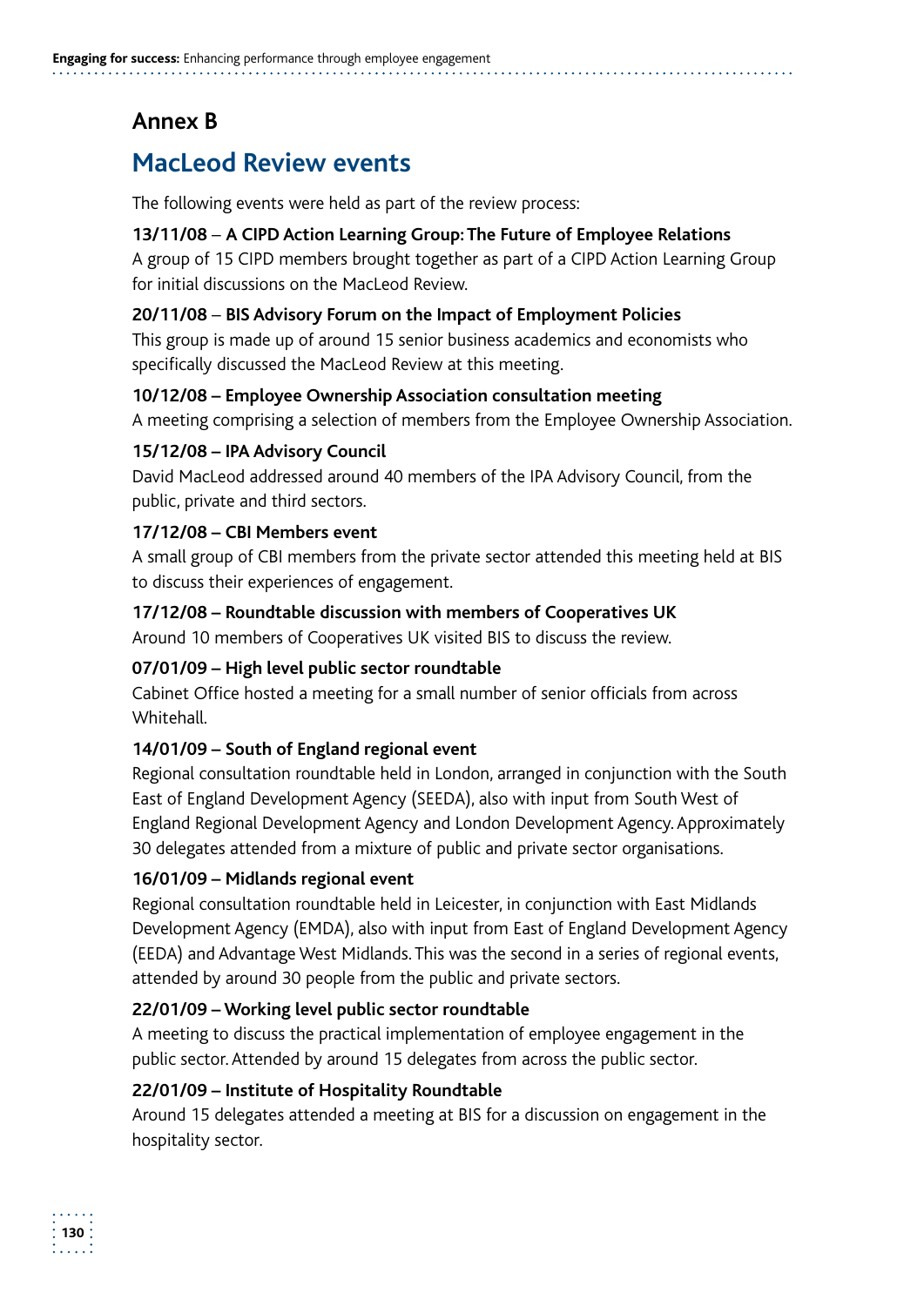## Annex B

# MacLeod Review events

The following events were held as part of the review process:

**13/11/08 – A CIPD Action Learning Group: The Future of Employee Relations**
A group of 15 CIPD members brought together as part of a CIPD Action Learning Group for initial discussions on the MacLeod Review.

**20/11/08 – BIS Advisory Forum on the Impact of Employment Policies**
This group is made up of around 15 senior business academics and economists who specifically discussed the MacLeod Review at this meeting.

**10/12/08 – Employee Ownership Association consultation meeting**
A meeting comprising a selection of members from the Employee Ownership Association.

**15/12/08 – IPA Advisory Council**
David MacLeod addressed around 40 members of the IPA Advisory Council, from the public, private and third sectors.

**17/12/08 – CBI Members event**
A small group of CBI members from the private sector attended this meeting held at BIS to discuss their experiences of engagement.

**17/12/08 – Roundtable discussion with members of Cooperatives UK**
Around 10 members of Cooperatives UK visited BIS to discuss the review.

**07/01/09 – High level public sector roundtable**
Cabinet Office hosted a meeting for a small number of senior officials from across Whitehall.

**14/01/09 – South of England regional event**
Regional consultation roundtable held in London, arranged in conjunction with the South East of England Development Agency (SEEDA), also with input from South West of England Regional Development Agency and London Development Agency. Approximately 30 delegates attended from a mixture of public and private sector organisations.

**16/01/09 – Midlands regional event**
Regional consultation roundtable held in Leicester, in conjunction with East Midlands Development Agency (EMDA), also with input from East of England Development Agency (EEDA) and Advantage West Midlands. This was the second in a series of regional events, attended by around 30 people from the public and private sectors.

**22/01/09 – Working level public sector roundtable**
A meeting to discuss the practical implementation of employee engagement in the public sector. Attended by around 15 delegates from across the public sector.

**22/01/09 – Institute of Hospitality Roundtable**
Around 15 delegates attended a meeting at BIS for a discussion on engagement in the hospitality sector.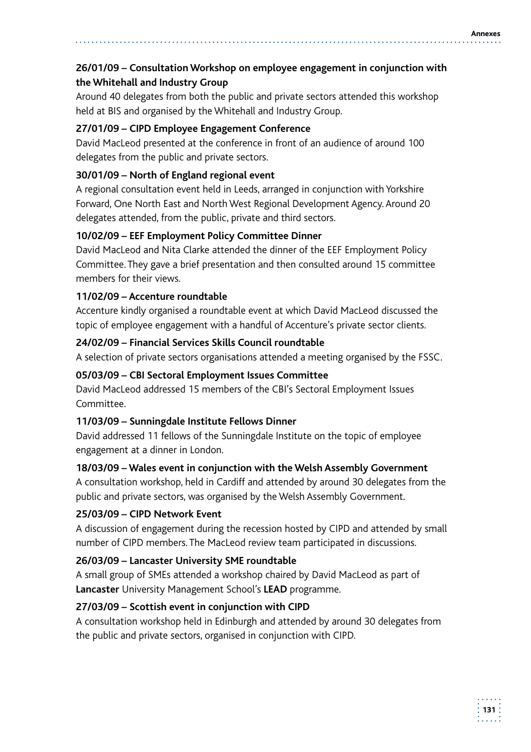**26/01/09 – Consultation Workshop on employee engagement in conjunction with the Whitehall and Industry Group**

Around 40 delegates from both the public and private sectors attended this workshop held at BIS and organised by the Whitehall and Industry Group.

**27/01/09 – CIPD Employee Engagement Conference**

David MacLeod presented at the conference in front of an audience of around 100 delegates from the public and private sectors.

**30/01/09 – North of England regional event**

A regional consultation event held in Leeds, arranged in conjunction with Yorkshire Forward, One North East and North West Regional Development Agency. Around 20 delegates attended, from the public, private and third sectors.

**10/02/09 – EEF Employment Policy Committee Dinner**

David MacLeod and Nita Clarke attended the dinner of the EEF Employment Policy Committee. They gave a brief presentation and then consulted around 15 committee members for their views.

**11/02/09 – Accenture roundtable**

Accenture kindly organised a roundtable event at which David MacLeod discussed the topic of employee engagement with a handful of Accenture's private sector clients.

**24/02/09 – Financial Services Skills Council roundtable**

A selection of private sectors organisations attended a meeting organised by the FSSC.

**05/03/09 – CBI Sectoral Employment Issues Committee**

David MacLeod addressed 15 members of the CBI's Sectoral Employment Issues Committee.

**11/03/09 – Sunningdale Institute Fellows Dinner**

David addressed 11 fellows of the Sunningdale Institute on the topic of employee engagement at a dinner in London.

**18/03/09 – Wales event in conjunction with the Welsh Assembly Government**

A consultation workshop, held in Cardiff and attended by around 30 delegates from the public and private sectors, was organised by the Welsh Assembly Government.

**25/03/09 – CIPD Network Event**

A discussion of engagement during the recession hosted by CIPD and attended by small number of CIPD members. The MacLeod review team participated in discussions.

**26/03/09 – Lancaster University SME roundtable**

A small group of SMEs attended a workshop chaired by David MacLeod as part of **Lancaster** University Management School's **LEAD** programme.

**27/03/09 – Scottish event in conjunction with CIPD**

A consultation workshop held in Edinburgh and attended by around 30 delegates from the public and private sectors, organised in conjunction with CIPD.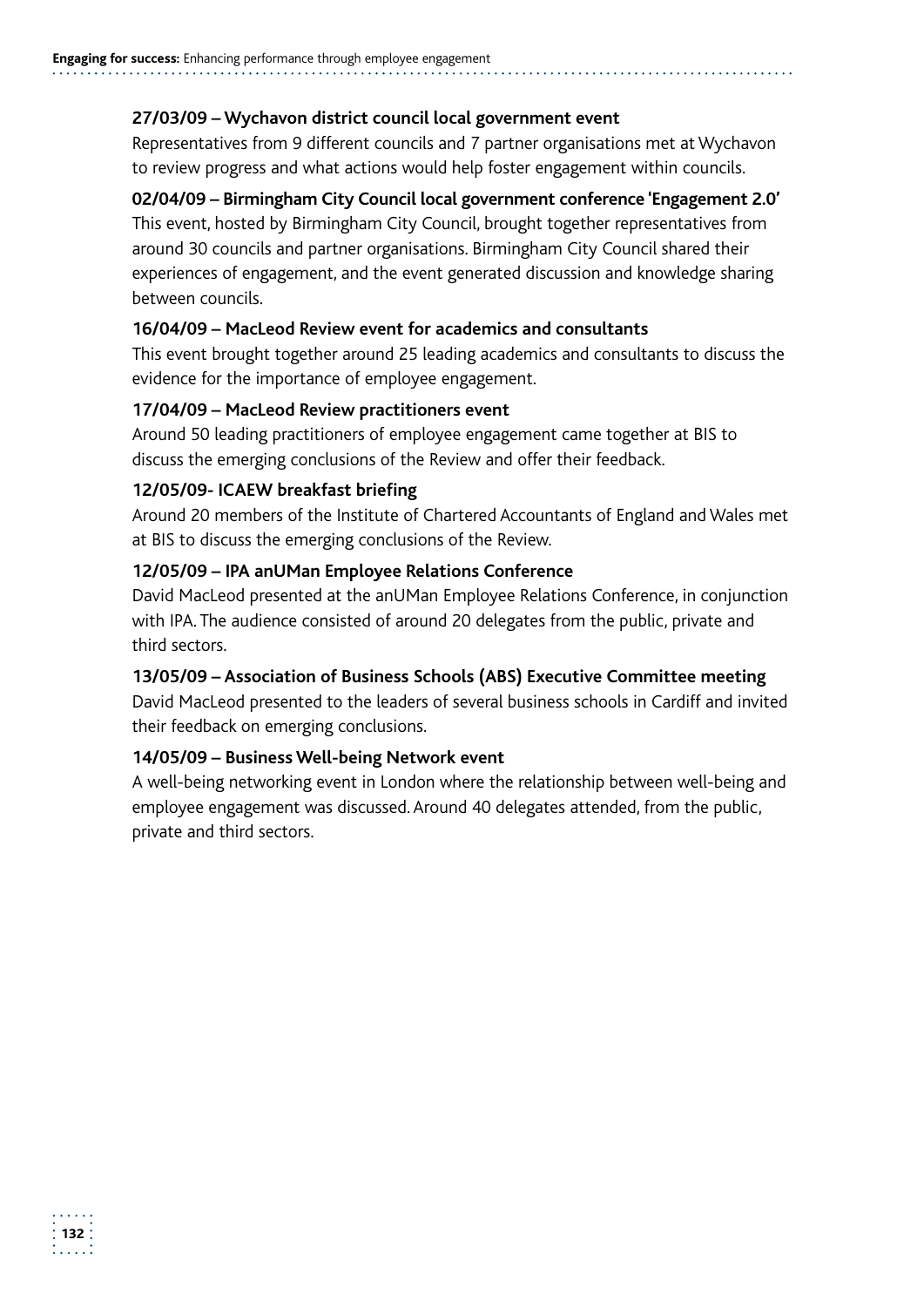**27/03/09 – Wychavon district council local government event**

Representatives from 9 different councils and 7 partner organisations met at Wychavon to review progress and what actions would help foster engagement within councils.

**02/04/09 – Birmingham City Council local government conference 'Engagement 2.0'**

This event, hosted by Birmingham City Council, brought together representatives from around 30 councils and partner organisations. Birmingham City Council shared their experiences of engagement, and the event generated discussion and knowledge sharing between councils.

**16/04/09 – MacLeod Review event for academics and consultants**

This event brought together around 25 leading academics and consultants to discuss the evidence for the importance of employee engagement.

**17/04/09 – MacLeod Review practitioners event**

Around 50 leading practitioners of employee engagement came together at BIS to discuss the emerging conclusions of the Review and offer their feedback.

**12/05/09- ICAEW breakfast briefing**

Around 20 members of the Institute of Chartered Accountants of England and Wales met at BIS to discuss the emerging conclusions of the Review.

**12/05/09 – IPA anUMan Employee Relations Conference**

David MacLeod presented at the anUMan Employee Relations Conference, in conjunction with IPA. The audience consisted of around 20 delegates from the public, private and third sectors.

**13/05/09 – Association of Business Schools (ABS) Executive Committee meeting**

David MacLeod presented to the leaders of several business schools in Cardiff and invited their feedback on emerging conclusions.

**14/05/09 – Business Well-being Network event**

A well-being networking event in London where the relationship between well-being and employee engagement was discussed. Around 40 delegates attended, from the public, private and third sectors.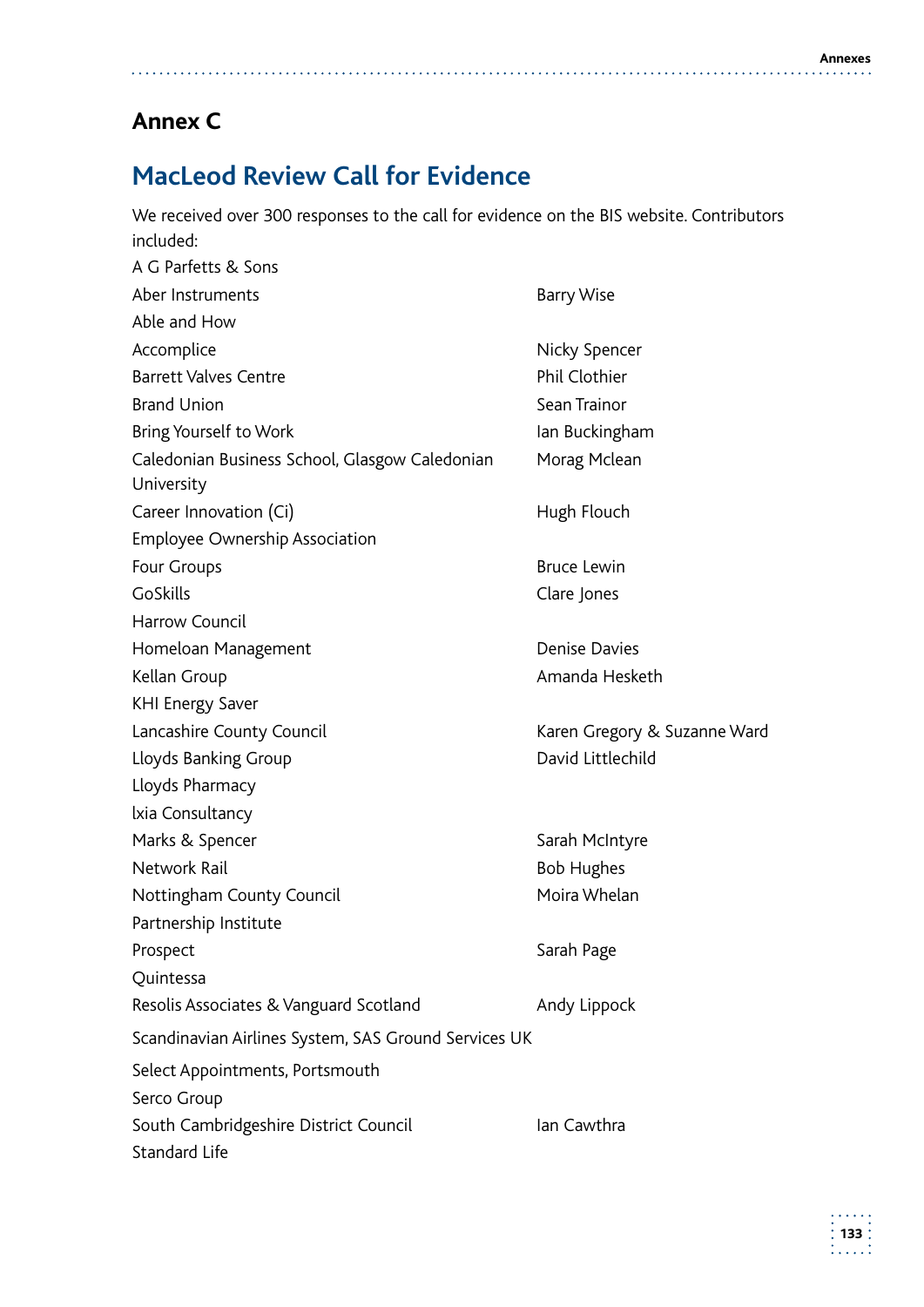# Annex C

## MacLeod Review Call for Evidence

We received over 300 responses to the call for evidence on the BIS website. Contributors included:

| Organisation | Contact |
|---|---|
| A G Parfetts & Sons | |
| Aber Instruments | Barry Wise |
| Able and How | |
| Accomplice | Nicky Spencer |
| Barrett Valves Centre | Phil Clothier |
| Brand Union | Sean Trainor |
| Bring Yourself to Work | Ian Buckingham |
| Caledonian Business School, Glasgow Caledonian University | Morag Mclean |
| Career Innovation (Ci) | Hugh Flouch |
| Employee Ownership Association | |
| Four Groups | Bruce Lewin |
| GoSkills | Clare Jones |
| Harrow Council | |
| Homeloan Management | Denise Davies |
| Kellan Group | Amanda Hesketh |
| KHI Energy Saver | |
| Lancashire County Council | Karen Gregory & Suzanne Ward |
| Lloyds Banking Group | David Littlechild |
| Lloyds Pharmacy | |
| Ixia Consultancy | |
| Marks & Spencer | Sarah McIntyre |
| Network Rail | Bob Hughes |
| Nottingham County Council | Moira Whelan |
| Partnership Institute | |
| Prospect | Sarah Page |
| Quintessa | |
| Resolis Associates & Vanguard Scotland | Andy Lippock |
| Scandinavian Airlines System, SAS Ground Services UK | |
| Select Appointments, Portsmouth | |
| Serco Group | |
| South Cambridgeshire District Council | Ian Cawthra |
| Standard Life | |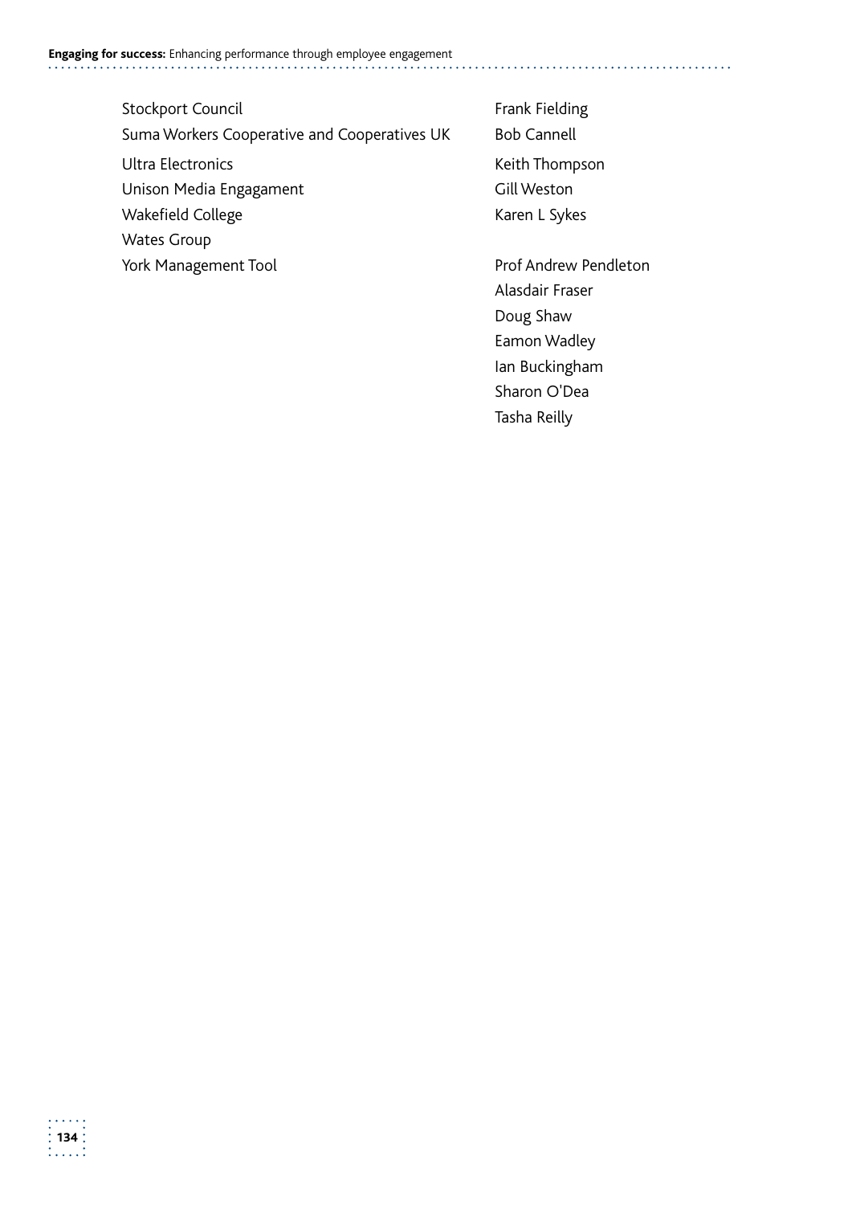| | |
|---|---|
| Stockport Council | Frank Fielding |
| Suma Workers Cooperative and Cooperatives UK | Bob Cannell |
| Ultra Electronics | Keith Thompson |
| Unison Media Engagament | Gill Weston |
| Wakefield College | Karen L Sykes |
| Wates Group | |
| York Management Tool | Prof Andrew Pendleton |
| | Alasdair Fraser |
| | Doug Shaw |
| | Eamon Wadley |
| | Ian Buckingham |
| | Sharon O'Dea |
| | Tasha Reilly |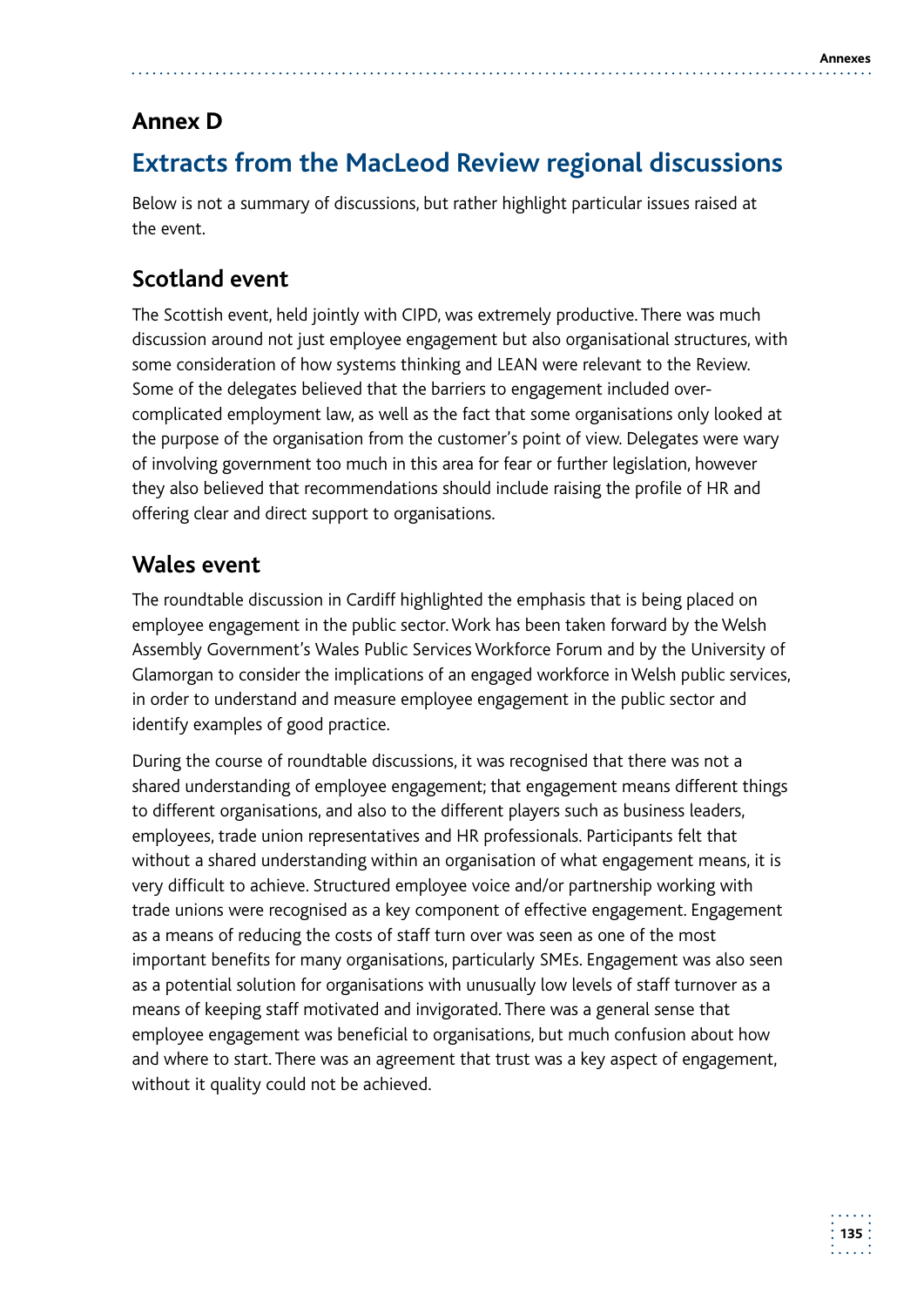# Annex D

## Extracts from the MacLeod Review regional discussions

Below is not a summary of discussions, but rather highlight particular issues raised at the event.

### Scotland event

The Scottish event, held jointly with CIPD, was extremely productive. There was much discussion around not just employee engagement but also organisational structures, with some consideration of how systems thinking and LEAN were relevant to the Review. Some of the delegates believed that the barriers to engagement included over-complicated employment law, as well as the fact that some organisations only looked at the purpose of the organisation from the customer's point of view. Delegates were wary of involving government too much in this area for fear or further legislation, however they also believed that recommendations should include raising the profile of HR and offering clear and direct support to organisations.

### Wales event

The roundtable discussion in Cardiff highlighted the emphasis that is being placed on employee engagement in the public sector. Work has been taken forward by the Welsh Assembly Government's Wales Public Services Workforce Forum and by the University of Glamorgan to consider the implications of an engaged workforce in Welsh public services, in order to understand and measure employee engagement in the public sector and identify examples of good practice.

During the course of roundtable discussions, it was recognised that there was not a shared understanding of employee engagement; that engagement means different things to different organisations, and also to the different players such as business leaders, employees, trade union representatives and HR professionals. Participants felt that without a shared understanding within an organisation of what engagement means, it is very difficult to achieve. Structured employee voice and/or partnership working with trade unions were recognised as a key component of effective engagement. Engagement as a means of reducing the costs of staff turn over was seen as one of the most important benefits for many organisations, particularly SMEs. Engagement was also seen as a potential solution for organisations with unusually low levels of staff turnover as a means of keeping staff motivated and invigorated. There was a general sense that employee engagement was beneficial to organisations, but much confusion about how and where to start. There was an agreement that trust was a key aspect of engagement, without it quality could not be achieved.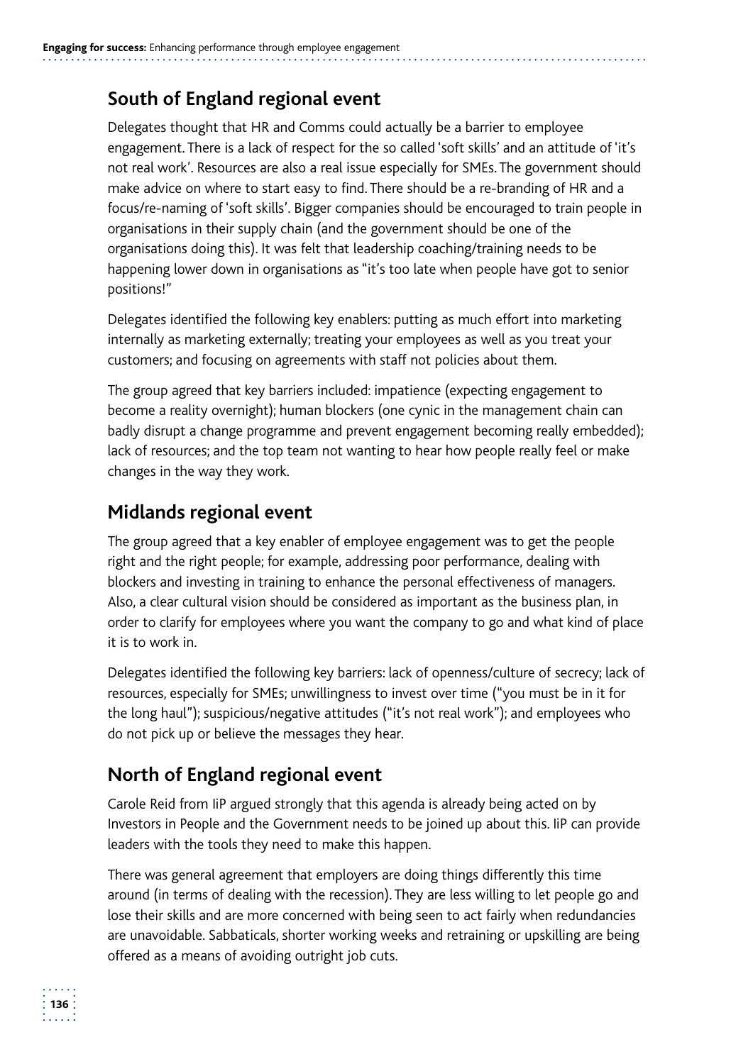## South of England regional event

Delegates thought that HR and Comms could actually be a barrier to employee engagement. There is a lack of respect for the so called 'soft skills' and an attitude of 'it's not real work'. Resources are also a real issue especially for SMEs. The government should make advice on where to start easy to find. There should be a re-branding of HR and a focus/re-naming of 'soft skills'. Bigger companies should be encouraged to train people in organisations in their supply chain (and the government should be one of the organisations doing this). It was felt that leadership coaching/training needs to be happening lower down in organisations as "it's too late when people have got to senior positions!"

Delegates identified the following key enablers: putting as much effort into marketing internally as marketing externally; treating your employees as well as you treat your customers; and focusing on agreements with staff not policies about them.

The group agreed that key barriers included: impatience (expecting engagement to become a reality overnight); human blockers (one cynic in the management chain can badly disrupt a change programme and prevent engagement becoming really embedded); lack of resources; and the top team not wanting to hear how people really feel or make changes in the way they work.

## Midlands regional event

The group agreed that a key enabler of employee engagement was to get the people right and the right people; for example, addressing poor performance, dealing with blockers and investing in training to enhance the personal effectiveness of managers. Also, a clear cultural vision should be considered as important as the business plan, in order to clarify for employees where you want the company to go and what kind of place it is to work in.

Delegates identified the following key barriers: lack of openness/culture of secrecy; lack of resources, especially for SMEs; unwillingness to invest over time ("you must be in it for the long haul"); suspicious/negative attitudes ("it's not real work"); and employees who do not pick up or believe the messages they hear.

## North of England regional event

Carole Reid from IiP argued strongly that this agenda is already being acted on by Investors in People and the Government needs to be joined up about this. IiP can provide leaders with the tools they need to make this happen.

There was general agreement that employers are doing things differently this time around (in terms of dealing with the recession). They are less willing to let people go and lose their skills and are more concerned with being seen to act fairly when redundancies are unavoidable. Sabbaticals, shorter working weeks and retraining or upskilling are being offered as a means of avoiding outright job cuts.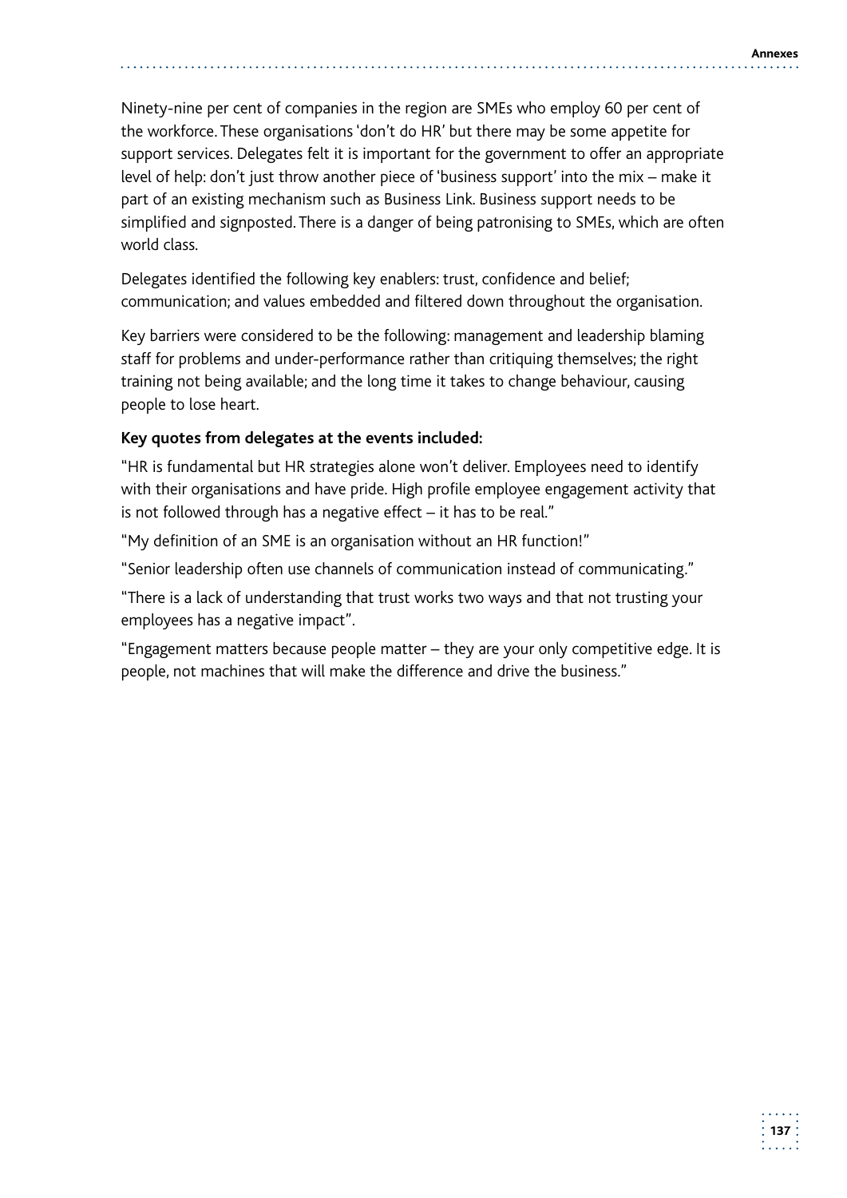Ninety-nine per cent of companies in the region are SMEs who employ 60 per cent of the workforce. These organisations 'don't do HR' but there may be some appetite for support services. Delegates felt it is important for the government to offer an appropriate level of help: don't just throw another piece of 'business support' into the mix – make it part of an existing mechanism such as Business Link. Business support needs to be simplified and signposted. There is a danger of being patronising to SMEs, which are often world class.

Delegates identified the following key enablers: trust, confidence and belief; communication; and values embedded and filtered down throughout the organisation.

Key barriers were considered to be the following: management and leadership blaming staff for problems and under-performance rather than critiquing themselves; the right training not being available; and the long time it takes to change behaviour, causing people to lose heart.

**Key quotes from delegates at the events included:**

"HR is fundamental but HR strategies alone won't deliver. Employees need to identify with their organisations and have pride. High profile employee engagement activity that is not followed through has a negative effect – it has to be real."

"My definition of an SME is an organisation without an HR function!"

"Senior leadership often use channels of communication instead of communicating."

"There is a lack of understanding that trust works two ways and that not trusting your employees has a negative impact".

"Engagement matters because people matter – they are your only competitive edge. It is people, not machines that will make the difference and drive the business."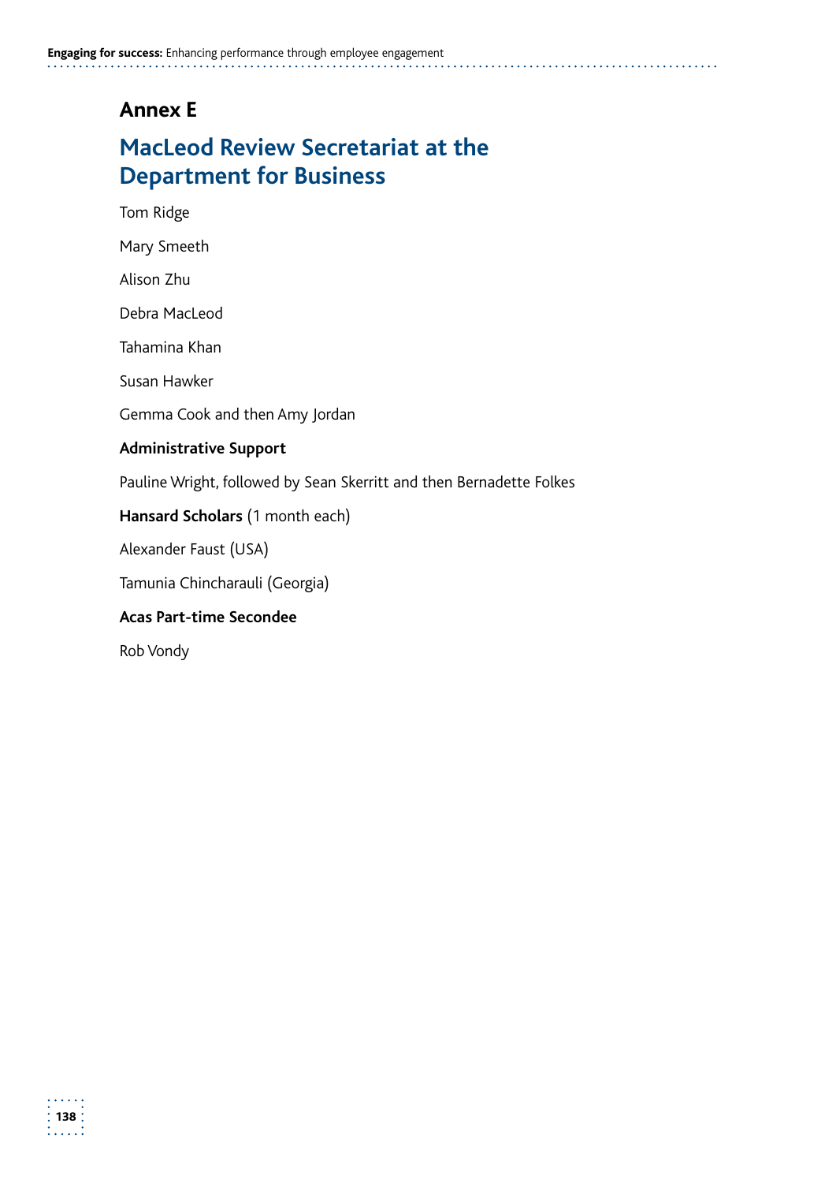# Annex E

## MacLeod Review Secretariat at the Department for Business

Tom Ridge

Mary Smeeth

Alison Zhu

Debra MacLeod

Tahamina Khan

Susan Hawker

Gemma Cook and then Amy Jordan

**Administrative Support**

Pauline Wright, followed by Sean Skerritt and then Bernadette Folkes

**Hansard Scholars** (1 month each)

Alexander Faust (USA)

Tamunia Chincharauli (Georgia)

**Acas Part-time Secondee**

Rob Vondy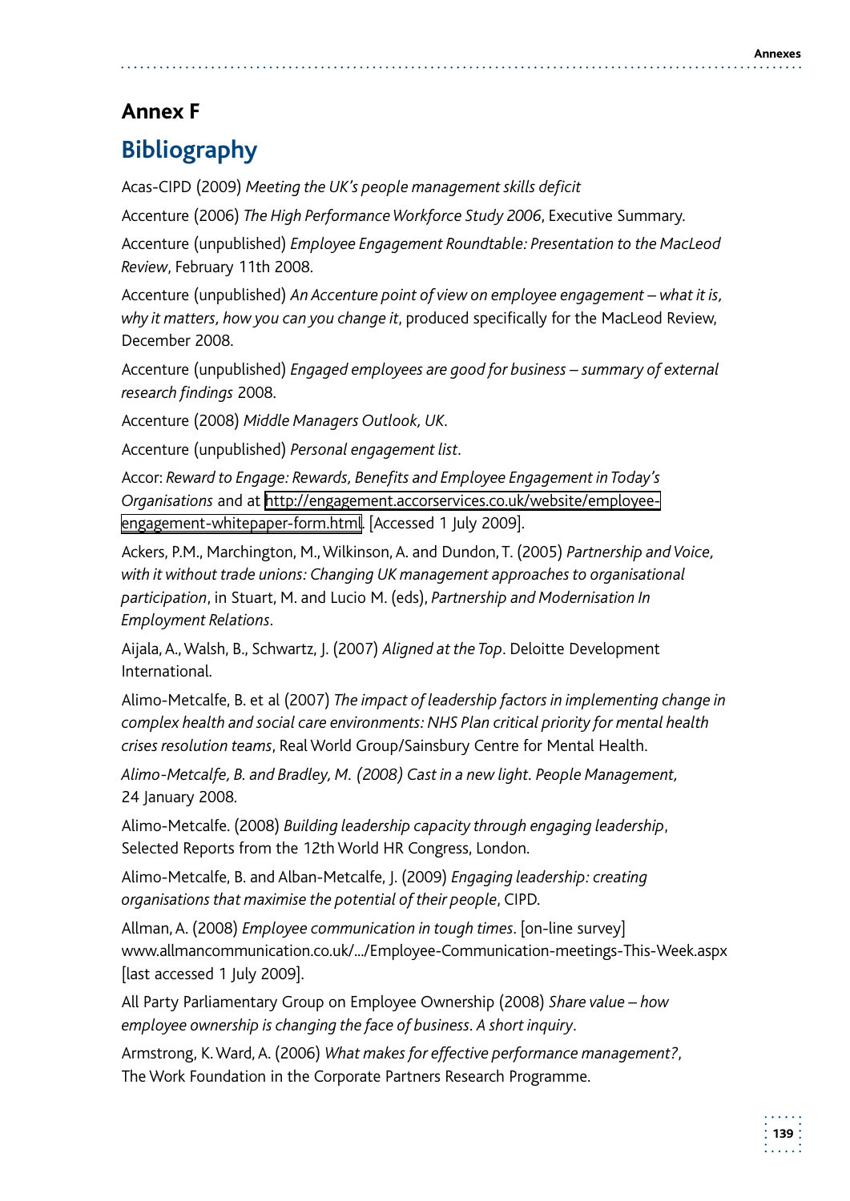## Annex F

# Bibliography

Acas-CIPD (2009) *Meeting the UK's people management skills deficit*

Accenture (2006) *The High Performance Workforce Study 2006*, Executive Summary.

Accenture (unpublished) *Employee Engagement Roundtable: Presentation to the MacLeod Review*, February 11th 2008.

Accenture (unpublished) *An Accenture point of view on employee engagement – what it is, why it matters, how you can you change it*, produced specifically for the MacLeod Review, December 2008.

Accenture (unpublished) *Engaged employees are good for business – summary of external research findings* 2008.

Accenture (2008) *Middle Managers Outlook, UK*.

Accenture (unpublished) *Personal engagement list*.

Accor: *Reward to Engage: Rewards, Benefits and Employee Engagement in Today's Organisations* and at http://engagement.accorservices.co.uk/website/employee-engagement-whitepaper-form.html. [Accessed 1 July 2009].

Ackers, P.M., Marchington, M., Wilkinson, A. and Dundon, T. (2005) *Partnership and Voice, with it without trade unions: Changing UK management approaches to organisational participation*, in Stuart, M. and Lucio M. (eds), *Partnership and Modernisation In Employment Relations*.

Aijala, A., Walsh, B., Schwartz, J. (2007) *Aligned at the Top*. Deloitte Development International.

Alimo-Metcalfe, B. et al (2007) *The impact of leadership factors in implementing change in complex health and social care environments: NHS Plan critical priority for mental health crises resolution teams*, Real World Group/Sainsbury Centre for Mental Health.

*Alimo-Metcalfe, B. and Bradley, M. (2008) Cast in a new light. People Management,* 24 January 2008.

Alimo-Metcalfe. (2008) *Building leadership capacity through engaging leadership*, Selected Reports from the 12th World HR Congress, London.

Alimo-Metcalfe, B. and Alban-Metcalfe, J. (2009) *Engaging leadership: creating organisations that maximise the potential of their people*, CIPD.

Allman, A. (2008) *Employee communication in tough times*. [on-line survey] www.allmancommunication.co.uk/.../Employee-Communication-meetings-This-Week.aspx [last accessed 1 July 2009].

All Party Parliamentary Group on Employee Ownership (2008) *Share value – how employee ownership is changing the face of business. A short inquiry*.

Armstrong, K. Ward, A. (2006) *What makes for effective performance management?*, The Work Foundation in the Corporate Partners Research Programme.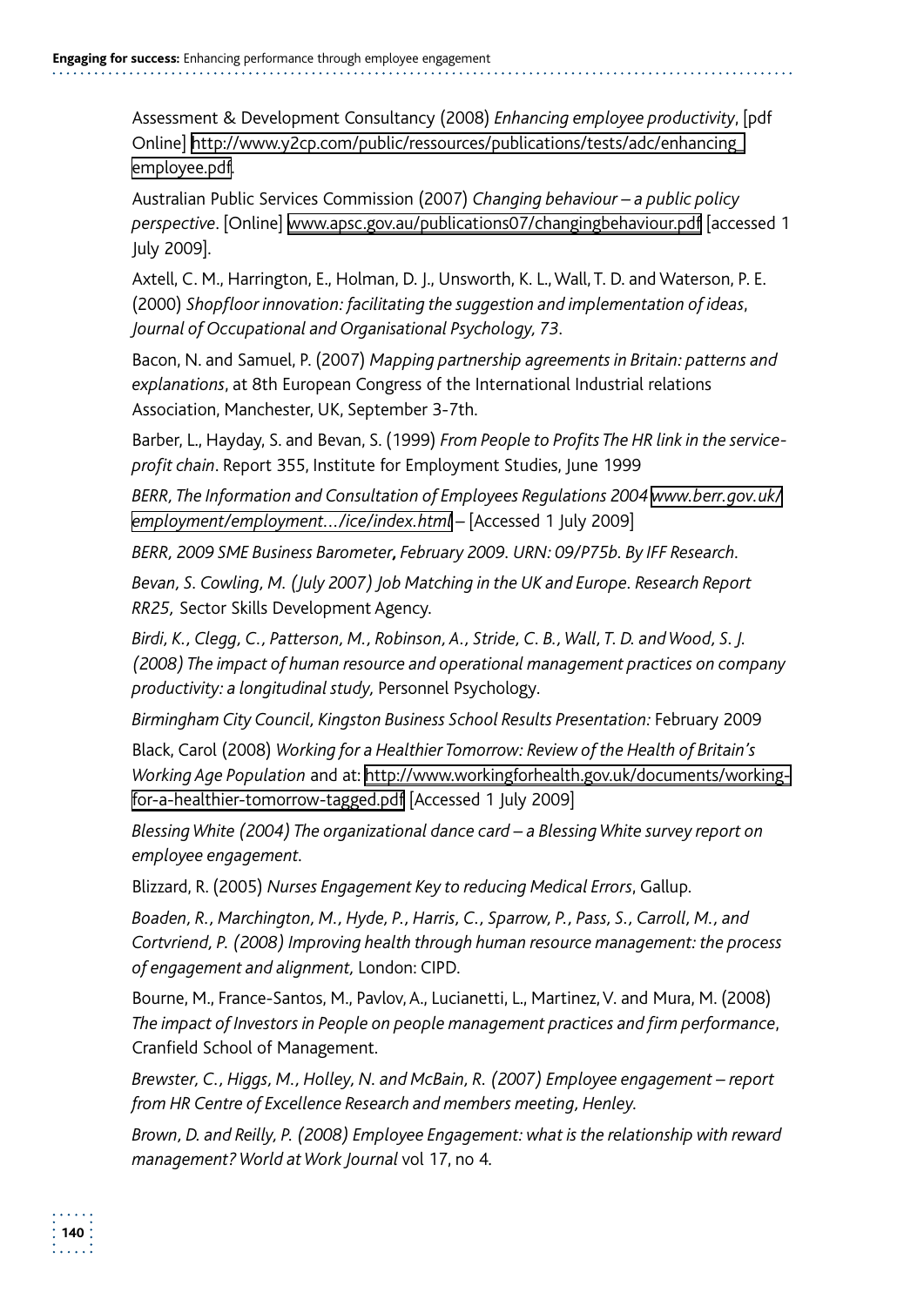Assessment & Development Consultancy (2008) *Enhancing employee productivity*, [pdf Online] http://www.y2cp.com/public/ressources/publications/tests/adc/enhancing_employee.pdf.

Australian Public Services Commission (2007) *Changing behaviour – a public policy perspective*. [Online] www.apsc.gov.au/publications07/changingbehaviour.pdf [accessed 1 July 2009].

Axtell, C. M., Harrington, E., Holman, D. J., Unsworth, K. L., Wall, T. D. and Waterson, P. E. (2000) *Shopfloor innovation: facilitating the suggestion and implementation of ideas*, *Journal of Occupational and Organisational Psychology, 73*.

Bacon, N. and Samuel, P. (2007) *Mapping partnership agreements in Britain: patterns and explanations*, at 8th European Congress of the International Industrial relations Association, Manchester, UK, September 3-7th.

Barber, L., Hayday, S. and Bevan, S. (1999) *From People to Profits The HR link in the service-profit chain*. Report 355, Institute for Employment Studies, June 1999

*BERR, The Information and Consultation of Employees Regulations 2004* www.berr.gov.uk/employment/employment.../ice/index.html – [Accessed 1 July 2009]

*BERR, 2009 SME Business Barometer*, *February 2009. URN: 09/P75b. By IFF Research.*

*Bevan, S. Cowling, M. (July 2007) Job Matching in the UK and Europe. Research Report RR25,* Sector Skills Development Agency.

*Birdi, K., Clegg, C., Patterson, M., Robinson, A., Stride, C. B., Wall, T. D. and Wood, S. J. (2008) The impact of human resource and operational management practices on company productivity: a longitudinal study,* Personnel Psychology.

*Birmingham City Council, Kingston Business School Results Presentation:* February 2009

Black, Carol (2008) *Working for a Healthier Tomorrow: Review of the Health of Britain's Working Age Population* and at: http://www.workingforhealth.gov.uk/documents/working-for-a-healthier-tomorrow-tagged.pdf [Accessed 1 July 2009]

*Blessing White (2004) The organizational dance card – a Blessing White survey report on employee engagement.*

Blizzard, R. (2005) *Nurses Engagement Key to reducing Medical Errors*, Gallup.

*Boaden, R., Marchington, M., Hyde, P., Harris, C., Sparrow, P., Pass, S., Carroll, M., and Cortvriend, P. (2008) Improving health through human resource management: the process of engagement and alignment,* London: CIPD.

Bourne, M., France-Santos, M., Pavlov, A., Lucianetti, L., Martinez, V. and Mura, M. (2008) *The impact of Investors in People on people management practices and firm performance*, Cranfield School of Management.

*Brewster, C., Higgs, M., Holley, N. and McBain, R. (2007) Employee engagement – report from HR Centre of Excellence Research and members meeting, Henley.*

*Brown, D. and Reilly, P. (2008) Employee Engagement: what is the relationship with reward management? World at Work Journal* vol 17, no 4.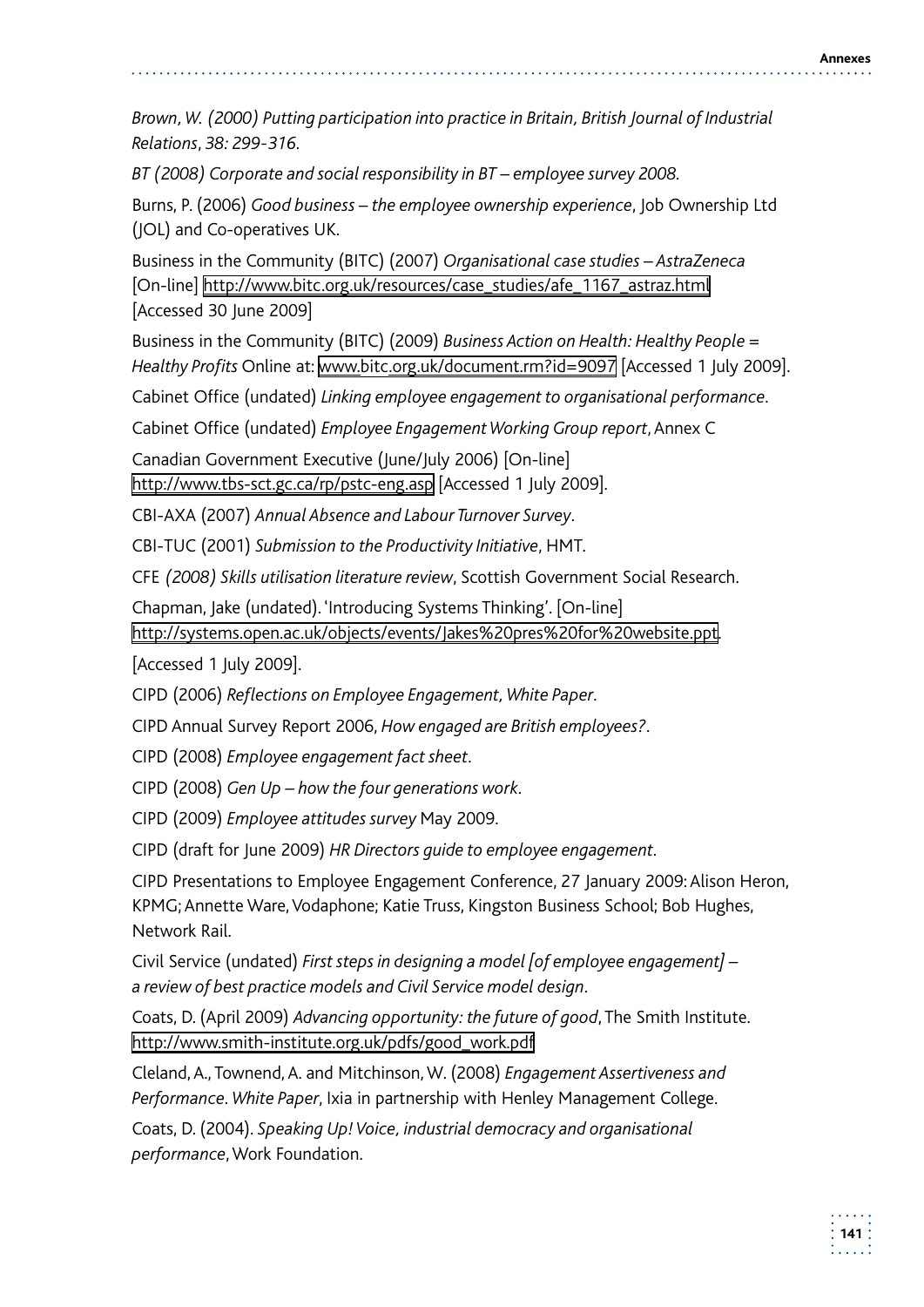*Brown, W. (2000) Putting participation into practice in Britain, British Journal of Industrial Relations, 38: 299-316.*

*BT (2008) Corporate and social responsibility in BT – employee survey 2008.*

Burns, P. (2006) *Good business – the employee ownership experience*, Job Ownership Ltd (JOL) and Co-operatives UK.

Business in the Community (BITC) (2007) *Organisational case studies – AstraZeneca* [On-line] http://www.bitc.org.uk/resources/case_studies/afe_1167_astraz.html [Accessed 30 June 2009]

Business in the Community (BITC) (2009) *Business Action on Health: Healthy People = Healthy Profits* Online at: www.bitc.org.uk/document.rm?id=9097 [Accessed 1 July 2009].

Cabinet Office (undated) *Linking employee engagement to organisational performance*.

Cabinet Office (undated) *Employee Engagement Working Group report*, Annex C

Canadian Government Executive (June/July 2006) [On-line] http://www.tbs-sct.gc.ca/rp/pstc-eng.asp [Accessed 1 July 2009].

CBI-AXA (2007) *Annual Absence and Labour Turnover Survey*.

CBI-TUC (2001) *Submission to the Productivity Initiative*, HMT.

CFE *(2008) Skills utilisation literature review*, Scottish Government Social Research.

Chapman, Jake (undated). 'Introducing Systems Thinking'. [On-line] http://systems.open.ac.uk/objects/events/Jakes%20pres%20for%20website.ppt.

[Accessed 1 July 2009].

CIPD (2006) *Reflections on Employee Engagement, White Paper*.

CIPD Annual Survey Report 2006, *How engaged are British employees?*.

CIPD (2008) *Employee engagement fact sheet*.

CIPD (2008) *Gen Up – how the four generations work*.

CIPD (2009) *Employee attitudes survey* May 2009.

CIPD (draft for June 2009) *HR Directors guide to employee engagement*.

CIPD Presentations to Employee Engagement Conference, 27 January 2009: Alison Heron, KPMG; Annette Ware, Vodaphone; Katie Truss, Kingston Business School; Bob Hughes, Network Rail.

Civil Service (undated) *First steps in designing a model [of employee engagement] – a review of best practice models and Civil Service model design*.

Coats, D. (April 2009) *Advancing opportunity: the future of good*, The Smith Institute. http://www.smith-institute.org.uk/pdfs/good_work.pdf

Cleland, A., Townend, A. and Mitchinson, W. (2008) *Engagement Assertiveness and Performance*. *White Paper*, Ixia in partnership with Henley Management College.

Coats, D. (2004). *Speaking Up! Voice, industrial democracy and organisational performance*, Work Foundation.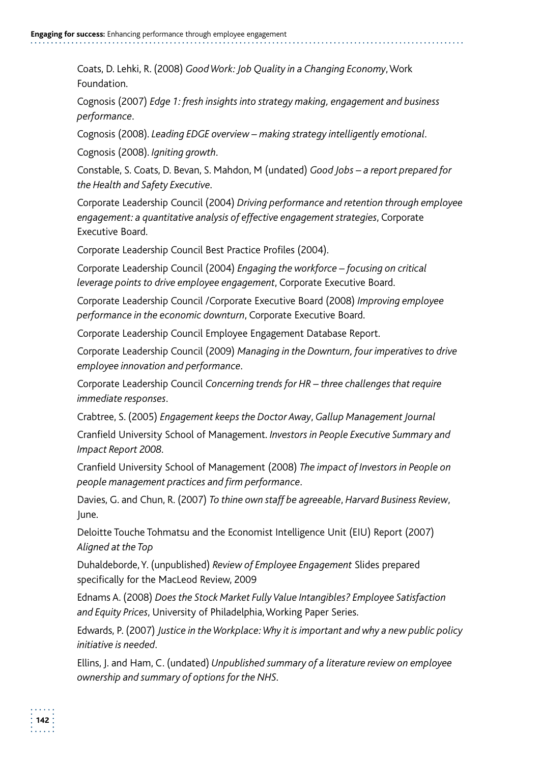Coats, D. Lehki, R. (2008) *Good Work: Job Quality in a Changing Economy*, Work Foundation.

Cognosis (2007) *Edge 1: fresh insights into strategy making, engagement and business performance*.

Cognosis (2008). *Leading EDGE overview – making strategy intelligently emotional*.

Cognosis (2008). *Igniting growth*.

Constable, S. Coats, D. Bevan, S. Mahdon, M (undated) *Good Jobs – a report prepared for the Health and Safety Executive*.

Corporate Leadership Council (2004) *Driving performance and retention through employee engagement: a quantitative analysis of effective engagement strategies*, Corporate Executive Board.

Corporate Leadership Council Best Practice Profiles (2004).

Corporate Leadership Council (2004) *Engaging the workforce – focusing on critical leverage points to drive employee engagement*, Corporate Executive Board.

Corporate Leadership Council /Corporate Executive Board (2008) *Improving employee performance in the economic downturn*, Corporate Executive Board.

Corporate Leadership Council Employee Engagement Database Report.

Corporate Leadership Council (2009) *Managing in the Downturn, four imperatives to drive employee innovation and performance*.

Corporate Leadership Council *Concerning trends for HR – three challenges that require immediate responses*.

Crabtree, S. (2005) *Engagement keeps the Doctor Away*, *Gallup Management Journal*

Cranfield University School of Management. *Investors in People Executive Summary and Impact Report 2008*.

Cranfield University School of Management (2008) *The impact of Investors in People on people management practices and firm performance*.

Davies, G. and Chun, R. (2007) *To thine own staff be agreeable*, *Harvard Business Review*, June.

Deloitte Touche Tohmatsu and the Economist Intelligence Unit (EIU) Report (2007) *Aligned at the Top*

Duhaldeborde, Y. (unpublished) *Review of Employee Engagement* Slides prepared specifically for the MacLeod Review, 2009

Ednams A. (2008) *Does the Stock Market Fully Value Intangibles? Employee Satisfaction and Equity Prices*, University of Philadelphia, Working Paper Series.

Edwards, P. (2007) *Justice in the Workplace: Why it is important and why a new public policy initiative is needed*.

Ellins, J. and Ham, C. (undated) *Unpublished summary of a literature review on employee ownership and summary of options for the NHS*.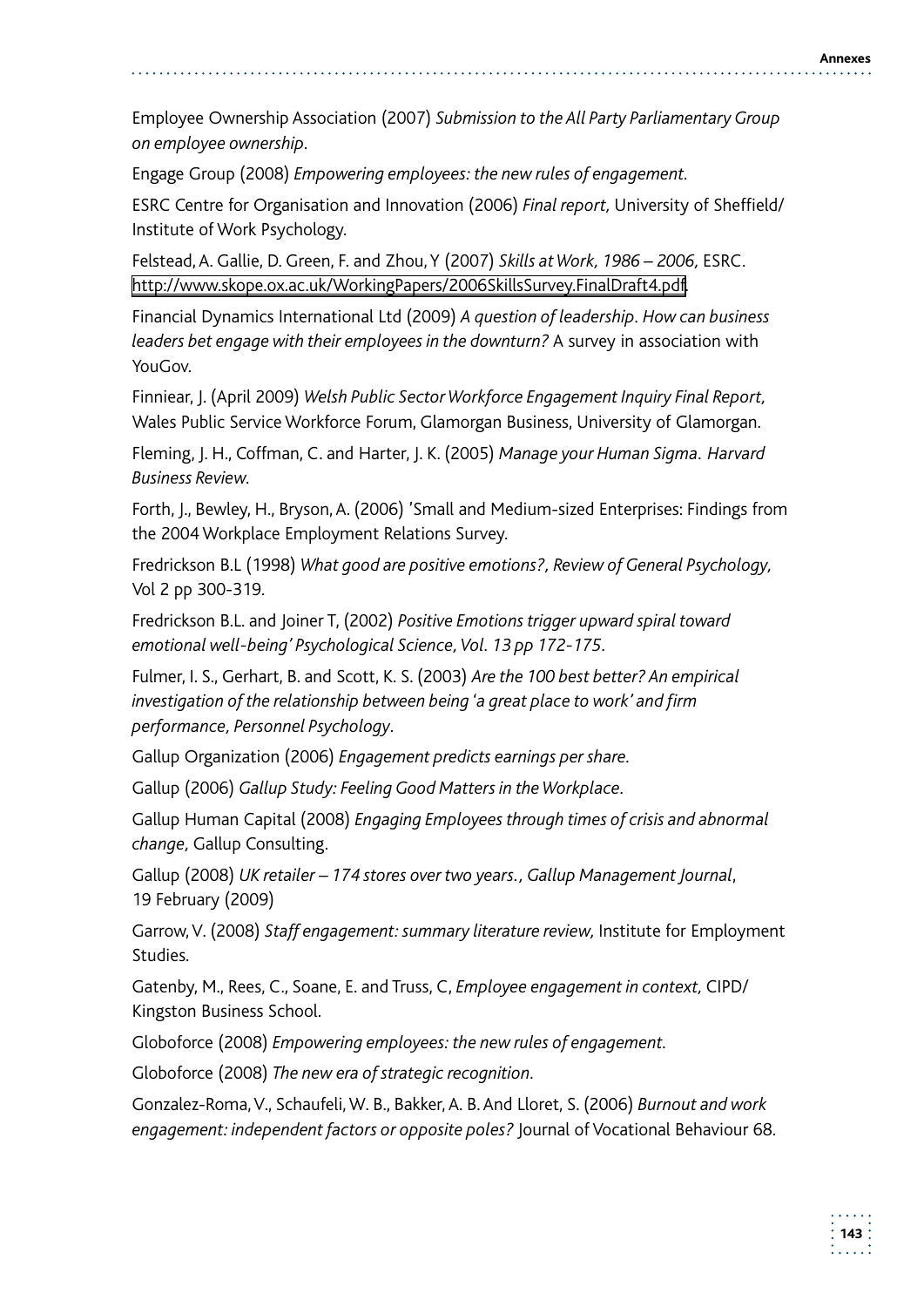Employee Ownership Association (2007) *Submission to the All Party Parliamentary Group on employee ownership*.

Engage Group (2008) *Empowering employees: the new rules of engagement*.

ESRC Centre for Organisation and Innovation (2006) *Final report,* University of Sheffield/ Institute of Work Psychology.

Felstead, A. Gallie, D. Green, F. and Zhou, Y (2007) *Skills at Work, 1986 – 2006,* ESRC. http://www.skope.ox.ac.uk/WorkingPapers/2006SkillsSurvey.FinalDraft4.pdf

Financial Dynamics International Ltd (2009) *A question of leadership. How can business leaders bet engage with their employees in the downturn?* A survey in association with YouGov.

Finniear, J. (April 2009) *Welsh Public Sector Workforce Engagement Inquiry Final Report,* Wales Public Service Workforce Forum, Glamorgan Business, University of Glamorgan.

Fleming, J. H., Coffman, C. and Harter, J. K. (2005) *Manage your Human Sigma. Harvard Business Review*.

Forth, J., Bewley, H., Bryson, A. (2006) 'Small and Medium-sized Enterprises: Findings from the 2004 Workplace Employment Relations Survey.

Fredrickson B.L (1998) *What good are positive emotions?, Review of General Psychology,* Vol 2 pp 300-319.

Fredrickson B.L. and Joiner T, (2002) *Positive Emotions trigger upward spiral toward emotional well-being' Psychological Science, Vol. 13 pp 172-175*.

Fulmer, I. S., Gerhart, B. and Scott, K. S. (2003) *Are the 100 best better? An empirical investigation of the relationship between being 'a great place to work' and firm performance, Personnel Psychology*.

Gallup Organization (2006) *Engagement predicts earnings per share*.

Gallup (2006) *Gallup Study: Feeling Good Matters in the Workplace*.

Gallup Human Capital (2008) *Engaging Employees through times of crisis and abnormal change,* Gallup Consulting.

Gallup (2008) *UK retailer – 174 stores over two years., Gallup Management Journal*, 19 February (2009)

Garrow, V. (2008) *Staff engagement: summary literature review,* Institute for Employment Studies.

Gatenby, M., Rees, C., Soane, E. and Truss, C, *Employee engagement in context,* CIPD/ Kingston Business School.

Globoforce (2008) *Empowering employees: the new rules of engagement*.

Globoforce (2008) *The new era of strategic recognition*.

Gonzalez-Roma, V., Schaufeli, W. B., Bakker, A. B. And Lloret, S. (2006) *Burnout and work engagement: independent factors or opposite poles?* Journal of Vocational Behaviour 68.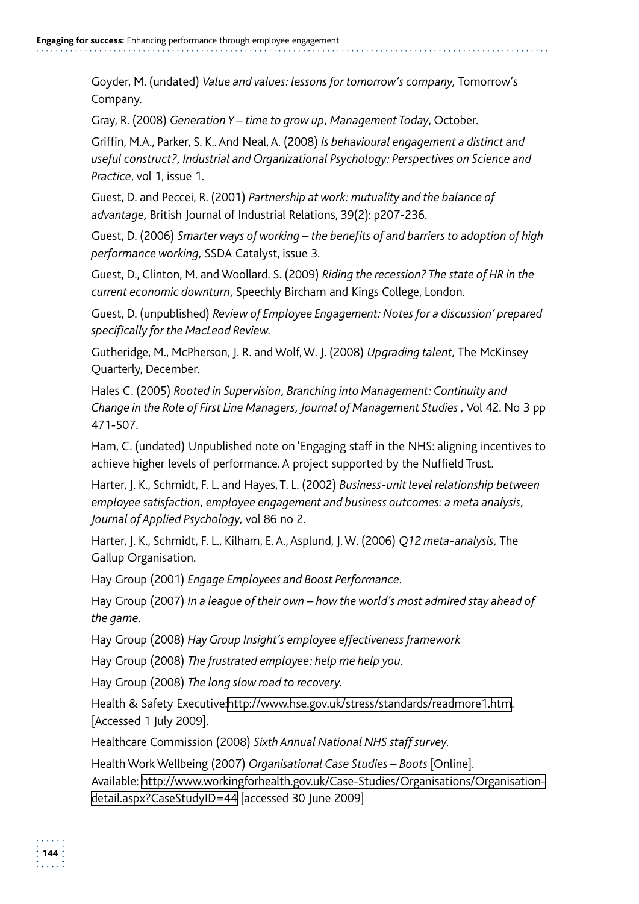Goyder, M. (undated) *Value and values: lessons for tomorrow's company,* Tomorrow's Company.

Gray, R. (2008) *Generation Y – time to grow up, Management Today*, October.

Griffin, M.A., Parker, S. K.. And Neal, A. (2008) *Is behavioural engagement a distinct and useful construct?, Industrial and Organizational Psychology: Perspectives on Science and Practice*, vol 1, issue 1.

Guest, D. and Peccei, R. (2001) *Partnership at work: mutuality and the balance of advantage,* British Journal of Industrial Relations, 39(2): p207-236.

Guest, D. (2006) *Smarter ways of working – the benefits of and barriers to adoption of high performance working,* SSDA Catalyst, issue 3.

Guest, D., Clinton, M. and Woollard. S. (2009) *Riding the recession? The state of HR in the current economic downturn,* Speechly Bircham and Kings College, London.

Guest, D. (unpublished) *Review of Employee Engagement: Notes for a discussion' prepared specifically for the MacLeod Review.*

Gutheridge, M., McPherson, J. R. and Wolf, W. J. (2008) *Upgrading talent,* The McKinsey Quarterly, December.

Hales C. (2005) *Rooted in Supervision, Branching into Management: Continuity and Change in the Role of First Line Managers, Journal of Management Studies* , Vol 42. No 3 pp 471-507.

Ham, C. (undated) Unpublished note on 'Engaging staff in the NHS: aligning incentives to achieve higher levels of performance. A project supported by the Nuffield Trust.

Harter, J. K., Schmidt, F. L. and Hayes, T. L. (2002) *Business-unit level relationship between employee satisfaction, employee engagement and business outcomes: a meta analysis, Journal of Applied Psychology,* vol 86 no 2.

Harter, J. K., Schmidt, F. L., Kilham, E. A., Asplund, J. W. (2006) *Q12 meta-analysis,* The Gallup Organisation.

Hay Group (2001) *Engage Employees and Boost Performance*.

Hay Group (2007) *In a league of their own – how the world's most admired stay ahead of the game*.

Hay Group (2008) *Hay Group Insight's employee effectiveness framework*

Hay Group (2008) *The frustrated employee: help me help you*.

Hay Group (2008) *The long slow road to recovery*.

Health & Safety Executive: http://www.hse.gov.uk/stress/standards/readmore1.htm. [Accessed 1 July 2009].

Healthcare Commission (2008) *Sixth Annual National NHS staff survey*.

Health Work Wellbeing (2007) *Organisational Case Studies – Boots* [Online]. Available: http://www.workingforhealth.gov.uk/Case-Studies/Organisations/Organisation-detail.aspx?CaseStudyID=44 [accessed 30 June 2009]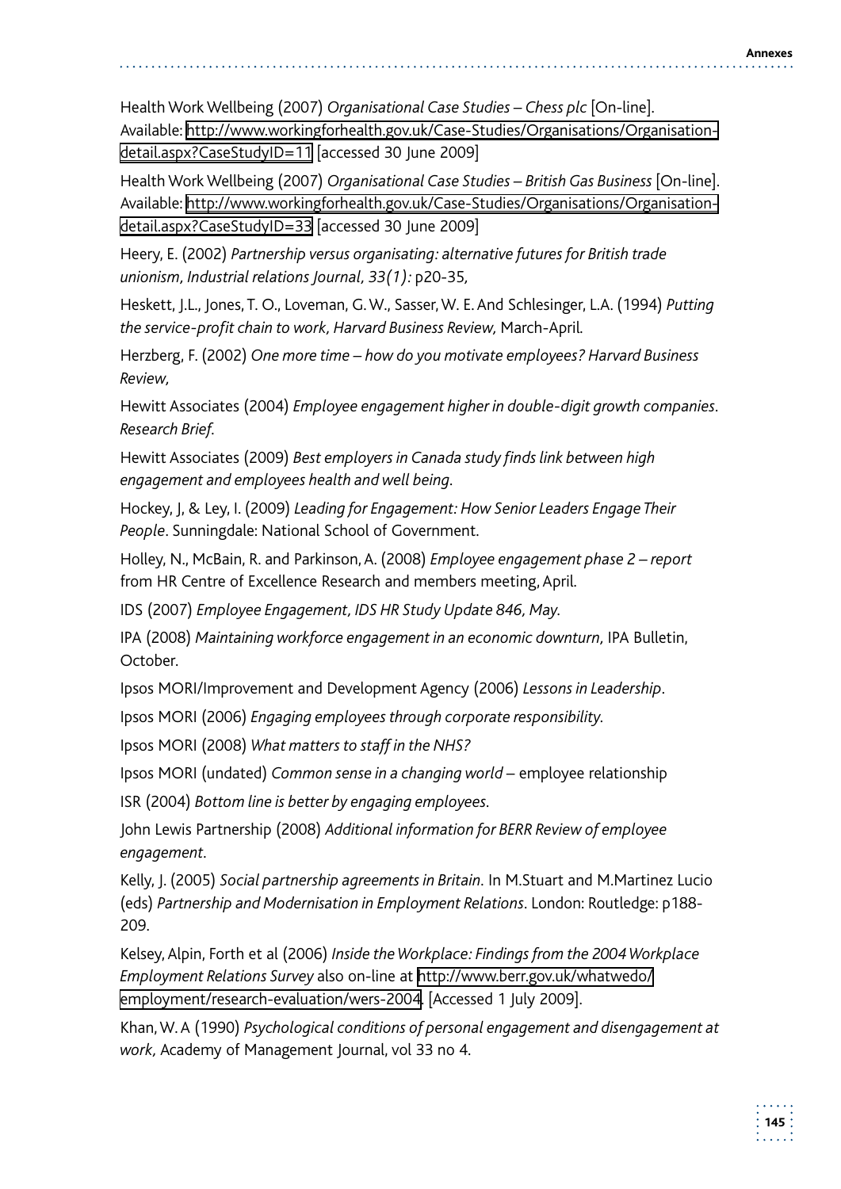Health Work Wellbeing (2007) *Organisational Case Studies – Chess plc* [On-line]. Available: http://www.workingforhealth.gov.uk/Case-Studies/Organisations/Organisation-detail.aspx?CaseStudyID=11 [accessed 30 June 2009]

Health Work Wellbeing (2007) *Organisational Case Studies – British Gas Business* [On-line]. Available: http://www.workingforhealth.gov.uk/Case-Studies/Organisations/Organisation-detail.aspx?CaseStudyID=33 [accessed 30 June 2009]

Heery, E. (2002) *Partnership versus organisating: alternative futures for British trade unionism, Industrial relations Journal, 33(1):* p20-35,

Heskett, J.L., Jones, T. O., Loveman, G. W., Sasser, W. E. And Schlesinger, L.A. (1994) *Putting the service-profit chain to work, Harvard Business Review,* March-April.

Herzberg, F. (2002) *One more time – how do you motivate employees? Harvard Business Review,*

Hewitt Associates (2004) *Employee engagement higher in double-digit growth companies. Research Brief.*

Hewitt Associates (2009) *Best employers in Canada study finds link between high engagement and employees health and well being.*

Hockey, J, & Ley, I. (2009) *Leading for Engagement: How Senior Leaders Engage Their People*. Sunningdale: National School of Government.

Holley, N., McBain, R. and Parkinson, A. (2008) *Employee engagement phase 2 – report* from HR Centre of Excellence Research and members meeting, April.

IDS (2007) *Employee Engagement, IDS HR Study Update 846, May.*

IPA (2008) *Maintaining workforce engagement in an economic downturn,* IPA Bulletin, October.

Ipsos MORI/Improvement and Development Agency (2006) *Lessons in Leadership*.

Ipsos MORI (2006) *Engaging employees through corporate responsibility.*

Ipsos MORI (2008) *What matters to staff in the NHS?*

Ipsos MORI (undated) *Common sense in a changing world* – employee relationship

ISR (2004) *Bottom line is better by engaging employees.*

John Lewis Partnership (2008) *Additional information for BERR Review of employee engagement.*

Kelly, J. (2005) *Social partnership agreements in Britain.* In M.Stuart and M.Martinez Lucio (eds) *Partnership and Modernisation in Employment Relations*. London: Routledge: p188-209.

Kelsey, Alpin, Forth et al (2006) *Inside the Workplace: Findings from the 2004 Workplace Employment Relations Survey* also on-line at http://www.berr.gov.uk/whatwedo/employment/research-evaluation/wers-2004. [Accessed 1 July 2009].

Khan, W. A (1990) *Psychological conditions of personal engagement and disengagement at work,* Academy of Management Journal, vol 33 no 4.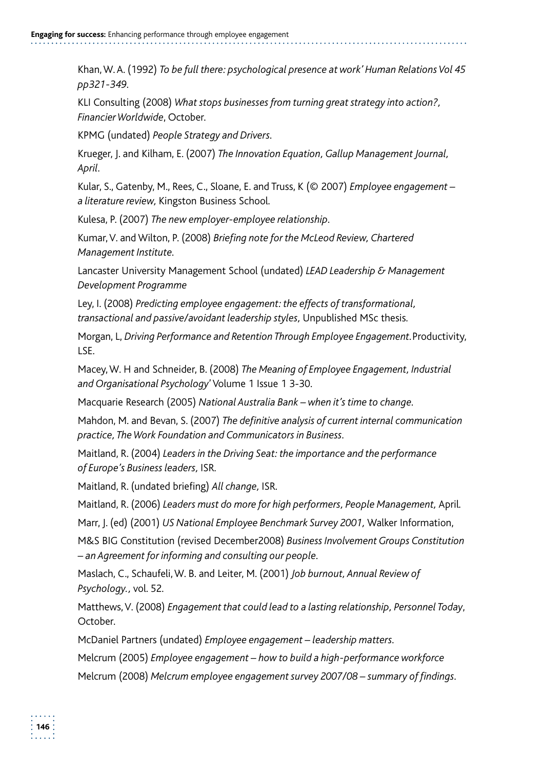Khan, W. A. (1992) *To be full there: psychological presence at work' Human Relations Vol 45 pp321-349*.

KLI Consulting (2008) *What stops businesses from turning great strategy into action?, Financier Worldwide*, October.

KPMG (undated) *People Strategy and Drivers*.

Krueger, J. and Kilham, E. (2007) *The Innovation Equation, Gallup Management Journal, April*.

Kular, S., Gatenby, M., Rees, C., Sloane, E. and Truss, K (© 2007) *Employee engagement – a literature review,* Kingston Business School.

Kulesa, P. (2007) *The new employer-employee relationship*.

Kumar, V. and Wilton, P. (2008) *Briefing note for the McLeod Review, Chartered Management Institute*.

Lancaster University Management School (undated) *LEAD Leadership & Management Development Programme*

Ley, I. (2008) *Predicting employee engagement: the effects of transformational, transactional and passive/avoidant leadership styles,* Unpublished MSc thesis.

Morgan, L, *Driving Performance and Retention Through Employee Engagement*. Productivity, LSE.

Macey, W. H and Schneider, B. (2008) *The Meaning of Employee Engagement, Industrial and Organisational Psychology'* Volume 1 Issue 1 3-30.

Macquarie Research (2005) *National Australia Bank – when it's time to change*.

Mahdon, M. and Bevan, S. (2007) *The definitive analysis of current internal communication practice, The Work Foundation and Communicators in Business*.

Maitland, R. (2004) *Leaders in the Driving Seat: the importance and the performance of Europe's Business leaders,* ISR.

Maitland, R. (undated briefing) *All change,* ISR.

Maitland, R. (2006) *Leaders must do more for high performers, People Management,* April.

Marr, J. (ed) (2001) *US National Employee Benchmark Survey 2001,* Walker Information,

M&S BIG Constitution (revised December2008) *Business Involvement Groups Constitution – an Agreement for informing and consulting our people*.

Maslach, C., Schaufeli, W. B. and Leiter, M. (2001) *Job burnout, Annual Review of Psychology.,* vol. 52.

Matthews, V. (2008) *Engagement that could lead to a lasting relationship, Personnel Today*, October.

McDaniel Partners (undated) *Employee engagement – leadership matters*.

Melcrum (2005) *Employee engagement – how to build a high-performance workforce*

Melcrum (2008) *Melcrum employee engagement survey 2007/08 – summary of findings*.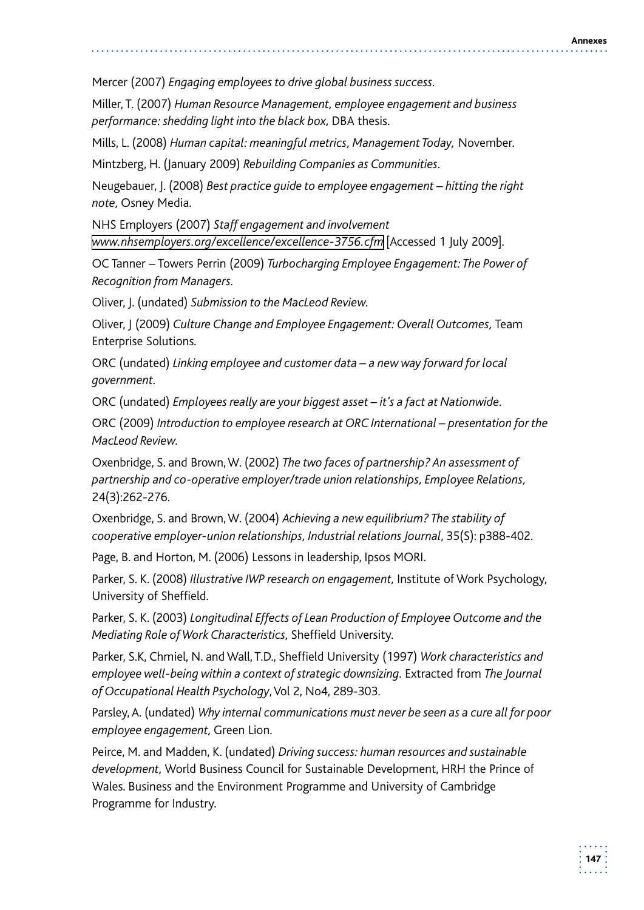Mercer (2007) *Engaging employees to drive global business success*.

Miller, T. (2007) *Human Resource Management, employee engagement and business performance: shedding light into the black box,* DBA thesis.

Mills, L. (2008) *Human capital: meaningful metrics, Management Today,* November.

Mintzberg, H. (January 2009) *Rebuilding Companies as Communities*.

Neugebauer, J. (2008) *Best practice guide to employee engagement – hitting the right note,* Osney Media.

NHS Employers (2007) *Staff engagement and involvement* www.nhsemployers.org/excellence/excellence-3756.cfm [Accessed 1 July 2009].

OC Tanner – Towers Perrin (2009) *Turbocharging Employee Engagement: The Power of Recognition from Managers*.

Oliver, J. (undated) *Submission to the MacLeod Review.*

Oliver, J (2009) *Culture Change and Employee Engagement: Overall Outcomes,* Team Enterprise Solutions.

ORC (undated) *Linking employee and customer data – a new way forward for local government*.

ORC (undated) *Employees really are your biggest asset – it's a fact at Nationwide*.

ORC (2009) *Introduction to employee research at ORC International – presentation for the MacLeod Review*.

Oxenbridge, S. and Brown, W. (2002) *The two faces of partnership? An assessment of partnership and co-operative employer/trade union relationships, Employee Relations*, 24(3):262-276.

Oxenbridge, S. and Brown, W. (2004) *Achieving a new equilibrium? The stability of cooperative employer-union relationships, Industrial relations Journal*, 35(S): p388-402.

Page, B. and Horton, M. (2006) Lessons in leadership, Ipsos MORI.

Parker, S. K. (2008) *Illustrative IWP research on engagement,* Institute of Work Psychology, University of Sheffield.

Parker, S. K. (2003) *Longitudinal Effects of Lean Production of Employee Outcome and the Mediating Role of Work Characteristics,* Sheffield University.

Parker, S.K, Chmiel, N. and Wall, T.D., Sheffield University (1997) *Work characteristics and employee well-being within a context of strategic downsizing.* Extracted from *The Journal of Occupational Health Psychology*, Vol 2, No4, 289-303.

Parsley, A. (undated) *Why internal communications must never be seen as a cure all for poor employee engagement,* Green Lion.

Peirce, M. and Madden, K. (undated) *Driving success: human resources and sustainable development,* World Business Council for Sustainable Development, HRH the Prince of Wales. Business and the Environment Programme and University of Cambridge Programme for Industry.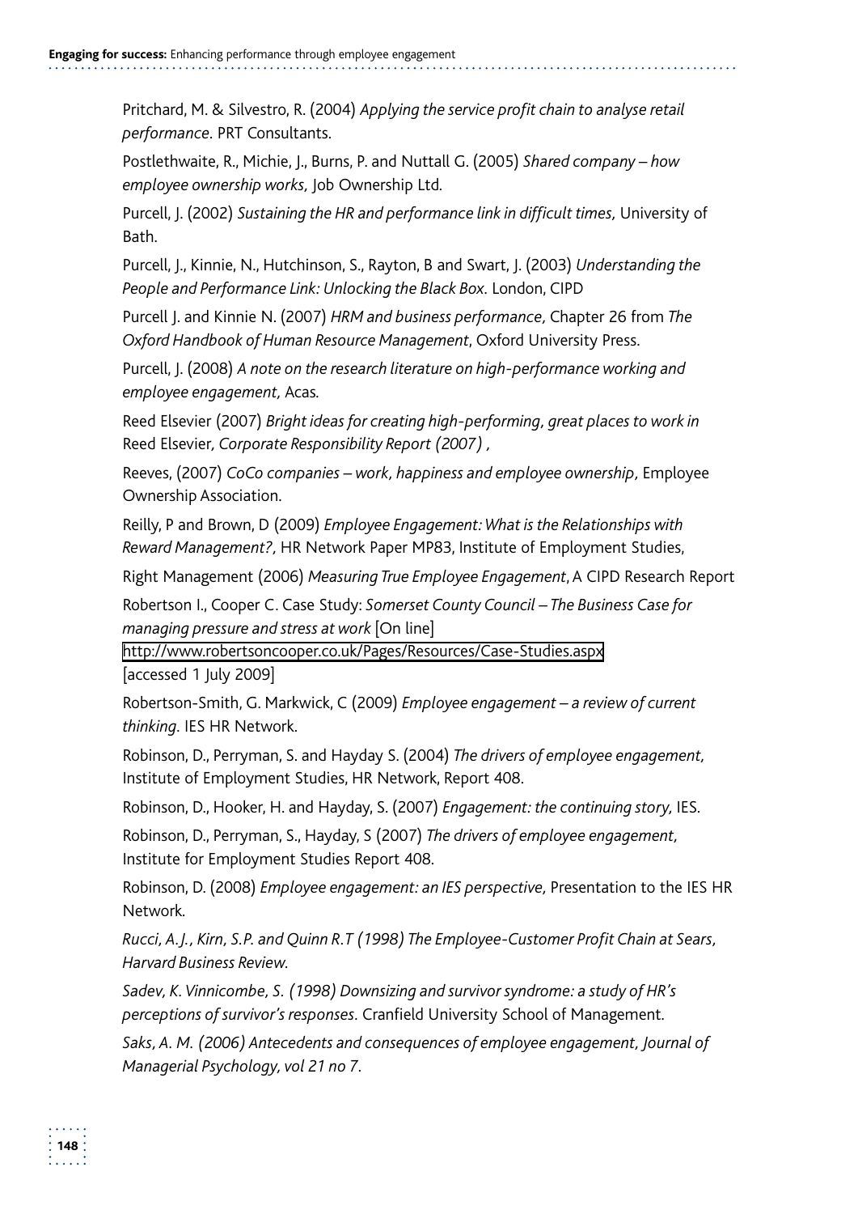Pritchard, M. & Silvestro, R. (2004) *Applying the service profit chain to analyse retail performance*. PRT Consultants.

Postlethwaite, R., Michie, J., Burns, P. and Nuttall G. (2005) *Shared company – how employee ownership works,* Job Ownership Ltd.

Purcell, J. (2002) *Sustaining the HR and performance link in difficult times,* University of Bath.

Purcell, J., Kinnie, N., Hutchinson, S., Rayton, B and Swart, J. (2003) *Understanding the People and Performance Link: Unlocking the Black Box.* London, CIPD

Purcell J. and Kinnie N. (2007) *HRM and business performance,* Chapter 26 from *The Oxford Handbook of Human Resource Management*, Oxford University Press.

Purcell, J. (2008) *A note on the research literature on high-performance working and employee engagement,* Acas.

Reed Elsevier (2007) *Bright ideas for creating high-performing, great places to work in* Reed Elsevier*, Corporate Responsibility Report (2007) ,*

Reeves, (2007) *CoCo companies – work, happiness and employee ownership,* Employee Ownership Association.

Reilly, P and Brown, D (2009) *Employee Engagement: What is the Relationships with Reward Management?,* HR Network Paper MP83, Institute of Employment Studies,

Right Management (2006) *Measuring True Employee Engagement*, A CIPD Research Report

Robertson I., Cooper C. Case Study: *Somerset County Council – The Business Case for managing pressure and stress at work* [On line] http://www.robertsoncooper.co.uk/Pages/Resources/Case-Studies.aspx [accessed 1 July 2009]

Robertson-Smith, G. Markwick, C (2009) *Employee engagement – a review of current thinking.* IES HR Network.

Robinson, D., Perryman, S. and Hayday S. (2004) *The drivers of employee engagement,* Institute of Employment Studies, HR Network, Report 408.

Robinson, D., Hooker, H. and Hayday, S. (2007) *Engagement: the continuing story,* IES.

Robinson, D., Perryman, S., Hayday, S (2007) *The drivers of employee engagement,* Institute for Employment Studies Report 408.

Robinson, D. (2008) *Employee engagement: an IES perspective,* Presentation to the IES HR Network.

*Rucci, A.J., Kirn, S.P. and Quinn R.T (1998) The Employee-Customer Profit Chain at Sears, Harvard Business Review.*

*Sadev, K. Vinnicombe, S. (1998) Downsizing and survivor syndrome: a study of HR's perceptions of survivor's responses*. Cranfield University School of Management.

*Saks, A. M. (2006) Antecedents and consequences of employee engagement, Journal of Managerial Psychology, vol 21 no 7.*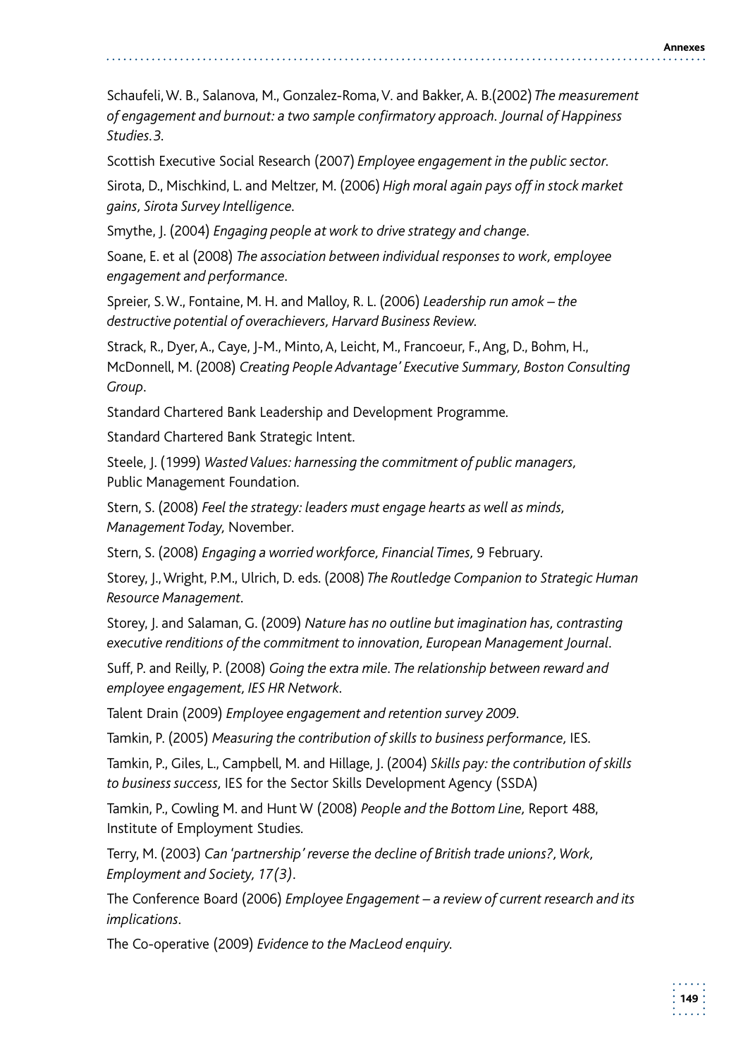Schaufeli, W. B., Salanova, M., Gonzalez-Roma, V. and Bakker, A. B.(2002) *The measurement of engagement and burnout: a two sample confirmatory approach. Journal of Happiness Studies.3.*

Scottish Executive Social Research (2007) *Employee engagement in the public sector.*

Sirota, D., Mischkind, L. and Meltzer, M. (2006) *High moral again pays off in stock market gains, Sirota Survey Intelligence.*

Smythe, J. (2004) *Engaging people at work to drive strategy and change.*

Soane, E. et al (2008) *The association between individual responses to work, employee engagement and performance.*

Spreier, S. W., Fontaine, M. H. and Malloy, R. L. (2006) *Leadership run amok – the destructive potential of overachievers, Harvard Business Review.*

Strack, R., Dyer, A., Caye, J-M., Minto, A, Leicht, M., Francoeur, F., Ang, D., Bohm, H., McDonnell, M. (2008) *Creating People Advantage' Executive Summary, Boston Consulting Group.*

Standard Chartered Bank Leadership and Development Programme.

Standard Chartered Bank Strategic Intent.

Steele, J. (1999) *Wasted Values: harnessing the commitment of public managers,* Public Management Foundation.

Stern, S. (2008) *Feel the strategy: leaders must engage hearts as well as minds, Management Today,* November.

Stern, S. (2008) *Engaging a worried workforce, Financial Times,* 9 February.

Storey, J., Wright, P.M., Ulrich, D. eds. (2008) *The Routledge Companion to Strategic Human Resource Management.*

Storey, J. and Salaman, G. (2009) *Nature has no outline but imagination has, contrasting executive renditions of the commitment to innovation, European Management Journal.*

Suff, P. and Reilly, P. (2008) *Going the extra mile. The relationship between reward and employee engagement, IES HR Network.*

Talent Drain (2009) *Employee engagement and retention survey 2009.*

Tamkin, P. (2005) *Measuring the contribution of skills to business performance,* IES.

Tamkin, P., Giles, L., Campbell, M. and Hillage, J. (2004) *Skills pay: the contribution of skills to business success,* IES for the Sector Skills Development Agency (SSDA)

Tamkin, P., Cowling M. and Hunt W (2008) *People and the Bottom Line,* Report 488, Institute of Employment Studies.

Terry, M. (2003) *Can 'partnership' reverse the decline of British trade unions?, Work, Employment and Society, 17(3).*

The Conference Board (2006) *Employee Engagement – a review of current research and its implications.*

The Co-operative (2009) *Evidence to the MacLeod enquiry.*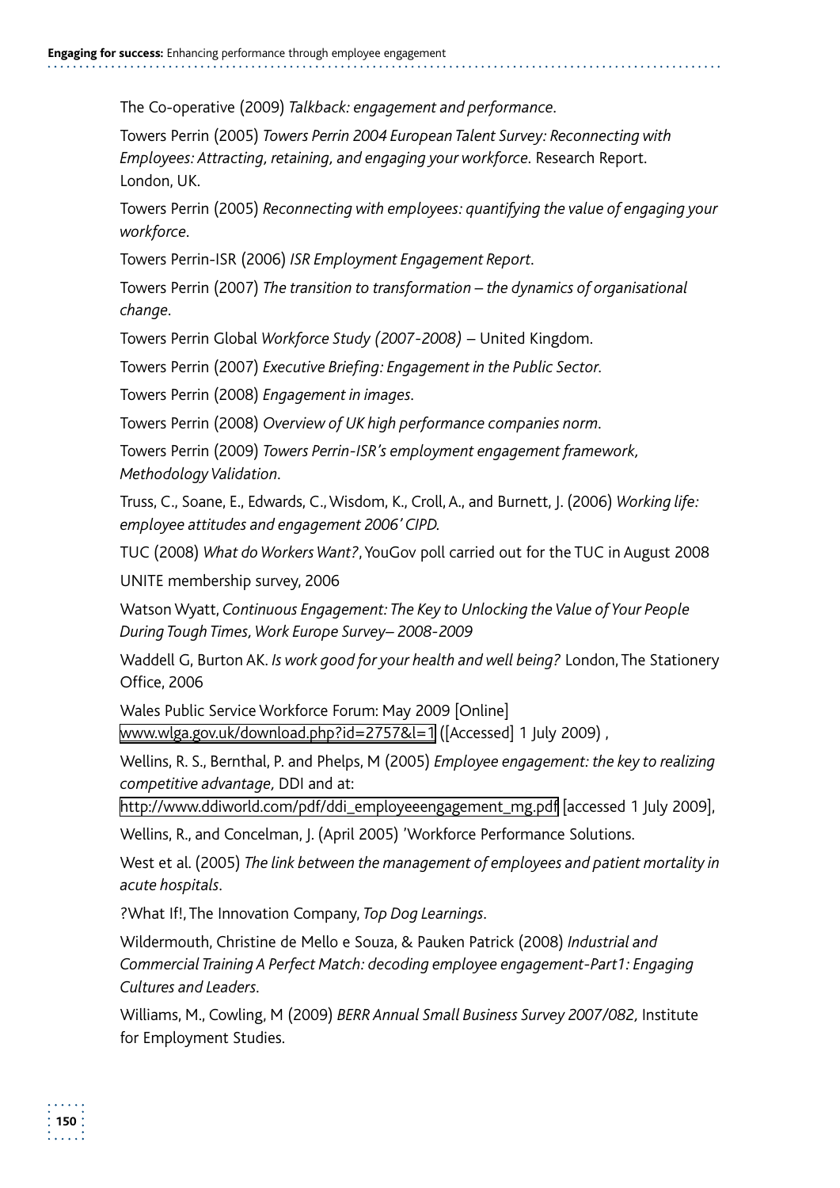The Co-operative (2009) *Talkback: engagement and performance*.

Towers Perrin (2005) *Towers Perrin 2004 European Talent Survey: Reconnecting with Employees: Attracting, retaining, and engaging your workforce*. Research Report. London, UK.

Towers Perrin (2005) *Reconnecting with employees: quantifying the value of engaging your workforce*.

Towers Perrin-ISR (2006) *ISR Employment Engagement Report*.

Towers Perrin (2007) *The transition to transformation – the dynamics of organisational change*.

Towers Perrin Global *Workforce Study (2007-2008)* – United Kingdom.

Towers Perrin (2007) *Executive Briefing: Engagement in the Public Sector*.

Towers Perrin (2008) *Engagement in images*.

Towers Perrin (2008) *Overview of UK high performance companies norm*.

Towers Perrin (2009) *Towers Perrin-ISR's employment engagement framework, Methodology Validation*.

Truss, C., Soane, E., Edwards, C., Wisdom, K., Croll, A., and Burnett, J. (2006) *Working life: employee attitudes and engagement 2006' CIPD.*

TUC (2008) *What do Workers Want?*, YouGov poll carried out for the TUC in August 2008

UNITE membership survey, 2006

Watson Wyatt, *Continuous Engagement: The Key to Unlocking the Value of Your People During Tough Times, Work Europe Survey– 2008-2009*

Waddell G, Burton AK. *Is work good for your health and well being?* London, The Stationery Office, 2006

Wales Public Service Workforce Forum: May 2009 [Online] www.wlga.gov.uk/download.php?id=2757&l=1 ([Accessed] 1 July 2009) ,

Wellins, R. S., Bernthal, P. and Phelps, M (2005) *Employee engagement: the key to realizing competitive advantage,* DDI and at: http://www.ddiworld.com/pdf/ddi_employeeengagement_mg.pdf [accessed 1 July 2009],

Wellins, R., and Concelman, J. (April 2005) 'Workforce Performance Solutions.

West et al. (2005) *The link between the management of employees and patient mortality in acute hospitals*.

?What If!, The Innovation Company, *Top Dog Learnings*.

Wildermouth, Christine de Mello e Souza, & Pauken Patrick (2008) *Industrial and Commercial Training A Perfect Match: decoding employee engagement-Part1: Engaging Cultures and Leaders*.

Williams, M., Cowling, M (2009) *BERR Annual Small Business Survey 2007/082,* Institute for Employment Studies.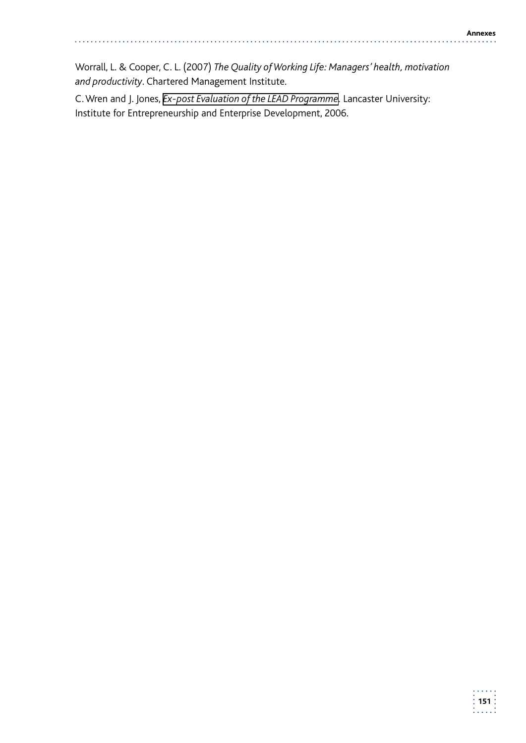Worrall, L. & Cooper, C. L. (2007) *The Quality of Working Life: Managers' health, motivation and productivity*. Chartered Management Institute.

C. Wren and J. Jones, *Ex-post Evaluation of the LEAD Programme*. Lancaster University: Institute for Entrepreneurship and Enterprise Development, 2006.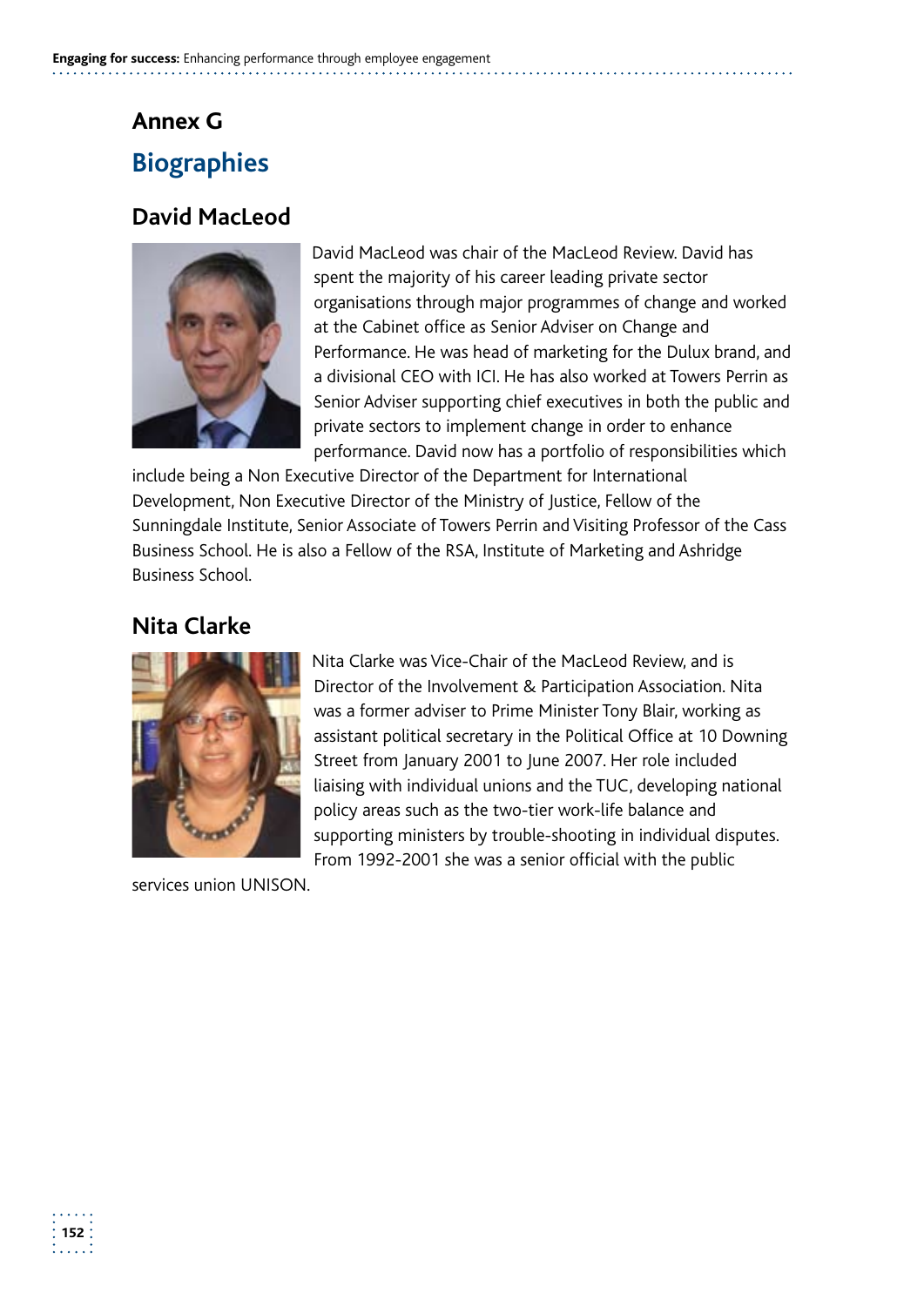# Annex G

## Biographies

### David MacLeod

David MacLeod was chair of the MacLeod Review. David has spent the majority of his career leading private sector organisations through major programmes of change and worked at the Cabinet office as Senior Adviser on Change and Performance. He was head of marketing for the Dulux brand, and a divisional CEO with ICI. He has also worked at Towers Perrin as Senior Adviser supporting chief executives in both the public and private sectors to implement change in order to enhance performance. David now has a portfolio of responsibilities which include being a Non Executive Director of the Department for International Development, Non Executive Director of the Ministry of Justice, Fellow of the Sunningdale Institute, Senior Associate of Towers Perrin and Visiting Professor of the Cass Business School. He is also a Fellow of the RSA, Institute of Marketing and Ashridge Business School.

### Nita Clarke

Nita Clarke was Vice-Chair of the MacLeod Review, and is Director of the Involvement & Participation Association. Nita was a former adviser to Prime Minister Tony Blair, working as assistant political secretary in the Political Office at 10 Downing Street from January 2001 to June 2007. Her role included liaising with individual unions and the TUC, developing national policy areas such as the two-tier work-life balance and supporting ministers by trouble-shooting in individual disputes. From 1992-2001 she was a senior official with the public services union UNISON.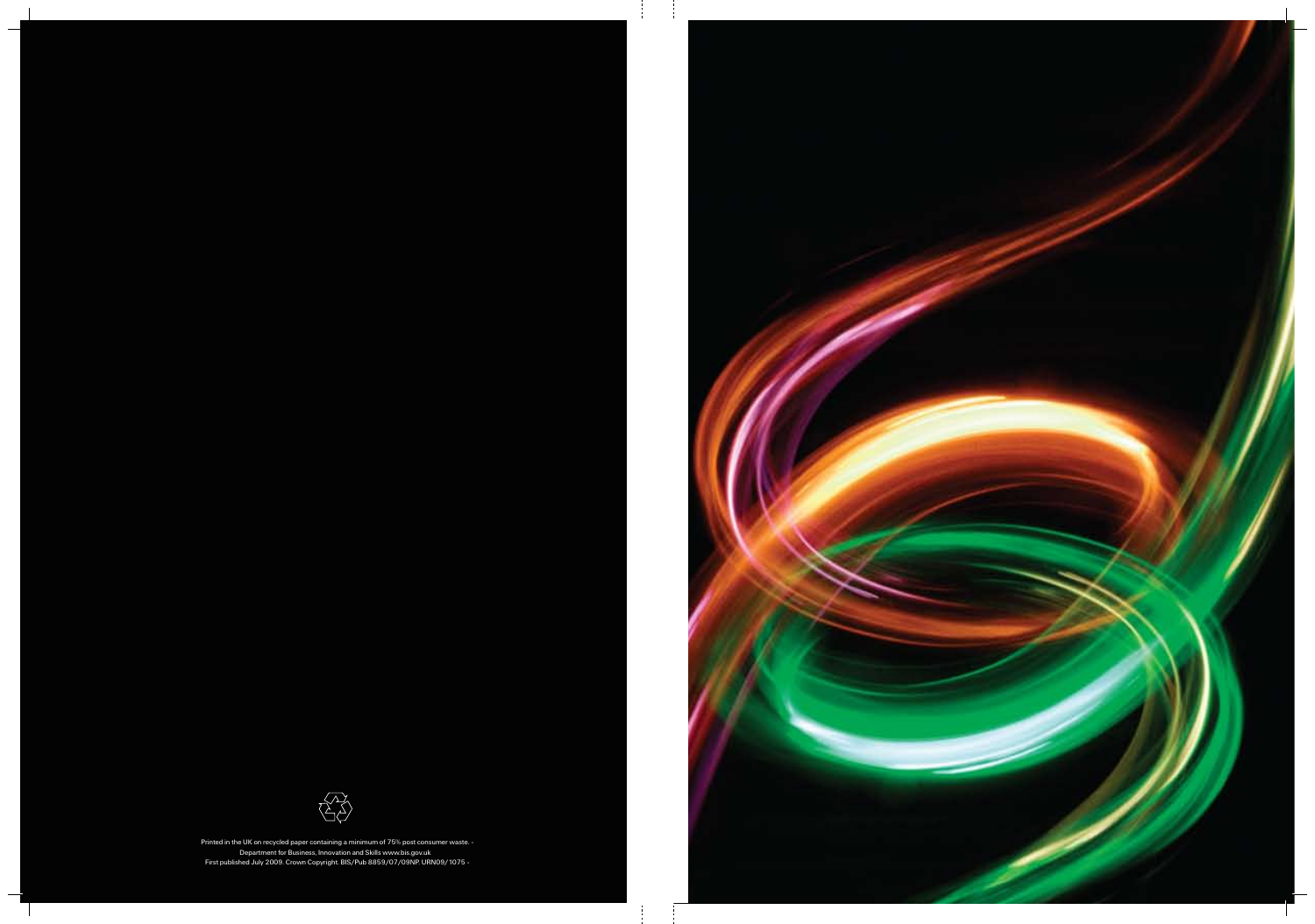Printed in the UK on recycled paper containing a minimum of 75% post consumer waste.

Department for Business, Innovation and Skills www.bis.gov.uk

First published July 2009. Crown Copyright. BIS/Pub 8859/07/09NP. URN09/1075